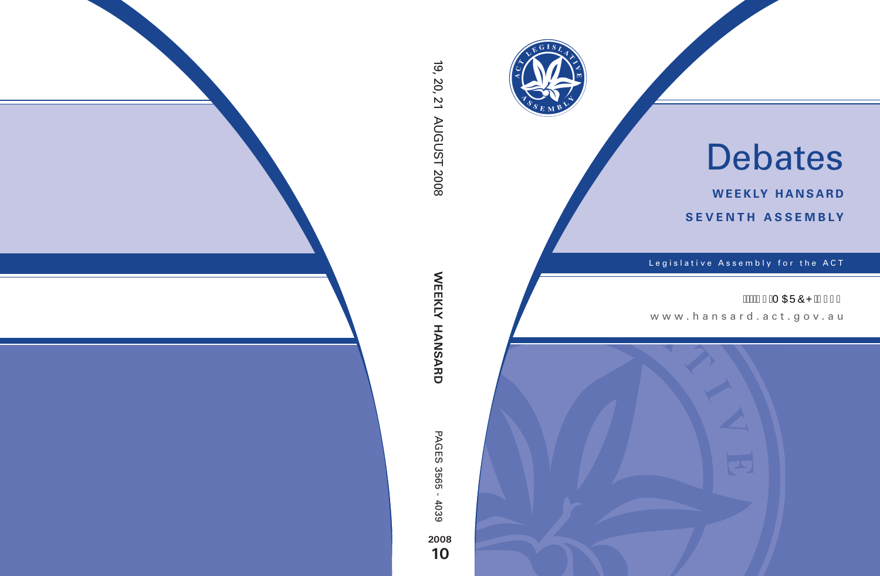# Debates

**WEEKLY HANSARD**

**SEVENTH ASSEMBLY**

Legislative Assembly for the ACT

0 $5&+

www.hansard.act.gov.au

19, 20, 21 AUGUST 2008

**WEEKLY HANSARD**

PAGES 3565 - 4039

**2008**

**10**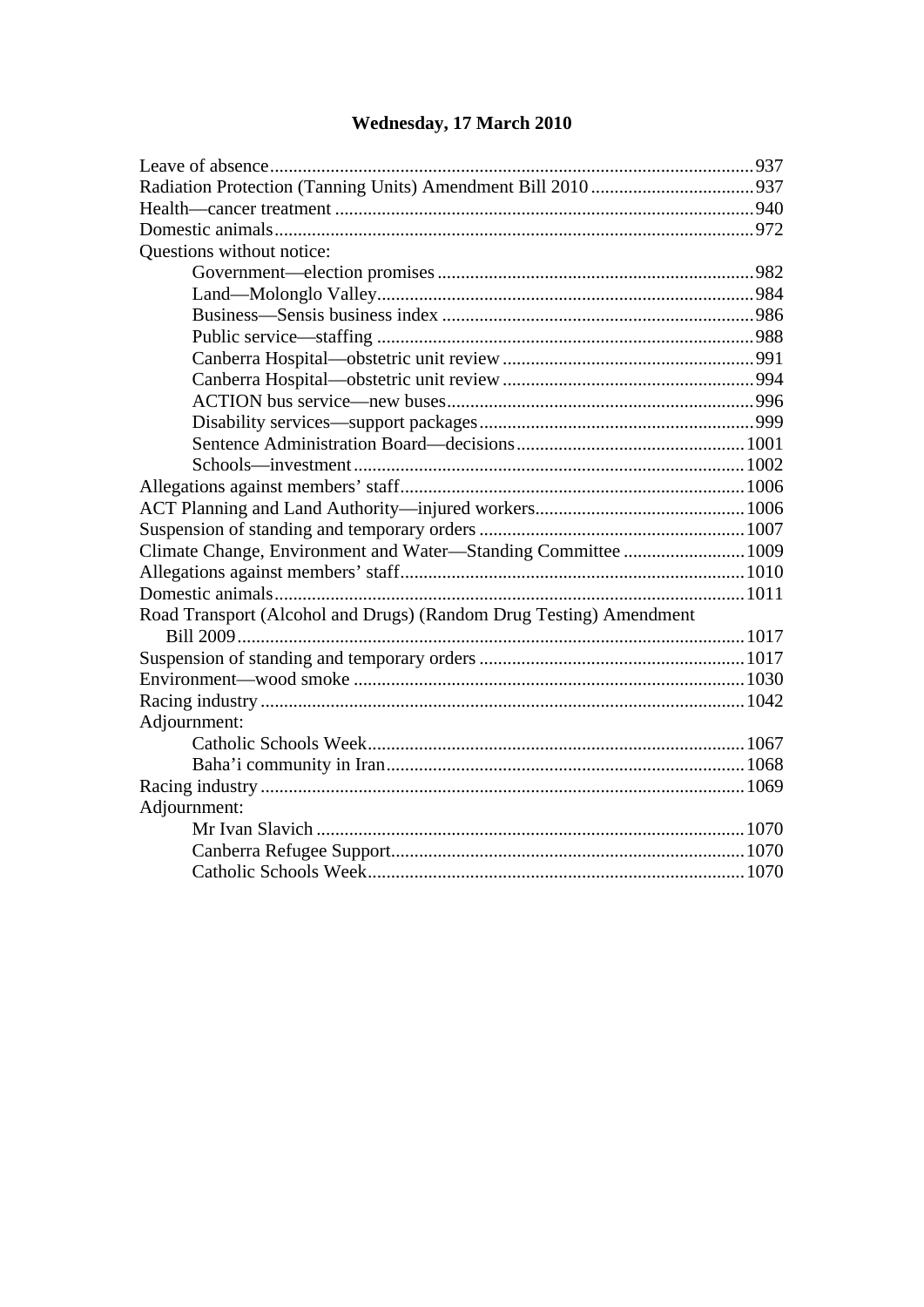## Wednesday, 17 March 2010

Leave of absence.......................................................................................................937
Radiation Protection (Tanning Units) Amendment Bill 2010 ...................................937
Health—cancer treatment .........................................................................................940
Domestic animals......................................................................................................972
Questions without notice:
- Government—election promises ...................................................................982
- Land—Molonglo Valley.................................................................................984
- Business—Sensis business index ..................................................................986
- Public service—staffing ................................................................................988
- Canberra Hospital—obstetric unit review......................................................991
- Canberra Hospital—obstetric unit review......................................................994
- ACTION bus service—new buses.................................................................996
- Disability services—support packages...........................................................999
- Sentence Administration Board—decisions.................................................1001
- Schools—investment...................................................................................1002

Allegations against members' staff.........................................................................1006
ACT Planning and Land Authority—injured workers.............................................1006
Suspension of standing and temporary orders .........................................................1007
Climate Change, Environment and Water—Standing Committee ..........................1009
Allegations against members' staff.........................................................................1010
Domestic animals....................................................................................................1011
Road Transport (Alcohol and Drugs) (Random Drug Testing) Amendment Bill 2009............................................................................................................1017
Suspension of standing and temporary orders .........................................................1017
Environment—wood smoke ...................................................................................1030
Racing industry .......................................................................................................1042
Adjournment:
- Catholic Schools Week................................................................................1067
- Baha'i community in Iran............................................................................1068

Racing industry .......................................................................................................1069
Adjournment:
- Mr Ivan Slavich ...........................................................................................1070
- Canberra Refugee Support...........................................................................1070
- Catholic Schools Week................................................................................1070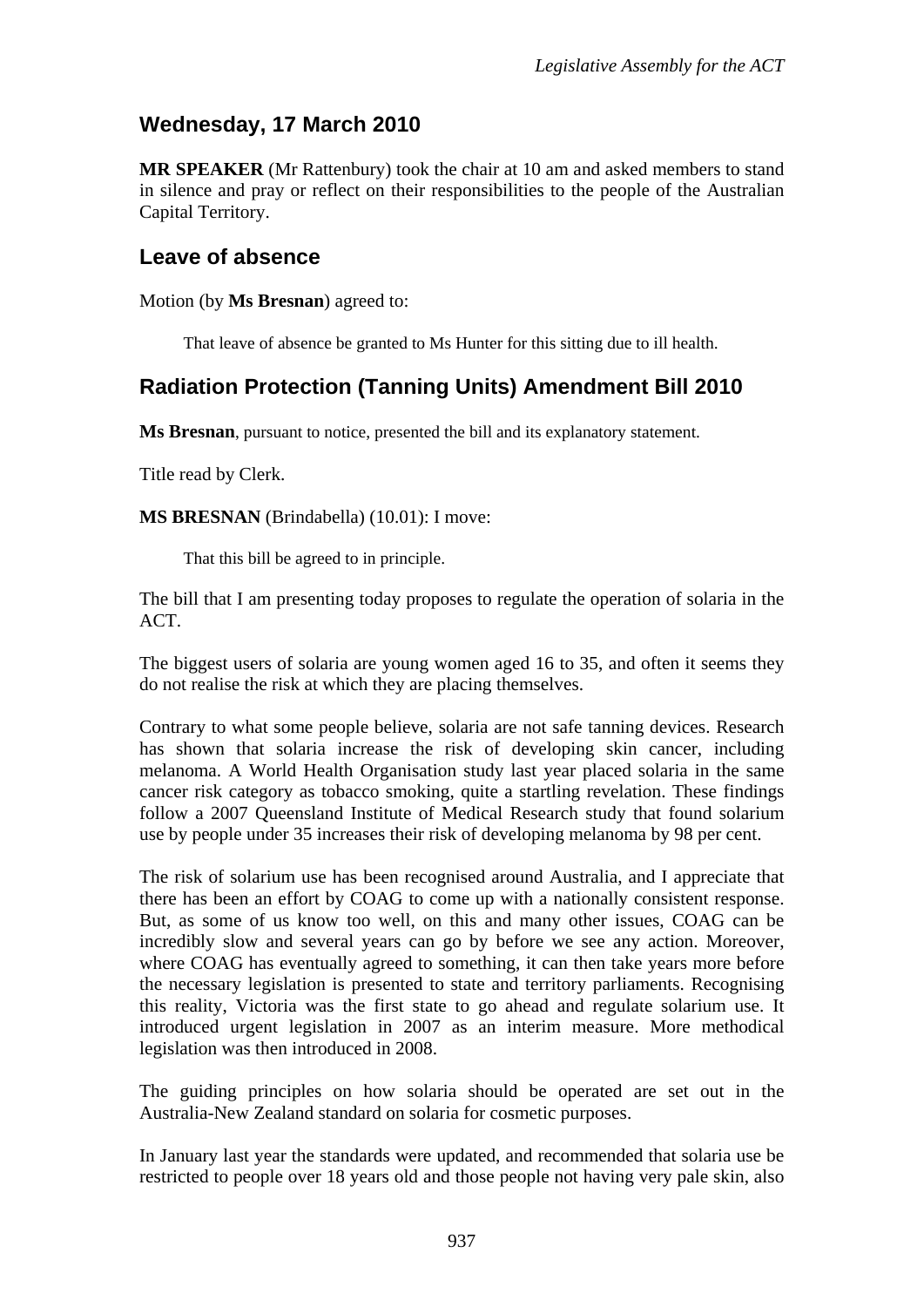## Wednesday, 17 March 2010

**MR SPEAKER** (Mr Rattenbury) took the chair at 10 am and asked members to stand in silence and pray or reflect on their responsibilities to the people of the Australian Capital Territory.

## Leave of absence

Motion (by **Ms Bresnan**) agreed to:

> That leave of absence be granted to Ms Hunter for this sitting due to ill health.

## Radiation Protection (Tanning Units) Amendment Bill 2010

**Ms Bresnan**, pursuant to notice, presented the bill and its explanatory statement.

Title read by Clerk.

**MS BRESNAN** (Brindabella) (10.01): I move:

> That this bill be agreed to in principle.

The bill that I am presenting today proposes to regulate the operation of solaria in the ACT.

The biggest users of solaria are young women aged 16 to 35, and often it seems they do not realise the risk at which they are placing themselves.

Contrary to what some people believe, solaria are not safe tanning devices. Research has shown that solaria increase the risk of developing skin cancer, including melanoma. A World Health Organisation study last year placed solaria in the same cancer risk category as tobacco smoking, quite a startling revelation. These findings follow a 2007 Queensland Institute of Medical Research study that found solarium use by people under 35 increases their risk of developing melanoma by 98 per cent.

The risk of solarium use has been recognised around Australia, and I appreciate that there has been an effort by COAG to come up with a nationally consistent response. But, as some of us know too well, on this and many other issues, COAG can be incredibly slow and several years can go by before we see any action. Moreover, where COAG has eventually agreed to something, it can then take years more before the necessary legislation is presented to state and territory parliaments. Recognising this reality, Victoria was the first state to go ahead and regulate solarium use. It introduced urgent legislation in 2007 as an interim measure. More methodical legislation was then introduced in 2008.

The guiding principles on how solaria should be operated are set out in the Australia-New Zealand standard on solaria for cosmetic purposes.

In January last year the standards were updated, and recommended that solaria use be restricted to people over 18 years old and those people not having very pale skin, also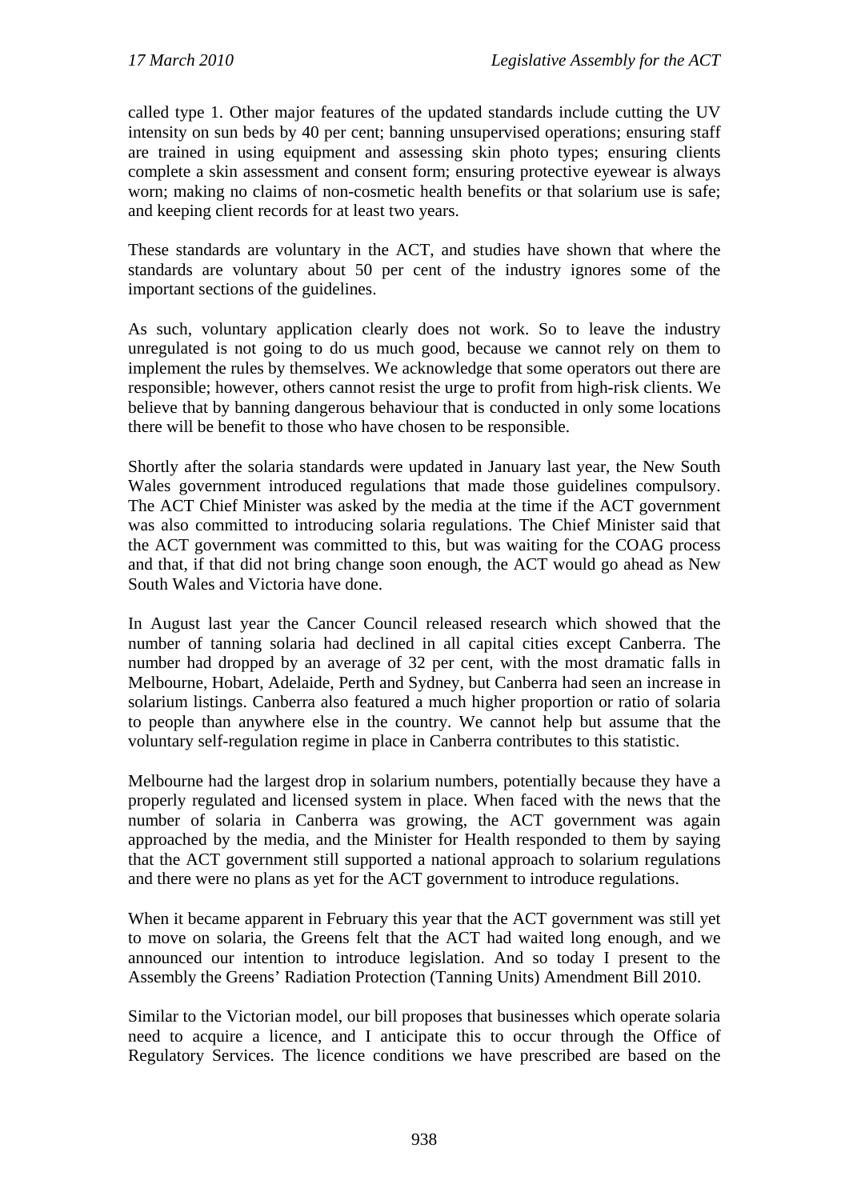called type 1. Other major features of the updated standards include cutting the UV intensity on sun beds by 40 per cent; banning unsupervised operations; ensuring staff are trained in using equipment and assessing skin photo types; ensuring clients complete a skin assessment and consent form; ensuring protective eyewear is always worn; making no claims of non-cosmetic health benefits or that solarium use is safe; and keeping client records for at least two years.

These standards are voluntary in the ACT, and studies have shown that where the standards are voluntary about 50 per cent of the industry ignores some of the important sections of the guidelines.

As such, voluntary application clearly does not work. So to leave the industry unregulated is not going to do us much good, because we cannot rely on them to implement the rules by themselves. We acknowledge that some operators out there are responsible; however, others cannot resist the urge to profit from high-risk clients. We believe that by banning dangerous behaviour that is conducted in only some locations there will be benefit to those who have chosen to be responsible.

Shortly after the solaria standards were updated in January last year, the New South Wales government introduced regulations that made those guidelines compulsory. The ACT Chief Minister was asked by the media at the time if the ACT government was also committed to introducing solaria regulations. The Chief Minister said that the ACT government was committed to this, but was waiting for the COAG process and that, if that did not bring change soon enough, the ACT would go ahead as New South Wales and Victoria have done.

In August last year the Cancer Council released research which showed that the number of tanning solaria had declined in all capital cities except Canberra. The number had dropped by an average of 32 per cent, with the most dramatic falls in Melbourne, Hobart, Adelaide, Perth and Sydney, but Canberra had seen an increase in solarium listings. Canberra also featured a much higher proportion or ratio of solaria to people than anywhere else in the country. We cannot help but assume that the voluntary self-regulation regime in place in Canberra contributes to this statistic.

Melbourne had the largest drop in solarium numbers, potentially because they have a properly regulated and licensed system in place. When faced with the news that the number of solaria in Canberra was growing, the ACT government was again approached by the media, and the Minister for Health responded to them by saying that the ACT government still supported a national approach to solarium regulations and there were no plans as yet for the ACT government to introduce regulations.

When it became apparent in February this year that the ACT government was still yet to move on solaria, the Greens felt that the ACT had waited long enough, and we announced our intention to introduce legislation. And so today I present to the Assembly the Greens' Radiation Protection (Tanning Units) Amendment Bill 2010.

Similar to the Victorian model, our bill proposes that businesses which operate solaria need to acquire a licence, and I anticipate this to occur through the Office of Regulatory Services. The licence conditions we have prescribed are based on the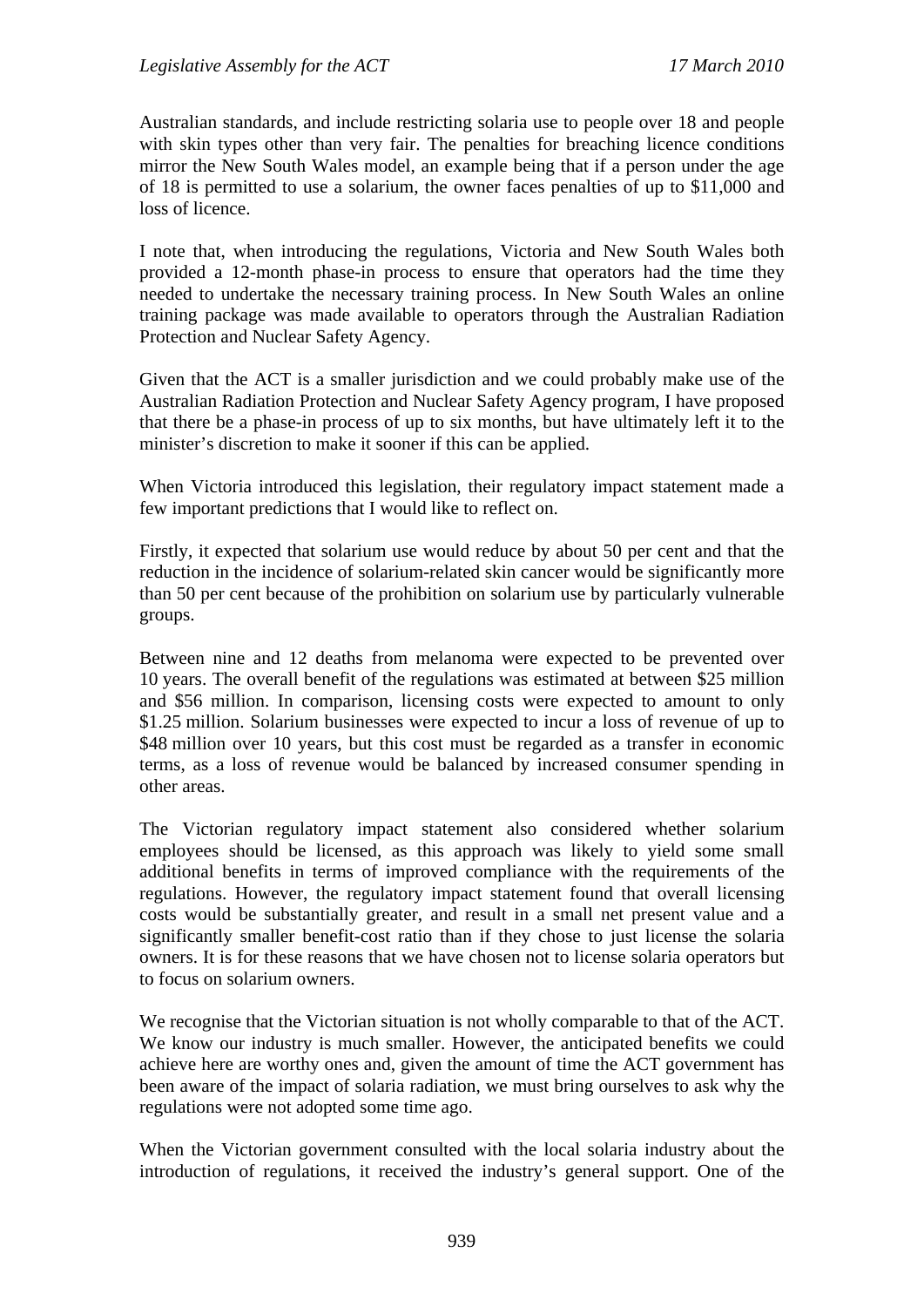Australian standards, and include restricting solaria use to people over 18 and people with skin types other than very fair. The penalties for breaching licence conditions mirror the New South Wales model, an example being that if a person under the age of 18 is permitted to use a solarium, the owner faces penalties of up to $11,000 and loss of licence.

I note that, when introducing the regulations, Victoria and New South Wales both provided a 12-month phase-in process to ensure that operators had the time they needed to undertake the necessary training process. In New South Wales an online training package was made available to operators through the Australian Radiation Protection and Nuclear Safety Agency.

Given that the ACT is a smaller jurisdiction and we could probably make use of the Australian Radiation Protection and Nuclear Safety Agency program, I have proposed that there be a phase-in process of up to six months, but have ultimately left it to the minister's discretion to make it sooner if this can be applied.

When Victoria introduced this legislation, their regulatory impact statement made a few important predictions that I would like to reflect on.

Firstly, it expected that solarium use would reduce by about 50 per cent and that the reduction in the incidence of solarium-related skin cancer would be significantly more than 50 per cent because of the prohibition on solarium use by particularly vulnerable groups.

Between nine and 12 deaths from melanoma were expected to be prevented over 10 years. The overall benefit of the regulations was estimated at between $25 million and $56 million. In comparison, licensing costs were expected to amount to only $1.25 million. Solarium businesses were expected to incur a loss of revenue of up to $48 million over 10 years, but this cost must be regarded as a transfer in economic terms, as a loss of revenue would be balanced by increased consumer spending in other areas.

The Victorian regulatory impact statement also considered whether solarium employees should be licensed, as this approach was likely to yield some small additional benefits in terms of improved compliance with the requirements of the regulations. However, the regulatory impact statement found that overall licensing costs would be substantially greater, and result in a small net present value and a significantly smaller benefit-cost ratio than if they chose to just license the solaria owners. It is for these reasons that we have chosen not to license solaria operators but to focus on solarium owners.

We recognise that the Victorian situation is not wholly comparable to that of the ACT. We know our industry is much smaller. However, the anticipated benefits we could achieve here are worthy ones and, given the amount of time the ACT government has been aware of the impact of solaria radiation, we must bring ourselves to ask why the regulations were not adopted some time ago.

When the Victorian government consulted with the local solaria industry about the introduction of regulations, it received the industry's general support. One of the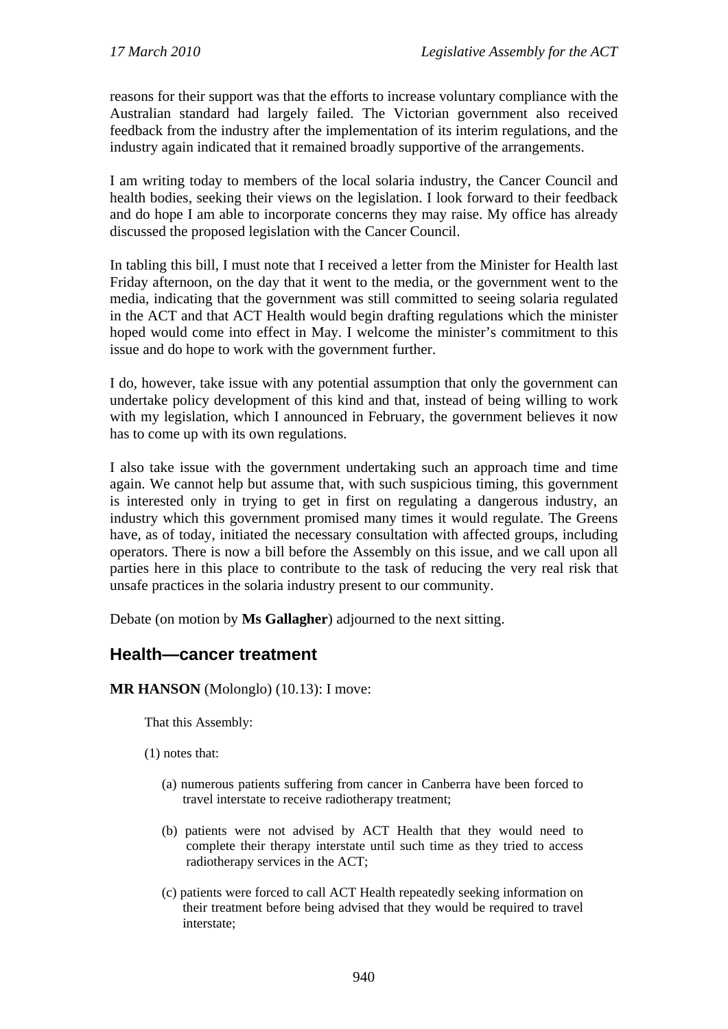reasons for their support was that the efforts to increase voluntary compliance with the Australian standard had largely failed. The Victorian government also received feedback from the industry after the implementation of its interim regulations, and the industry again indicated that it remained broadly supportive of the arrangements.

I am writing today to members of the local solaria industry, the Cancer Council and health bodies, seeking their views on the legislation. I look forward to their feedback and do hope I am able to incorporate concerns they may raise. My office has already discussed the proposed legislation with the Cancer Council.

In tabling this bill, I must note that I received a letter from the Minister for Health last Friday afternoon, on the day that it went to the media, or the government went to the media, indicating that the government was still committed to seeing solaria regulated in the ACT and that ACT Health would begin drafting regulations which the minister hoped would come into effect in May. I welcome the minister's commitment to this issue and do hope to work with the government further.

I do, however, take issue with any potential assumption that only the government can undertake policy development of this kind and that, instead of being willing to work with my legislation, which I announced in February, the government believes it now has to come up with its own regulations.

I also take issue with the government undertaking such an approach time and time again. We cannot help but assume that, with such suspicious timing, this government is interested only in trying to get in first on regulating a dangerous industry, an industry which this government promised many times it would regulate. The Greens have, as of today, initiated the necessary consultation with affected groups, including operators. There is now a bill before the Assembly on this issue, and we call upon all parties here in this place to contribute to the task of reducing the very real risk that unsafe practices in the solaria industry present to our community.

Debate (on motion by **Ms Gallagher**) adjourned to the next sitting.

## Health—cancer treatment

**MR HANSON** (Molonglo) (10.13): I move:

> That this Assembly:
>
> (1) notes that:
>
> (a) numerous patients suffering from cancer in Canberra have been forced to travel interstate to receive radiotherapy treatment;
>
> (b) patients were not advised by ACT Health that they would need to complete their therapy interstate until such time as they tried to access radiotherapy services in the ACT;
>
> (c) patients were forced to call ACT Health repeatedly seeking information on their treatment before being advised that they would be required to travel interstate;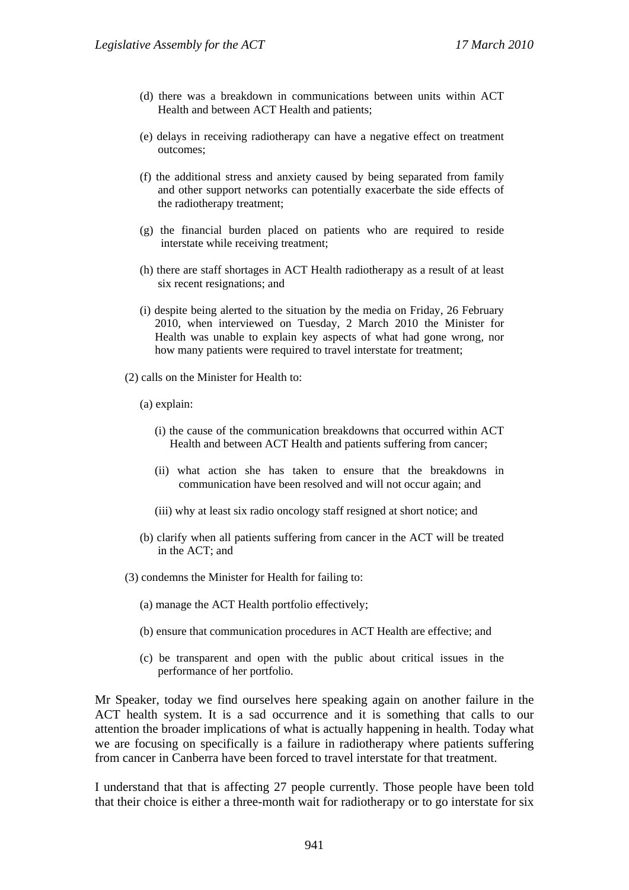(d) there was a breakdown in communications between units within ACT Health and between ACT Health and patients;

(e) delays in receiving radiotherapy can have a negative effect on treatment outcomes;

(f) the additional stress and anxiety caused by being separated from family and other support networks can potentially exacerbate the side effects of the radiotherapy treatment;

(g) the financial burden placed on patients who are required to reside interstate while receiving treatment;

(h) there are staff shortages in ACT Health radiotherapy as a result of at least six recent resignations; and

(i) despite being alerted to the situation by the media on Friday, 26 February 2010, when interviewed on Tuesday, 2 March 2010 the Minister for Health was unable to explain key aspects of what had gone wrong, nor how many patients were required to travel interstate for treatment;

(2) calls on the Minister for Health to:

(a) explain:

(i) the cause of the communication breakdowns that occurred within ACT Health and between ACT Health and patients suffering from cancer;

(ii) what action she has taken to ensure that the breakdowns in communication have been resolved and will not occur again; and

(iii) why at least six radio oncology staff resigned at short notice; and

(b) clarify when all patients suffering from cancer in the ACT will be treated in the ACT; and

(3) condemns the Minister for Health for failing to:

(a) manage the ACT Health portfolio effectively;

(b) ensure that communication procedures in ACT Health are effective; and

(c) be transparent and open with the public about critical issues in the performance of her portfolio.

Mr Speaker, today we find ourselves here speaking again on another failure in the ACT health system. It is a sad occurrence and it is something that calls to our attention the broader implications of what is actually happening in health. Today what we are focusing on specifically is a failure in radiotherapy where patients suffering from cancer in Canberra have been forced to travel interstate for that treatment.

I understand that that is affecting 27 people currently. Those people have been told that their choice is either a three-month wait for radiotherapy or to go interstate for six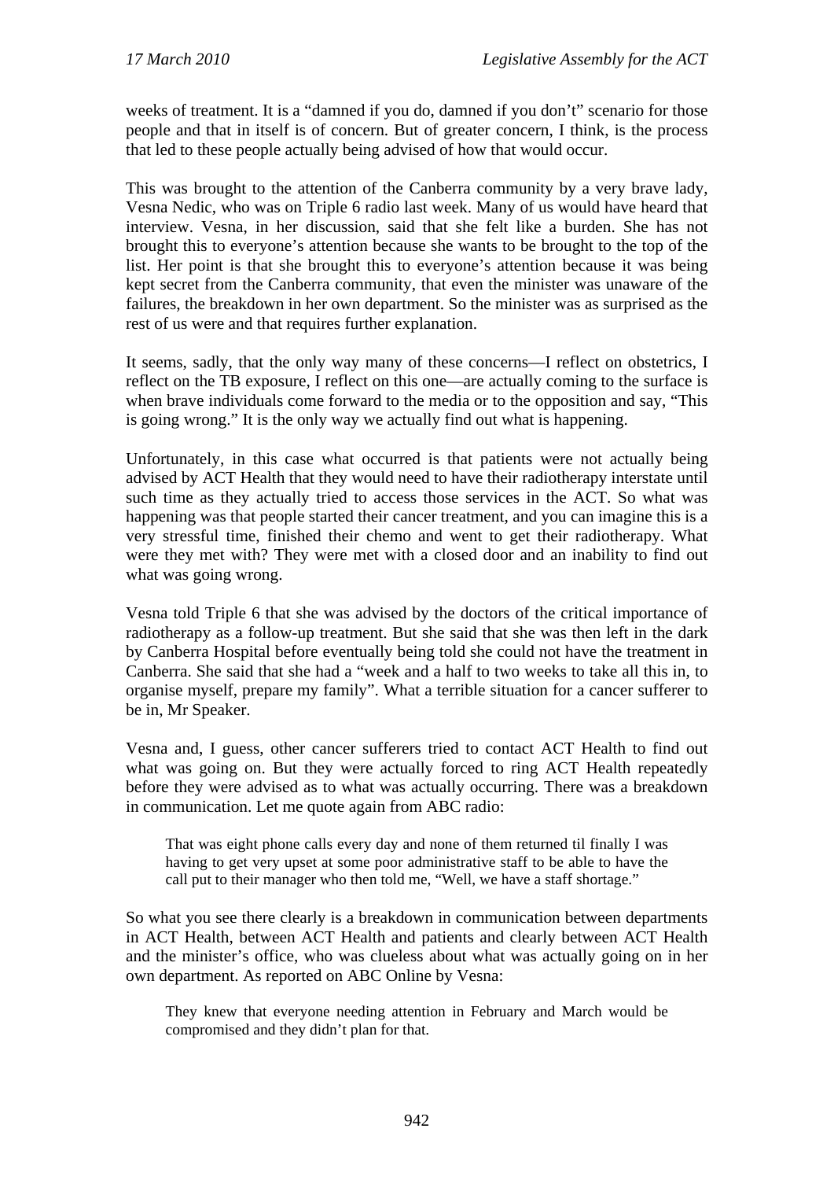weeks of treatment. It is a "damned if you do, damned if you don't" scenario for those people and that in itself is of concern. But of greater concern, I think, is the process that led to these people actually being advised of how that would occur.

This was brought to the attention of the Canberra community by a very brave lady, Vesna Nedic, who was on Triple 6 radio last week. Many of us would have heard that interview. Vesna, in her discussion, said that she felt like a burden. She has not brought this to everyone's attention because she wants to be brought to the top of the list. Her point is that she brought this to everyone's attention because it was being kept secret from the Canberra community, that even the minister was unaware of the failures, the breakdown in her own department. So the minister was as surprised as the rest of us were and that requires further explanation.

It seems, sadly, that the only way many of these concerns—I reflect on obstetrics, I reflect on the TB exposure, I reflect on this one—are actually coming to the surface is when brave individuals come forward to the media or to the opposition and say, "This is going wrong." It is the only way we actually find out what is happening.

Unfortunately, in this case what occurred is that patients were not actually being advised by ACT Health that they would need to have their radiotherapy interstate until such time as they actually tried to access those services in the ACT. So what was happening was that people started their cancer treatment, and you can imagine this is a very stressful time, finished their chemo and went to get their radiotherapy. What were they met with? They were met with a closed door and an inability to find out what was going wrong.

Vesna told Triple 6 that she was advised by the doctors of the critical importance of radiotherapy as a follow-up treatment. But she said that she was then left in the dark by Canberra Hospital before eventually being told she could not have the treatment in Canberra. She said that she had a "week and a half to two weeks to take all this in, to organise myself, prepare my family". What a terrible situation for a cancer sufferer to be in, Mr Speaker.

Vesna and, I guess, other cancer sufferers tried to contact ACT Health to find out what was going on. But they were actually forced to ring ACT Health repeatedly before they were advised as to what was actually occurring. There was a breakdown in communication. Let me quote again from ABC radio:

> That was eight phone calls every day and none of them returned til finally I was having to get very upset at some poor administrative staff to be able to have the call put to their manager who then told me, "Well, we have a staff shortage."

So what you see there clearly is a breakdown in communication between departments in ACT Health, between ACT Health and patients and clearly between ACT Health and the minister's office, who was clueless about what was actually going on in her own department. As reported on ABC Online by Vesna:

> They knew that everyone needing attention in February and March would be compromised and they didn't plan for that.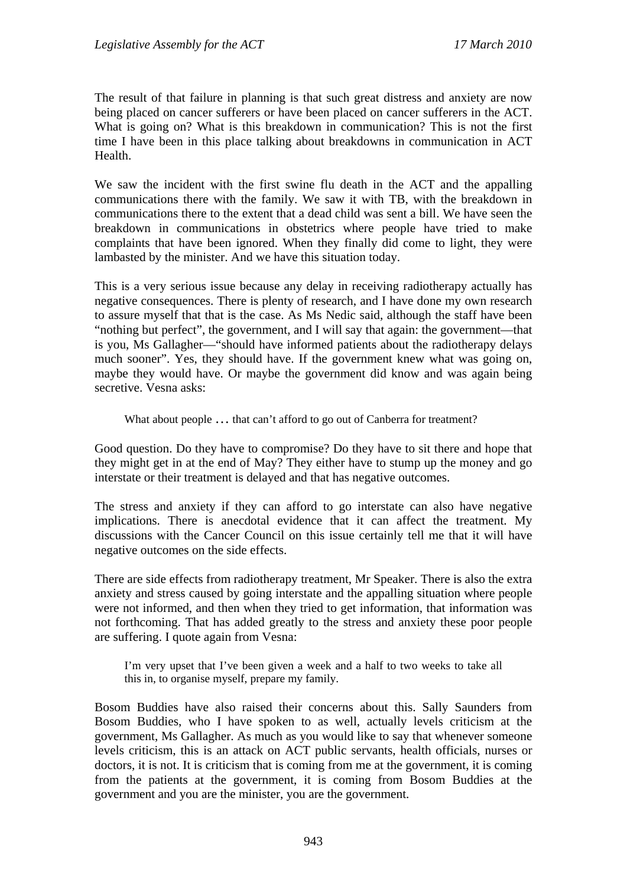The result of that failure in planning is that such great distress and anxiety are now being placed on cancer sufferers or have been placed on cancer sufferers in the ACT. What is going on? What is this breakdown in communication? This is not the first time I have been in this place talking about breakdowns in communication in ACT Health.

We saw the incident with the first swine flu death in the ACT and the appalling communications there with the family. We saw it with TB, with the breakdown in communications there to the extent that a dead child was sent a bill. We have seen the breakdown in communications in obstetrics where people have tried to make complaints that have been ignored. When they finally did come to light, they were lambasted by the minister. And we have this situation today.

This is a very serious issue because any delay in receiving radiotherapy actually has negative consequences. There is plenty of research, and I have done my own research to assure myself that that is the case. As Ms Nedic said, although the staff have been "nothing but perfect", the government, and I will say that again: the government—that is you, Ms Gallagher—"should have informed patients about the radiotherapy delays much sooner". Yes, they should have. If the government knew what was going on, maybe they would have. Or maybe the government did know and was again being secretive. Vesna asks:

> What about people … that can't afford to go out of Canberra for treatment?

Good question. Do they have to compromise? Do they have to sit there and hope that they might get in at the end of May? They either have to stump up the money and go interstate or their treatment is delayed and that has negative outcomes.

The stress and anxiety if they can afford to go interstate can also have negative implications. There is anecdotal evidence that it can affect the treatment. My discussions with the Cancer Council on this issue certainly tell me that it will have negative outcomes on the side effects.

There are side effects from radiotherapy treatment, Mr Speaker. There is also the extra anxiety and stress caused by going interstate and the appalling situation where people were not informed, and then when they tried to get information, that information was not forthcoming. That has added greatly to the stress and anxiety these poor people are suffering. I quote again from Vesna:

> I'm very upset that I've been given a week and a half to two weeks to take all this in, to organise myself, prepare my family.

Bosom Buddies have also raised their concerns about this. Sally Saunders from Bosom Buddies, who I have spoken to as well, actually levels criticism at the government, Ms Gallagher. As much as you would like to say that whenever someone levels criticism, this is an attack on ACT public servants, health officials, nurses or doctors, it is not. It is criticism that is coming from me at the government, it is coming from the patients at the government, it is coming from Bosom Buddies at the government and you are the minister, you are the government.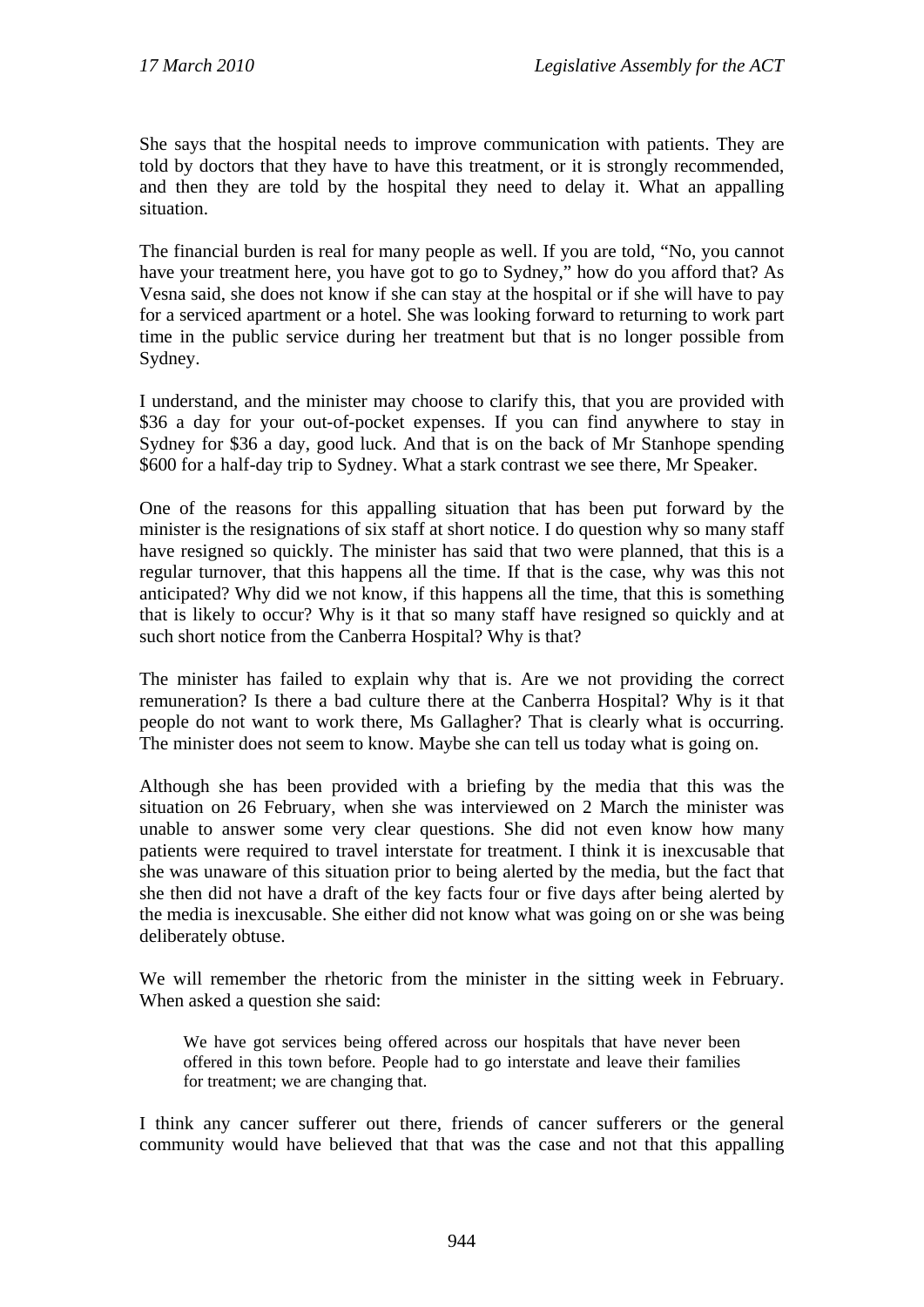She says that the hospital needs to improve communication with patients. They are told by doctors that they have to have this treatment, or it is strongly recommended, and then they are told by the hospital they need to delay it. What an appalling situation.

The financial burden is real for many people as well. If you are told, "No, you cannot have your treatment here, you have got to go to Sydney," how do you afford that? As Vesna said, she does not know if she can stay at the hospital or if she will have to pay for a serviced apartment or a hotel. She was looking forward to returning to work part time in the public service during her treatment but that is no longer possible from Sydney.

I understand, and the minister may choose to clarify this, that you are provided with $36 a day for your out-of-pocket expenses. If you can find anywhere to stay in Sydney for $36 a day, good luck. And that is on the back of Mr Stanhope spending $600 for a half-day trip to Sydney. What a stark contrast we see there, Mr Speaker.

One of the reasons for this appalling situation that has been put forward by the minister is the resignations of six staff at short notice. I do question why so many staff have resigned so quickly. The minister has said that two were planned, that this is a regular turnover, that this happens all the time. If that is the case, why was this not anticipated? Why did we not know, if this happens all the time, that this is something that is likely to occur? Why is it that so many staff have resigned so quickly and at such short notice from the Canberra Hospital? Why is that?

The minister has failed to explain why that is. Are we not providing the correct remuneration? Is there a bad culture there at the Canberra Hospital? Why is it that people do not want to work there, Ms Gallagher? That is clearly what is occurring. The minister does not seem to know. Maybe she can tell us today what is going on.

Although she has been provided with a briefing by the media that this was the situation on 26 February, when she was interviewed on 2 March the minister was unable to answer some very clear questions. She did not even know how many patients were required to travel interstate for treatment. I think it is inexcusable that she was unaware of this situation prior to being alerted by the media, but the fact that she then did not have a draft of the key facts four or five days after being alerted by the media is inexcusable. She either did not know what was going on or she was being deliberately obtuse.

We will remember the rhetoric from the minister in the sitting week in February. When asked a question she said:

> We have got services being offered across our hospitals that have never been offered in this town before. People had to go interstate and leave their families for treatment; we are changing that.

I think any cancer sufferer out there, friends of cancer sufferers or the general community would have believed that that was the case and not that this appalling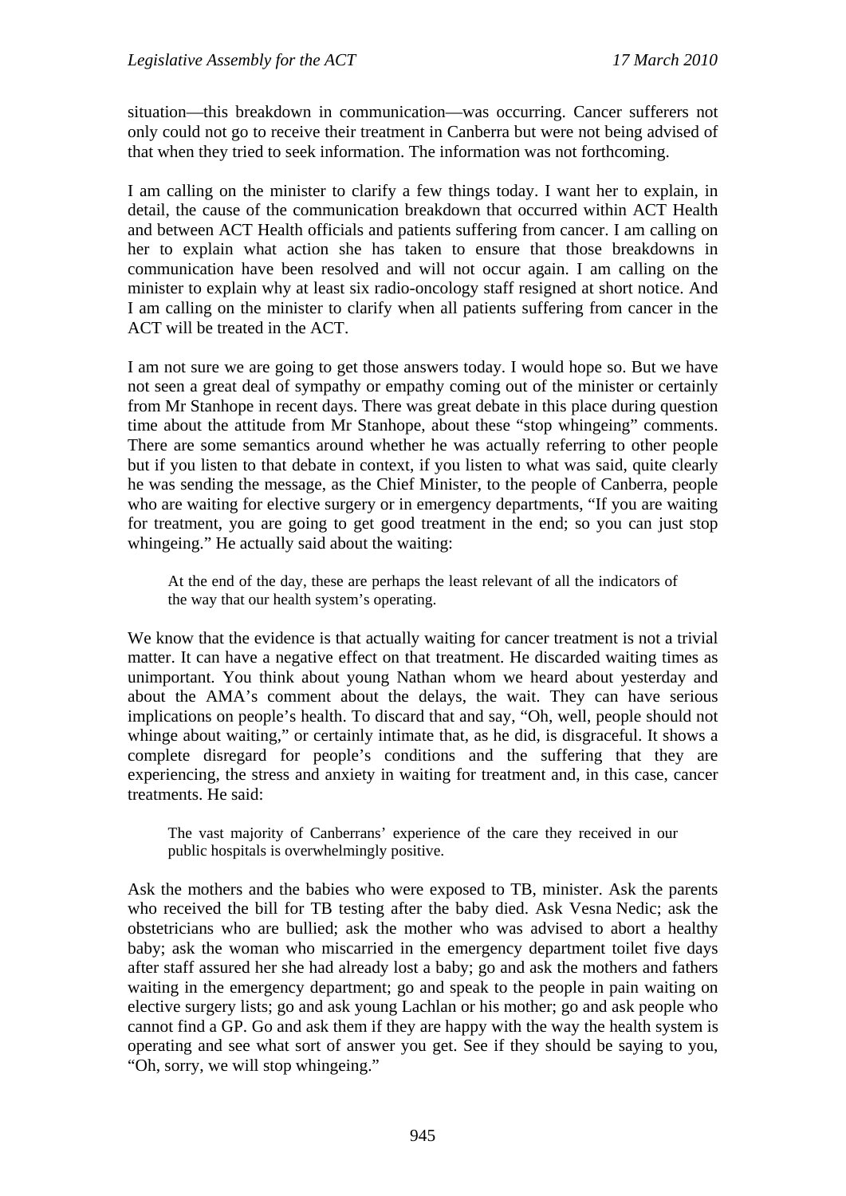situation—this breakdown in communication—was occurring. Cancer sufferers not only could not go to receive their treatment in Canberra but were not being advised of that when they tried to seek information. The information was not forthcoming.

I am calling on the minister to clarify a few things today. I want her to explain, in detail, the cause of the communication breakdown that occurred within ACT Health and between ACT Health officials and patients suffering from cancer. I am calling on her to explain what action she has taken to ensure that those breakdowns in communication have been resolved and will not occur again. I am calling on the minister to explain why at least six radio-oncology staff resigned at short notice. And I am calling on the minister to clarify when all patients suffering from cancer in the ACT will be treated in the ACT.

I am not sure we are going to get those answers today. I would hope so. But we have not seen a great deal of sympathy or empathy coming out of the minister or certainly from Mr Stanhope in recent days. There was great debate in this place during question time about the attitude from Mr Stanhope, about these "stop whingeing" comments. There are some semantics around whether he was actually referring to other people but if you listen to that debate in context, if you listen to what was said, quite clearly he was sending the message, as the Chief Minister, to the people of Canberra, people who are waiting for elective surgery or in emergency departments, "If you are waiting for treatment, you are going to get good treatment in the end; so you can just stop whingeing." He actually said about the waiting:

> At the end of the day, these are perhaps the least relevant of all the indicators of the way that our health system's operating.

We know that the evidence is that actually waiting for cancer treatment is not a trivial matter. It can have a negative effect on that treatment. He discarded waiting times as unimportant. You think about young Nathan whom we heard about yesterday and about the AMA's comment about the delays, the wait. They can have serious implications on people's health. To discard that and say, "Oh, well, people should not whinge about waiting," or certainly intimate that, as he did, is disgraceful. It shows a complete disregard for people's conditions and the suffering that they are experiencing, the stress and anxiety in waiting for treatment and, in this case, cancer treatments. He said:

> The vast majority of Canberrans' experience of the care they received in our public hospitals is overwhelmingly positive.

Ask the mothers and the babies who were exposed to TB, minister. Ask the parents who received the bill for TB testing after the baby died. Ask Vesna Nedic; ask the obstetricians who are bullied; ask the mother who was advised to abort a healthy baby; ask the woman who miscarried in the emergency department toilet five days after staff assured her she had already lost a baby; go and ask the mothers and fathers waiting in the emergency department; go and speak to the people in pain waiting on elective surgery lists; go and ask young Lachlan or his mother; go and ask people who cannot find a GP. Go and ask them if they are happy with the way the health system is operating and see what sort of answer you get. See if they should be saying to you, "Oh, sorry, we will stop whingeing."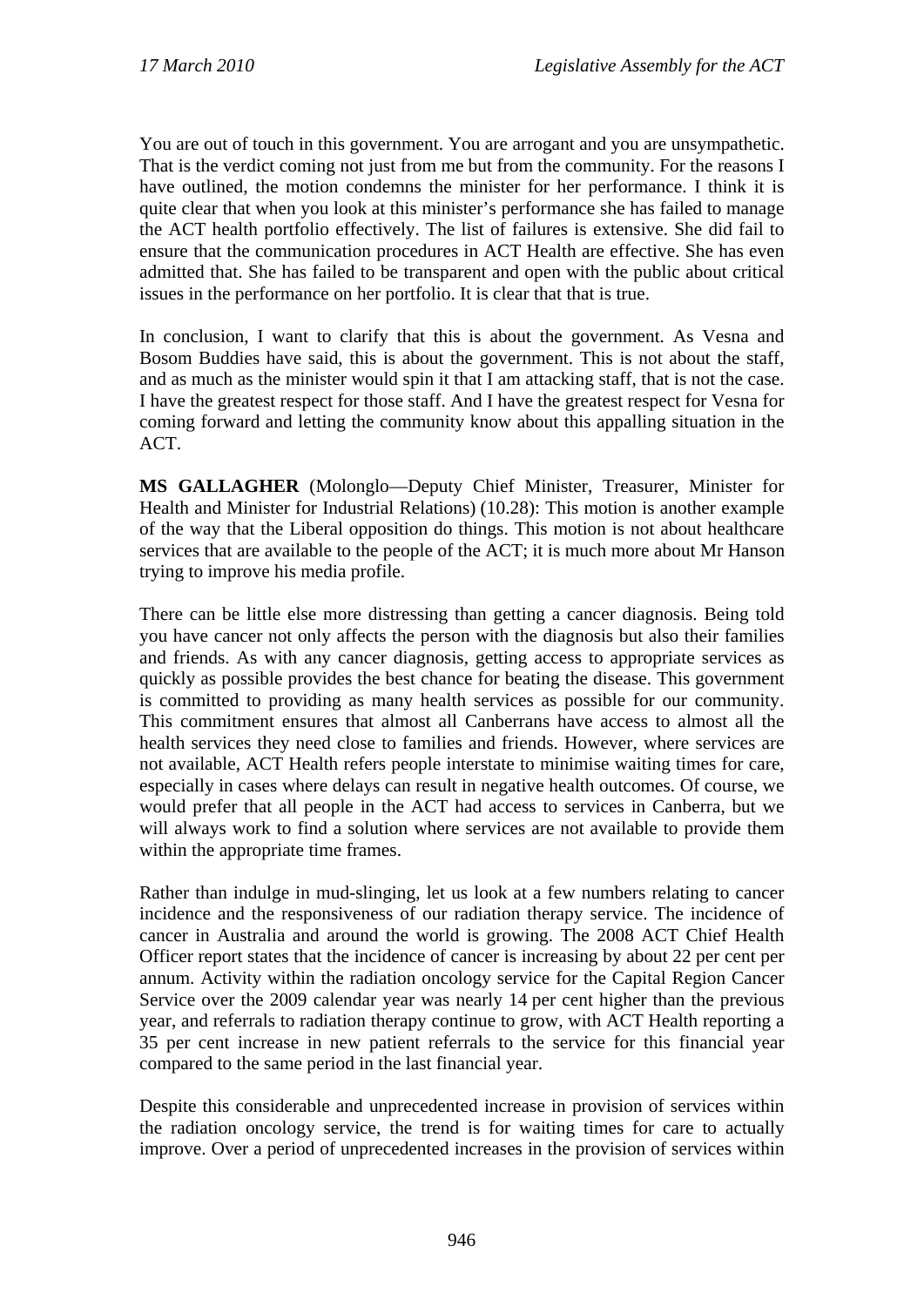You are out of touch in this government. You are arrogant and you are unsympathetic. That is the verdict coming not just from me but from the community. For the reasons I have outlined, the motion condemns the minister for her performance. I think it is quite clear that when you look at this minister's performance she has failed to manage the ACT health portfolio effectively. The list of failures is extensive. She did fail to ensure that the communication procedures in ACT Health are effective. She has even admitted that. She has failed to be transparent and open with the public about critical issues in the performance on her portfolio. It is clear that that is true.

In conclusion, I want to clarify that this is about the government. As Vesna and Bosom Buddies have said, this is about the government. This is not about the staff, and as much as the minister would spin it that I am attacking staff, that is not the case. I have the greatest respect for those staff. And I have the greatest respect for Vesna for coming forward and letting the community know about this appalling situation in the ACT.

**MS GALLAGHER** (Molonglo—Deputy Chief Minister, Treasurer, Minister for Health and Minister for Industrial Relations) (10.28): This motion is another example of the way that the Liberal opposition do things. This motion is not about healthcare services that are available to the people of the ACT; it is much more about Mr Hanson trying to improve his media profile.

There can be little else more distressing than getting a cancer diagnosis. Being told you have cancer not only affects the person with the diagnosis but also their families and friends. As with any cancer diagnosis, getting access to appropriate services as quickly as possible provides the best chance for beating the disease. This government is committed to providing as many health services as possible for our community. This commitment ensures that almost all Canberrans have access to almost all the health services they need close to families and friends. However, where services are not available, ACT Health refers people interstate to minimise waiting times for care, especially in cases where delays can result in negative health outcomes. Of course, we would prefer that all people in the ACT had access to services in Canberra, but we will always work to find a solution where services are not available to provide them within the appropriate time frames.

Rather than indulge in mud-slinging, let us look at a few numbers relating to cancer incidence and the responsiveness of our radiation therapy service. The incidence of cancer in Australia and around the world is growing. The 2008 ACT Chief Health Officer report states that the incidence of cancer is increasing by about 22 per cent per annum. Activity within the radiation oncology service for the Capital Region Cancer Service over the 2009 calendar year was nearly 14 per cent higher than the previous year, and referrals to radiation therapy continue to grow, with ACT Health reporting a 35 per cent increase in new patient referrals to the service for this financial year compared to the same period in the last financial year.

Despite this considerable and unprecedented increase in provision of services within the radiation oncology service, the trend is for waiting times for care to actually improve. Over a period of unprecedented increases in the provision of services within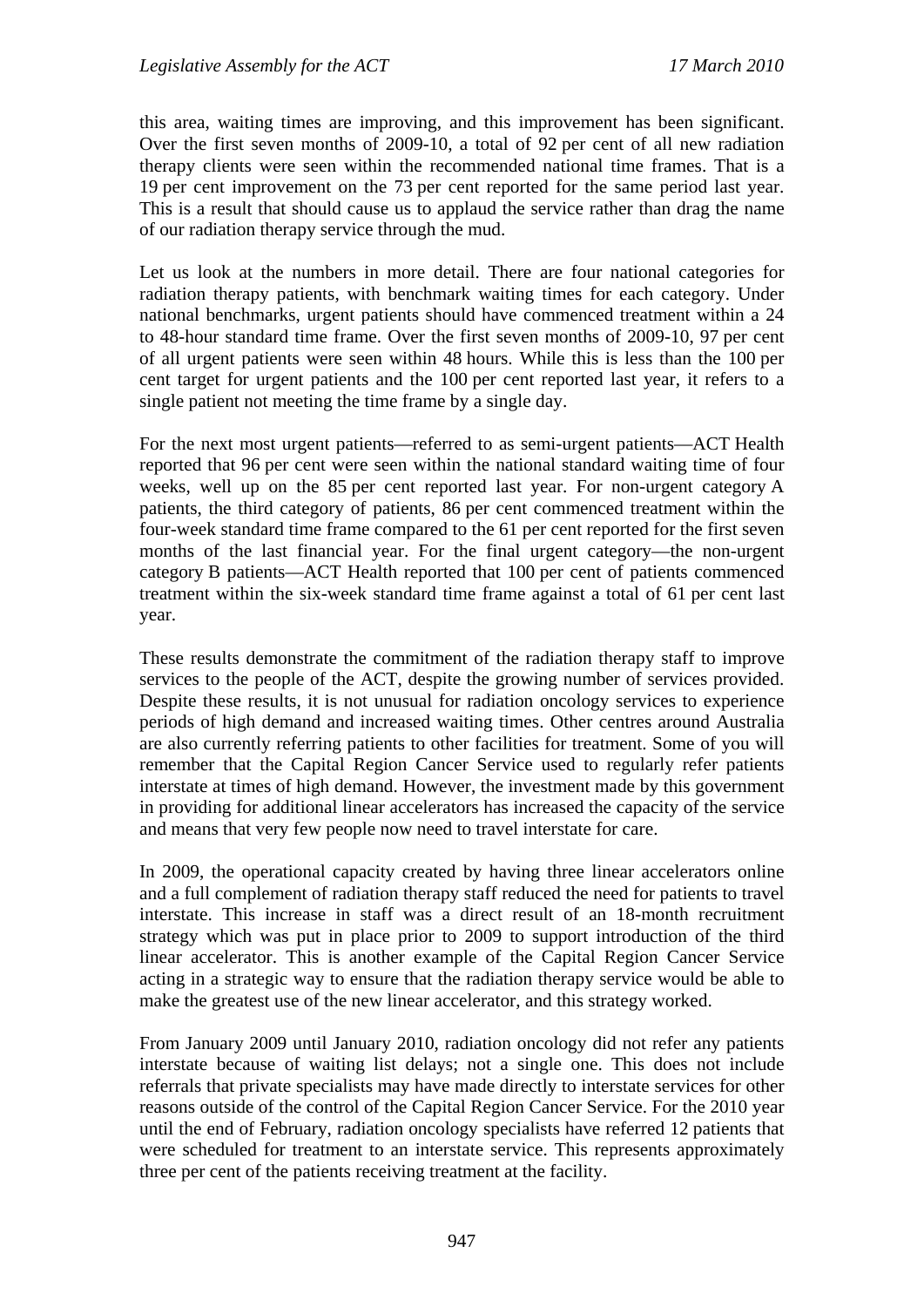this area, waiting times are improving, and this improvement has been significant. Over the first seven months of 2009-10, a total of 92 per cent of all new radiation therapy clients were seen within the recommended national time frames. That is a 19 per cent improvement on the 73 per cent reported for the same period last year. This is a result that should cause us to applaud the service rather than drag the name of our radiation therapy service through the mud.

Let us look at the numbers in more detail. There are four national categories for radiation therapy patients, with benchmark waiting times for each category. Under national benchmarks, urgent patients should have commenced treatment within a 24 to 48-hour standard time frame. Over the first seven months of 2009-10, 97 per cent of all urgent patients were seen within 48 hours. While this is less than the 100 per cent target for urgent patients and the 100 per cent reported last year, it refers to a single patient not meeting the time frame by a single day.

For the next most urgent patients—referred to as semi-urgent patients—ACT Health reported that 96 per cent were seen within the national standard waiting time of four weeks, well up on the 85 per cent reported last year. For non-urgent category A patients, the third category of patients, 86 per cent commenced treatment within the four-week standard time frame compared to the 61 per cent reported for the first seven months of the last financial year. For the final urgent category—the non-urgent category B patients—ACT Health reported that 100 per cent of patients commenced treatment within the six-week standard time frame against a total of 61 per cent last year.

These results demonstrate the commitment of the radiation therapy staff to improve services to the people of the ACT, despite the growing number of services provided. Despite these results, it is not unusual for radiation oncology services to experience periods of high demand and increased waiting times. Other centres around Australia are also currently referring patients to other facilities for treatment. Some of you will remember that the Capital Region Cancer Service used to regularly refer patients interstate at times of high demand. However, the investment made by this government in providing for additional linear accelerators has increased the capacity of the service and means that very few people now need to travel interstate for care.

In 2009, the operational capacity created by having three linear accelerators online and a full complement of radiation therapy staff reduced the need for patients to travel interstate. This increase in staff was a direct result of an 18-month recruitment strategy which was put in place prior to 2009 to support introduction of the third linear accelerator. This is another example of the Capital Region Cancer Service acting in a strategic way to ensure that the radiation therapy service would be able to make the greatest use of the new linear accelerator, and this strategy worked.

From January 2009 until January 2010, radiation oncology did not refer any patients interstate because of waiting list delays; not a single one. This does not include referrals that private specialists may have made directly to interstate services for other reasons outside of the control of the Capital Region Cancer Service. For the 2010 year until the end of February, radiation oncology specialists have referred 12 patients that were scheduled for treatment to an interstate service. This represents approximately three per cent of the patients receiving treatment at the facility.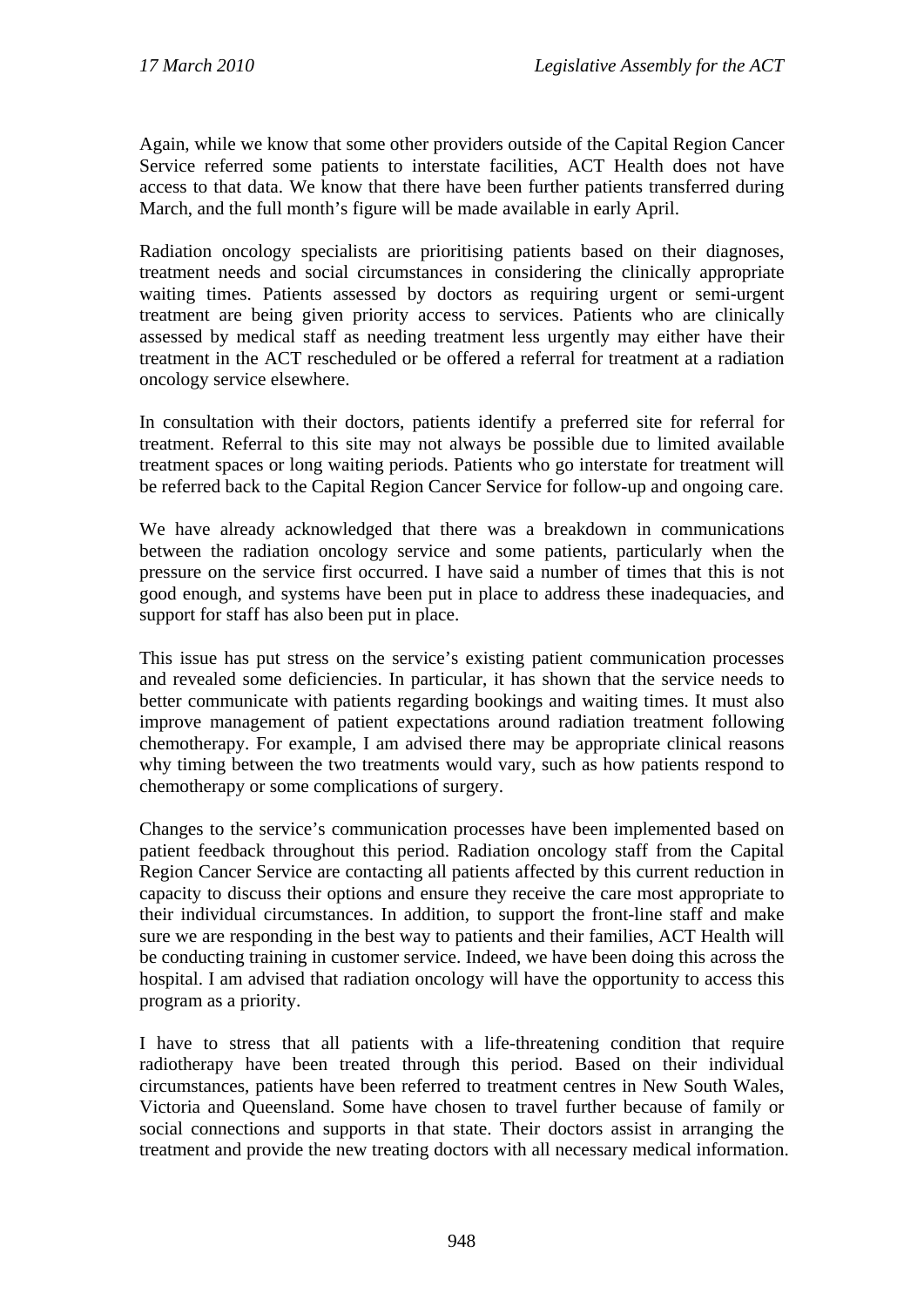Again, while we know that some other providers outside of the Capital Region Cancer Service referred some patients to interstate facilities, ACT Health does not have access to that data. We know that there have been further patients transferred during March, and the full month's figure will be made available in early April.

Radiation oncology specialists are prioritising patients based on their diagnoses, treatment needs and social circumstances in considering the clinically appropriate waiting times. Patients assessed by doctors as requiring urgent or semi-urgent treatment are being given priority access to services. Patients who are clinically assessed by medical staff as needing treatment less urgently may either have their treatment in the ACT rescheduled or be offered a referral for treatment at a radiation oncology service elsewhere.

In consultation with their doctors, patients identify a preferred site for referral for treatment. Referral to this site may not always be possible due to limited available treatment spaces or long waiting periods. Patients who go interstate for treatment will be referred back to the Capital Region Cancer Service for follow-up and ongoing care.

We have already acknowledged that there was a breakdown in communications between the radiation oncology service and some patients, particularly when the pressure on the service first occurred. I have said a number of times that this is not good enough, and systems have been put in place to address these inadequacies, and support for staff has also been put in place.

This issue has put stress on the service's existing patient communication processes and revealed some deficiencies. In particular, it has shown that the service needs to better communicate with patients regarding bookings and waiting times. It must also improve management of patient expectations around radiation treatment following chemotherapy. For example, I am advised there may be appropriate clinical reasons why timing between the two treatments would vary, such as how patients respond to chemotherapy or some complications of surgery.

Changes to the service's communication processes have been implemented based on patient feedback throughout this period. Radiation oncology staff from the Capital Region Cancer Service are contacting all patients affected by this current reduction in capacity to discuss their options and ensure they receive the care most appropriate to their individual circumstances. In addition, to support the front-line staff and make sure we are responding in the best way to patients and their families, ACT Health will be conducting training in customer service. Indeed, we have been doing this across the hospital. I am advised that radiation oncology will have the opportunity to access this program as a priority.

I have to stress that all patients with a life-threatening condition that require radiotherapy have been treated through this period. Based on their individual circumstances, patients have been referred to treatment centres in New South Wales, Victoria and Queensland. Some have chosen to travel further because of family or social connections and supports in that state. Their doctors assist in arranging the treatment and provide the new treating doctors with all necessary medical information.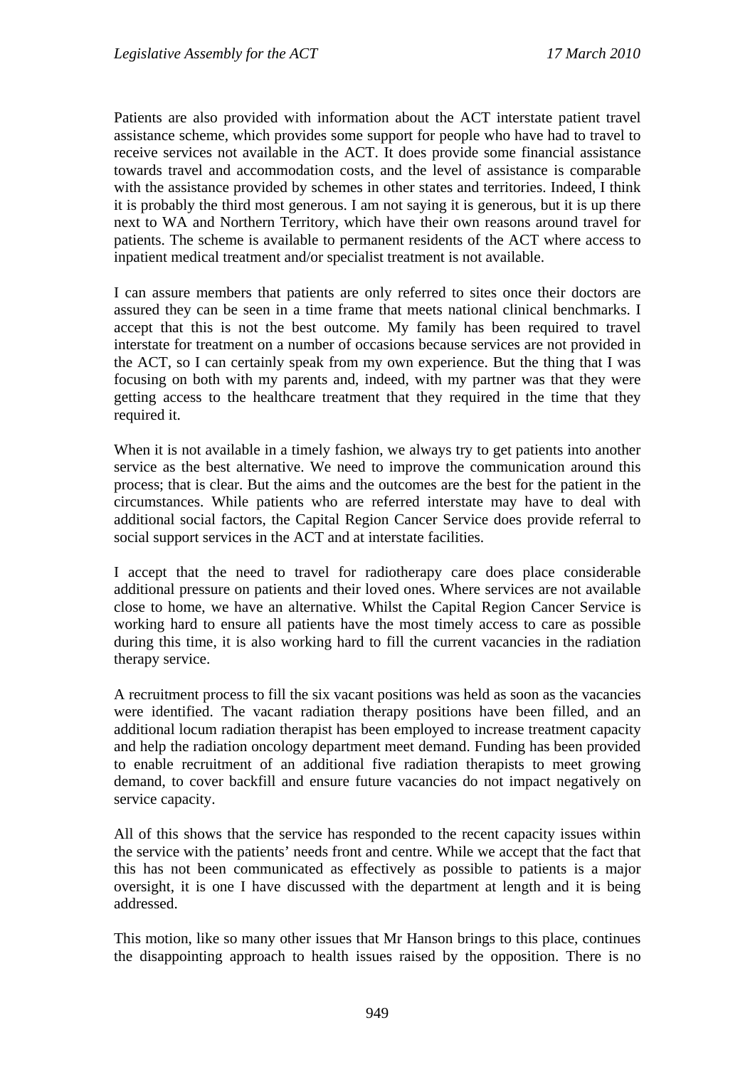Patients are also provided with information about the ACT interstate patient travel assistance scheme, which provides some support for people who have had to travel to receive services not available in the ACT. It does provide some financial assistance towards travel and accommodation costs, and the level of assistance is comparable with the assistance provided by schemes in other states and territories. Indeed, I think it is probably the third most generous. I am not saying it is generous, but it is up there next to WA and Northern Territory, which have their own reasons around travel for patients. The scheme is available to permanent residents of the ACT where access to inpatient medical treatment and/or specialist treatment is not available.

I can assure members that patients are only referred to sites once their doctors are assured they can be seen in a time frame that meets national clinical benchmarks. I accept that this is not the best outcome. My family has been required to travel interstate for treatment on a number of occasions because services are not provided in the ACT, so I can certainly speak from my own experience. But the thing that I was focusing on both with my parents and, indeed, with my partner was that they were getting access to the healthcare treatment that they required in the time that they required it.

When it is not available in a timely fashion, we always try to get patients into another service as the best alternative. We need to improve the communication around this process; that is clear. But the aims and the outcomes are the best for the patient in the circumstances. While patients who are referred interstate may have to deal with additional social factors, the Capital Region Cancer Service does provide referral to social support services in the ACT and at interstate facilities.

I accept that the need to travel for radiotherapy care does place considerable additional pressure on patients and their loved ones. Where services are not available close to home, we have an alternative. Whilst the Capital Region Cancer Service is working hard to ensure all patients have the most timely access to care as possible during this time, it is also working hard to fill the current vacancies in the radiation therapy service.

A recruitment process to fill the six vacant positions was held as soon as the vacancies were identified. The vacant radiation therapy positions have been filled, and an additional locum radiation therapist has been employed to increase treatment capacity and help the radiation oncology department meet demand. Funding has been provided to enable recruitment of an additional five radiation therapists to meet growing demand, to cover backfill and ensure future vacancies do not impact negatively on service capacity.

All of this shows that the service has responded to the recent capacity issues within the service with the patients' needs front and centre. While we accept that the fact that this has not been communicated as effectively as possible to patients is a major oversight, it is one I have discussed with the department at length and it is being addressed.

This motion, like so many other issues that Mr Hanson brings to this place, continues the disappointing approach to health issues raised by the opposition. There is no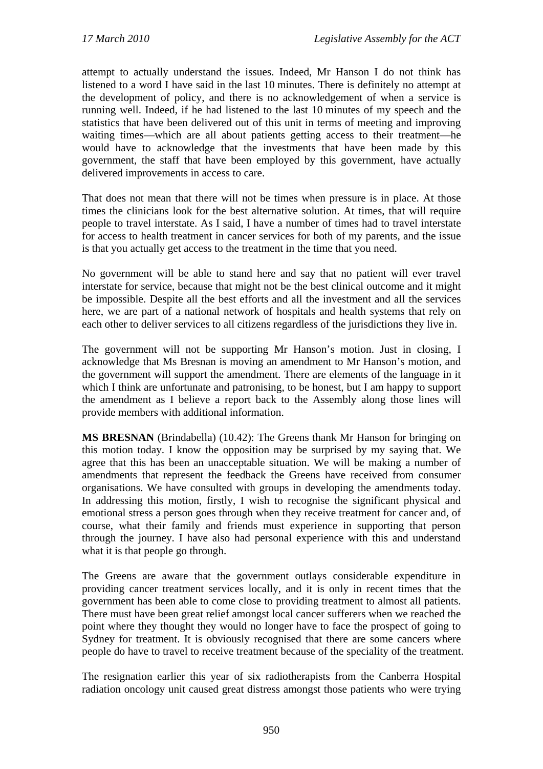attempt to actually understand the issues. Indeed, Mr Hanson I do not think has listened to a word I have said in the last 10 minutes. There is definitely no attempt at the development of policy, and there is no acknowledgement of when a service is running well. Indeed, if he had listened to the last 10 minutes of my speech and the statistics that have been delivered out of this unit in terms of meeting and improving waiting times—which are all about patients getting access to their treatment—he would have to acknowledge that the investments that have been made by this government, the staff that have been employed by this government, have actually delivered improvements in access to care.

That does not mean that there will not be times when pressure is in place. At those times the clinicians look for the best alternative solution. At times, that will require people to travel interstate. As I said, I have a number of times had to travel interstate for access to health treatment in cancer services for both of my parents, and the issue is that you actually get access to the treatment in the time that you need.

No government will be able to stand here and say that no patient will ever travel interstate for service, because that might not be the best clinical outcome and it might be impossible. Despite all the best efforts and all the investment and all the services here, we are part of a national network of hospitals and health systems that rely on each other to deliver services to all citizens regardless of the jurisdictions they live in.

The government will not be supporting Mr Hanson's motion. Just in closing, I acknowledge that Ms Bresnan is moving an amendment to Mr Hanson's motion, and the government will support the amendment. There are elements of the language in it which I think are unfortunate and patronising, to be honest, but I am happy to support the amendment as I believe a report back to the Assembly along those lines will provide members with additional information.

**MS BRESNAN** (Brindabella) (10.42): The Greens thank Mr Hanson for bringing on this motion today. I know the opposition may be surprised by my saying that. We agree that this has been an unacceptable situation. We will be making a number of amendments that represent the feedback the Greens have received from consumer organisations. We have consulted with groups in developing the amendments today. In addressing this motion, firstly, I wish to recognise the significant physical and emotional stress a person goes through when they receive treatment for cancer and, of course, what their family and friends must experience in supporting that person through the journey. I have also had personal experience with this and understand what it is that people go through.

The Greens are aware that the government outlays considerable expenditure in providing cancer treatment services locally, and it is only in recent times that the government has been able to come close to providing treatment to almost all patients. There must have been great relief amongst local cancer sufferers when we reached the point where they thought they would no longer have to face the prospect of going to Sydney for treatment. It is obviously recognised that there are some cancers where people do have to travel to receive treatment because of the speciality of the treatment.

The resignation earlier this year of six radiotherapists from the Canberra Hospital radiation oncology unit caused great distress amongst those patients who were trying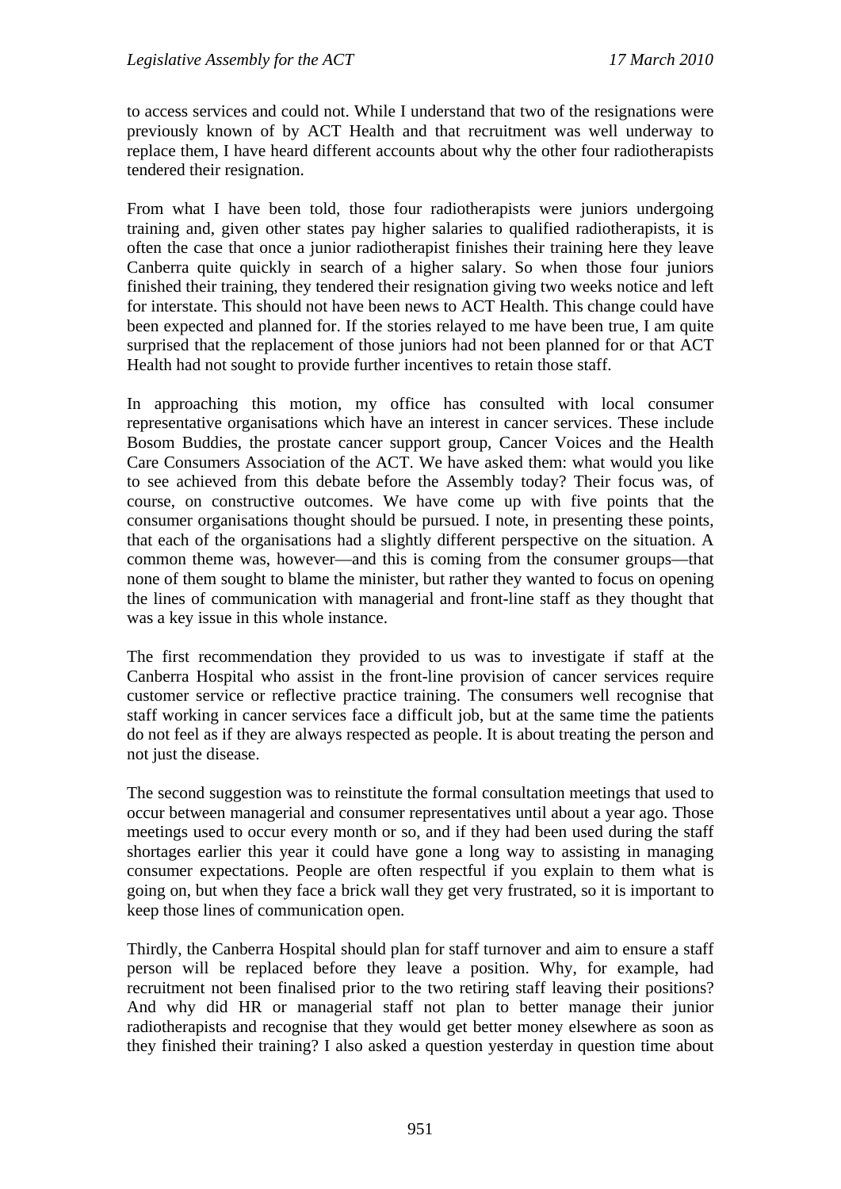to access services and could not. While I understand that two of the resignations were previously known of by ACT Health and that recruitment was well underway to replace them, I have heard different accounts about why the other four radiotherapists tendered their resignation.

From what I have been told, those four radiotherapists were juniors undergoing training and, given other states pay higher salaries to qualified radiotherapists, it is often the case that once a junior radiotherapist finishes their training here they leave Canberra quite quickly in search of a higher salary. So when those four juniors finished their training, they tendered their resignation giving two weeks notice and left for interstate. This should not have been news to ACT Health. This change could have been expected and planned for. If the stories relayed to me have been true, I am quite surprised that the replacement of those juniors had not been planned for or that ACT Health had not sought to provide further incentives to retain those staff.

In approaching this motion, my office has consulted with local consumer representative organisations which have an interest in cancer services. These include Bosom Buddies, the prostate cancer support group, Cancer Voices and the Health Care Consumers Association of the ACT. We have asked them: what would you like to see achieved from this debate before the Assembly today? Their focus was, of course, on constructive outcomes. We have come up with five points that the consumer organisations thought should be pursued. I note, in presenting these points, that each of the organisations had a slightly different perspective on the situation. A common theme was, however—and this is coming from the consumer groups—that none of them sought to blame the minister, but rather they wanted to focus on opening the lines of communication with managerial and front-line staff as they thought that was a key issue in this whole instance.

The first recommendation they provided to us was to investigate if staff at the Canberra Hospital who assist in the front-line provision of cancer services require customer service or reflective practice training. The consumers well recognise that staff working in cancer services face a difficult job, but at the same time the patients do not feel as if they are always respected as people. It is about treating the person and not just the disease.

The second suggestion was to reinstitute the formal consultation meetings that used to occur between managerial and consumer representatives until about a year ago. Those meetings used to occur every month or so, and if they had been used during the staff shortages earlier this year it could have gone a long way to assisting in managing consumer expectations. People are often respectful if you explain to them what is going on, but when they face a brick wall they get very frustrated, so it is important to keep those lines of communication open.

Thirdly, the Canberra Hospital should plan for staff turnover and aim to ensure a staff person will be replaced before they leave a position. Why, for example, had recruitment not been finalised prior to the two retiring staff leaving their positions? And why did HR or managerial staff not plan to better manage their junior radiotherapists and recognise that they would get better money elsewhere as soon as they finished their training? I also asked a question yesterday in question time about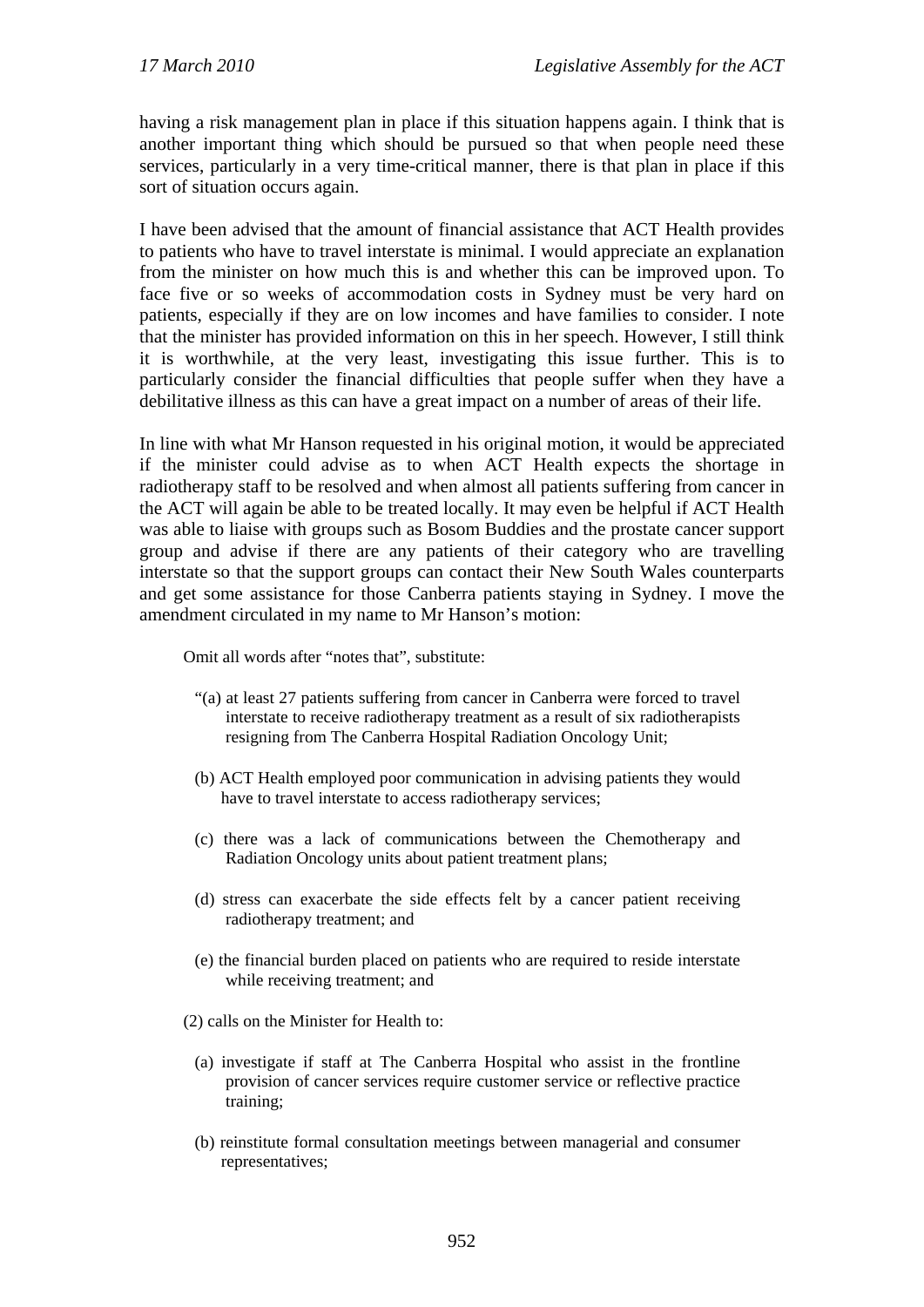having a risk management plan in place if this situation happens again. I think that is another important thing which should be pursued so that when people need these services, particularly in a very time-critical manner, there is that plan in place if this sort of situation occurs again.

I have been advised that the amount of financial assistance that ACT Health provides to patients who have to travel interstate is minimal. I would appreciate an explanation from the minister on how much this is and whether this can be improved upon. To face five or so weeks of accommodation costs in Sydney must be very hard on patients, especially if they are on low incomes and have families to consider. I note that the minister has provided information on this in her speech. However, I still think it is worthwhile, at the very least, investigating this issue further. This is to particularly consider the financial difficulties that people suffer when they have a debilitative illness as this can have a great impact on a number of areas of their life.

In line with what Mr Hanson requested in his original motion, it would be appreciated if the minister could advise as to when ACT Health expects the shortage in radiotherapy staff to be resolved and when almost all patients suffering from cancer in the ACT will again be able to be treated locally. It may even be helpful if ACT Health was able to liaise with groups such as Bosom Buddies and the prostate cancer support group and advise if there are any patients of their category who are travelling interstate so that the support groups can contact their New South Wales counterparts and get some assistance for those Canberra patients staying in Sydney. I move the amendment circulated in my name to Mr Hanson's motion:

> Omit all words after "notes that", substitute:
>
> "(a) at least 27 patients suffering from cancer in Canberra were forced to travel interstate to receive radiotherapy treatment as a result of six radiotherapists resigning from The Canberra Hospital Radiation Oncology Unit;
>
> (b) ACT Health employed poor communication in advising patients they would have to travel interstate to access radiotherapy services;
>
> (c) there was a lack of communications between the Chemotherapy and Radiation Oncology units about patient treatment plans;
>
> (d) stress can exacerbate the side effects felt by a cancer patient receiving radiotherapy treatment; and
>
> (e) the financial burden placed on patients who are required to reside interstate while receiving treatment; and
>
> (2) calls on the Minister for Health to:
>
> (a) investigate if staff at The Canberra Hospital who assist in the frontline provision of cancer services require customer service or reflective practice training;
>
> (b) reinstitute formal consultation meetings between managerial and consumer representatives;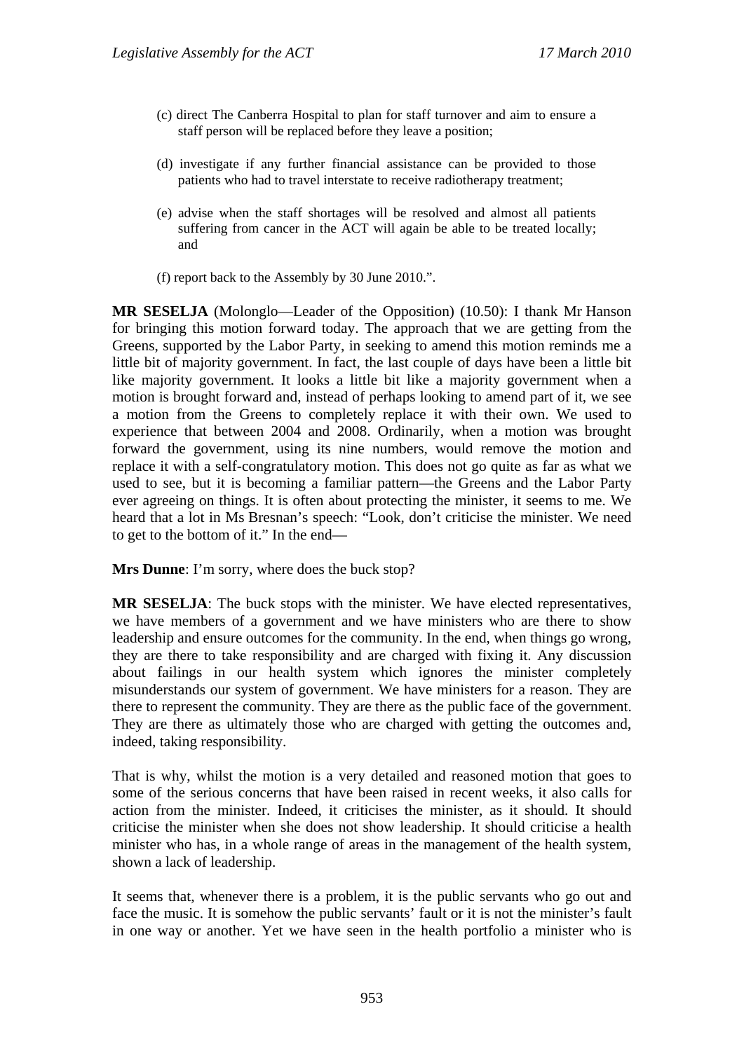(c) direct The Canberra Hospital to plan for staff turnover and aim to ensure a staff person will be replaced before they leave a position;

(d) investigate if any further financial assistance can be provided to those patients who had to travel interstate to receive radiotherapy treatment;

(e) advise when the staff shortages will be resolved and almost all patients suffering from cancer in the ACT will again be able to be treated locally; and

(f) report back to the Assembly by 30 June 2010.".

**MR SESELJA** (Molonglo—Leader of the Opposition) (10.50): I thank Mr Hanson for bringing this motion forward today. The approach that we are getting from the Greens, supported by the Labor Party, in seeking to amend this motion reminds me a little bit of majority government. In fact, the last couple of days have been a little bit like majority government. It looks a little bit like a majority government when a motion is brought forward and, instead of perhaps looking to amend part of it, we see a motion from the Greens to completely replace it with their own. We used to experience that between 2004 and 2008. Ordinarily, when a motion was brought forward the government, using its nine numbers, would remove the motion and replace it with a self-congratulatory motion. This does not go quite as far as what we used to see, but it is becoming a familiar pattern—the Greens and the Labor Party ever agreeing on things. It is often about protecting the minister, it seems to me. We heard that a lot in Ms Bresnan's speech: "Look, don't criticise the minister. We need to get to the bottom of it." In the end—

**Mrs Dunne**: I'm sorry, where does the buck stop?

**MR SESELJA**: The buck stops with the minister. We have elected representatives, we have members of a government and we have ministers who are there to show leadership and ensure outcomes for the community. In the end, when things go wrong, they are there to take responsibility and are charged with fixing it. Any discussion about failings in our health system which ignores the minister completely misunderstands our system of government. We have ministers for a reason. They are there to represent the community. They are there as the public face of the government. They are there as ultimately those who are charged with getting the outcomes and, indeed, taking responsibility.

That is why, whilst the motion is a very detailed and reasoned motion that goes to some of the serious concerns that have been raised in recent weeks, it also calls for action from the minister. Indeed, it criticises the minister, as it should. It should criticise the minister when she does not show leadership. It should criticise a health minister who has, in a whole range of areas in the management of the health system, shown a lack of leadership.

It seems that, whenever there is a problem, it is the public servants who go out and face the music. It is somehow the public servants' fault or it is not the minister's fault in one way or another. Yet we have seen in the health portfolio a minister who is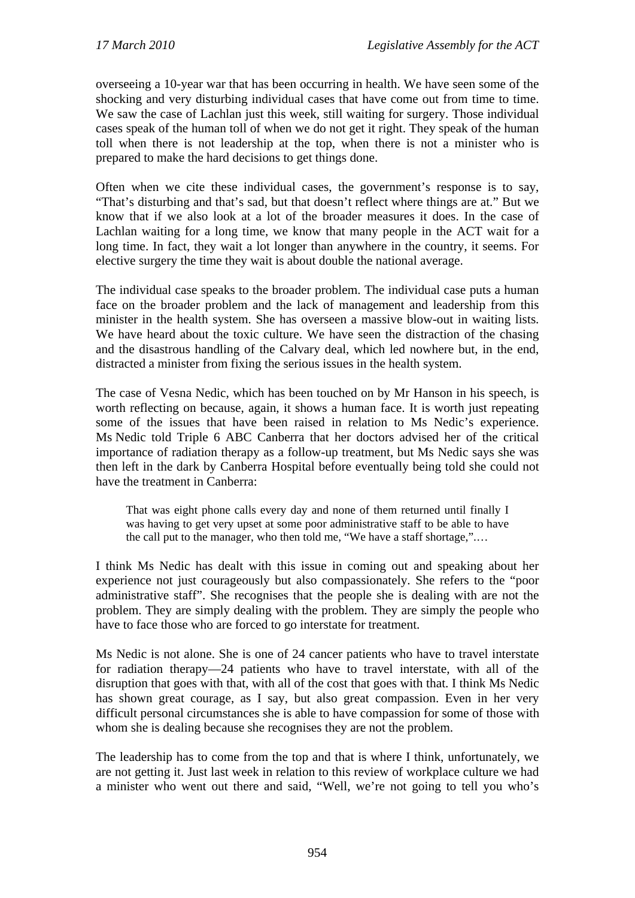overseeing a 10-year war that has been occurring in health. We have seen some of the shocking and very disturbing individual cases that have come out from time to time. We saw the case of Lachlan just this week, still waiting for surgery. Those individual cases speak of the human toll of when we do not get it right. They speak of the human toll when there is not leadership at the top, when there is not a minister who is prepared to make the hard decisions to get things done.

Often when we cite these individual cases, the government's response is to say, "That's disturbing and that's sad, but that doesn't reflect where things are at." But we know that if we also look at a lot of the broader measures it does. In the case of Lachlan waiting for a long time, we know that many people in the ACT wait for a long time. In fact, they wait a lot longer than anywhere in the country, it seems. For elective surgery the time they wait is about double the national average.

The individual case speaks to the broader problem. The individual case puts a human face on the broader problem and the lack of management and leadership from this minister in the health system. She has overseen a massive blow-out in waiting lists. We have heard about the toxic culture. We have seen the distraction of the chasing and the disastrous handling of the Calvary deal, which led nowhere but, in the end, distracted a minister from fixing the serious issues in the health system.

The case of Vesna Nedic, which has been touched on by Mr Hanson in his speech, is worth reflecting on because, again, it shows a human face. It is worth just repeating some of the issues that have been raised in relation to Ms Nedic's experience. Ms Nedic told Triple 6 ABC Canberra that her doctors advised her of the critical importance of radiation therapy as a follow-up treatment, but Ms Nedic says she was then left in the dark by Canberra Hospital before eventually being told she could not have the treatment in Canberra:

> That was eight phone calls every day and none of them returned until finally I was having to get very upset at some poor administrative staff to be able to have the call put to the manager, who then told me, "We have a staff shortage,"….

I think Ms Nedic has dealt with this issue in coming out and speaking about her experience not just courageously but also compassionately. She refers to the "poor administrative staff". She recognises that the people she is dealing with are not the problem. They are simply dealing with the problem. They are simply the people who have to face those who are forced to go interstate for treatment.

Ms Nedic is not alone. She is one of 24 cancer patients who have to travel interstate for radiation therapy—24 patients who have to travel interstate, with all of the disruption that goes with that, with all of the cost that goes with that. I think Ms Nedic has shown great courage, as I say, but also great compassion. Even in her very difficult personal circumstances she is able to have compassion for some of those with whom she is dealing because she recognises they are not the problem.

The leadership has to come from the top and that is where I think, unfortunately, we are not getting it. Just last week in relation to this review of workplace culture we had a minister who went out there and said, "Well, we're not going to tell you who's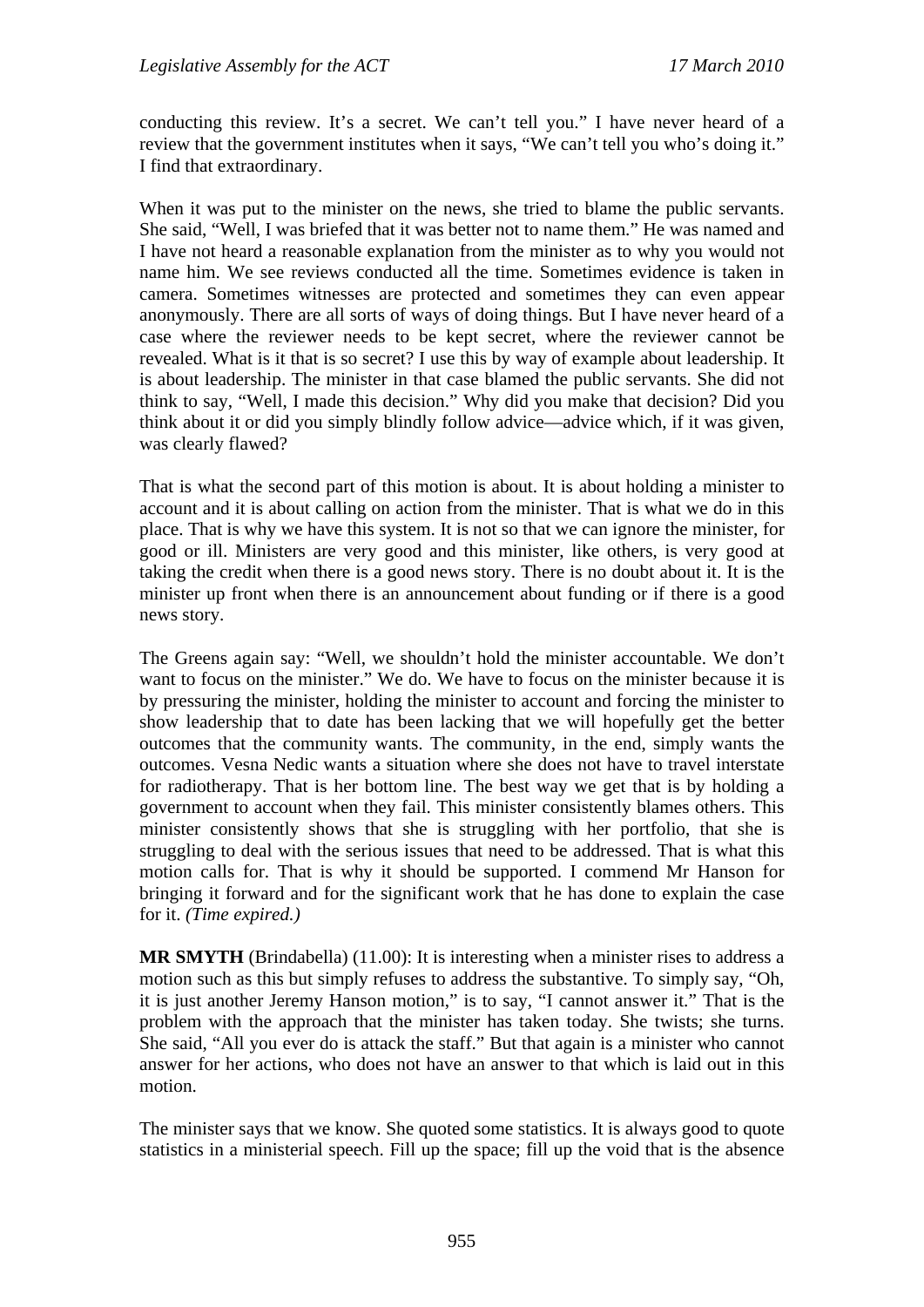conducting this review. It's a secret. We can't tell you." I have never heard of a review that the government institutes when it says, "We can't tell you who's doing it." I find that extraordinary.

When it was put to the minister on the news, she tried to blame the public servants. She said, "Well, I was briefed that it was better not to name them." He was named and I have not heard a reasonable explanation from the minister as to why you would not name him. We see reviews conducted all the time. Sometimes evidence is taken in camera. Sometimes witnesses are protected and sometimes they can even appear anonymously. There are all sorts of ways of doing things. But I have never heard of a case where the reviewer needs to be kept secret, where the reviewer cannot be revealed. What is it that is so secret? I use this by way of example about leadership. It is about leadership. The minister in that case blamed the public servants. She did not think to say, "Well, I made this decision." Why did you make that decision? Did you think about it or did you simply blindly follow advice—advice which, if it was given, was clearly flawed?

That is what the second part of this motion is about. It is about holding a minister to account and it is about calling on action from the minister. That is what we do in this place. That is why we have this system. It is not so that we can ignore the minister, for good or ill. Ministers are very good and this minister, like others, is very good at taking the credit when there is a good news story. There is no doubt about it. It is the minister up front when there is an announcement about funding or if there is a good news story.

The Greens again say: "Well, we shouldn't hold the minister accountable. We don't want to focus on the minister." We do. We have to focus on the minister because it is by pressuring the minister, holding the minister to account and forcing the minister to show leadership that to date has been lacking that we will hopefully get the better outcomes that the community wants. The community, in the end, simply wants the outcomes. Vesna Nedic wants a situation where she does not have to travel interstate for radiotherapy. That is her bottom line. The best way we get that is by holding a government to account when they fail. This minister consistently blames others. This minister consistently shows that she is struggling with her portfolio, that she is struggling to deal with the serious issues that need to be addressed. That is what this motion calls for. That is why it should be supported. I commend Mr Hanson for bringing it forward and for the significant work that he has done to explain the case for it. *(Time expired.)*

**MR SMYTH** (Brindabella) (11.00): It is interesting when a minister rises to address a motion such as this but simply refuses to address the substantive. To simply say, "Oh, it is just another Jeremy Hanson motion," is to say, "I cannot answer it." That is the problem with the approach that the minister has taken today. She twists; she turns. She said, "All you ever do is attack the staff." But that again is a minister who cannot answer for her actions, who does not have an answer to that which is laid out in this motion.

The minister says that we know. She quoted some statistics. It is always good to quote statistics in a ministerial speech. Fill up the space; fill up the void that is the absence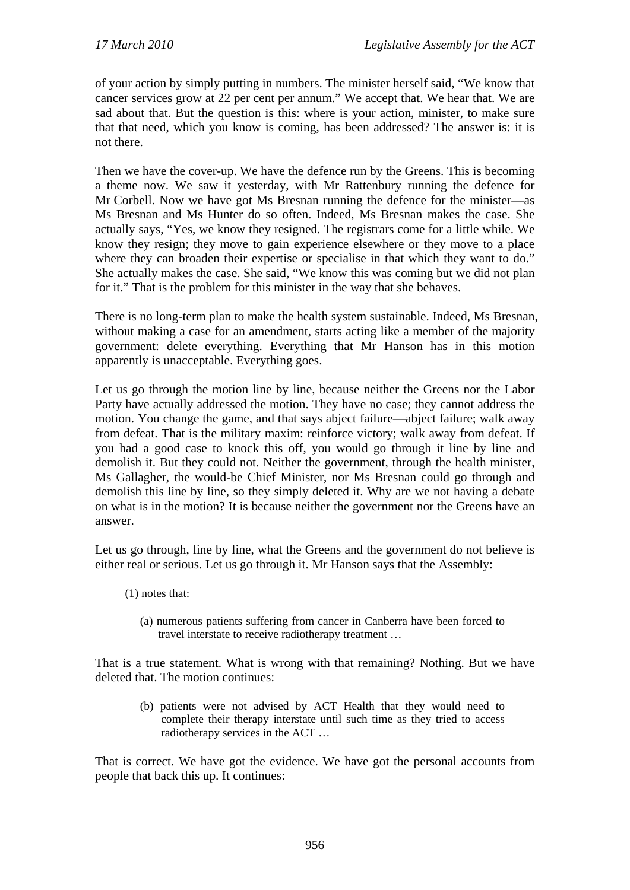of your action by simply putting in numbers. The minister herself said, "We know that cancer services grow at 22 per cent per annum." We accept that. We hear that. We are sad about that. But the question is this: where is your action, minister, to make sure that that need, which you know is coming, has been addressed? The answer is: it is not there.

Then we have the cover-up. We have the defence run by the Greens. This is becoming a theme now. We saw it yesterday, with Mr Rattenbury running the defence for Mr Corbell. Now we have got Ms Bresnan running the defence for the minister—as Ms Bresnan and Ms Hunter do so often. Indeed, Ms Bresnan makes the case. She actually says, "Yes, we know they resigned. The registrars come for a little while. We know they resign; they move to gain experience elsewhere or they move to a place where they can broaden their expertise or specialise in that which they want to do." She actually makes the case. She said, "We know this was coming but we did not plan for it." That is the problem for this minister in the way that she behaves.

There is no long-term plan to make the health system sustainable. Indeed, Ms Bresnan, without making a case for an amendment, starts acting like a member of the majority government: delete everything. Everything that Mr Hanson has in this motion apparently is unacceptable. Everything goes.

Let us go through the motion line by line, because neither the Greens nor the Labor Party have actually addressed the motion. They have no case; they cannot address the motion. You change the game, and that says abject failure—abject failure; walk away from defeat. That is the military maxim: reinforce victory; walk away from defeat. If you had a good case to knock this off, you would go through it line by line and demolish it. But they could not. Neither the government, through the health minister, Ms Gallagher, the would-be Chief Minister, nor Ms Bresnan could go through and demolish this line by line, so they simply deleted it. Why are we not having a debate on what is in the motion? It is because neither the government nor the Greens have an answer.

Let us go through, line by line, what the Greens and the government do not believe is either real or serious. Let us go through it. Mr Hanson says that the Assembly:

> (1) notes that:
>
> (a) numerous patients suffering from cancer in Canberra have been forced to travel interstate to receive radiotherapy treatment …

That is a true statement. What is wrong with that remaining? Nothing. But we have deleted that. The motion continues:

> (b) patients were not advised by ACT Health that they would need to complete their therapy interstate until such time as they tried to access radiotherapy services in the ACT …

That is correct. We have got the evidence. We have got the personal accounts from people that back this up. It continues: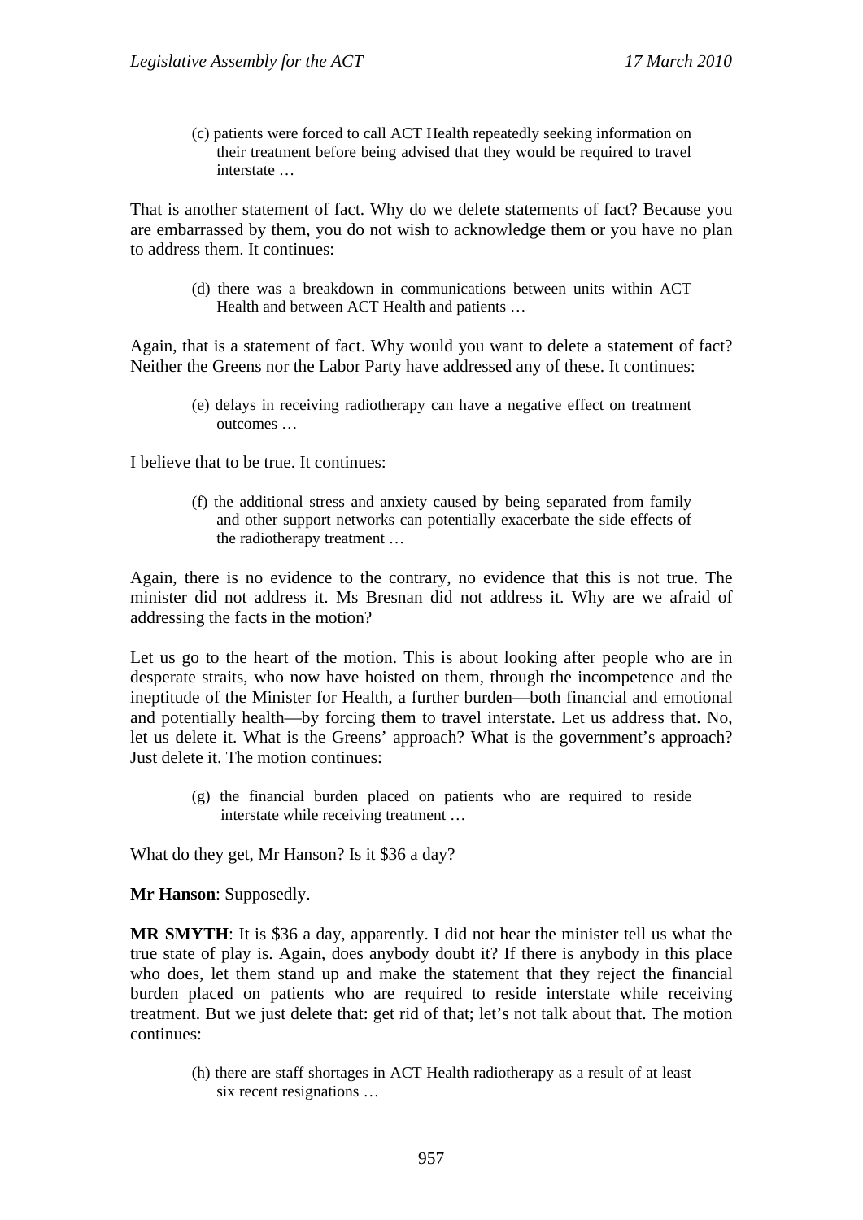> (c) patients were forced to call ACT Health repeatedly seeking information on their treatment before being advised that they would be required to travel interstate …

That is another statement of fact. Why do we delete statements of fact? Because you are embarrassed by them, you do not wish to acknowledge them or you have no plan to address them. It continues:

> (d) there was a breakdown in communications between units within ACT Health and between ACT Health and patients …

Again, that is a statement of fact. Why would you want to delete a statement of fact? Neither the Greens nor the Labor Party have addressed any of these. It continues:

> (e) delays in receiving radiotherapy can have a negative effect on treatment outcomes …

I believe that to be true. It continues:

> (f) the additional stress and anxiety caused by being separated from family and other support networks can potentially exacerbate the side effects of the radiotherapy treatment …

Again, there is no evidence to the contrary, no evidence that this is not true. The minister did not address it. Ms Bresnan did not address it. Why are we afraid of addressing the facts in the motion?

Let us go to the heart of the motion. This is about looking after people who are in desperate straits, who now have hoisted on them, through the incompetence and the ineptitude of the Minister for Health, a further burden—both financial and emotional and potentially health—by forcing them to travel interstate. Let us address that. No, let us delete it. What is the Greens' approach? What is the government's approach? Just delete it. The motion continues:

> (g) the financial burden placed on patients who are required to reside interstate while receiving treatment …

What do they get, Mr Hanson? Is it $36 a day?

**Mr Hanson**: Supposedly.

**MR SMYTH**: It is $36 a day, apparently. I did not hear the minister tell us what the true state of play is. Again, does anybody doubt it? If there is anybody in this place who does, let them stand up and make the statement that they reject the financial burden placed on patients who are required to reside interstate while receiving treatment. But we just delete that: get rid of that; let's not talk about that. The motion continues:

> (h) there are staff shortages in ACT Health radiotherapy as a result of at least six recent resignations …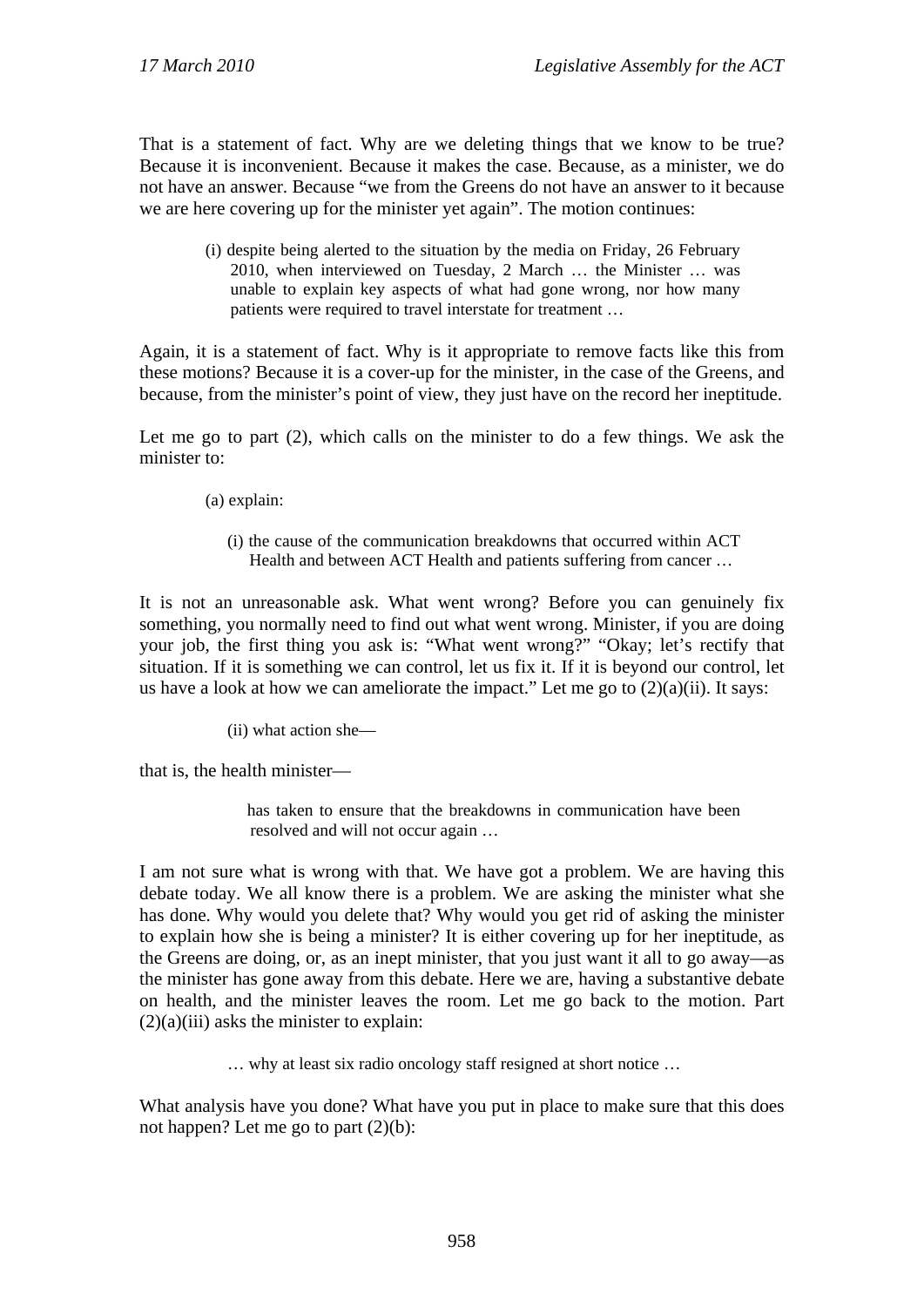That is a statement of fact. Why are we deleting things that we know to be true? Because it is inconvenient. Because it makes the case. Because, as a minister, we do not have an answer. Because "we from the Greens do not have an answer to it because we are here covering up for the minister yet again". The motion continues:

> (i) despite being alerted to the situation by the media on Friday, 26 February 2010, when interviewed on Tuesday, 2 March … the Minister … was unable to explain key aspects of what had gone wrong, nor how many patients were required to travel interstate for treatment …

Again, it is a statement of fact. Why is it appropriate to remove facts like this from these motions? Because it is a cover-up for the minister, in the case of the Greens, and because, from the minister's point of view, they just have on the record her ineptitude.

Let me go to part (2), which calls on the minister to do a few things. We ask the minister to:

> (a) explain:
>
> (i) the cause of the communication breakdowns that occurred within ACT Health and between ACT Health and patients suffering from cancer …

It is not an unreasonable ask. What went wrong? Before you can genuinely fix something, you normally need to find out what went wrong. Minister, if you are doing your job, the first thing you ask is: "What went wrong?" "Okay; let's rectify that situation. If it is something we can control, let us fix it. If it is beyond our control, let us have a look at how we can ameliorate the impact." Let me go to (2)(a)(ii). It says:

> (ii) what action she—

that is, the health minister—

> has taken to ensure that the breakdowns in communication have been resolved and will not occur again …

I am not sure what is wrong with that. We have got a problem. We are having this debate today. We all know there is a problem. We are asking the minister what she has done. Why would you delete that? Why would you get rid of asking the minister to explain how she is being a minister? It is either covering up for her ineptitude, as the Greens are doing, or, as an inept minister, that you just want it all to go away—as the minister has gone away from this debate. Here we are, having a substantive debate on health, and the minister leaves the room. Let me go back to the motion. Part (2)(a)(iii) asks the minister to explain:

> … why at least six radio oncology staff resigned at short notice …

What analysis have you done? What have you put in place to make sure that this does not happen? Let me go to part (2)(b):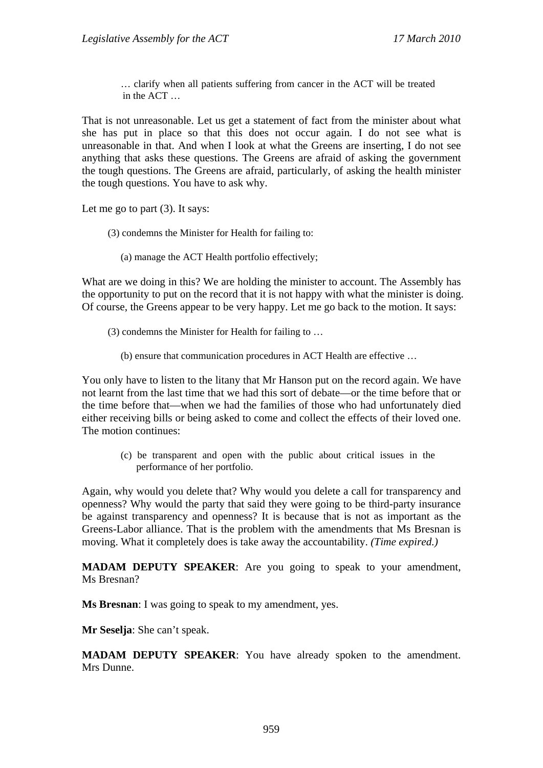> … clarify when all patients suffering from cancer in the ACT will be treated in the ACT …

That is not unreasonable. Let us get a statement of fact from the minister about what she has put in place so that this does not occur again. I do not see what is unreasonable in that. And when I look at what the Greens are inserting, I do not see anything that asks these questions. The Greens are afraid of asking the government the tough questions. The Greens are afraid, particularly, of asking the health minister the tough questions. You have to ask why.

Let me go to part (3). It says:

> (3) condemns the Minister for Health for failing to:
>
> (a) manage the ACT Health portfolio effectively;

What are we doing in this? We are holding the minister to account. The Assembly has the opportunity to put on the record that it is not happy with what the minister is doing. Of course, the Greens appear to be very happy. Let me go back to the motion. It says:

> (3) condemns the Minister for Health for failing to …
>
> (b) ensure that communication procedures in ACT Health are effective …

You only have to listen to the litany that Mr Hanson put on the record again. We have not learnt from the last time that we had this sort of debate—or the time before that or the time before that—when we had the families of those who had unfortunately died either receiving bills or being asked to come and collect the effects of their loved one. The motion continues:

> (c) be transparent and open with the public about critical issues in the performance of her portfolio.

Again, why would you delete that? Why would you delete a call for transparency and openness? Why would the party that said they were going to be third-party insurance be against transparency and openness? It is because that is not as important as the Greens-Labor alliance. That is the problem with the amendments that Ms Bresnan is moving. What it completely does is take away the accountability. *(Time expired.)*

**MADAM DEPUTY SPEAKER**: Are you going to speak to your amendment, Ms Bresnan?

**Ms Bresnan**: I was going to speak to my amendment, yes.

**Mr Seselja**: She can't speak.

**MADAM DEPUTY SPEAKER**: You have already spoken to the amendment. Mrs Dunne.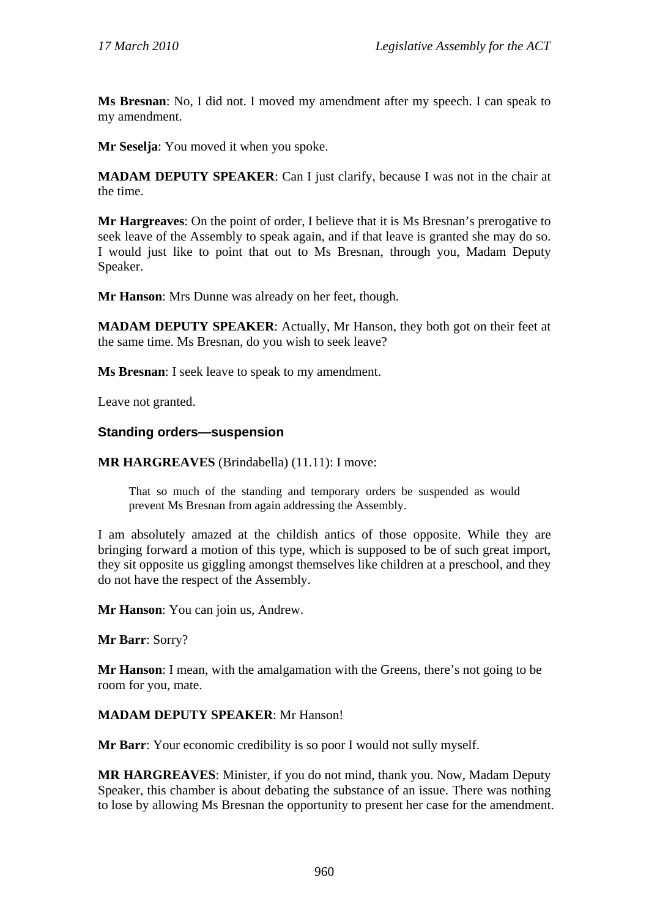**Ms Bresnan**: No, I did not. I moved my amendment after my speech. I can speak to my amendment.

**Mr Seselja**: You moved it when you spoke.

**MADAM DEPUTY SPEAKER**: Can I just clarify, because I was not in the chair at the time.

**Mr Hargreaves**: On the point of order, I believe that it is Ms Bresnan's prerogative to seek leave of the Assembly to speak again, and if that leave is granted she may do so. I would just like to point that out to Ms Bresnan, through you, Madam Deputy Speaker.

**Mr Hanson**: Mrs Dunne was already on her feet, though.

**MADAM DEPUTY SPEAKER**: Actually, Mr Hanson, they both got on their feet at the same time. Ms Bresnan, do you wish to seek leave?

**Ms Bresnan**: I seek leave to speak to my amendment.

Leave not granted.

### Standing orders—suspension

**MR HARGREAVES** (Brindabella) (11.11): I move:

> That so much of the standing and temporary orders be suspended as would prevent Ms Bresnan from again addressing the Assembly.

I am absolutely amazed at the childish antics of those opposite. While they are bringing forward a motion of this type, which is supposed to be of such great import, they sit opposite us giggling amongst themselves like children at a preschool, and they do not have the respect of the Assembly.

**Mr Hanson**: You can join us, Andrew.

**Mr Barr**: Sorry?

**Mr Hanson**: I mean, with the amalgamation with the Greens, there's not going to be room for you, mate.

**MADAM DEPUTY SPEAKER**: Mr Hanson!

**Mr Barr**: Your economic credibility is so poor I would not sully myself.

**MR HARGREAVES**: Minister, if you do not mind, thank you. Now, Madam Deputy Speaker, this chamber is about debating the substance of an issue. There was nothing to lose by allowing Ms Bresnan the opportunity to present her case for the amendment.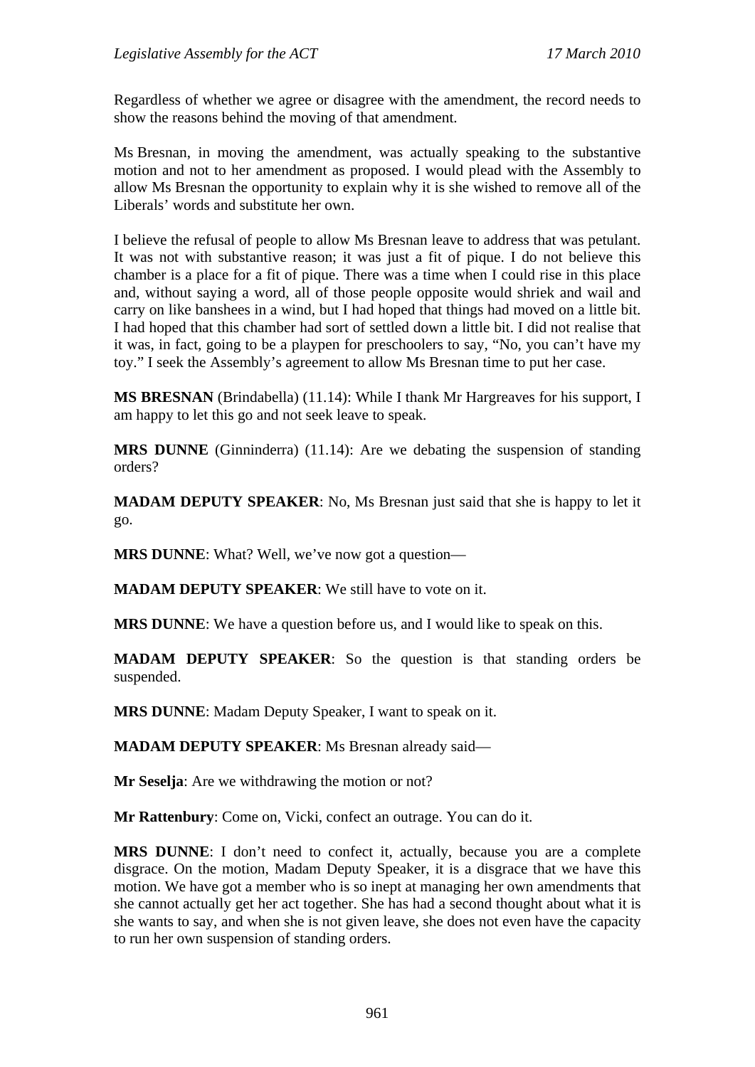Regardless of whether we agree or disagree with the amendment, the record needs to show the reasons behind the moving of that amendment.

Ms Bresnan, in moving the amendment, was actually speaking to the substantive motion and not to her amendment as proposed. I would plead with the Assembly to allow Ms Bresnan the opportunity to explain why it is she wished to remove all of the Liberals' words and substitute her own.

I believe the refusal of people to allow Ms Bresnan leave to address that was petulant. It was not with substantive reason; it was just a fit of pique. I do not believe this chamber is a place for a fit of pique. There was a time when I could rise in this place and, without saying a word, all of those people opposite would shriek and wail and carry on like banshees in a wind, but I had hoped that things had moved on a little bit. I had hoped that this chamber had sort of settled down a little bit. I did not realise that it was, in fact, going to be a playpen for preschoolers to say, "No, you can't have my toy." I seek the Assembly's agreement to allow Ms Bresnan time to put her case.

**MS BRESNAN** (Brindabella) (11.14): While I thank Mr Hargreaves for his support, I am happy to let this go and not seek leave to speak.

**MRS DUNNE** (Ginninderra) (11.14): Are we debating the suspension of standing orders?

**MADAM DEPUTY SPEAKER**: No, Ms Bresnan just said that she is happy to let it go.

**MRS DUNNE**: What? Well, we've now got a question—

**MADAM DEPUTY SPEAKER**: We still have to vote on it.

**MRS DUNNE**: We have a question before us, and I would like to speak on this.

**MADAM DEPUTY SPEAKER**: So the question is that standing orders be suspended.

**MRS DUNNE**: Madam Deputy Speaker, I want to speak on it.

**MADAM DEPUTY SPEAKER**: Ms Bresnan already said—

**Mr Seselja**: Are we withdrawing the motion or not?

**Mr Rattenbury**: Come on, Vicki, confect an outrage. You can do it.

**MRS DUNNE**: I don't need to confect it, actually, because you are a complete disgrace. On the motion, Madam Deputy Speaker, it is a disgrace that we have this motion. We have got a member who is so inept at managing her own amendments that she cannot actually get her act together. She has had a second thought about what it is she wants to say, and when she is not given leave, she does not even have the capacity to run her own suspension of standing orders.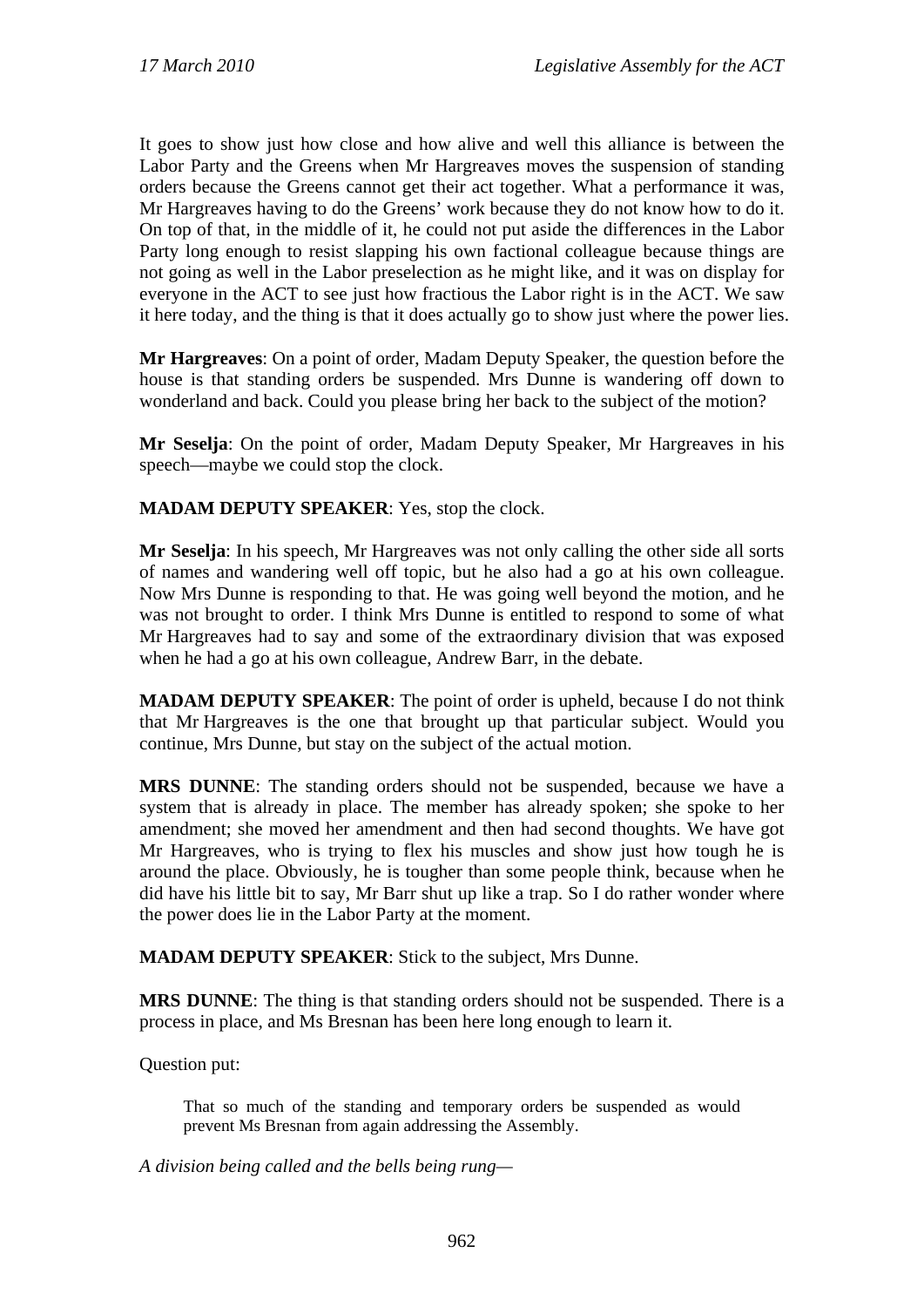It goes to show just how close and how alive and well this alliance is between the Labor Party and the Greens when Mr Hargreaves moves the suspension of standing orders because the Greens cannot get their act together. What a performance it was, Mr Hargreaves having to do the Greens' work because they do not know how to do it. On top of that, in the middle of it, he could not put aside the differences in the Labor Party long enough to resist slapping his own factional colleague because things are not going as well in the Labor preselection as he might like, and it was on display for everyone in the ACT to see just how fractious the Labor right is in the ACT. We saw it here today, and the thing is that it does actually go to show just where the power lies.

**Mr Hargreaves**: On a point of order, Madam Deputy Speaker, the question before the house is that standing orders be suspended. Mrs Dunne is wandering off down to wonderland and back. Could you please bring her back to the subject of the motion?

**Mr Seselja**: On the point of order, Madam Deputy Speaker, Mr Hargreaves in his speech—maybe we could stop the clock.

**MADAM DEPUTY SPEAKER**: Yes, stop the clock.

**Mr Seselja**: In his speech, Mr Hargreaves was not only calling the other side all sorts of names and wandering well off topic, but he also had a go at his own colleague. Now Mrs Dunne is responding to that. He was going well beyond the motion, and he was not brought to order. I think Mrs Dunne is entitled to respond to some of what Mr Hargreaves had to say and some of the extraordinary division that was exposed when he had a go at his own colleague, Andrew Barr, in the debate.

**MADAM DEPUTY SPEAKER**: The point of order is upheld, because I do not think that Mr Hargreaves is the one that brought up that particular subject. Would you continue, Mrs Dunne, but stay on the subject of the actual motion.

**MRS DUNNE**: The standing orders should not be suspended, because we have a system that is already in place. The member has already spoken; she spoke to her amendment; she moved her amendment and then had second thoughts. We have got Mr Hargreaves, who is trying to flex his muscles and show just how tough he is around the place. Obviously, he is tougher than some people think, because when he did have his little bit to say, Mr Barr shut up like a trap. So I do rather wonder where the power does lie in the Labor Party at the moment.

**MADAM DEPUTY SPEAKER**: Stick to the subject, Mrs Dunne.

**MRS DUNNE**: The thing is that standing orders should not be suspended. There is a process in place, and Ms Bresnan has been here long enough to learn it.

Question put:

> That so much of the standing and temporary orders be suspended as would prevent Ms Bresnan from again addressing the Assembly.

*A division being called and the bells being rung—*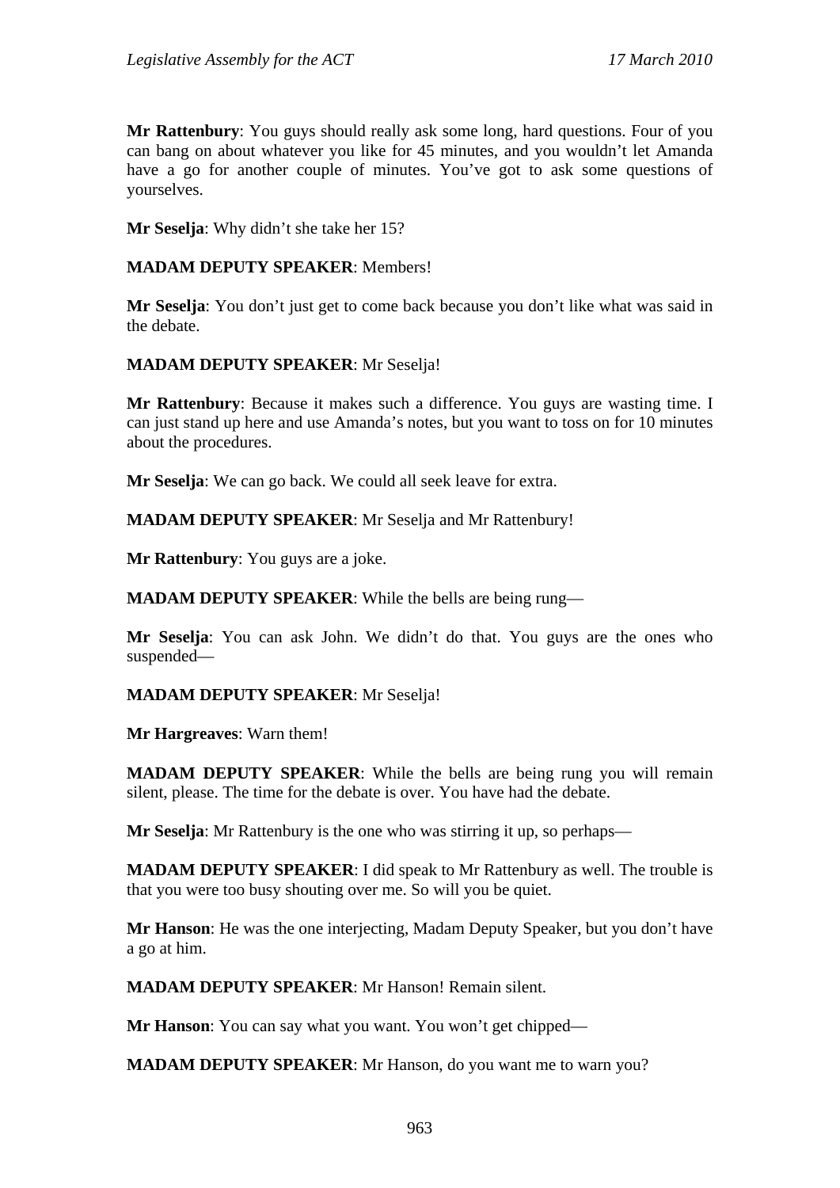**Mr Rattenbury**: You guys should really ask some long, hard questions. Four of you can bang on about whatever you like for 45 minutes, and you wouldn't let Amanda have a go for another couple of minutes. You've got to ask some questions of yourselves.

**Mr Seselja**: Why didn't she take her 15?

**MADAM DEPUTY SPEAKER**: Members!

**Mr Seselja**: You don't just get to come back because you don't like what was said in the debate.

**MADAM DEPUTY SPEAKER**: Mr Seselja!

**Mr Rattenbury**: Because it makes such a difference. You guys are wasting time. I can just stand up here and use Amanda's notes, but you want to toss on for 10 minutes about the procedures.

**Mr Seselja**: We can go back. We could all seek leave for extra.

**MADAM DEPUTY SPEAKER**: Mr Seselja and Mr Rattenbury!

**Mr Rattenbury**: You guys are a joke.

**MADAM DEPUTY SPEAKER**: While the bells are being rung—

**Mr Seselja**: You can ask John. We didn't do that. You guys are the ones who suspended—

**MADAM DEPUTY SPEAKER**: Mr Seselja!

**Mr Hargreaves**: Warn them!

**MADAM DEPUTY SPEAKER**: While the bells are being rung you will remain silent, please. The time for the debate is over. You have had the debate.

**Mr Seselja**: Mr Rattenbury is the one who was stirring it up, so perhaps—

**MADAM DEPUTY SPEAKER**: I did speak to Mr Rattenbury as well. The trouble is that you were too busy shouting over me. So will you be quiet.

**Mr Hanson**: He was the one interjecting, Madam Deputy Speaker, but you don't have a go at him.

**MADAM DEPUTY SPEAKER**: Mr Hanson! Remain silent.

**Mr Hanson**: You can say what you want. You won't get chipped—

**MADAM DEPUTY SPEAKER**: Mr Hanson, do you want me to warn you?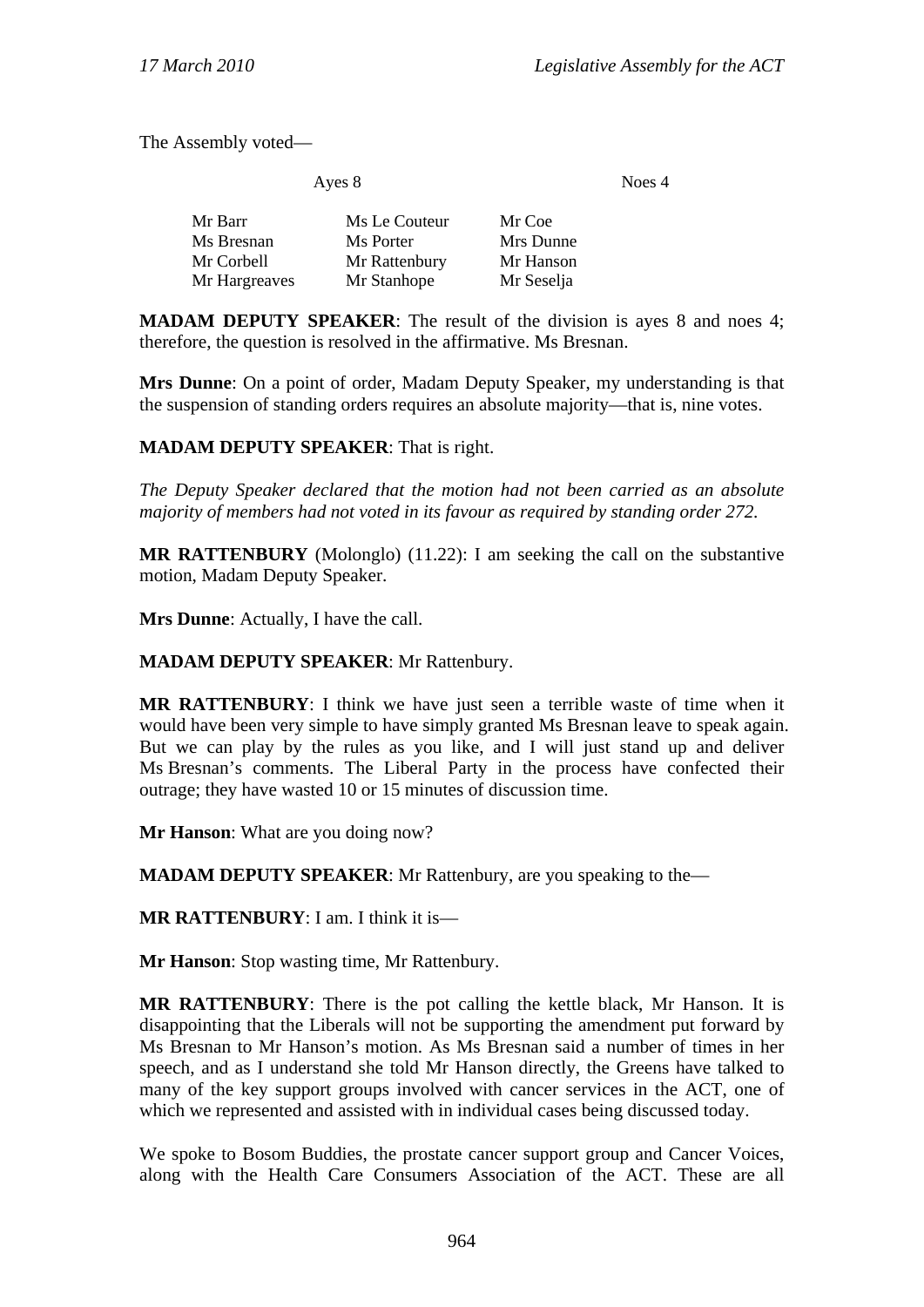The Assembly voted—

| Ayes 8 | | Noes 4 |
|---|---|---|
| Mr Barr | Ms Le Couteur | Mr Coe |
| Ms Bresnan | Ms Porter | Mrs Dunne |
| Mr Corbell | Mr Rattenbury | Mr Hanson |
| Mr Hargreaves | Mr Stanhope | Mr Seselja |

**MADAM DEPUTY SPEAKER**: The result of the division is ayes 8 and noes 4; therefore, the question is resolved in the affirmative. Ms Bresnan.

**Mrs Dunne**: On a point of order, Madam Deputy Speaker, my understanding is that the suspension of standing orders requires an absolute majority—that is, nine votes.

**MADAM DEPUTY SPEAKER**: That is right.

*The Deputy Speaker declared that the motion had not been carried as an absolute majority of members had not voted in its favour as required by standing order 272.*

**MR RATTENBURY** (Molonglo) (11.22): I am seeking the call on the substantive motion, Madam Deputy Speaker.

**Mrs Dunne**: Actually, I have the call.

**MADAM DEPUTY SPEAKER**: Mr Rattenbury.

**MR RATTENBURY**: I think we have just seen a terrible waste of time when it would have been very simple to have simply granted Ms Bresnan leave to speak again. But we can play by the rules as you like, and I will just stand up and deliver Ms Bresnan's comments. The Liberal Party in the process have confected their outrage; they have wasted 10 or 15 minutes of discussion time.

**Mr Hanson**: What are you doing now?

**MADAM DEPUTY SPEAKER**: Mr Rattenbury, are you speaking to the—

**MR RATTENBURY**: I am. I think it is—

**Mr Hanson**: Stop wasting time, Mr Rattenbury.

**MR RATTENBURY**: There is the pot calling the kettle black, Mr Hanson. It is disappointing that the Liberals will not be supporting the amendment put forward by Ms Bresnan to Mr Hanson's motion. As Ms Bresnan said a number of times in her speech, and as I understand she told Mr Hanson directly, the Greens have talked to many of the key support groups involved with cancer services in the ACT, one of which we represented and assisted with in individual cases being discussed today.

We spoke to Bosom Buddies, the prostate cancer support group and Cancer Voices, along with the Health Care Consumers Association of the ACT. These are all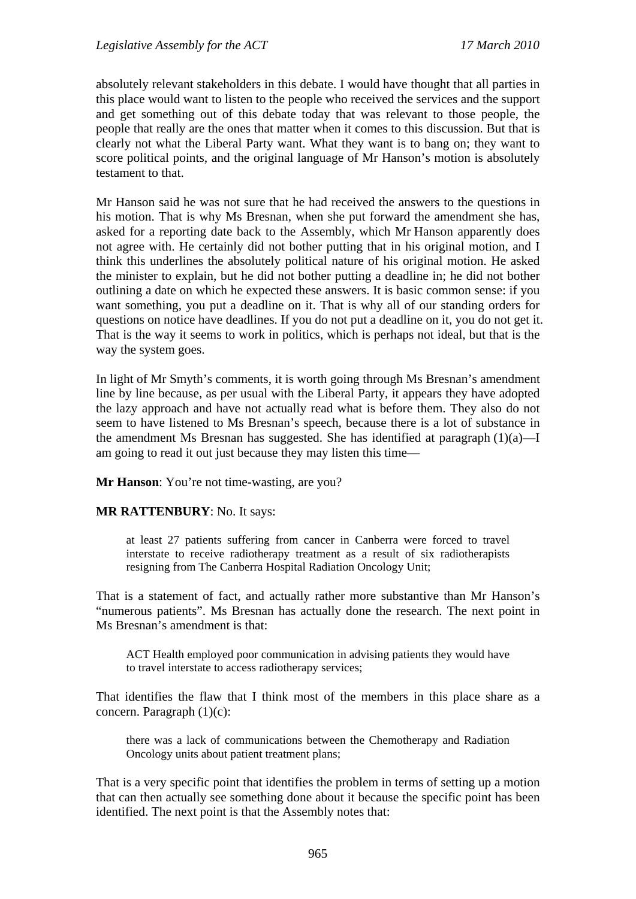absolutely relevant stakeholders in this debate. I would have thought that all parties in this place would want to listen to the people who received the services and the support and get something out of this debate today that was relevant to those people, the people that really are the ones that matter when it comes to this discussion. But that is clearly not what the Liberal Party want. What they want is to bang on; they want to score political points, and the original language of Mr Hanson's motion is absolutely testament to that.

Mr Hanson said he was not sure that he had received the answers to the questions in his motion. That is why Ms Bresnan, when she put forward the amendment she has, asked for a reporting date back to the Assembly, which Mr Hanson apparently does not agree with. He certainly did not bother putting that in his original motion, and I think this underlines the absolutely political nature of his original motion. He asked the minister to explain, but he did not bother putting a deadline in; he did not bother outlining a date on which he expected these answers. It is basic common sense: if you want something, you put a deadline on it. That is why all of our standing orders for questions on notice have deadlines. If you do not put a deadline on it, you do not get it. That is the way it seems to work in politics, which is perhaps not ideal, but that is the way the system goes.

In light of Mr Smyth's comments, it is worth going through Ms Bresnan's amendment line by line because, as per usual with the Liberal Party, it appears they have adopted the lazy approach and have not actually read what is before them. They also do not seem to have listened to Ms Bresnan's speech, because there is a lot of substance in the amendment Ms Bresnan has suggested. She has identified at paragraph (1)(a)—I am going to read it out just because they may listen this time—

**Mr Hanson**: You're not time-wasting, are you?

**MR RATTENBURY**: No. It says:

> at least 27 patients suffering from cancer in Canberra were forced to travel interstate to receive radiotherapy treatment as a result of six radiotherapists resigning from The Canberra Hospital Radiation Oncology Unit;

That is a statement of fact, and actually rather more substantive than Mr Hanson's "numerous patients". Ms Bresnan has actually done the research. The next point in Ms Bresnan's amendment is that:

> ACT Health employed poor communication in advising patients they would have to travel interstate to access radiotherapy services;

That identifies the flaw that I think most of the members in this place share as a concern. Paragraph (1)(c):

> there was a lack of communications between the Chemotherapy and Radiation Oncology units about patient treatment plans;

That is a very specific point that identifies the problem in terms of setting up a motion that can then actually see something done about it because the specific point has been identified. The next point is that the Assembly notes that: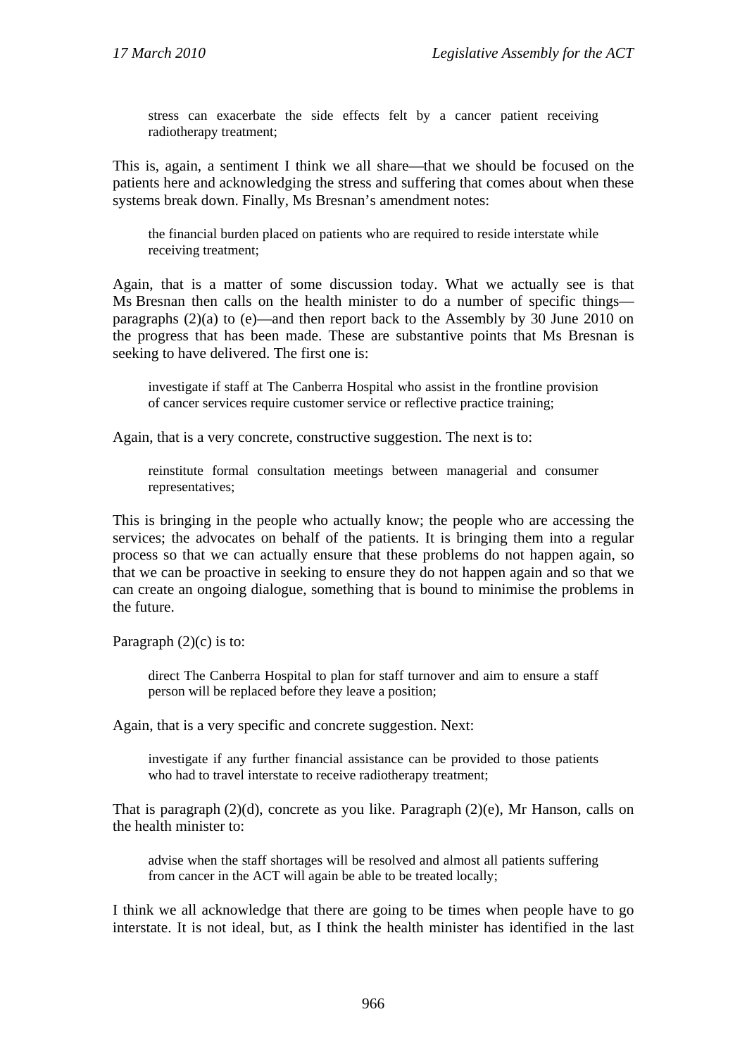> stress can exacerbate the side effects felt by a cancer patient receiving radiotherapy treatment;

This is, again, a sentiment I think we all share—that we should be focused on the patients here and acknowledging the stress and suffering that comes about when these systems break down. Finally, Ms Bresnan's amendment notes:

> the financial burden placed on patients who are required to reside interstate while receiving treatment;

Again, that is a matter of some discussion today. What we actually see is that Ms Bresnan then calls on the health minister to do a number of specific things—paragraphs (2)(a) to (e)—and then report back to the Assembly by 30 June 2010 on the progress that has been made. These are substantive points that Ms Bresnan is seeking to have delivered. The first one is:

> investigate if staff at The Canberra Hospital who assist in the frontline provision of cancer services require customer service or reflective practice training;

Again, that is a very concrete, constructive suggestion. The next is to:

> reinstitute formal consultation meetings between managerial and consumer representatives;

This is bringing in the people who actually know; the people who are accessing the services; the advocates on behalf of the patients. It is bringing them into a regular process so that we can actually ensure that these problems do not happen again, so that we can be proactive in seeking to ensure they do not happen again and so that we can create an ongoing dialogue, something that is bound to minimise the problems in the future.

Paragraph (2)(c) is to:

> direct The Canberra Hospital to plan for staff turnover and aim to ensure a staff person will be replaced before they leave a position;

Again, that is a very specific and concrete suggestion. Next:

> investigate if any further financial assistance can be provided to those patients who had to travel interstate to receive radiotherapy treatment;

That is paragraph (2)(d), concrete as you like. Paragraph (2)(e), Mr Hanson, calls on the health minister to:

> advise when the staff shortages will be resolved and almost all patients suffering from cancer in the ACT will again be able to be treated locally;

I think we all acknowledge that there are going to be times when people have to go interstate. It is not ideal, but, as I think the health minister has identified in the last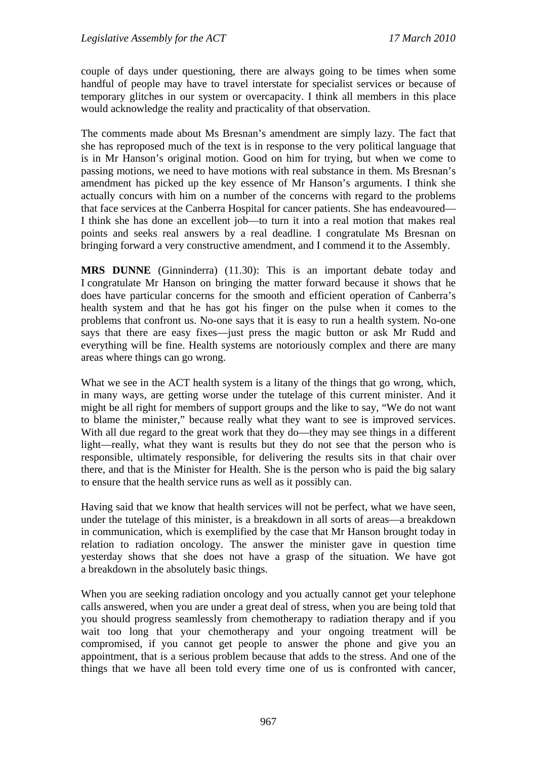couple of days under questioning, there are always going to be times when some handful of people may have to travel interstate for specialist services or because of temporary glitches in our system or overcapacity. I think all members in this place would acknowledge the reality and practicality of that observation.

The comments made about Ms Bresnan's amendment are simply lazy. The fact that she has reproposed much of the text is in response to the very political language that is in Mr Hanson's original motion. Good on him for trying, but when we come to passing motions, we need to have motions with real substance in them. Ms Bresnan's amendment has picked up the key essence of Mr Hanson's arguments. I think she actually concurs with him on a number of the concerns with regard to the problems that face services at the Canberra Hospital for cancer patients. She has endeavoured—I think she has done an excellent job—to turn it into a real motion that makes real points and seeks real answers by a real deadline. I congratulate Ms Bresnan on bringing forward a very constructive amendment, and I commend it to the Assembly.

**MRS DUNNE** (Ginninderra) (11.30): This is an important debate today and I congratulate Mr Hanson on bringing the matter forward because it shows that he does have particular concerns for the smooth and efficient operation of Canberra's health system and that he has got his finger on the pulse when it comes to the problems that confront us. No-one says that it is easy to run a health system. No-one says that there are easy fixes—just press the magic button or ask Mr Rudd and everything will be fine. Health systems are notoriously complex and there are many areas where things can go wrong.

What we see in the ACT health system is a litany of the things that go wrong, which, in many ways, are getting worse under the tutelage of this current minister. And it might be all right for members of support groups and the like to say, "We do not want to blame the minister," because really what they want to see is improved services. With all due regard to the great work that they do—they may see things in a different light—really, what they want is results but they do not see that the person who is responsible, ultimately responsible, for delivering the results sits in that chair over there, and that is the Minister for Health. She is the person who is paid the big salary to ensure that the health service runs as well as it possibly can.

Having said that we know that health services will not be perfect, what we have seen, under the tutelage of this minister, is a breakdown in all sorts of areas—a breakdown in communication, which is exemplified by the case that Mr Hanson brought today in relation to radiation oncology. The answer the minister gave in question time yesterday shows that she does not have a grasp of the situation. We have got a breakdown in the absolutely basic things.

When you are seeking radiation oncology and you actually cannot get your telephone calls answered, when you are under a great deal of stress, when you are being told that you should progress seamlessly from chemotherapy to radiation therapy and if you wait too long that your chemotherapy and your ongoing treatment will be compromised, if you cannot get people to answer the phone and give you an appointment, that is a serious problem because that adds to the stress. And one of the things that we have all been told every time one of us is confronted with cancer,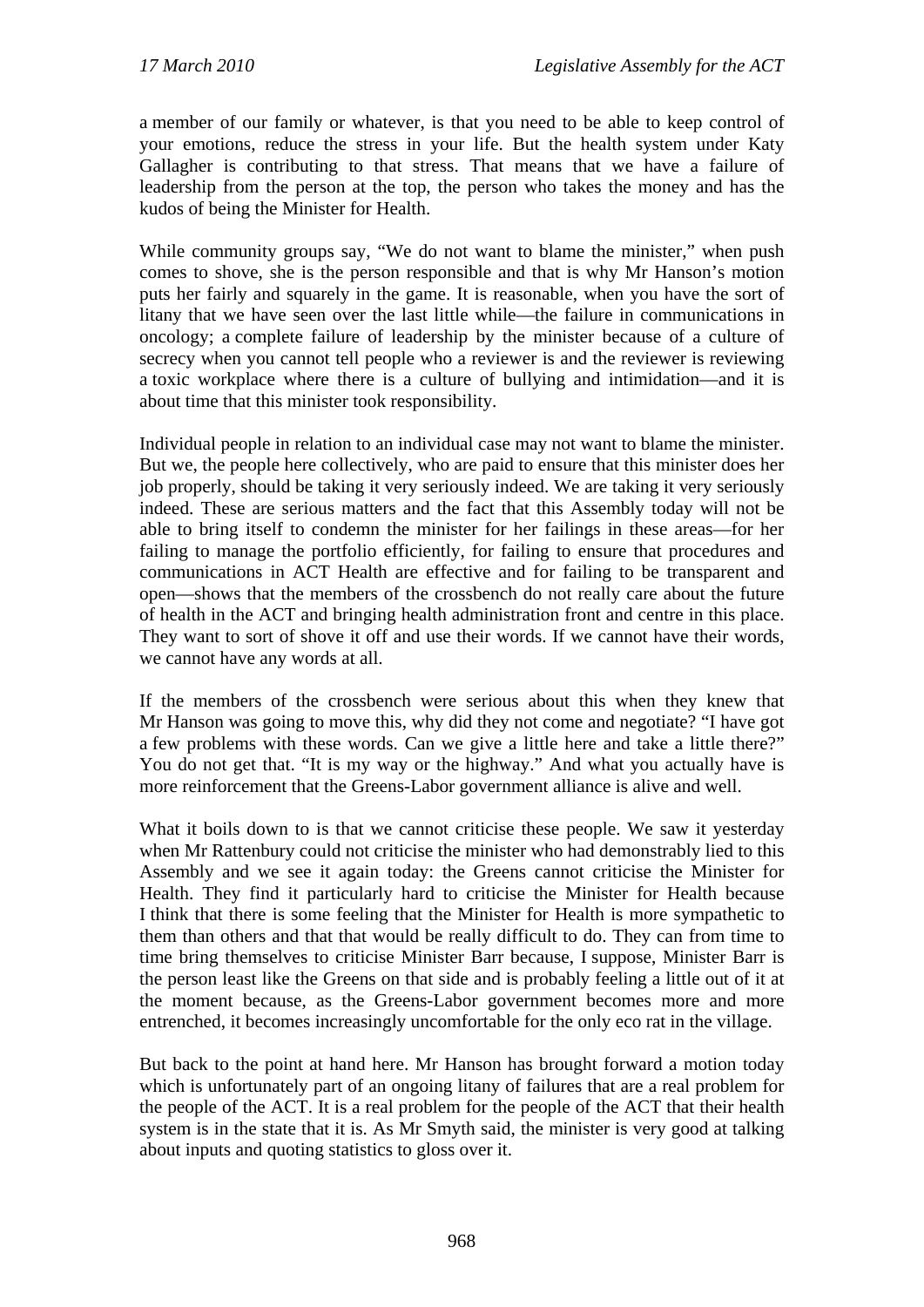a member of our family or whatever, is that you need to be able to keep control of your emotions, reduce the stress in your life. But the health system under Katy Gallagher is contributing to that stress. That means that we have a failure of leadership from the person at the top, the person who takes the money and has the kudos of being the Minister for Health.

While community groups say, "We do not want to blame the minister," when push comes to shove, she is the person responsible and that is why Mr Hanson's motion puts her fairly and squarely in the game. It is reasonable, when you have the sort of litany that we have seen over the last little while—the failure in communications in oncology; a complete failure of leadership by the minister because of a culture of secrecy when you cannot tell people who a reviewer is and the reviewer is reviewing a toxic workplace where there is a culture of bullying and intimidation—and it is about time that this minister took responsibility.

Individual people in relation to an individual case may not want to blame the minister. But we, the people here collectively, who are paid to ensure that this minister does her job properly, should be taking it very seriously indeed. We are taking it very seriously indeed. These are serious matters and the fact that this Assembly today will not be able to bring itself to condemn the minister for her failings in these areas—for her failing to manage the portfolio efficiently, for failing to ensure that procedures and communications in ACT Health are effective and for failing to be transparent and open—shows that the members of the crossbench do not really care about the future of health in the ACT and bringing health administration front and centre in this place. They want to sort of shove it off and use their words. If we cannot have their words, we cannot have any words at all.

If the members of the crossbench were serious about this when they knew that Mr Hanson was going to move this, why did they not come and negotiate? "I have got a few problems with these words. Can we give a little here and take a little there?" You do not get that. "It is my way or the highway." And what you actually have is more reinforcement that the Greens-Labor government alliance is alive and well.

What it boils down to is that we cannot criticise these people. We saw it yesterday when Mr Rattenbury could not criticise the minister who had demonstrably lied to this Assembly and we see it again today: the Greens cannot criticise the Minister for Health. They find it particularly hard to criticise the Minister for Health because I think that there is some feeling that the Minister for Health is more sympathetic to them than others and that that would be really difficult to do. They can from time to time bring themselves to criticise Minister Barr because, I suppose, Minister Barr is the person least like the Greens on that side and is probably feeling a little out of it at the moment because, as the Greens-Labor government becomes more and more entrenched, it becomes increasingly uncomfortable for the only eco rat in the village.

But back to the point at hand here. Mr Hanson has brought forward a motion today which is unfortunately part of an ongoing litany of failures that are a real problem for the people of the ACT. It is a real problem for the people of the ACT that their health system is in the state that it is. As Mr Smyth said, the minister is very good at talking about inputs and quoting statistics to gloss over it.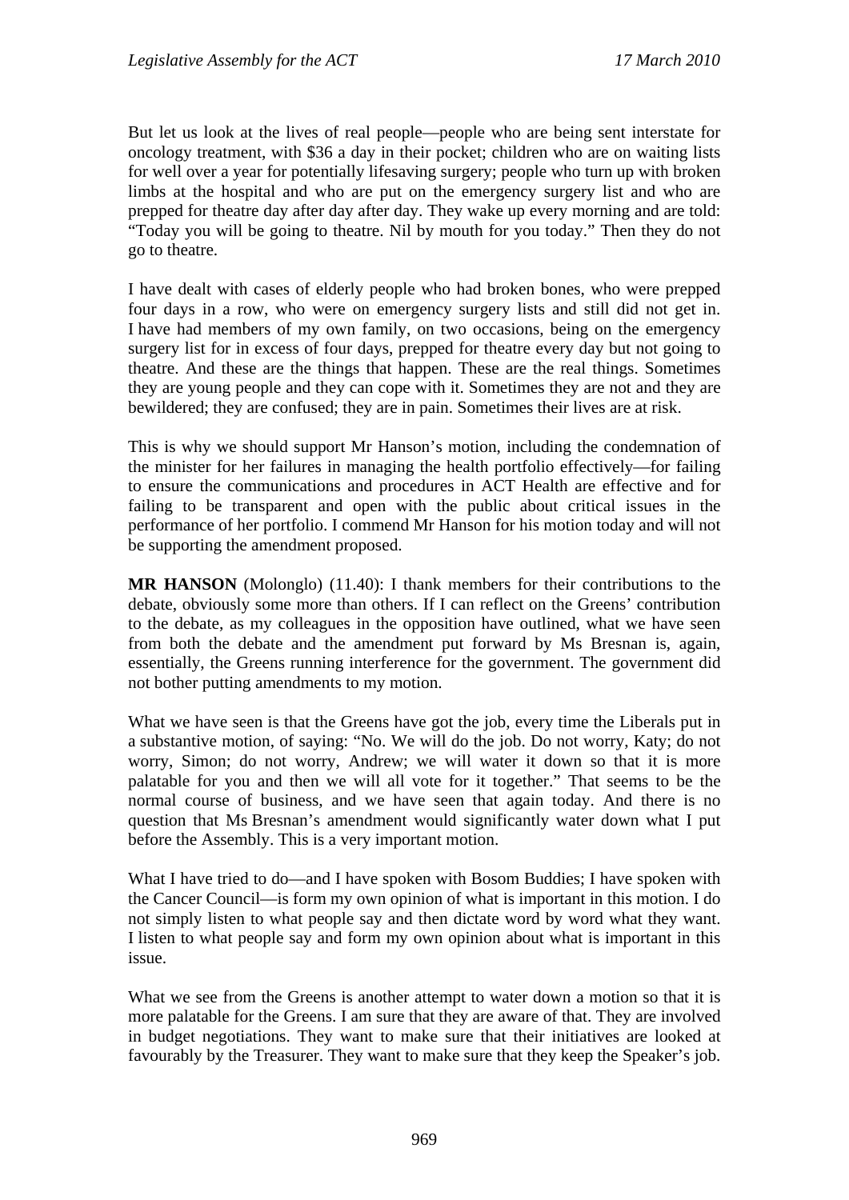But let us look at the lives of real people—people who are being sent interstate for oncology treatment, with $36 a day in their pocket; children who are on waiting lists for well over a year for potentially lifesaving surgery; people who turn up with broken limbs at the hospital and who are put on the emergency surgery list and who are prepped for theatre day after day after day. They wake up every morning and are told: "Today you will be going to theatre. Nil by mouth for you today." Then they do not go to theatre.

I have dealt with cases of elderly people who had broken bones, who were prepped four days in a row, who were on emergency surgery lists and still did not get in. I have had members of my own family, on two occasions, being on the emergency surgery list for in excess of four days, prepped for theatre every day but not going to theatre. And these are the things that happen. These are the real things. Sometimes they are young people and they can cope with it. Sometimes they are not and they are bewildered; they are confused; they are in pain. Sometimes their lives are at risk.

This is why we should support Mr Hanson's motion, including the condemnation of the minister for her failures in managing the health portfolio effectively—for failing to ensure the communications and procedures in ACT Health are effective and for failing to be transparent and open with the public about critical issues in the performance of her portfolio. I commend Mr Hanson for his motion today and will not be supporting the amendment proposed.

**MR HANSON** (Molonglo) (11.40): I thank members for their contributions to the debate, obviously some more than others. If I can reflect on the Greens' contribution to the debate, as my colleagues in the opposition have outlined, what we have seen from both the debate and the amendment put forward by Ms Bresnan is, again, essentially, the Greens running interference for the government. The government did not bother putting amendments to my motion.

What we have seen is that the Greens have got the job, every time the Liberals put in a substantive motion, of saying: "No. We will do the job. Do not worry, Katy; do not worry, Simon; do not worry, Andrew; we will water it down so that it is more palatable for you and then we will all vote for it together." That seems to be the normal course of business, and we have seen that again today. And there is no question that Ms Bresnan's amendment would significantly water down what I put before the Assembly. This is a very important motion.

What I have tried to do—and I have spoken with Bosom Buddies; I have spoken with the Cancer Council—is form my own opinion of what is important in this motion. I do not simply listen to what people say and then dictate word by word what they want. I listen to what people say and form my own opinion about what is important in this issue.

What we see from the Greens is another attempt to water down a motion so that it is more palatable for the Greens. I am sure that they are aware of that. They are involved in budget negotiations. They want to make sure that their initiatives are looked at favourably by the Treasurer. They want to make sure that they keep the Speaker's job.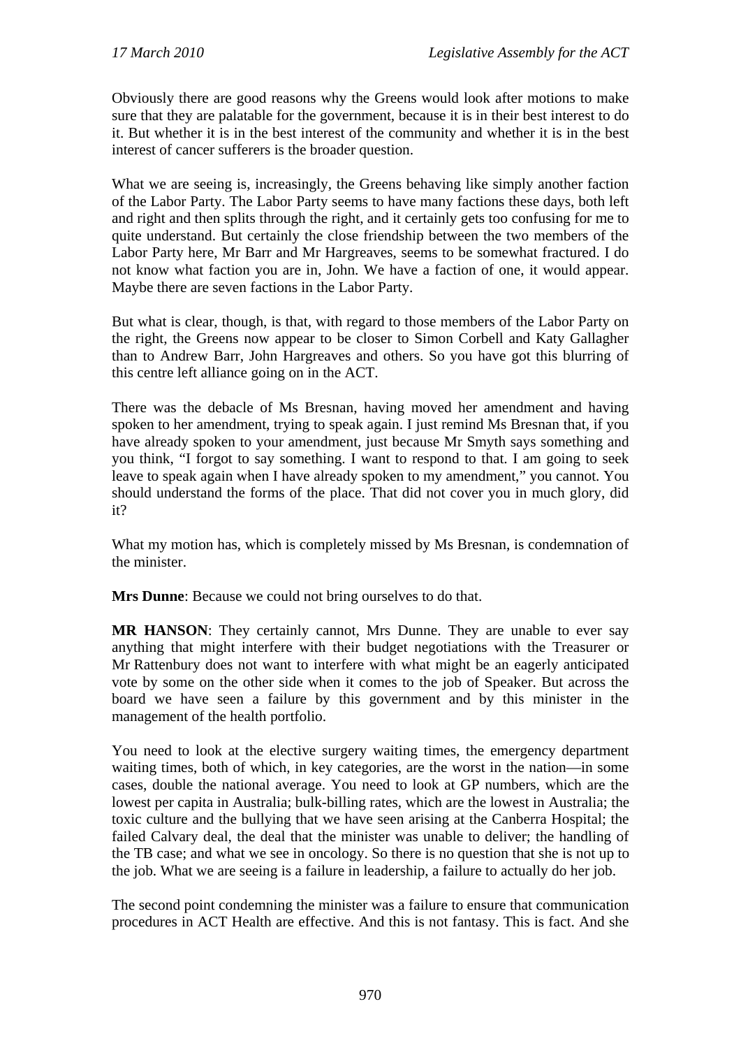Obviously there are good reasons why the Greens would look after motions to make sure that they are palatable for the government, because it is in their best interest to do it. But whether it is in the best interest of the community and whether it is in the best interest of cancer sufferers is the broader question.

What we are seeing is, increasingly, the Greens behaving like simply another faction of the Labor Party. The Labor Party seems to have many factions these days, both left and right and then splits through the right, and it certainly gets too confusing for me to quite understand. But certainly the close friendship between the two members of the Labor Party here, Mr Barr and Mr Hargreaves, seems to be somewhat fractured. I do not know what faction you are in, John. We have a faction of one, it would appear. Maybe there are seven factions in the Labor Party.

But what is clear, though, is that, with regard to those members of the Labor Party on the right, the Greens now appear to be closer to Simon Corbell and Katy Gallagher than to Andrew Barr, John Hargreaves and others. So you have got this blurring of this centre left alliance going on in the ACT.

There was the debacle of Ms Bresnan, having moved her amendment and having spoken to her amendment, trying to speak again. I just remind Ms Bresnan that, if you have already spoken to your amendment, just because Mr Smyth says something and you think, "I forgot to say something. I want to respond to that. I am going to seek leave to speak again when I have already spoken to my amendment," you cannot. You should understand the forms of the place. That did not cover you in much glory, did it?

What my motion has, which is completely missed by Ms Bresnan, is condemnation of the minister.

**Mrs Dunne**: Because we could not bring ourselves to do that.

**MR HANSON**: They certainly cannot, Mrs Dunne. They are unable to ever say anything that might interfere with their budget negotiations with the Treasurer or Mr Rattenbury does not want to interfere with what might be an eagerly anticipated vote by some on the other side when it comes to the job of Speaker. But across the board we have seen a failure by this government and by this minister in the management of the health portfolio.

You need to look at the elective surgery waiting times, the emergency department waiting times, both of which, in key categories, are the worst in the nation—in some cases, double the national average. You need to look at GP numbers, which are the lowest per capita in Australia; bulk-billing rates, which are the lowest in Australia; the toxic culture and the bullying that we have seen arising at the Canberra Hospital; the failed Calvary deal, the deal that the minister was unable to deliver; the handling of the TB case; and what we see in oncology. So there is no question that she is not up to the job. What we are seeing is a failure in leadership, a failure to actually do her job.

The second point condemning the minister was a failure to ensure that communication procedures in ACT Health are effective. And this is not fantasy. This is fact. And she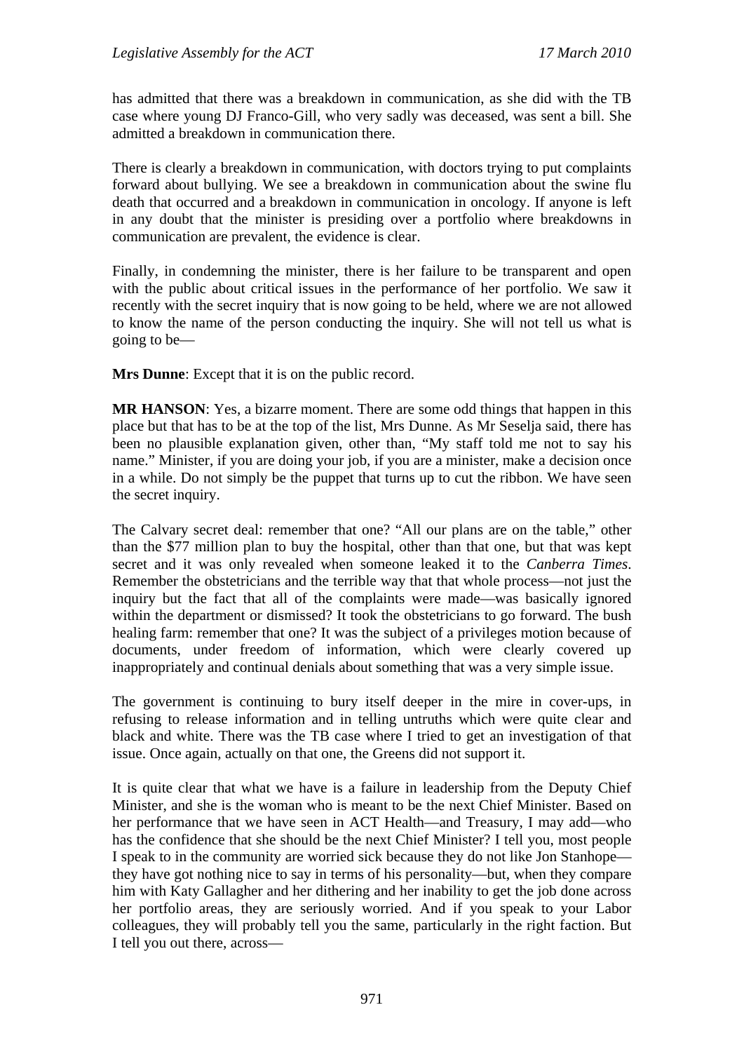has admitted that there was a breakdown in communication, as she did with the TB case where young DJ Franco-Gill, who very sadly was deceased, was sent a bill. She admitted a breakdown in communication there.

There is clearly a breakdown in communication, with doctors trying to put complaints forward about bullying. We see a breakdown in communication about the swine flu death that occurred and a breakdown in communication in oncology. If anyone is left in any doubt that the minister is presiding over a portfolio where breakdowns in communication are prevalent, the evidence is clear.

Finally, in condemning the minister, there is her failure to be transparent and open with the public about critical issues in the performance of her portfolio. We saw it recently with the secret inquiry that is now going to be held, where we are not allowed to know the name of the person conducting the inquiry. She will not tell us what is going to be—

**Mrs Dunne**: Except that it is on the public record.

**MR HANSON**: Yes, a bizarre moment. There are some odd things that happen in this place but that has to be at the top of the list, Mrs Dunne. As Mr Seselja said, there has been no plausible explanation given, other than, "My staff told me not to say his name." Minister, if you are doing your job, if you are a minister, make a decision once in a while. Do not simply be the puppet that turns up to cut the ribbon. We have seen the secret inquiry.

The Calvary secret deal: remember that one? "All our plans are on the table," other than the $77 million plan to buy the hospital, other than that one, but that was kept secret and it was only revealed when someone leaked it to the *Canberra Times*. Remember the obstetricians and the terrible way that that whole process—not just the inquiry but the fact that all of the complaints were made—was basically ignored within the department or dismissed? It took the obstetricians to go forward. The bush healing farm: remember that one? It was the subject of a privileges motion because of documents, under freedom of information, which were clearly covered up inappropriately and continual denials about something that was a very simple issue.

The government is continuing to bury itself deeper in the mire in cover-ups, in refusing to release information and in telling untruths which were quite clear and black and white. There was the TB case where I tried to get an investigation of that issue. Once again, actually on that one, the Greens did not support it.

It is quite clear that what we have is a failure in leadership from the Deputy Chief Minister, and she is the woman who is meant to be the next Chief Minister. Based on her performance that we have seen in ACT Health—and Treasury, I may add—who has the confidence that she should be the next Chief Minister? I tell you, most people I speak to in the community are worried sick because they do not like Jon Stanhope—they have got nothing nice to say in terms of his personality—but, when they compare him with Katy Gallagher and her dithering and her inability to get the job done across her portfolio areas, they are seriously worried. And if you speak to your Labor colleagues, they will probably tell you the same, particularly in the right faction. But I tell you out there, across—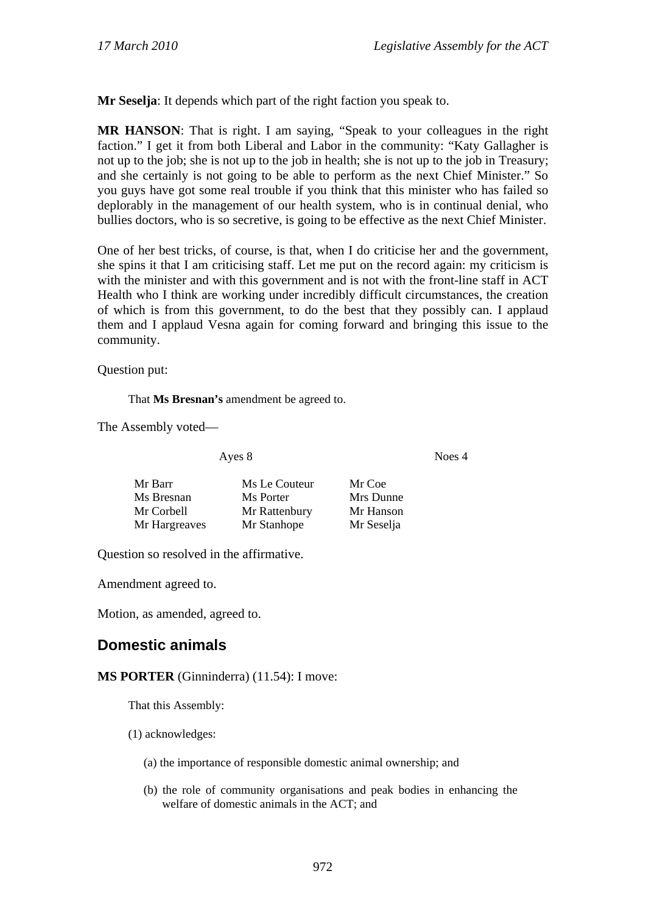**Mr Seselja**: It depends which part of the right faction you speak to.

**MR HANSON**: That is right. I am saying, "Speak to your colleagues in the right faction." I get it from both Liberal and Labor in the community: "Katy Gallagher is not up to the job; she is not up to the job in health; she is not up to the job in Treasury; and she certainly is not going to be able to perform as the next Chief Minister." So you guys have got some real trouble if you think that this minister who has failed so deplorably in the management of our health system, who is in continual denial, who bullies doctors, who is so secretive, is going to be effective as the next Chief Minister.

One of her best tricks, of course, is that, when I do criticise her and the government, she spins it that I am criticising staff. Let me put on the record again: my criticism is with the minister and with this government and is not with the front-line staff in ACT Health who I think are working under incredibly difficult circumstances, the creation of which is from this government, to do the best that they possibly can. I applaud them and I applaud Vesna again for coming forward and bringing this issue to the community.

Question put:

> That **Ms Bresnan's** amendment be agreed to.

The Assembly voted—

| Ayes 8 | | Noes 4 |
|---|---|---|
| Mr Barr | Ms Le Couteur | Mr Coe |
| Ms Bresnan | Ms Porter | Mrs Dunne |
| Mr Corbell | Mr Rattenbury | Mr Hanson |
| Mr Hargreaves | Mr Stanhope | Mr Seselja |

Question so resolved in the affirmative.

Amendment agreed to.

Motion, as amended, agreed to.

## Domestic animals

**MS PORTER** (Ginninderra) (11.54): I move:

> That this Assembly:
>
> (1) acknowledges:
>
> (a) the importance of responsible domestic animal ownership; and
>
> (b) the role of community organisations and peak bodies in enhancing the welfare of domestic animals in the ACT; and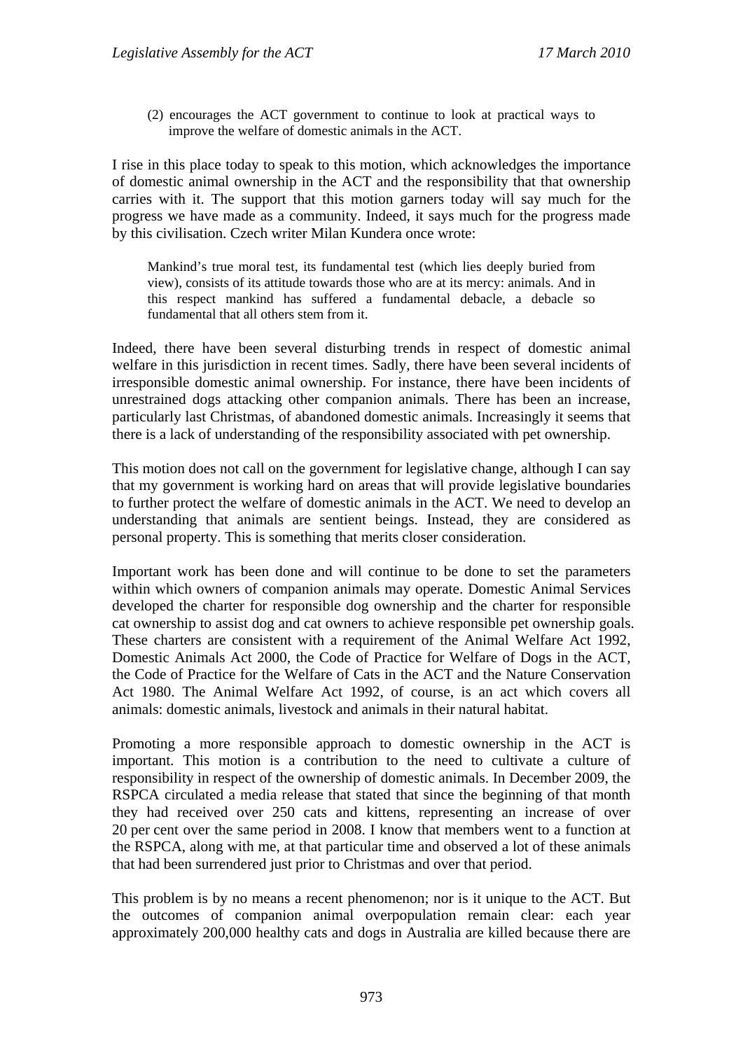(2) encourages the ACT government to continue to look at practical ways to improve the welfare of domestic animals in the ACT.

I rise in this place today to speak to this motion, which acknowledges the importance of domestic animal ownership in the ACT and the responsibility that that ownership carries with it. The support that this motion garners today will say much for the progress we have made as a community. Indeed, it says much for the progress made by this civilisation. Czech writer Milan Kundera once wrote:

> Mankind's true moral test, its fundamental test (which lies deeply buried from view), consists of its attitude towards those who are at its mercy: animals. And in this respect mankind has suffered a fundamental debacle, a debacle so fundamental that all others stem from it.

Indeed, there have been several disturbing trends in respect of domestic animal welfare in this jurisdiction in recent times. Sadly, there have been several incidents of irresponsible domestic animal ownership. For instance, there have been incidents of unrestrained dogs attacking other companion animals. There has been an increase, particularly last Christmas, of abandoned domestic animals. Increasingly it seems that there is a lack of understanding of the responsibility associated with pet ownership.

This motion does not call on the government for legislative change, although I can say that my government is working hard on areas that will provide legislative boundaries to further protect the welfare of domestic animals in the ACT. We need to develop an understanding that animals are sentient beings. Instead, they are considered as personal property. This is something that merits closer consideration.

Important work has been done and will continue to be done to set the parameters within which owners of companion animals may operate. Domestic Animal Services developed the charter for responsible dog ownership and the charter for responsible cat ownership to assist dog and cat owners to achieve responsible pet ownership goals. These charters are consistent with a requirement of the Animal Welfare Act 1992, Domestic Animals Act 2000, the Code of Practice for Welfare of Dogs in the ACT, the Code of Practice for the Welfare of Cats in the ACT and the Nature Conservation Act 1980. The Animal Welfare Act 1992, of course, is an act which covers all animals: domestic animals, livestock and animals in their natural habitat.

Promoting a more responsible approach to domestic ownership in the ACT is important. This motion is a contribution to the need to cultivate a culture of responsibility in respect of the ownership of domestic animals. In December 2009, the RSPCA circulated a media release that stated that since the beginning of that month they had received over 250 cats and kittens, representing an increase of over 20 per cent over the same period in 2008. I know that members went to a function at the RSPCA, along with me, at that particular time and observed a lot of these animals that had been surrendered just prior to Christmas and over that period.

This problem is by no means a recent phenomenon; nor is it unique to the ACT. But the outcomes of companion animal overpopulation remain clear: each year approximately 200,000 healthy cats and dogs in Australia are killed because there are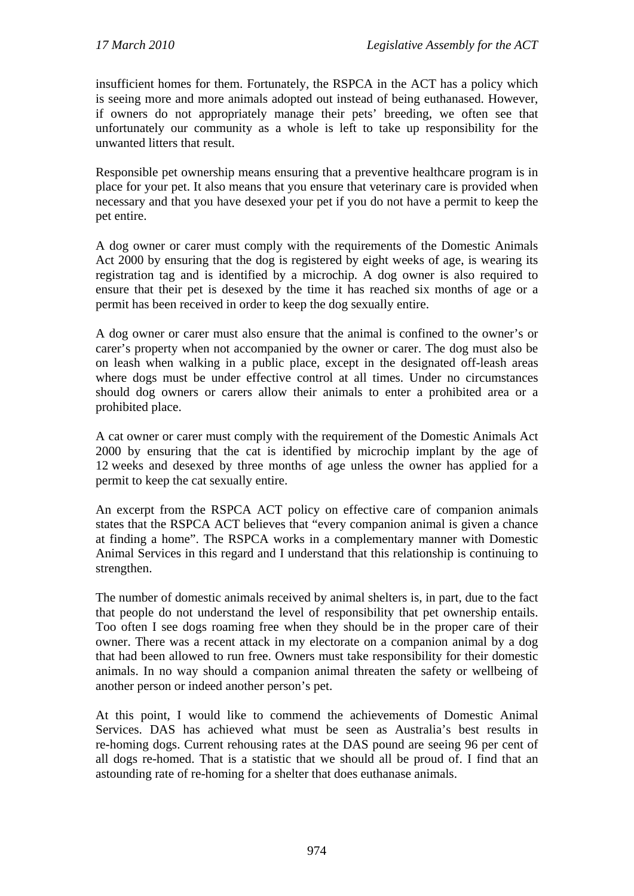insufficient homes for them. Fortunately, the RSPCA in the ACT has a policy which is seeing more and more animals adopted out instead of being euthanased. However, if owners do not appropriately manage their pets' breeding, we often see that unfortunately our community as a whole is left to take up responsibility for the unwanted litters that result.

Responsible pet ownership means ensuring that a preventive healthcare program is in place for your pet. It also means that you ensure that veterinary care is provided when necessary and that you have desexed your pet if you do not have a permit to keep the pet entire.

A dog owner or carer must comply with the requirements of the Domestic Animals Act 2000 by ensuring that the dog is registered by eight weeks of age, is wearing its registration tag and is identified by a microchip. A dog owner is also required to ensure that their pet is desexed by the time it has reached six months of age or a permit has been received in order to keep the dog sexually entire.

A dog owner or carer must also ensure that the animal is confined to the owner's or carer's property when not accompanied by the owner or carer. The dog must also be on leash when walking in a public place, except in the designated off-leash areas where dogs must be under effective control at all times. Under no circumstances should dog owners or carers allow their animals to enter a prohibited area or a prohibited place.

A cat owner or carer must comply with the requirement of the Domestic Animals Act 2000 by ensuring that the cat is identified by microchip implant by the age of 12 weeks and desexed by three months of age unless the owner has applied for a permit to keep the cat sexually entire.

An excerpt from the RSPCA ACT policy on effective care of companion animals states that the RSPCA ACT believes that "every companion animal is given a chance at finding a home". The RSPCA works in a complementary manner with Domestic Animal Services in this regard and I understand that this relationship is continuing to strengthen.

The number of domestic animals received by animal shelters is, in part, due to the fact that people do not understand the level of responsibility that pet ownership entails. Too often I see dogs roaming free when they should be in the proper care of their owner. There was a recent attack in my electorate on a companion animal by a dog that had been allowed to run free. Owners must take responsibility for their domestic animals. In no way should a companion animal threaten the safety or wellbeing of another person or indeed another person's pet.

At this point, I would like to commend the achievements of Domestic Animal Services. DAS has achieved what must be seen as Australia's best results in re-homing dogs. Current rehousing rates at the DAS pound are seeing 96 per cent of all dogs re-homed. That is a statistic that we should all be proud of. I find that an astounding rate of re-homing for a shelter that does euthanase animals.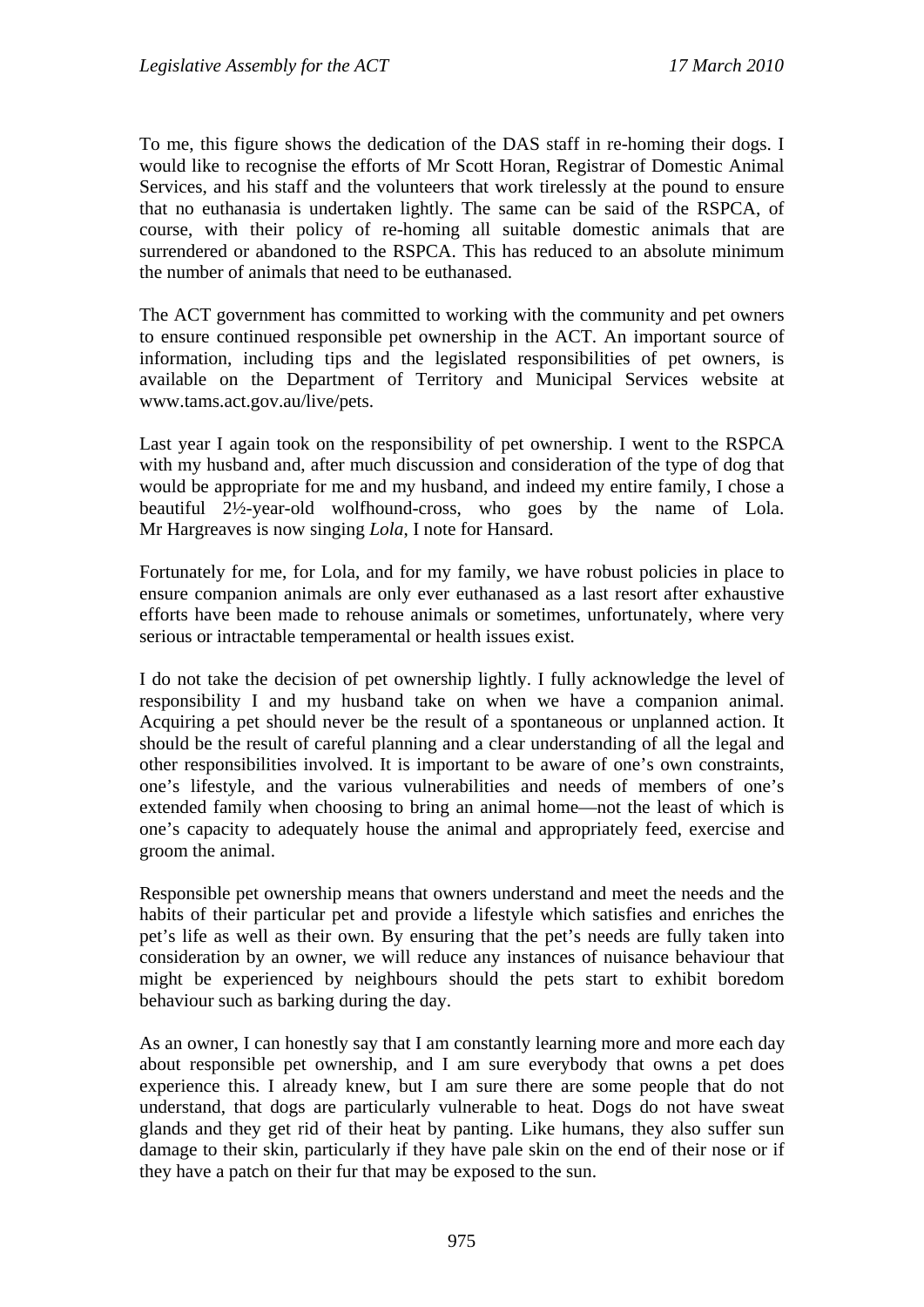To me, this figure shows the dedication of the DAS staff in re-homing their dogs. I would like to recognise the efforts of Mr Scott Horan, Registrar of Domestic Animal Services, and his staff and the volunteers that work tirelessly at the pound to ensure that no euthanasia is undertaken lightly. The same can be said of the RSPCA, of course, with their policy of re-homing all suitable domestic animals that are surrendered or abandoned to the RSPCA. This has reduced to an absolute minimum the number of animals that need to be euthanased.

The ACT government has committed to working with the community and pet owners to ensure continued responsible pet ownership in the ACT. An important source of information, including tips and the legislated responsibilities of pet owners, is available on the Department of Territory and Municipal Services website at www.tams.act.gov.au/live/pets.

Last year I again took on the responsibility of pet ownership. I went to the RSPCA with my husband and, after much discussion and consideration of the type of dog that would be appropriate for me and my husband, and indeed my entire family, I chose a beautiful 2½-year-old wolfhound-cross, who goes by the name of Lola. Mr Hargreaves is now singing *Lola*, I note for Hansard.

Fortunately for me, for Lola, and for my family, we have robust policies in place to ensure companion animals are only ever euthanased as a last resort after exhaustive efforts have been made to rehouse animals or sometimes, unfortunately, where very serious or intractable temperamental or health issues exist.

I do not take the decision of pet ownership lightly. I fully acknowledge the level of responsibility I and my husband take on when we have a companion animal. Acquiring a pet should never be the result of a spontaneous or unplanned action. It should be the result of careful planning and a clear understanding of all the legal and other responsibilities involved. It is important to be aware of one's own constraints, one's lifestyle, and the various vulnerabilities and needs of members of one's extended family when choosing to bring an animal home—not the least of which is one's capacity to adequately house the animal and appropriately feed, exercise and groom the animal.

Responsible pet ownership means that owners understand and meet the needs and the habits of their particular pet and provide a lifestyle which satisfies and enriches the pet's life as well as their own. By ensuring that the pet's needs are fully taken into consideration by an owner, we will reduce any instances of nuisance behaviour that might be experienced by neighbours should the pets start to exhibit boredom behaviour such as barking during the day.

As an owner, I can honestly say that I am constantly learning more and more each day about responsible pet ownership, and I am sure everybody that owns a pet does experience this. I already knew, but I am sure there are some people that do not understand, that dogs are particularly vulnerable to heat. Dogs do not have sweat glands and they get rid of their heat by panting. Like humans, they also suffer sun damage to their skin, particularly if they have pale skin on the end of their nose or if they have a patch on their fur that may be exposed to the sun.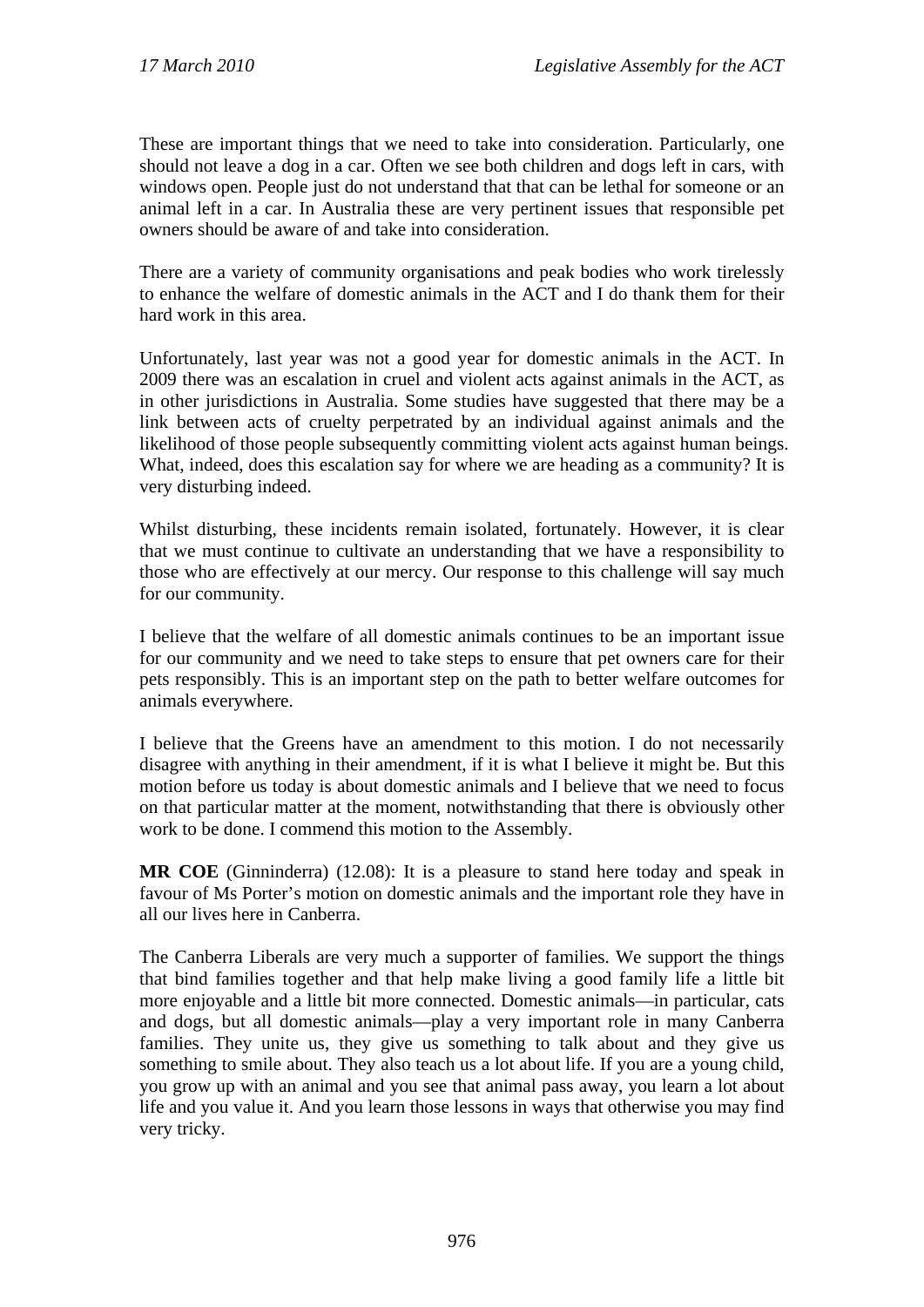These are important things that we need to take into consideration. Particularly, one should not leave a dog in a car. Often we see both children and dogs left in cars, with windows open. People just do not understand that that can be lethal for someone or an animal left in a car. In Australia these are very pertinent issues that responsible pet owners should be aware of and take into consideration.

There are a variety of community organisations and peak bodies who work tirelessly to enhance the welfare of domestic animals in the ACT and I do thank them for their hard work in this area.

Unfortunately, last year was not a good year for domestic animals in the ACT. In 2009 there was an escalation in cruel and violent acts against animals in the ACT, as in other jurisdictions in Australia. Some studies have suggested that there may be a link between acts of cruelty perpetrated by an individual against animals and the likelihood of those people subsequently committing violent acts against human beings. What, indeed, does this escalation say for where we are heading as a community? It is very disturbing indeed.

Whilst disturbing, these incidents remain isolated, fortunately. However, it is clear that we must continue to cultivate an understanding that we have a responsibility to those who are effectively at our mercy. Our response to this challenge will say much for our community.

I believe that the welfare of all domestic animals continues to be an important issue for our community and we need to take steps to ensure that pet owners care for their pets responsibly. This is an important step on the path to better welfare outcomes for animals everywhere.

I believe that the Greens have an amendment to this motion. I do not necessarily disagree with anything in their amendment, if it is what I believe it might be. But this motion before us today is about domestic animals and I believe that we need to focus on that particular matter at the moment, notwithstanding that there is obviously other work to be done. I commend this motion to the Assembly.

**MR COE** (Ginninderra) (12.08): It is a pleasure to stand here today and speak in favour of Ms Porter's motion on domestic animals and the important role they have in all our lives here in Canberra.

The Canberra Liberals are very much a supporter of families. We support the things that bind families together and that help make living a good family life a little bit more enjoyable and a little bit more connected. Domestic animals—in particular, cats and dogs, but all domestic animals—play a very important role in many Canberra families. They unite us, they give us something to talk about and they give us something to smile about. They also teach us a lot about life. If you are a young child, you grow up with an animal and you see that animal pass away, you learn a lot about life and you value it. And you learn those lessons in ways that otherwise you may find very tricky.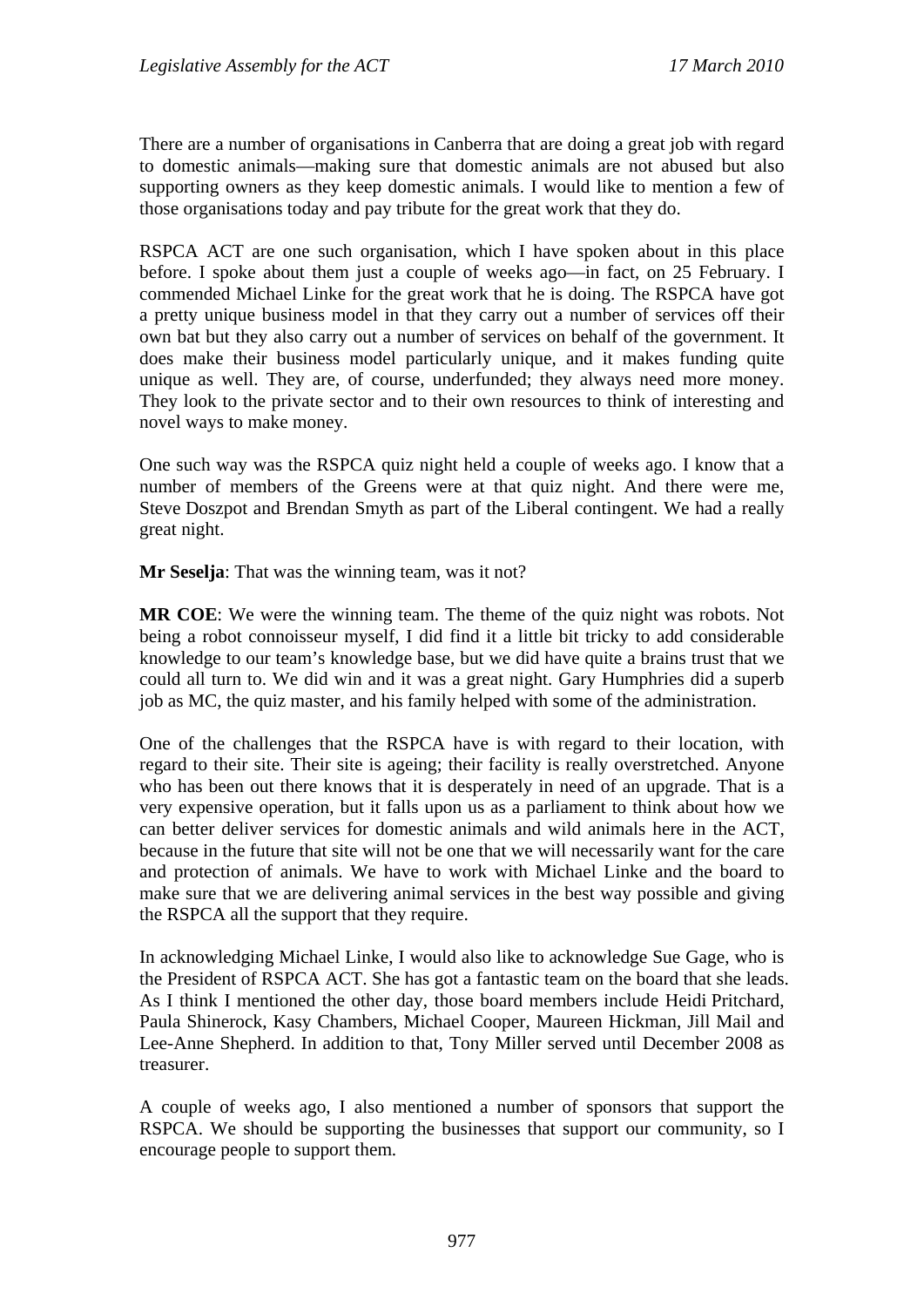There are a number of organisations in Canberra that are doing a great job with regard to domestic animals—making sure that domestic animals are not abused but also supporting owners as they keep domestic animals. I would like to mention a few of those organisations today and pay tribute for the great work that they do.

RSPCA ACT are one such organisation, which I have spoken about in this place before. I spoke about them just a couple of weeks ago—in fact, on 25 February. I commended Michael Linke for the great work that he is doing. The RSPCA have got a pretty unique business model in that they carry out a number of services off their own bat but they also carry out a number of services on behalf of the government. It does make their business model particularly unique, and it makes funding quite unique as well. They are, of course, underfunded; they always need more money. They look to the private sector and to their own resources to think of interesting and novel ways to make money.

One such way was the RSPCA quiz night held a couple of weeks ago. I know that a number of members of the Greens were at that quiz night. And there were me, Steve Doszpot and Brendan Smyth as part of the Liberal contingent. We had a really great night.

**Mr Seselja**: That was the winning team, was it not?

**MR COE**: We were the winning team. The theme of the quiz night was robots. Not being a robot connoisseur myself, I did find it a little bit tricky to add considerable knowledge to our team's knowledge base, but we did have quite a brains trust that we could all turn to. We did win and it was a great night. Gary Humphries did a superb job as MC, the quiz master, and his family helped with some of the administration.

One of the challenges that the RSPCA have is with regard to their location, with regard to their site. Their site is ageing; their facility is really overstretched. Anyone who has been out there knows that it is desperately in need of an upgrade. That is a very expensive operation, but it falls upon us as a parliament to think about how we can better deliver services for domestic animals and wild animals here in the ACT, because in the future that site will not be one that we will necessarily want for the care and protection of animals. We have to work with Michael Linke and the board to make sure that we are delivering animal services in the best way possible and giving the RSPCA all the support that they require.

In acknowledging Michael Linke, I would also like to acknowledge Sue Gage, who is the President of RSPCA ACT. She has got a fantastic team on the board that she leads. As I think I mentioned the other day, those board members include Heidi Pritchard, Paula Shinerock, Kasy Chambers, Michael Cooper, Maureen Hickman, Jill Mail and Lee-Anne Shepherd. In addition to that, Tony Miller served until December 2008 as treasurer.

A couple of weeks ago, I also mentioned a number of sponsors that support the RSPCA. We should be supporting the businesses that support our community, so I encourage people to support them.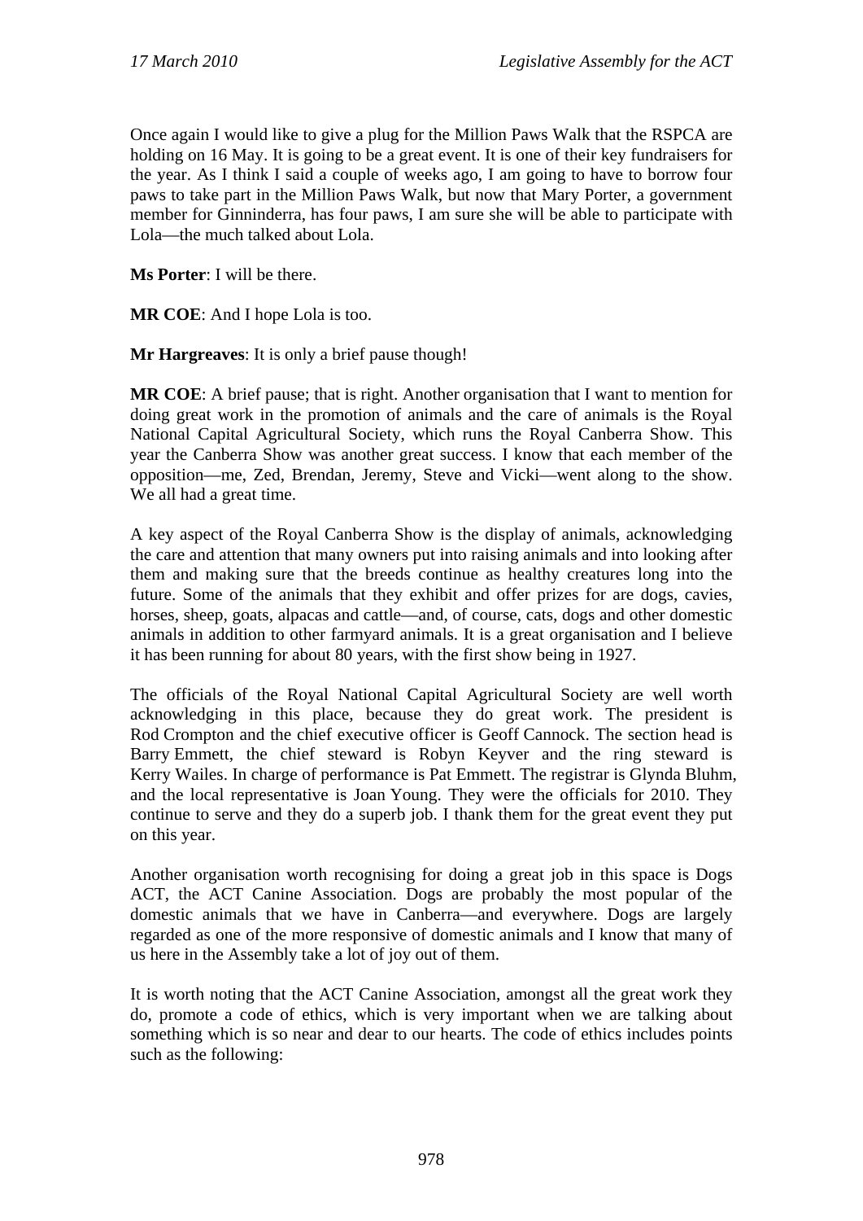Once again I would like to give a plug for the Million Paws Walk that the RSPCA are holding on 16 May. It is going to be a great event. It is one of their key fundraisers for the year. As I think I said a couple of weeks ago, I am going to have to borrow four paws to take part in the Million Paws Walk, but now that Mary Porter, a government member for Ginninderra, has four paws, I am sure she will be able to participate with Lola—the much talked about Lola.

**Ms Porter**: I will be there.

**MR COE**: And I hope Lola is too.

**Mr Hargreaves**: It is only a brief pause though!

**MR COE**: A brief pause; that is right. Another organisation that I want to mention for doing great work in the promotion of animals and the care of animals is the Royal National Capital Agricultural Society, which runs the Royal Canberra Show. This year the Canberra Show was another great success. I know that each member of the opposition—me, Zed, Brendan, Jeremy, Steve and Vicki—went along to the show. We all had a great time.

A key aspect of the Royal Canberra Show is the display of animals, acknowledging the care and attention that many owners put into raising animals and into looking after them and making sure that the breeds continue as healthy creatures long into the future. Some of the animals that they exhibit and offer prizes for are dogs, cavies, horses, sheep, goats, alpacas and cattle—and, of course, cats, dogs and other domestic animals in addition to other farmyard animals. It is a great organisation and I believe it has been running for about 80 years, with the first show being in 1927.

The officials of the Royal National Capital Agricultural Society are well worth acknowledging in this place, because they do great work. The president is Rod Crompton and the chief executive officer is Geoff Cannock. The section head is Barry Emmett, the chief steward is Robyn Keyver and the ring steward is Kerry Wailes. In charge of performance is Pat Emmett. The registrar is Glynda Bluhm, and the local representative is Joan Young. They were the officials for 2010. They continue to serve and they do a superb job. I thank them for the great event they put on this year.

Another organisation worth recognising for doing a great job in this space is Dogs ACT, the ACT Canine Association. Dogs are probably the most popular of the domestic animals that we have in Canberra—and everywhere. Dogs are largely regarded as one of the more responsive of domestic animals and I know that many of us here in the Assembly take a lot of joy out of them.

It is worth noting that the ACT Canine Association, amongst all the great work they do, promote a code of ethics, which is very important when we are talking about something which is so near and dear to our hearts. The code of ethics includes points such as the following: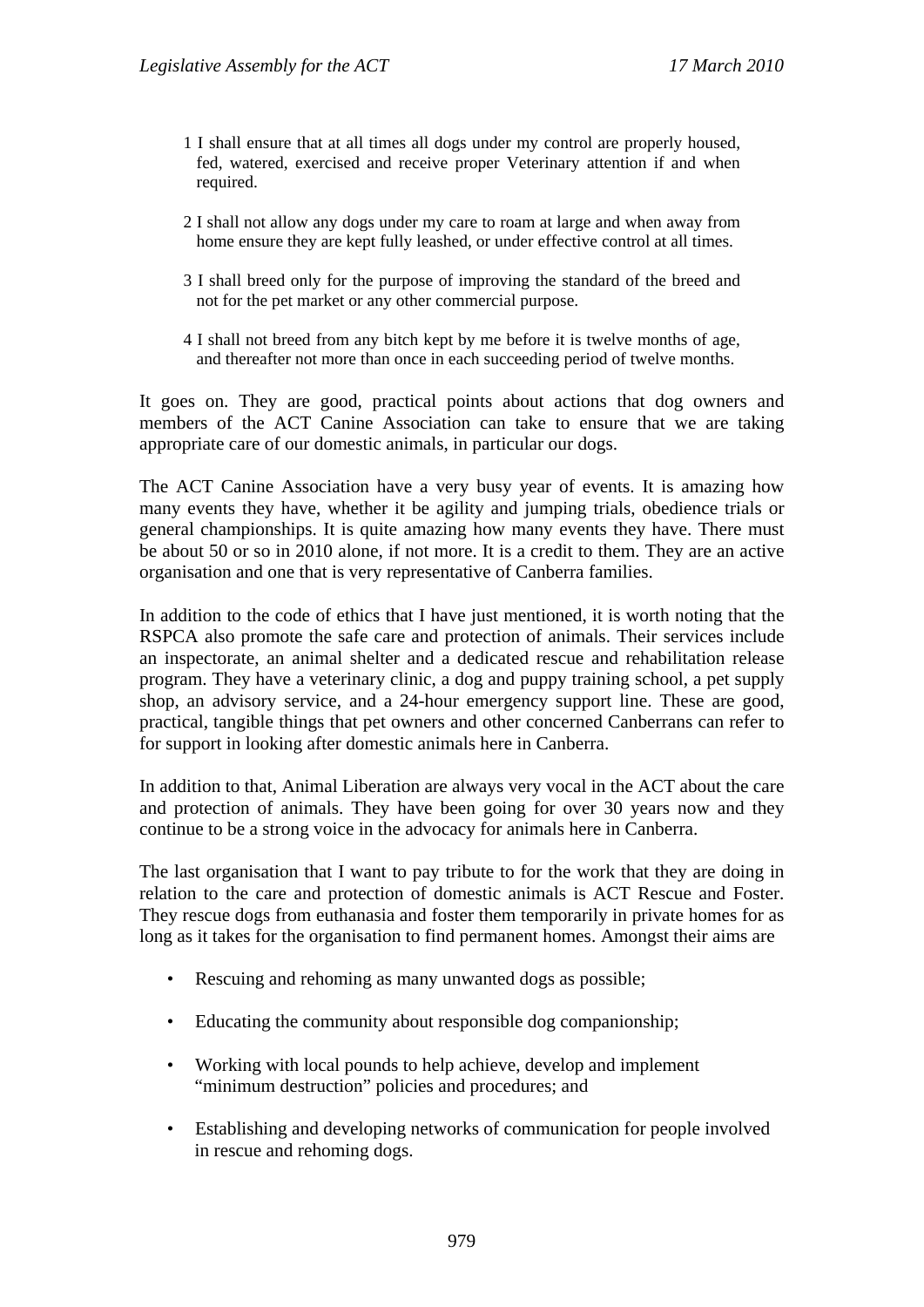1 I shall ensure that at all times all dogs under my control are properly housed, fed, watered, exercised and receive proper Veterinary attention if and when required.

2 I shall not allow any dogs under my care to roam at large and when away from home ensure they are kept fully leashed, or under effective control at all times.

3 I shall breed only for the purpose of improving the standard of the breed and not for the pet market or any other commercial purpose.

4 I shall not breed from any bitch kept by me before it is twelve months of age, and thereafter not more than once in each succeeding period of twelve months.

It goes on. They are good, practical points about actions that dog owners and members of the ACT Canine Association can take to ensure that we are taking appropriate care of our domestic animals, in particular our dogs.

The ACT Canine Association have a very busy year of events. It is amazing how many events they have, whether it be agility and jumping trials, obedience trials or general championships. It is quite amazing how many events they have. There must be about 50 or so in 2010 alone, if not more. It is a credit to them. They are an active organisation and one that is very representative of Canberra families.

In addition to the code of ethics that I have just mentioned, it is worth noting that the RSPCA also promote the safe care and protection of animals. Their services include an inspectorate, an animal shelter and a dedicated rescue and rehabilitation release program. They have a veterinary clinic, a dog and puppy training school, a pet supply shop, an advisory service, and a 24-hour emergency support line. These are good, practical, tangible things that pet owners and other concerned Canberrans can refer to for support in looking after domestic animals here in Canberra.

In addition to that, Animal Liberation are always very vocal in the ACT about the care and protection of animals. They have been going for over 30 years now and they continue to be a strong voice in the advocacy for animals here in Canberra.

The last organisation that I want to pay tribute to for the work that they are doing in relation to the care and protection of domestic animals is ACT Rescue and Foster. They rescue dogs from euthanasia and foster them temporarily in private homes for as long as it takes for the organisation to find permanent homes. Amongst their aims are

- Rescuing and rehoming as many unwanted dogs as possible;
- Educating the community about responsible dog companionship;
- Working with local pounds to help achieve, develop and implement "minimum destruction" policies and procedures; and
- Establishing and developing networks of communication for people involved in rescue and rehoming dogs.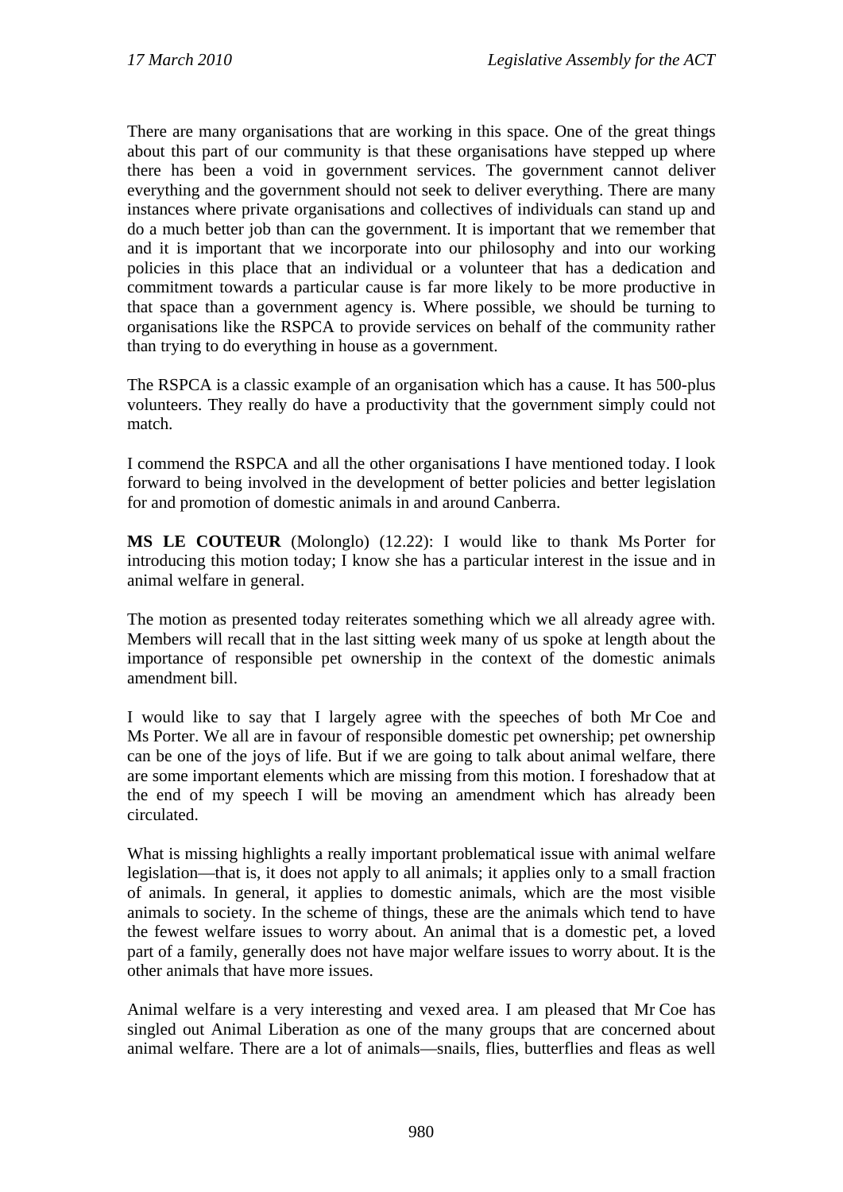There are many organisations that are working in this space. One of the great things about this part of our community is that these organisations have stepped up where there has been a void in government services. The government cannot deliver everything and the government should not seek to deliver everything. There are many instances where private organisations and collectives of individuals can stand up and do a much better job than can the government. It is important that we remember that and it is important that we incorporate into our philosophy and into our working policies in this place that an individual or a volunteer that has a dedication and commitment towards a particular cause is far more likely to be more productive in that space than a government agency is. Where possible, we should be turning to organisations like the RSPCA to provide services on behalf of the community rather than trying to do everything in house as a government.

The RSPCA is a classic example of an organisation which has a cause. It has 500-plus volunteers. They really do have a productivity that the government simply could not match.

I commend the RSPCA and all the other organisations I have mentioned today. I look forward to being involved in the development of better policies and better legislation for and promotion of domestic animals in and around Canberra.

**MS LE COUTEUR** (Molonglo) (12.22): I would like to thank Ms Porter for introducing this motion today; I know she has a particular interest in the issue and in animal welfare in general.

The motion as presented today reiterates something which we all already agree with. Members will recall that in the last sitting week many of us spoke at length about the importance of responsible pet ownership in the context of the domestic animals amendment bill.

I would like to say that I largely agree with the speeches of both Mr Coe and Ms Porter. We all are in favour of responsible domestic pet ownership; pet ownership can be one of the joys of life. But if we are going to talk about animal welfare, there are some important elements which are missing from this motion. I foreshadow that at the end of my speech I will be moving an amendment which has already been circulated.

What is missing highlights a really important problematical issue with animal welfare legislation—that is, it does not apply to all animals; it applies only to a small fraction of animals. In general, it applies to domestic animals, which are the most visible animals to society. In the scheme of things, these are the animals which tend to have the fewest welfare issues to worry about. An animal that is a domestic pet, a loved part of a family, generally does not have major welfare issues to worry about. It is the other animals that have more issues.

Animal welfare is a very interesting and vexed area. I am pleased that Mr Coe has singled out Animal Liberation as one of the many groups that are concerned about animal welfare. There are a lot of animals—snails, flies, butterflies and fleas as well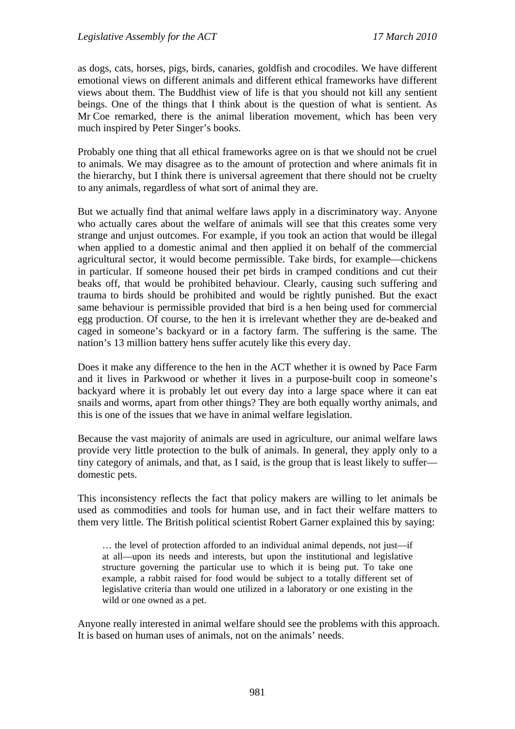as dogs, cats, horses, pigs, birds, canaries, goldfish and crocodiles. We have different emotional views on different animals and different ethical frameworks have different views about them. The Buddhist view of life is that you should not kill any sentient beings. One of the things that I think about is the question of what is sentient. As Mr Coe remarked, there is the animal liberation movement, which has been very much inspired by Peter Singer's books.

Probably one thing that all ethical frameworks agree on is that we should not be cruel to animals. We may disagree as to the amount of protection and where animals fit in the hierarchy, but I think there is universal agreement that there should not be cruelty to any animals, regardless of what sort of animal they are.

But we actually find that animal welfare laws apply in a discriminatory way. Anyone who actually cares about the welfare of animals will see that this creates some very strange and unjust outcomes. For example, if you took an action that would be illegal when applied to a domestic animal and then applied it on behalf of the commercial agricultural sector, it would become permissible. Take birds, for example—chickens in particular. If someone housed their pet birds in cramped conditions and cut their beaks off, that would be prohibited behaviour. Clearly, causing such suffering and trauma to birds should be prohibited and would be rightly punished. But the exact same behaviour is permissible provided that bird is a hen being used for commercial egg production. Of course, to the hen it is irrelevant whether they are de-beaked and caged in someone's backyard or in a factory farm. The suffering is the same. The nation's 13 million battery hens suffer acutely like this every day.

Does it make any difference to the hen in the ACT whether it is owned by Pace Farm and it lives in Parkwood or whether it lives in a purpose-built coop in someone's backyard where it is probably let out every day into a large space where it can eat snails and worms, apart from other things? They are both equally worthy animals, and this is one of the issues that we have in animal welfare legislation.

Because the vast majority of animals are used in agriculture, our animal welfare laws provide very little protection to the bulk of animals. In general, they apply only to a tiny category of animals, and that, as I said, is the group that is least likely to suffer—domestic pets.

This inconsistency reflects the fact that policy makers are willing to let animals be used as commodities and tools for human use, and in fact their welfare matters to them very little. The British political scientist Robert Garner explained this by saying:

> … the level of protection afforded to an individual animal depends, not just—if at all—upon its needs and interests, but upon the institutional and legislative structure governing the particular use to which it is being put. To take one example, a rabbit raised for food would be subject to a totally different set of legislative criteria than would one utilized in a laboratory or one existing in the wild or one owned as a pet.

Anyone really interested in animal welfare should see the problems with this approach. It is based on human uses of animals, not on the animals' needs.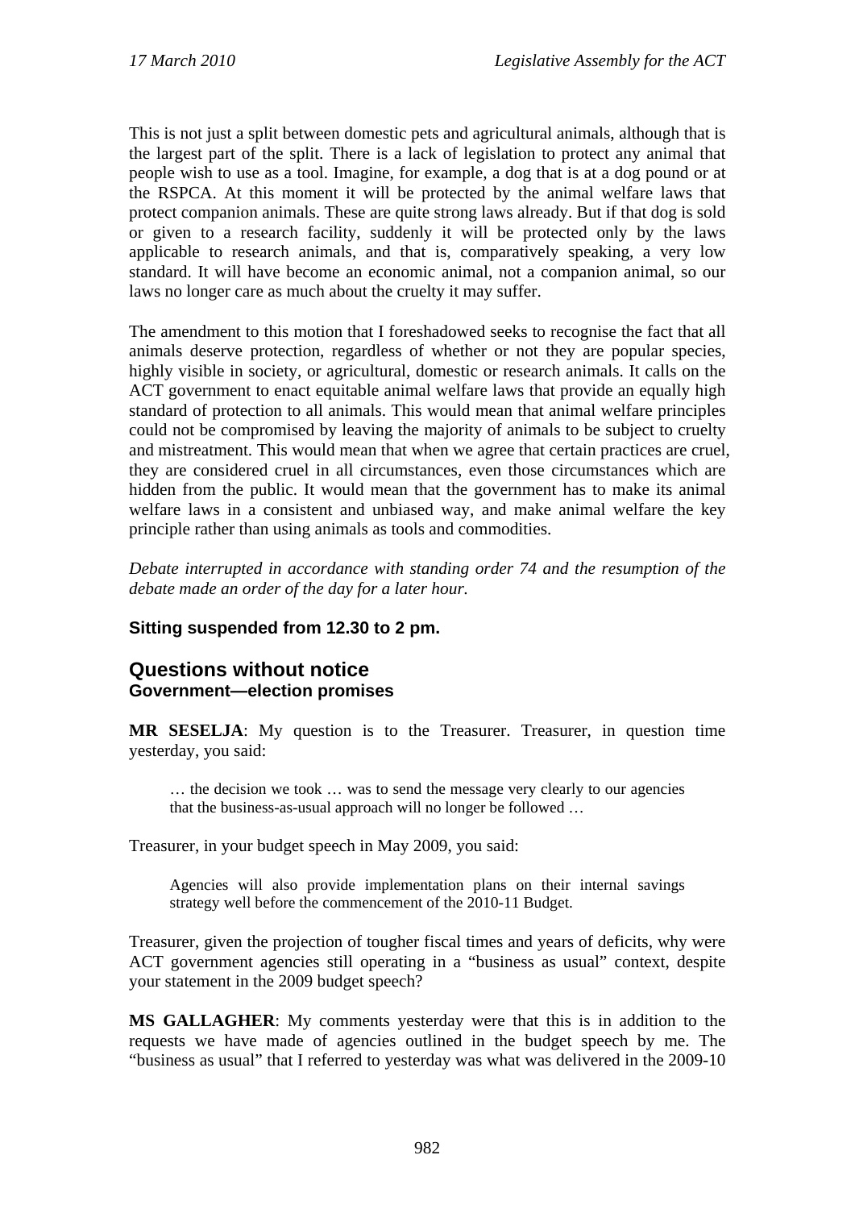This is not just a split between domestic pets and agricultural animals, although that is the largest part of the split. There is a lack of legislation to protect any animal that people wish to use as a tool. Imagine, for example, a dog that is at a dog pound or at the RSPCA. At this moment it will be protected by the animal welfare laws that protect companion animals. These are quite strong laws already. But if that dog is sold or given to a research facility, suddenly it will be protected only by the laws applicable to research animals, and that is, comparatively speaking, a very low standard. It will have become an economic animal, not a companion animal, so our laws no longer care as much about the cruelty it may suffer.

The amendment to this motion that I foreshadowed seeks to recognise the fact that all animals deserve protection, regardless of whether or not they are popular species, highly visible in society, or agricultural, domestic or research animals. It calls on the ACT government to enact equitable animal welfare laws that provide an equally high standard of protection to all animals. This would mean that animal welfare principles could not be compromised by leaving the majority of animals to be subject to cruelty and mistreatment. This would mean that when we agree that certain practices are cruel, they are considered cruel in all circumstances, even those circumstances which are hidden from the public. It would mean that the government has to make its animal welfare laws in a consistent and unbiased way, and make animal welfare the key principle rather than using animals as tools and commodities.

*Debate interrupted in accordance with standing order 74 and the resumption of the debate made an order of the day for a later hour.*

**Sitting suspended from 12.30 to 2 pm.**

## Questions without notice

### Government—election promises

**MR SESELJA**: My question is to the Treasurer. Treasurer, in question time yesterday, you said:

> … the decision we took … was to send the message very clearly to our agencies that the business-as-usual approach will no longer be followed …

Treasurer, in your budget speech in May 2009, you said:

> Agencies will also provide implementation plans on their internal savings strategy well before the commencement of the 2010-11 Budget.

Treasurer, given the projection of tougher fiscal times and years of deficits, why were ACT government agencies still operating in a "business as usual" context, despite your statement in the 2009 budget speech?

**MS GALLAGHER**: My comments yesterday were that this is in addition to the requests we have made of agencies outlined in the budget speech by me. The "business as usual" that I referred to yesterday was what was delivered in the 2009-10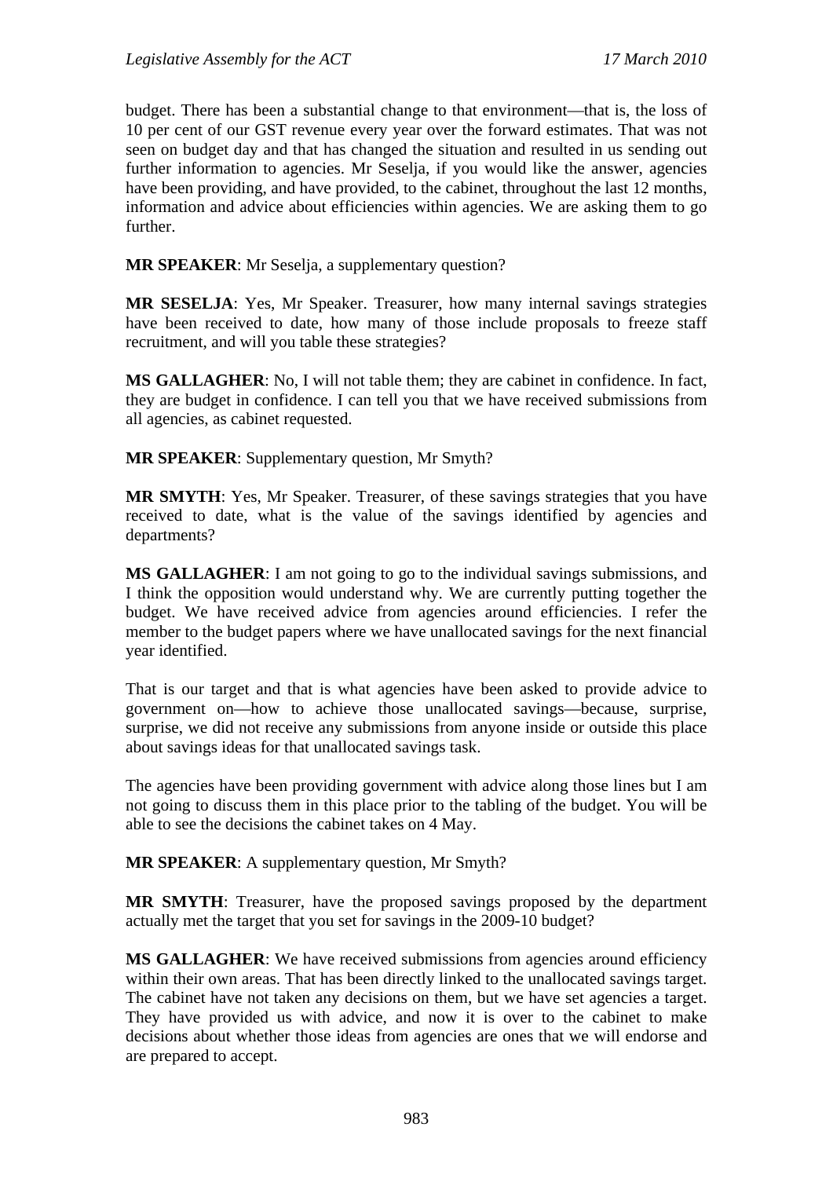budget. There has been a substantial change to that environment—that is, the loss of 10 per cent of our GST revenue every year over the forward estimates. That was not seen on budget day and that has changed the situation and resulted in us sending out further information to agencies. Mr Seselja, if you would like the answer, agencies have been providing, and have provided, to the cabinet, throughout the last 12 months, information and advice about efficiencies within agencies. We are asking them to go further.

**MR SPEAKER**: Mr Seselja, a supplementary question?

**MR SESELJA**: Yes, Mr Speaker. Treasurer, how many internal savings strategies have been received to date, how many of those include proposals to freeze staff recruitment, and will you table these strategies?

**MS GALLAGHER**: No, I will not table them; they are cabinet in confidence. In fact, they are budget in confidence. I can tell you that we have received submissions from all agencies, as cabinet requested.

**MR SPEAKER**: Supplementary question, Mr Smyth?

**MR SMYTH**: Yes, Mr Speaker. Treasurer, of these savings strategies that you have received to date, what is the value of the savings identified by agencies and departments?

**MS GALLAGHER**: I am not going to go to the individual savings submissions, and I think the opposition would understand why. We are currently putting together the budget. We have received advice from agencies around efficiencies. I refer the member to the budget papers where we have unallocated savings for the next financial year identified.

That is our target and that is what agencies have been asked to provide advice to government on—how to achieve those unallocated savings—because, surprise, surprise, we did not receive any submissions from anyone inside or outside this place about savings ideas for that unallocated savings task.

The agencies have been providing government with advice along those lines but I am not going to discuss them in this place prior to the tabling of the budget. You will be able to see the decisions the cabinet takes on 4 May.

**MR SPEAKER**: A supplementary question, Mr Smyth?

**MR SMYTH**: Treasurer, have the proposed savings proposed by the department actually met the target that you set for savings in the 2009-10 budget?

**MS GALLAGHER**: We have received submissions from agencies around efficiency within their own areas. That has been directly linked to the unallocated savings target. The cabinet have not taken any decisions on them, but we have set agencies a target. They have provided us with advice, and now it is over to the cabinet to make decisions about whether those ideas from agencies are ones that we will endorse and are prepared to accept.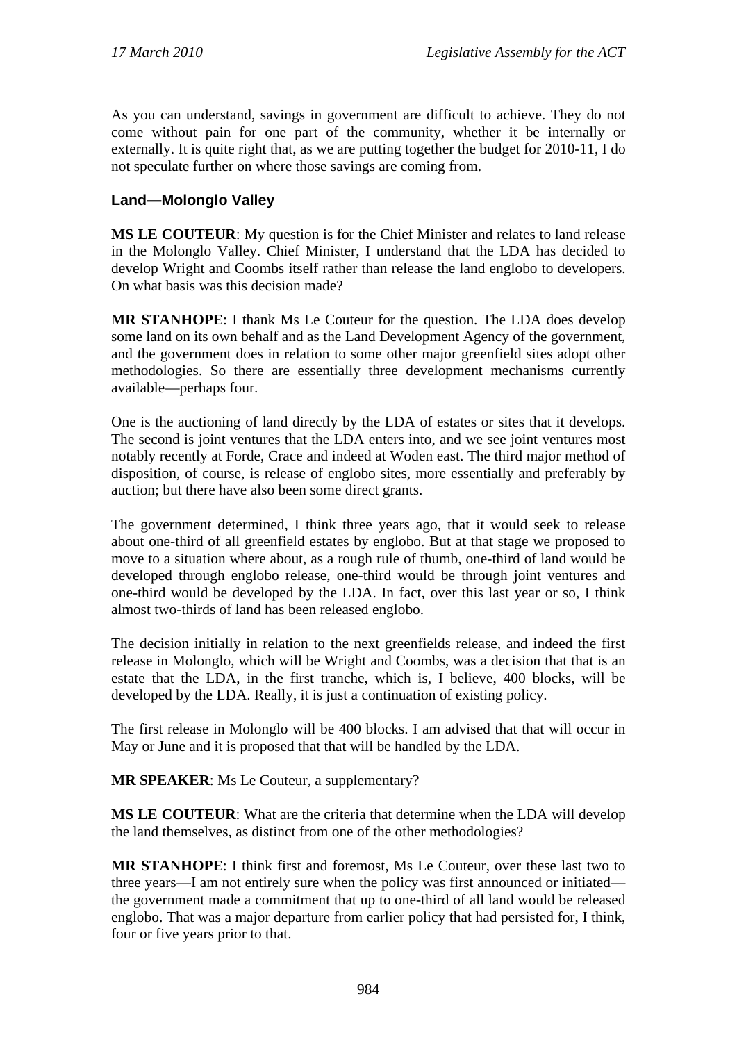As you can understand, savings in government are difficult to achieve. They do not come without pain for one part of the community, whether it be internally or externally. It is quite right that, as we are putting together the budget for 2010-11, I do not speculate further on where those savings are coming from.

### Land—Molonglo Valley

**MS LE COUTEUR**: My question is for the Chief Minister and relates to land release in the Molonglo Valley. Chief Minister, I understand that the LDA has decided to develop Wright and Coombs itself rather than release the land englobo to developers. On what basis was this decision made?

**MR STANHOPE**: I thank Ms Le Couteur for the question. The LDA does develop some land on its own behalf and as the Land Development Agency of the government, and the government does in relation to some other major greenfield sites adopt other methodologies. So there are essentially three development mechanisms currently available—perhaps four.

One is the auctioning of land directly by the LDA of estates or sites that it develops. The second is joint ventures that the LDA enters into, and we see joint ventures most notably recently at Forde, Crace and indeed at Woden east. The third major method of disposition, of course, is release of englobo sites, more essentially and preferably by auction; but there have also been some direct grants.

The government determined, I think three years ago, that it would seek to release about one-third of all greenfield estates by englobo. But at that stage we proposed to move to a situation where about, as a rough rule of thumb, one-third of land would be developed through englobo release, one-third would be through joint ventures and one-third would be developed by the LDA. In fact, over this last year or so, I think almost two-thirds of land has been released englobo.

The decision initially in relation to the next greenfields release, and indeed the first release in Molonglo, which will be Wright and Coombs, was a decision that that is an estate that the LDA, in the first tranche, which is, I believe, 400 blocks, will be developed by the LDA. Really, it is just a continuation of existing policy.

The first release in Molonglo will be 400 blocks. I am advised that that will occur in May or June and it is proposed that that will be handled by the LDA.

**MR SPEAKER**: Ms Le Couteur, a supplementary?

**MS LE COUTEUR**: What are the criteria that determine when the LDA will develop the land themselves, as distinct from one of the other methodologies?

**MR STANHOPE**: I think first and foremost, Ms Le Couteur, over these last two to three years—I am not entirely sure when the policy was first announced or initiated—the government made a commitment that up to one-third of all land would be released englobo. That was a major departure from earlier policy that had persisted for, I think, four or five years prior to that.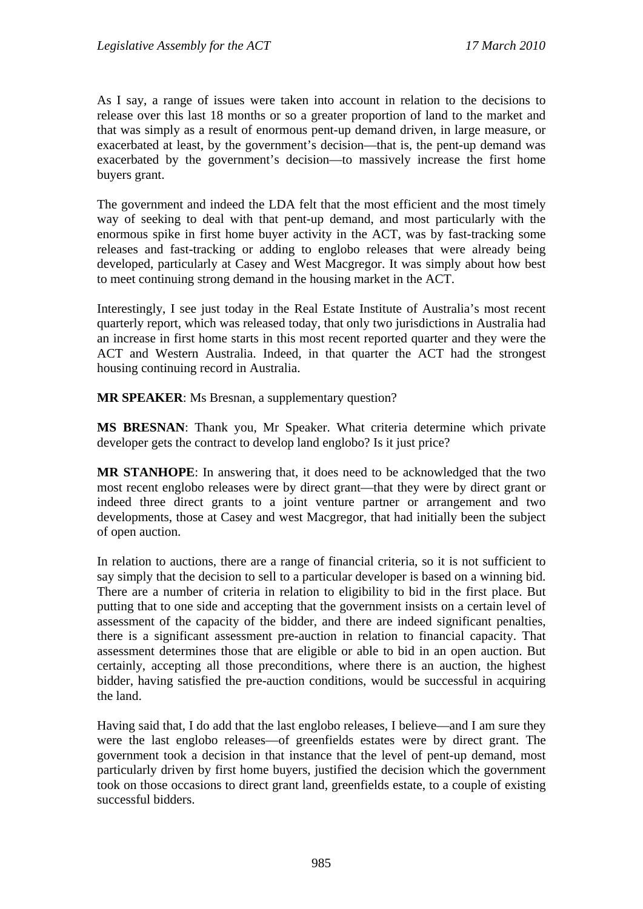As I say, a range of issues were taken into account in relation to the decisions to release over this last 18 months or so a greater proportion of land to the market and that was simply as a result of enormous pent-up demand driven, in large measure, or exacerbated at least, by the government's decision—that is, the pent-up demand was exacerbated by the government's decision—to massively increase the first home buyers grant.

The government and indeed the LDA felt that the most efficient and the most timely way of seeking to deal with that pent-up demand, and most particularly with the enormous spike in first home buyer activity in the ACT, was by fast-tracking some releases and fast-tracking or adding to englobo releases that were already being developed, particularly at Casey and West Macgregor. It was simply about how best to meet continuing strong demand in the housing market in the ACT.

Interestingly, I see just today in the Real Estate Institute of Australia's most recent quarterly report, which was released today, that only two jurisdictions in Australia had an increase in first home starts in this most recent reported quarter and they were the ACT and Western Australia. Indeed, in that quarter the ACT had the strongest housing continuing record in Australia.

**MR SPEAKER**: Ms Bresnan, a supplementary question?

**MS BRESNAN**: Thank you, Mr Speaker. What criteria determine which private developer gets the contract to develop land englobo? Is it just price?

**MR STANHOPE**: In answering that, it does need to be acknowledged that the two most recent englobo releases were by direct grant—that they were by direct grant or indeed three direct grants to a joint venture partner or arrangement and two developments, those at Casey and west Macgregor, that had initially been the subject of open auction.

In relation to auctions, there are a range of financial criteria, so it is not sufficient to say simply that the decision to sell to a particular developer is based on a winning bid. There are a number of criteria in relation to eligibility to bid in the first place. But putting that to one side and accepting that the government insists on a certain level of assessment of the capacity of the bidder, and there are indeed significant penalties, there is a significant assessment pre-auction in relation to financial capacity. That assessment determines those that are eligible or able to bid in an open auction. But certainly, accepting all those preconditions, where there is an auction, the highest bidder, having satisfied the pre-auction conditions, would be successful in acquiring the land.

Having said that, I do add that the last englobo releases, I believe—and I am sure they were the last englobo releases—of greenfields estates were by direct grant. The government took a decision in that instance that the level of pent-up demand, most particularly driven by first home buyers, justified the decision which the government took on those occasions to direct grant land, greenfields estate, to a couple of existing successful bidders.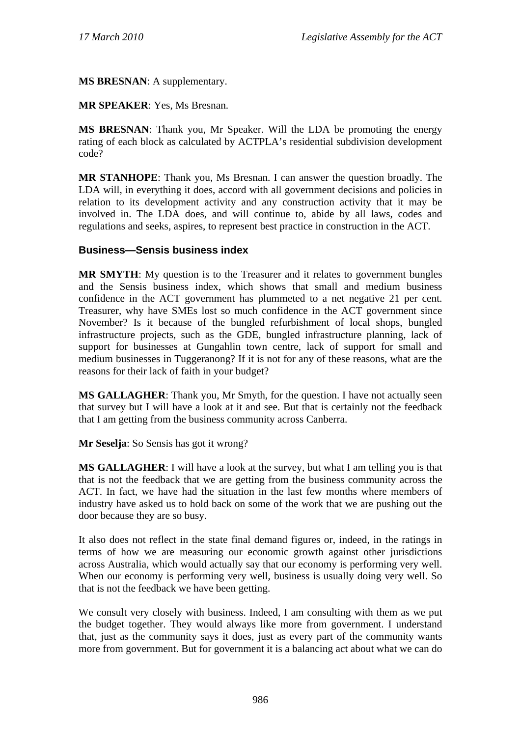**MS BRESNAN**: A supplementary.

**MR SPEAKER**: Yes, Ms Bresnan.

**MS BRESNAN**: Thank you, Mr Speaker. Will the LDA be promoting the energy rating of each block as calculated by ACTPLA's residential subdivision development code?

**MR STANHOPE**: Thank you, Ms Bresnan. I can answer the question broadly. The LDA will, in everything it does, accord with all government decisions and policies in relation to its development activity and any construction activity that it may be involved in. The LDA does, and will continue to, abide by all laws, codes and regulations and seeks, aspires, to represent best practice in construction in the ACT.

### Business—Sensis business index

**MR SMYTH**: My question is to the Treasurer and it relates to government bungles and the Sensis business index, which shows that small and medium business confidence in the ACT government has plummeted to a net negative 21 per cent. Treasurer, why have SMEs lost so much confidence in the ACT government since November? Is it because of the bungled refurbishment of local shops, bungled infrastructure projects, such as the GDE, bungled infrastructure planning, lack of support for businesses at Gungahlin town centre, lack of support for small and medium businesses in Tuggeranong? If it is not for any of these reasons, what are the reasons for their lack of faith in your budget?

**MS GALLAGHER**: Thank you, Mr Smyth, for the question. I have not actually seen that survey but I will have a look at it and see. But that is certainly not the feedback that I am getting from the business community across Canberra.

**Mr Seselja**: So Sensis has got it wrong?

**MS GALLAGHER**: I will have a look at the survey, but what I am telling you is that that is not the feedback that we are getting from the business community across the ACT. In fact, we have had the situation in the last few months where members of industry have asked us to hold back on some of the work that we are pushing out the door because they are so busy.

It also does not reflect in the state final demand figures or, indeed, in the ratings in terms of how we are measuring our economic growth against other jurisdictions across Australia, which would actually say that our economy is performing very well. When our economy is performing very well, business is usually doing very well. So that is not the feedback we have been getting.

We consult very closely with business. Indeed, I am consulting with them as we put the budget together. They would always like more from government. I understand that, just as the community says it does, just as every part of the community wants more from government. But for government it is a balancing act about what we can do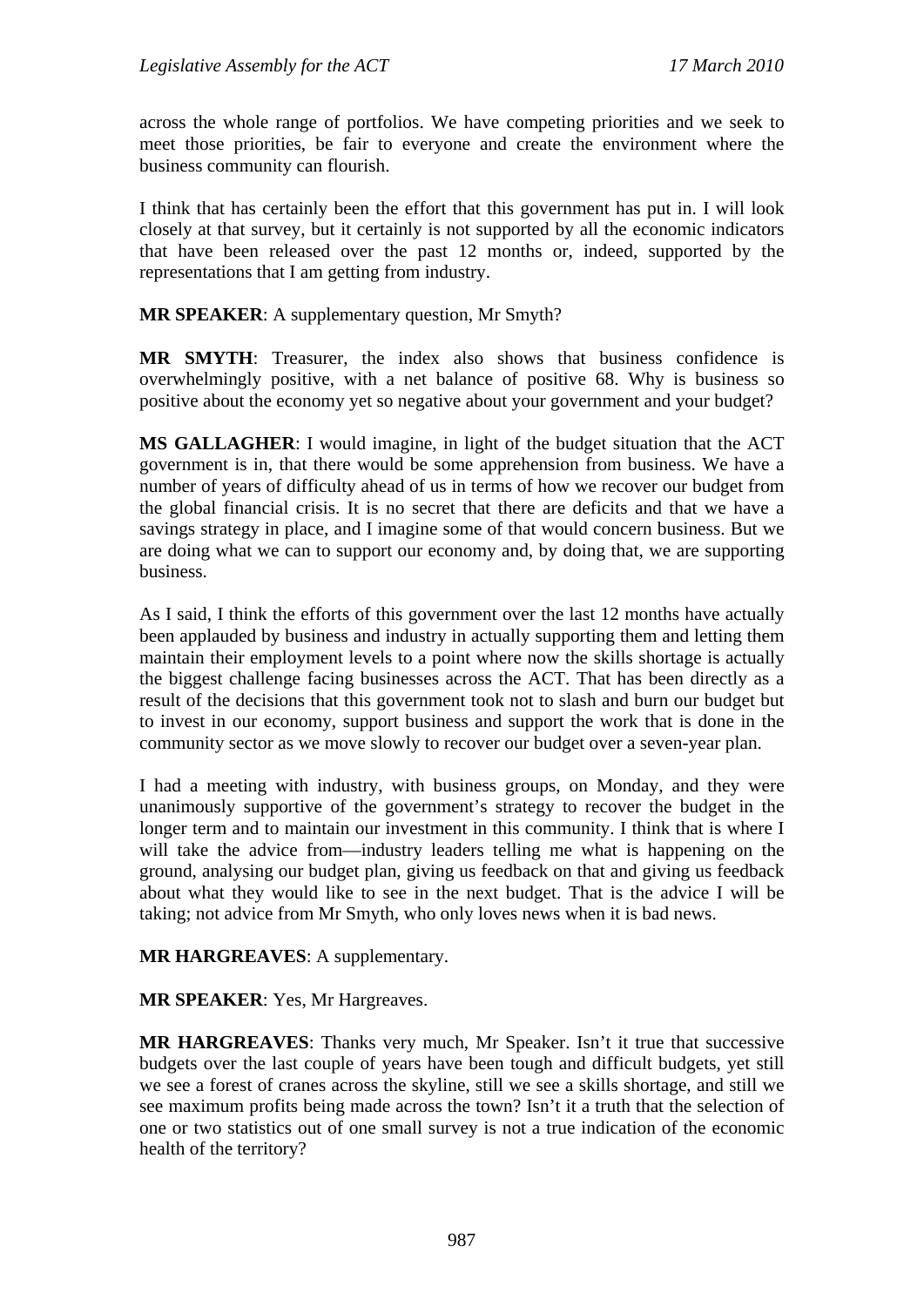across the whole range of portfolios. We have competing priorities and we seek to meet those priorities, be fair to everyone and create the environment where the business community can flourish.

I think that has certainly been the effort that this government has put in. I will look closely at that survey, but it certainly is not supported by all the economic indicators that have been released over the past 12 months or, indeed, supported by the representations that I am getting from industry.

**MR SPEAKER**: A supplementary question, Mr Smyth?

**MR SMYTH**: Treasurer, the index also shows that business confidence is overwhelmingly positive, with a net balance of positive 68. Why is business so positive about the economy yet so negative about your government and your budget?

**MS GALLAGHER**: I would imagine, in light of the budget situation that the ACT government is in, that there would be some apprehension from business. We have a number of years of difficulty ahead of us in terms of how we recover our budget from the global financial crisis. It is no secret that there are deficits and that we have a savings strategy in place, and I imagine some of that would concern business. But we are doing what we can to support our economy and, by doing that, we are supporting business.

As I said, I think the efforts of this government over the last 12 months have actually been applauded by business and industry in actually supporting them and letting them maintain their employment levels to a point where now the skills shortage is actually the biggest challenge facing businesses across the ACT. That has been directly as a result of the decisions that this government took not to slash and burn our budget but to invest in our economy, support business and support the work that is done in the community sector as we move slowly to recover our budget over a seven-year plan.

I had a meeting with industry, with business groups, on Monday, and they were unanimously supportive of the government's strategy to recover the budget in the longer term and to maintain our investment in this community. I think that is where I will take the advice from—industry leaders telling me what is happening on the ground, analysing our budget plan, giving us feedback on that and giving us feedback about what they would like to see in the next budget. That is the advice I will be taking; not advice from Mr Smyth, who only loves news when it is bad news.

**MR HARGREAVES**: A supplementary.

**MR SPEAKER**: Yes, Mr Hargreaves.

**MR HARGREAVES**: Thanks very much, Mr Speaker. Isn't it true that successive budgets over the last couple of years have been tough and difficult budgets, yet still we see a forest of cranes across the skyline, still we see a skills shortage, and still we see maximum profits being made across the town? Isn't it a truth that the selection of one or two statistics out of one small survey is not a true indication of the economic health of the territory?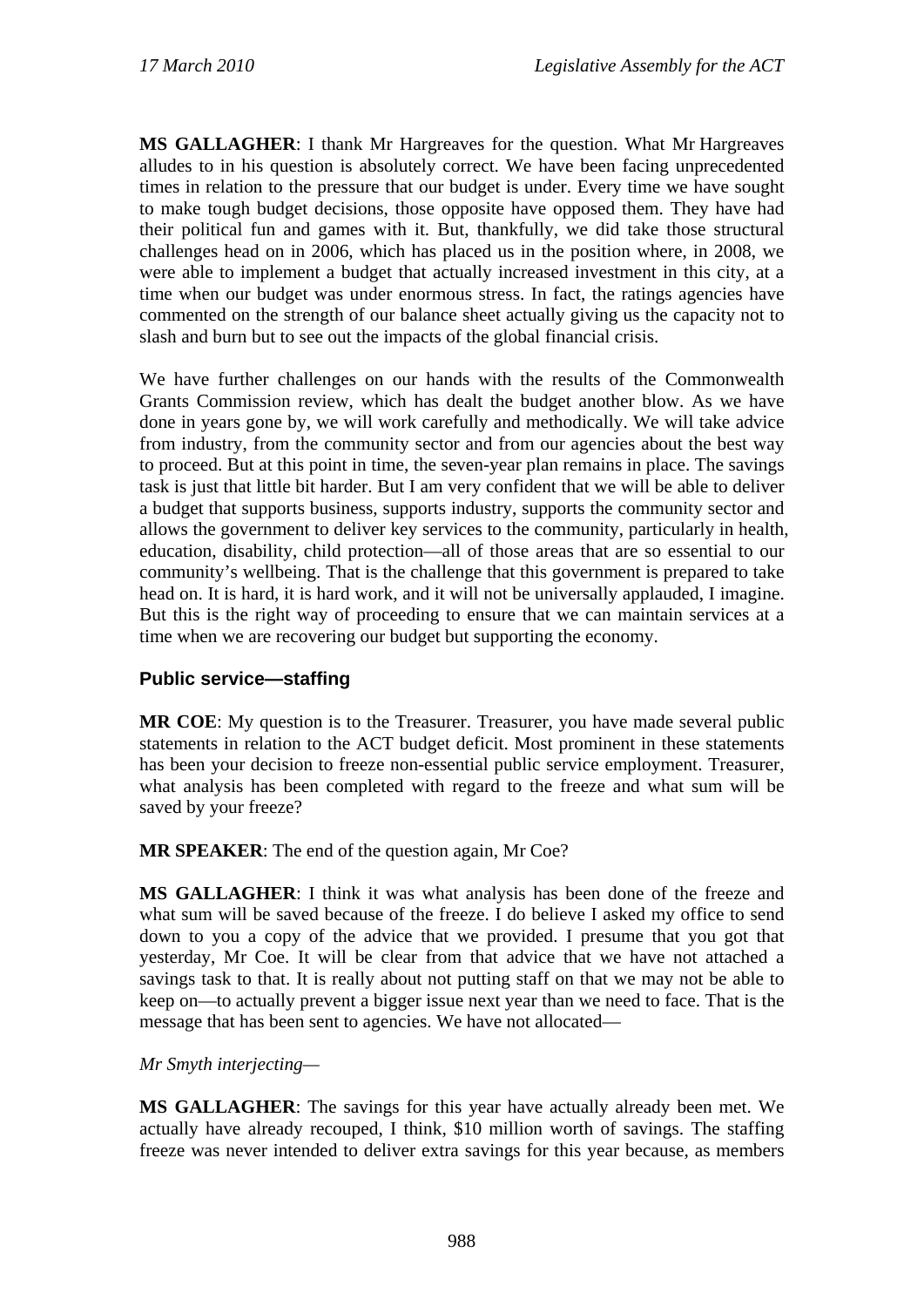**MS GALLAGHER**: I thank Mr Hargreaves for the question. What Mr Hargreaves alludes to in his question is absolutely correct. We have been facing unprecedented times in relation to the pressure that our budget is under. Every time we have sought to make tough budget decisions, those opposite have opposed them. They have had their political fun and games with it. But, thankfully, we did take those structural challenges head on in 2006, which has placed us in the position where, in 2008, we were able to implement a budget that actually increased investment in this city, at a time when our budget was under enormous stress. In fact, the ratings agencies have commented on the strength of our balance sheet actually giving us the capacity not to slash and burn but to see out the impacts of the global financial crisis.

We have further challenges on our hands with the results of the Commonwealth Grants Commission review, which has dealt the budget another blow. As we have done in years gone by, we will work carefully and methodically. We will take advice from industry, from the community sector and from our agencies about the best way to proceed. But at this point in time, the seven-year plan remains in place. The savings task is just that little bit harder. But I am very confident that we will be able to deliver a budget that supports business, supports industry, supports the community sector and allows the government to deliver key services to the community, particularly in health, education, disability, child protection—all of those areas that are so essential to our community's wellbeing. That is the challenge that this government is prepared to take head on. It is hard, it is hard work, and it will not be universally applauded, I imagine. But this is the right way of proceeding to ensure that we can maintain services at a time when we are recovering our budget but supporting the economy.

### Public service—staffing

**MR COE**: My question is to the Treasurer. Treasurer, you have made several public statements in relation to the ACT budget deficit. Most prominent in these statements has been your decision to freeze non-essential public service employment. Treasurer, what analysis has been completed with regard to the freeze and what sum will be saved by your freeze?

**MR SPEAKER**: The end of the question again, Mr Coe?

**MS GALLAGHER**: I think it was what analysis has been done of the freeze and what sum will be saved because of the freeze. I do believe I asked my office to send down to you a copy of the advice that we provided. I presume that you got that yesterday, Mr Coe. It will be clear from that advice that we have not attached a savings task to that. It is really about not putting staff on that we may not be able to keep on—to actually prevent a bigger issue next year than we need to face. That is the message that has been sent to agencies. We have not allocated—

*Mr Smyth interjecting—*

**MS GALLAGHER**: The savings for this year have actually already been met. We actually have already recouped, I think, $10 million worth of savings. The staffing freeze was never intended to deliver extra savings for this year because, as members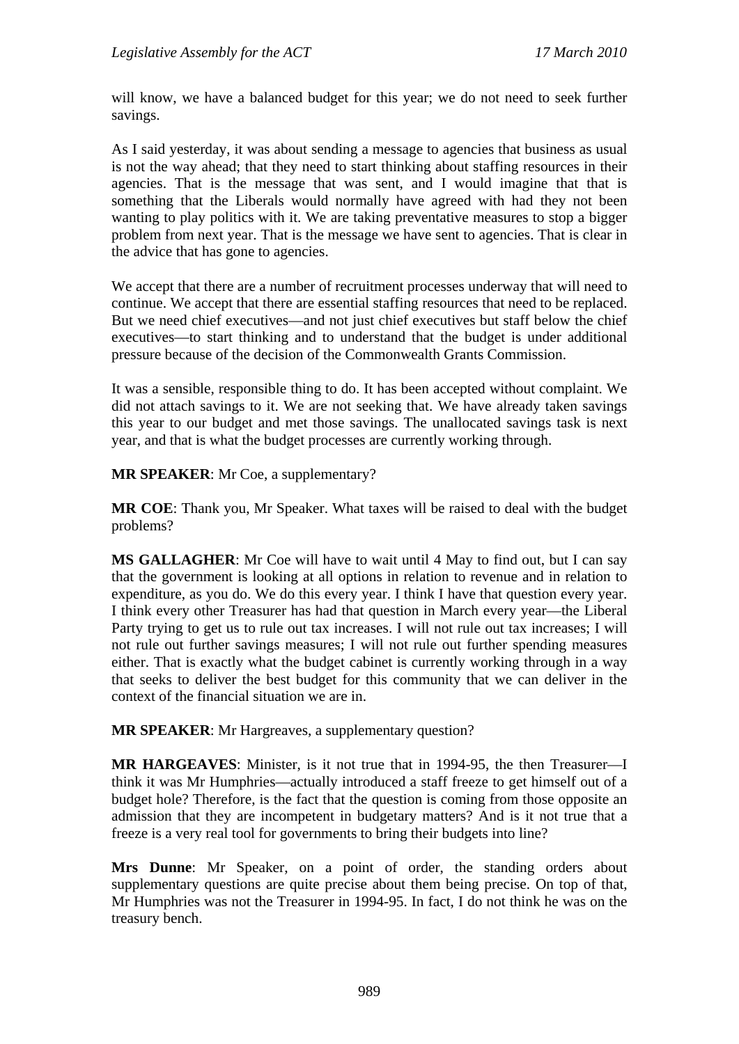will know, we have a balanced budget for this year; we do not need to seek further savings.

As I said yesterday, it was about sending a message to agencies that business as usual is not the way ahead; that they need to start thinking about staffing resources in their agencies. That is the message that was sent, and I would imagine that that is something that the Liberals would normally have agreed with had they not been wanting to play politics with it. We are taking preventative measures to stop a bigger problem from next year. That is the message we have sent to agencies. That is clear in the advice that has gone to agencies.

We accept that there are a number of recruitment processes underway that will need to continue. We accept that there are essential staffing resources that need to be replaced. But we need chief executives—and not just chief executives but staff below the chief executives—to start thinking and to understand that the budget is under additional pressure because of the decision of the Commonwealth Grants Commission.

It was a sensible, responsible thing to do. It has been accepted without complaint. We did not attach savings to it. We are not seeking that. We have already taken savings this year to our budget and met those savings. The unallocated savings task is next year, and that is what the budget processes are currently working through.

**MR SPEAKER**: Mr Coe, a supplementary?

**MR COE**: Thank you, Mr Speaker. What taxes will be raised to deal with the budget problems?

**MS GALLAGHER**: Mr Coe will have to wait until 4 May to find out, but I can say that the government is looking at all options in relation to revenue and in relation to expenditure, as you do. We do this every year. I think I have that question every year. I think every other Treasurer has had that question in March every year—the Liberal Party trying to get us to rule out tax increases. I will not rule out tax increases; I will not rule out further savings measures; I will not rule out further spending measures either. That is exactly what the budget cabinet is currently working through in a way that seeks to deliver the best budget for this community that we can deliver in the context of the financial situation we are in.

**MR SPEAKER**: Mr Hargreaves, a supplementary question?

**MR HARGREAVES**: Minister, is it not true that in 1994-95, the then Treasurer—I think it was Mr Humphries—actually introduced a staff freeze to get himself out of a budget hole? Therefore, is the fact that the question is coming from those opposite an admission that they are incompetent in budgetary matters? And is it not true that a freeze is a very real tool for governments to bring their budgets into line?

**Mrs Dunne**: Mr Speaker, on a point of order, the standing orders about supplementary questions are quite precise about them being precise. On top of that, Mr Humphries was not the Treasurer in 1994-95. In fact, I do not think he was on the treasury bench.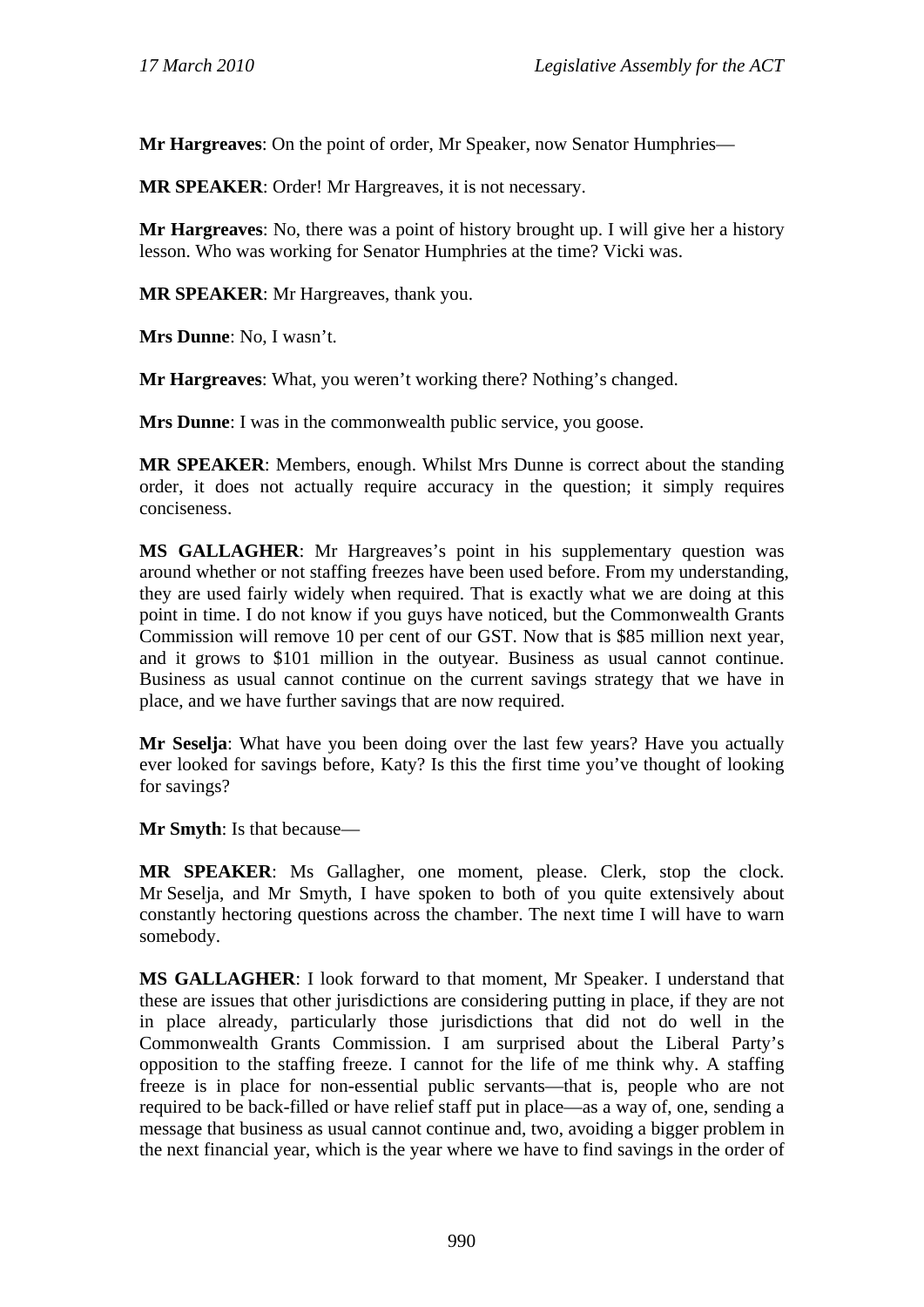**Mr Hargreaves**: On the point of order, Mr Speaker, now Senator Humphries—

**MR SPEAKER**: Order! Mr Hargreaves, it is not necessary.

**Mr Hargreaves**: No, there was a point of history brought up. I will give her a history lesson. Who was working for Senator Humphries at the time? Vicki was.

**MR SPEAKER**: Mr Hargreaves, thank you.

**Mrs Dunne**: No, I wasn't.

**Mr Hargreaves**: What, you weren't working there? Nothing's changed.

**Mrs Dunne**: I was in the commonwealth public service, you goose.

**MR SPEAKER**: Members, enough. Whilst Mrs Dunne is correct about the standing order, it does not actually require accuracy in the question; it simply requires conciseness.

**MS GALLAGHER**: Mr Hargreaves's point in his supplementary question was around whether or not staffing freezes have been used before. From my understanding, they are used fairly widely when required. That is exactly what we are doing at this point in time. I do not know if you guys have noticed, but the Commonwealth Grants Commission will remove 10 per cent of our GST. Now that is $85 million next year, and it grows to $101 million in the outyear. Business as usual cannot continue. Business as usual cannot continue on the current savings strategy that we have in place, and we have further savings that are now required.

**Mr Seselja**: What have you been doing over the last few years? Have you actually ever looked for savings before, Katy? Is this the first time you've thought of looking for savings?

**Mr Smyth**: Is that because—

**MR SPEAKER**: Ms Gallagher, one moment, please. Clerk, stop the clock. Mr Seselja, and Mr Smyth, I have spoken to both of you quite extensively about constantly hectoring questions across the chamber. The next time I will have to warn somebody.

**MS GALLAGHER**: I look forward to that moment, Mr Speaker. I understand that these are issues that other jurisdictions are considering putting in place, if they are not in place already, particularly those jurisdictions that did not do well in the Commonwealth Grants Commission. I am surprised about the Liberal Party's opposition to the staffing freeze. I cannot for the life of me think why. A staffing freeze is in place for non-essential public servants—that is, people who are not required to be back-filled or have relief staff put in place—as a way of, one, sending a message that business as usual cannot continue and, two, avoiding a bigger problem in the next financial year, which is the year where we have to find savings in the order of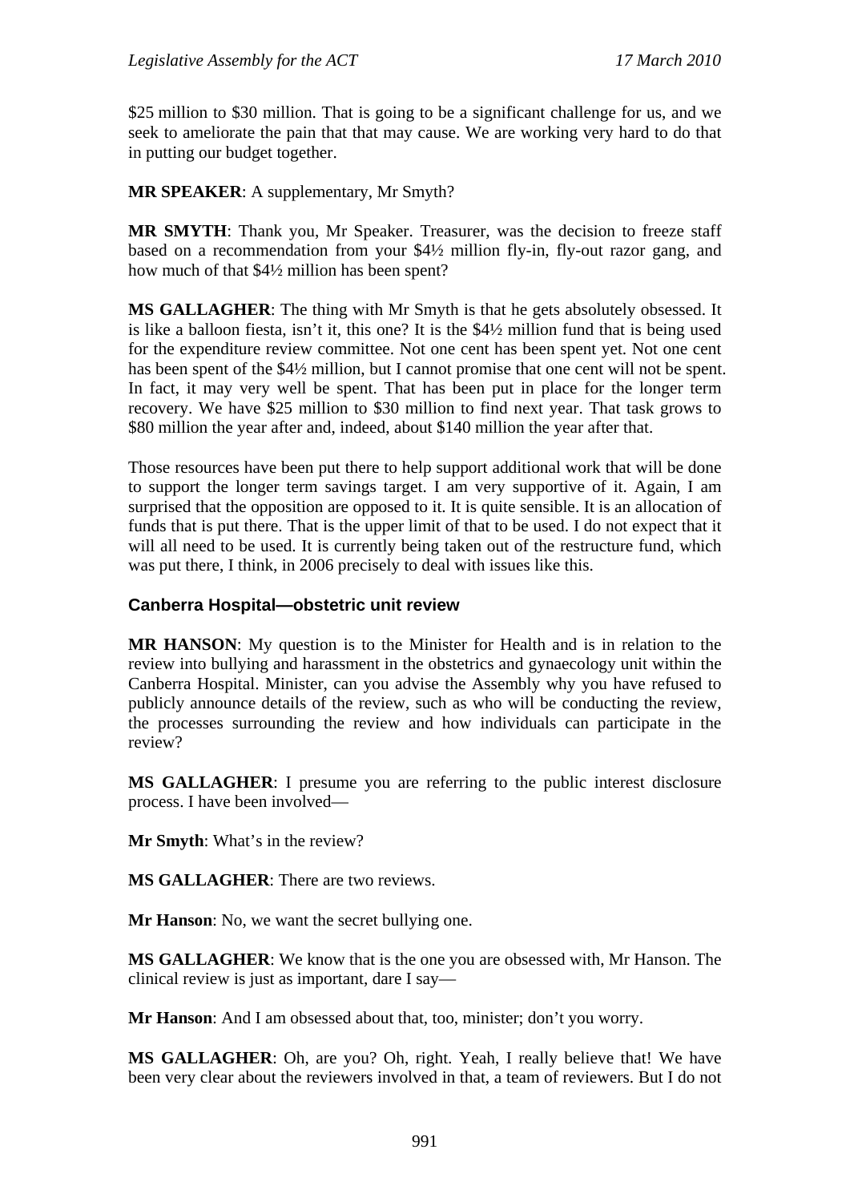$25 million to $30 million. That is going to be a significant challenge for us, and we seek to ameliorate the pain that that may cause. We are working very hard to do that in putting our budget together.

**MR SPEAKER**: A supplementary, Mr Smyth?

**MR SMYTH**: Thank you, Mr Speaker. Treasurer, was the decision to freeze staff based on a recommendation from your $4½ million fly-in, fly-out razor gang, and how much of that $4½ million has been spent?

**MS GALLAGHER**: The thing with Mr Smyth is that he gets absolutely obsessed. It is like a balloon fiesta, isn't it, this one? It is the $4½ million fund that is being used for the expenditure review committee. Not one cent has been spent yet. Not one cent has been spent of the $4½ million, but I cannot promise that one cent will not be spent. In fact, it may very well be spent. That has been put in place for the longer term recovery. We have $25 million to $30 million to find next year. That task grows to $80 million the year after and, indeed, about $140 million the year after that.

Those resources have been put there to help support additional work that will be done to support the longer term savings target. I am very supportive of it. Again, I am surprised that the opposition are opposed to it. It is quite sensible. It is an allocation of funds that is put there. That is the upper limit of that to be used. I do not expect that it will all need to be used. It is currently being taken out of the restructure fund, which was put there, I think, in 2006 precisely to deal with issues like this.

### Canberra Hospital—obstetric unit review

**MR HANSON**: My question is to the Minister for Health and is in relation to the review into bullying and harassment in the obstetrics and gynaecology unit within the Canberra Hospital. Minister, can you advise the Assembly why you have refused to publicly announce details of the review, such as who will be conducting the review, the processes surrounding the review and how individuals can participate in the review?

**MS GALLAGHER**: I presume you are referring to the public interest disclosure process. I have been involved—

**Mr Smyth**: What's in the review?

**MS GALLAGHER**: There are two reviews.

**Mr Hanson**: No, we want the secret bullying one.

**MS GALLAGHER**: We know that is the one you are obsessed with, Mr Hanson. The clinical review is just as important, dare I say—

**Mr Hanson**: And I am obsessed about that, too, minister; don't you worry.

**MS GALLAGHER**: Oh, are you? Oh, right. Yeah, I really believe that! We have been very clear about the reviewers involved in that, a team of reviewers. But I do not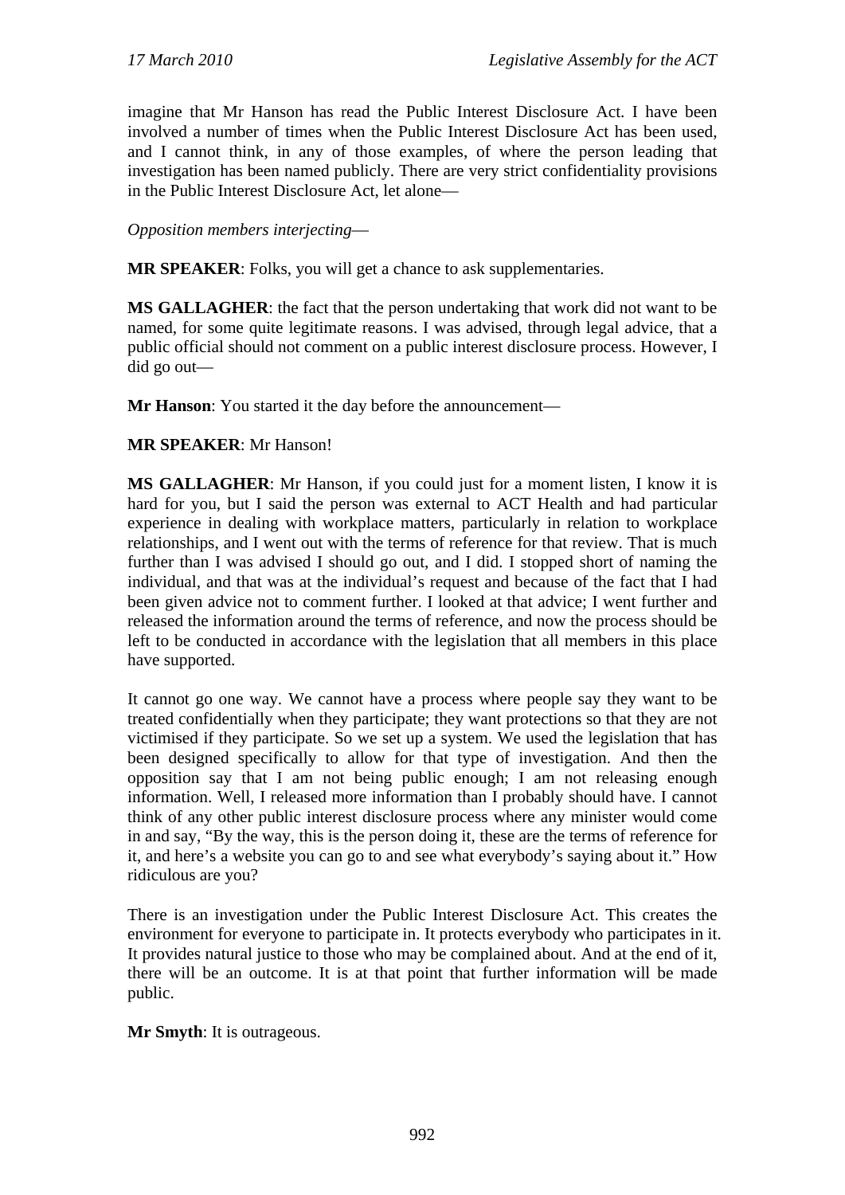imagine that Mr Hanson has read the Public Interest Disclosure Act. I have been involved a number of times when the Public Interest Disclosure Act has been used, and I cannot think, in any of those examples, of where the person leading that investigation has been named publicly. There are very strict confidentiality provisions in the Public Interest Disclosure Act, let alone—

*Opposition members interjecting*—

**MR SPEAKER**: Folks, you will get a chance to ask supplementaries.

**MS GALLAGHER**: the fact that the person undertaking that work did not want to be named, for some quite legitimate reasons. I was advised, through legal advice, that a public official should not comment on a public interest disclosure process. However, I did go out—

**Mr Hanson**: You started it the day before the announcement—

**MR SPEAKER**: Mr Hanson!

**MS GALLAGHER**: Mr Hanson, if you could just for a moment listen, I know it is hard for you, but I said the person was external to ACT Health and had particular experience in dealing with workplace matters, particularly in relation to workplace relationships, and I went out with the terms of reference for that review. That is much further than I was advised I should go out, and I did. I stopped short of naming the individual, and that was at the individual's request and because of the fact that I had been given advice not to comment further. I looked at that advice; I went further and released the information around the terms of reference, and now the process should be left to be conducted in accordance with the legislation that all members in this place have supported.

It cannot go one way. We cannot have a process where people say they want to be treated confidentially when they participate; they want protections so that they are not victimised if they participate. So we set up a system. We used the legislation that has been designed specifically to allow for that type of investigation. And then the opposition say that I am not being public enough; I am not releasing enough information. Well, I released more information than I probably should have. I cannot think of any other public interest disclosure process where any minister would come in and say, "By the way, this is the person doing it, these are the terms of reference for it, and here's a website you can go to and see what everybody's saying about it." How ridiculous are you?

There is an investigation under the Public Interest Disclosure Act. This creates the environment for everyone to participate in. It protects everybody who participates in it. It provides natural justice to those who may be complained about. And at the end of it, there will be an outcome. It is at that point that further information will be made public.

**Mr Smyth**: It is outrageous.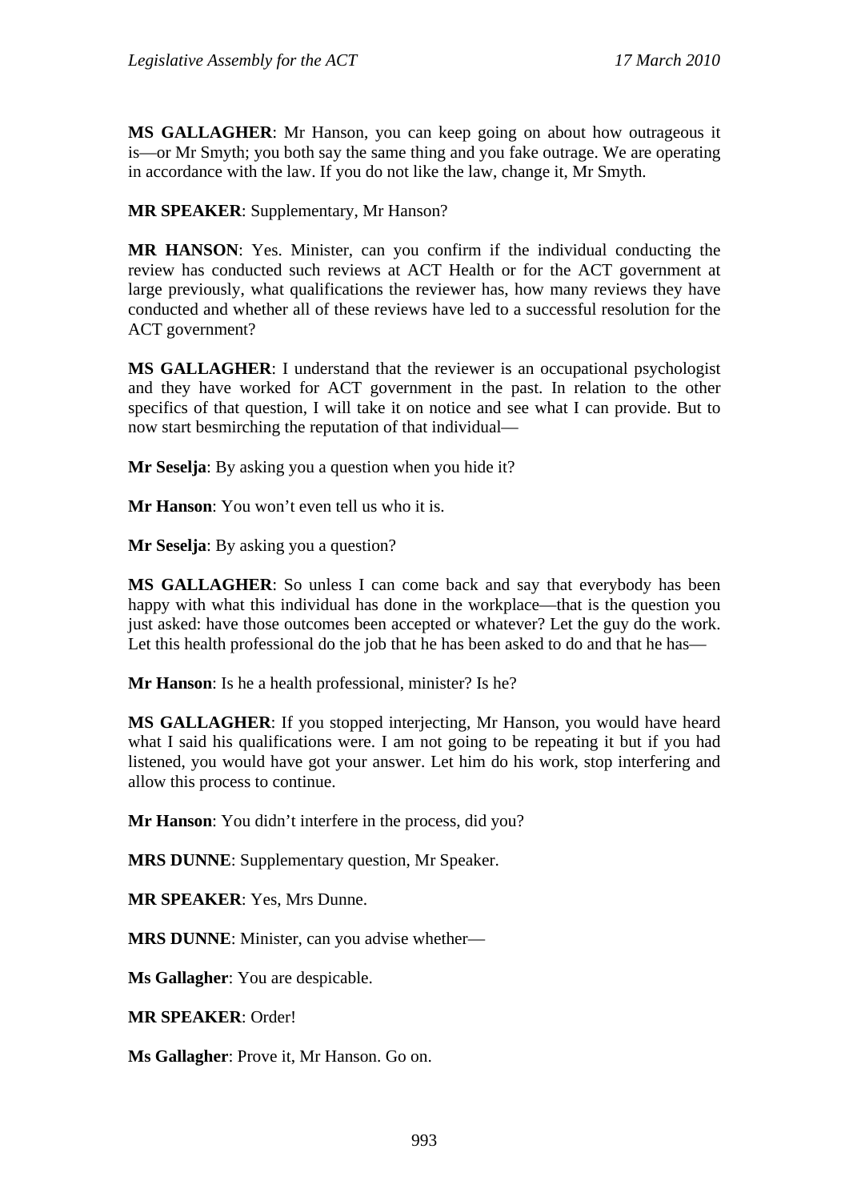**MS GALLAGHER**: Mr Hanson, you can keep going on about how outrageous it is—or Mr Smyth; you both say the same thing and you fake outrage. We are operating in accordance with the law. If you do not like the law, change it, Mr Smyth.

**MR SPEAKER**: Supplementary, Mr Hanson?

**MR HANSON**: Yes. Minister, can you confirm if the individual conducting the review has conducted such reviews at ACT Health or for the ACT government at large previously, what qualifications the reviewer has, how many reviews they have conducted and whether all of these reviews have led to a successful resolution for the ACT government?

**MS GALLAGHER**: I understand that the reviewer is an occupational psychologist and they have worked for ACT government in the past. In relation to the other specifics of that question, I will take it on notice and see what I can provide. But to now start besmirching the reputation of that individual—

**Mr Seselja**: By asking you a question when you hide it?

**Mr Hanson**: You won't even tell us who it is.

**Mr Seselja**: By asking you a question?

**MS GALLAGHER**: So unless I can come back and say that everybody has been happy with what this individual has done in the workplace—that is the question you just asked: have those outcomes been accepted or whatever? Let the guy do the work. Let this health professional do the job that he has been asked to do and that he has—

**Mr Hanson**: Is he a health professional, minister? Is he?

**MS GALLAGHER**: If you stopped interjecting, Mr Hanson, you would have heard what I said his qualifications were. I am not going to be repeating it but if you had listened, you would have got your answer. Let him do his work, stop interfering and allow this process to continue.

**Mr Hanson**: You didn't interfere in the process, did you?

**MRS DUNNE**: Supplementary question, Mr Speaker.

**MR SPEAKER**: Yes, Mrs Dunne.

**MRS DUNNE**: Minister, can you advise whether—

**Ms Gallagher**: You are despicable.

**MR SPEAKER**: Order!

**Ms Gallagher**: Prove it, Mr Hanson. Go on.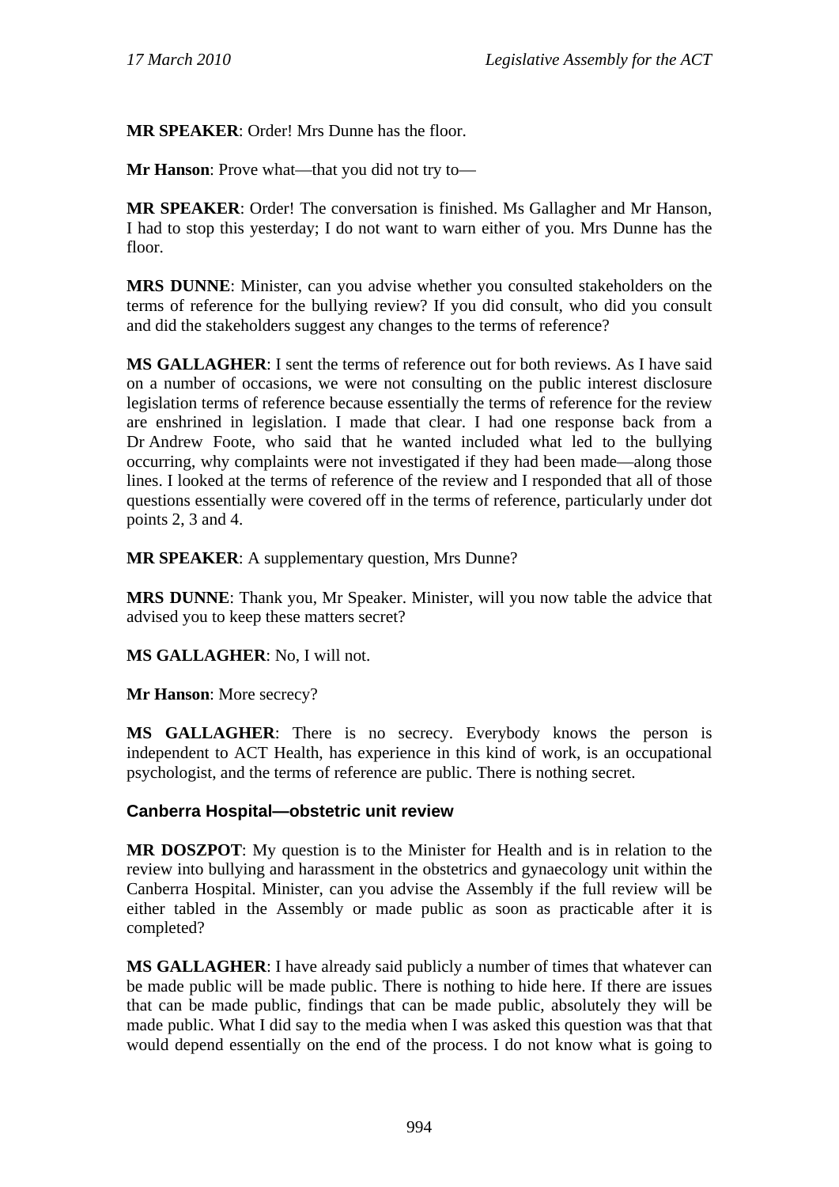**MR SPEAKER**: Order! Mrs Dunne has the floor.

**Mr Hanson**: Prove what—that you did not try to—

**MR SPEAKER**: Order! The conversation is finished. Ms Gallagher and Mr Hanson, I had to stop this yesterday; I do not want to warn either of you. Mrs Dunne has the floor.

**MRS DUNNE**: Minister, can you advise whether you consulted stakeholders on the terms of reference for the bullying review? If you did consult, who did you consult and did the stakeholders suggest any changes to the terms of reference?

**MS GALLAGHER**: I sent the terms of reference out for both reviews. As I have said on a number of occasions, we were not consulting on the public interest disclosure legislation terms of reference because essentially the terms of reference for the review are enshrined in legislation. I made that clear. I had one response back from a Dr Andrew Foote, who said that he wanted included what led to the bullying occurring, why complaints were not investigated if they had been made—along those lines. I looked at the terms of reference of the review and I responded that all of those questions essentially were covered off in the terms of reference, particularly under dot points 2, 3 and 4.

**MR SPEAKER**: A supplementary question, Mrs Dunne?

**MRS DUNNE**: Thank you, Mr Speaker. Minister, will you now table the advice that advised you to keep these matters secret?

**MS GALLAGHER**: No, I will not.

**Mr Hanson**: More secrecy?

**MS GALLAGHER**: There is no secrecy. Everybody knows the person is independent to ACT Health, has experience in this kind of work, is an occupational psychologist, and the terms of reference are public. There is nothing secret.

### Canberra Hospital—obstetric unit review

**MR DOSZPOT**: My question is to the Minister for Health and is in relation to the review into bullying and harassment in the obstetrics and gynaecology unit within the Canberra Hospital. Minister, can you advise the Assembly if the full review will be either tabled in the Assembly or made public as soon as practicable after it is completed?

**MS GALLAGHER**: I have already said publicly a number of times that whatever can be made public will be made public. There is nothing to hide here. If there are issues that can be made public, findings that can be made public, absolutely they will be made public. What I did say to the media when I was asked this question was that that would depend essentially on the end of the process. I do not know what is going to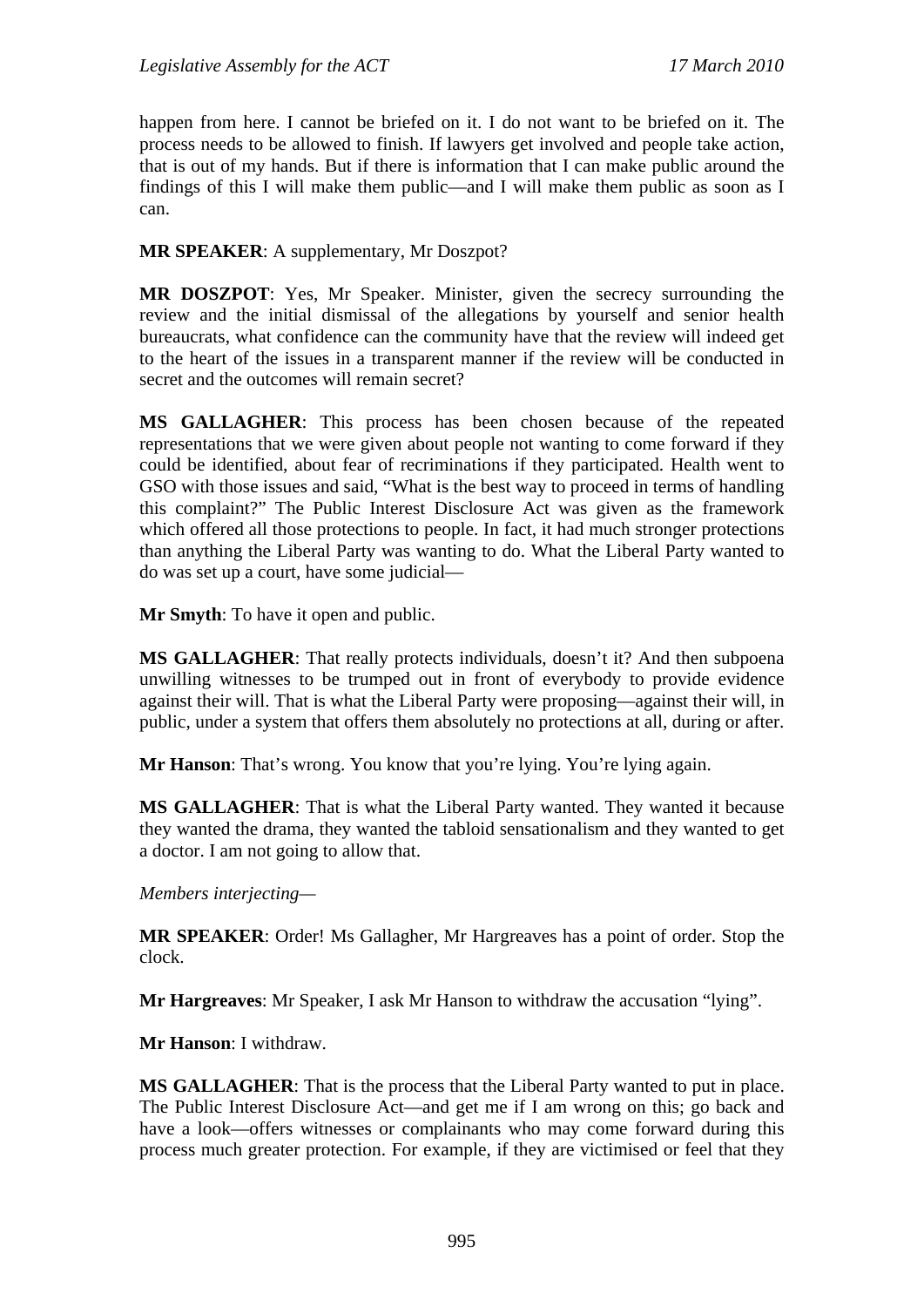happen from here. I cannot be briefed on it. I do not want to be briefed on it. The process needs to be allowed to finish. If lawyers get involved and people take action, that is out of my hands. But if there is information that I can make public around the findings of this I will make them public—and I will make them public as soon as I can.

**MR SPEAKER**: A supplementary, Mr Doszpot?

**MR DOSZPOT**: Yes, Mr Speaker. Minister, given the secrecy surrounding the review and the initial dismissal of the allegations by yourself and senior health bureaucrats, what confidence can the community have that the review will indeed get to the heart of the issues in a transparent manner if the review will be conducted in secret and the outcomes will remain secret?

**MS GALLAGHER**: This process has been chosen because of the repeated representations that we were given about people not wanting to come forward if they could be identified, about fear of recriminations if they participated. Health went to GSO with those issues and said, "What is the best way to proceed in terms of handling this complaint?" The Public Interest Disclosure Act was given as the framework which offered all those protections to people. In fact, it had much stronger protections than anything the Liberal Party was wanting to do. What the Liberal Party wanted to do was set up a court, have some judicial—

**Mr Smyth**: To have it open and public.

**MS GALLAGHER**: That really protects individuals, doesn't it? And then subpoena unwilling witnesses to be trumped out in front of everybody to provide evidence against their will. That is what the Liberal Party were proposing—against their will, in public, under a system that offers them absolutely no protections at all, during or after.

**Mr Hanson**: That's wrong. You know that you're lying. You're lying again.

**MS GALLAGHER**: That is what the Liberal Party wanted. They wanted it because they wanted the drama, they wanted the tabloid sensationalism and they wanted to get a doctor. I am not going to allow that.

*Members interjecting*—

**MR SPEAKER**: Order! Ms Gallagher, Mr Hargreaves has a point of order. Stop the clock.

**Mr Hargreaves**: Mr Speaker, I ask Mr Hanson to withdraw the accusation "lying".

**Mr Hanson**: I withdraw.

**MS GALLAGHER**: That is the process that the Liberal Party wanted to put in place. The Public Interest Disclosure Act—and get me if I am wrong on this; go back and have a look—offers witnesses or complainants who may come forward during this process much greater protection. For example, if they are victimised or feel that they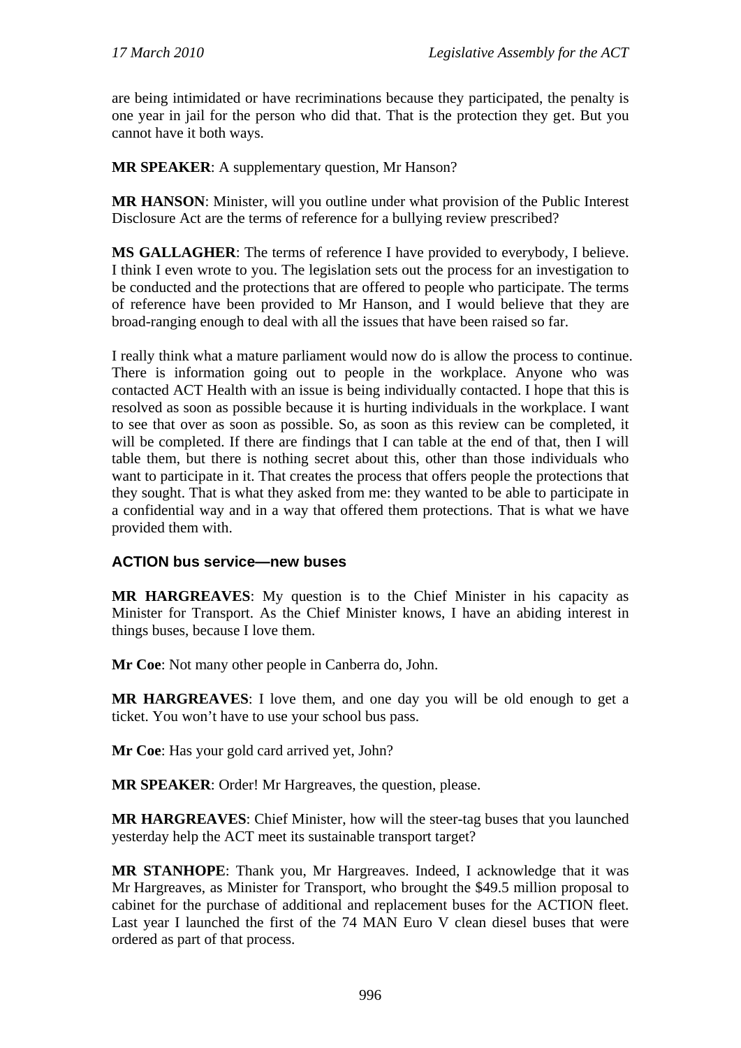are being intimidated or have recriminations because they participated, the penalty is one year in jail for the person who did that. That is the protection they get. But you cannot have it both ways.

**MR SPEAKER**: A supplementary question, Mr Hanson?

**MR HANSON**: Minister, will you outline under what provision of the Public Interest Disclosure Act are the terms of reference for a bullying review prescribed?

**MS GALLAGHER**: The terms of reference I have provided to everybody, I believe. I think I even wrote to you. The legislation sets out the process for an investigation to be conducted and the protections that are offered to people who participate. The terms of reference have been provided to Mr Hanson, and I would believe that they are broad-ranging enough to deal with all the issues that have been raised so far.

I really think what a mature parliament would now do is allow the process to continue. There is information going out to people in the workplace. Anyone who was contacted ACT Health with an issue is being individually contacted. I hope that this is resolved as soon as possible because it is hurting individuals in the workplace. I want to see that over as soon as possible. So, as soon as this review can be completed, it will be completed. If there are findings that I can table at the end of that, then I will table them, but there is nothing secret about this, other than those individuals who want to participate in it. That creates the process that offers people the protections that they sought. That is what they asked from me: they wanted to be able to participate in a confidential way and in a way that offered them protections. That is what we have provided them with.

### ACTION bus service—new buses

**MR HARGREAVES**: My question is to the Chief Minister in his capacity as Minister for Transport. As the Chief Minister knows, I have an abiding interest in things buses, because I love them.

**Mr Coe**: Not many other people in Canberra do, John.

**MR HARGREAVES**: I love them, and one day you will be old enough to get a ticket. You won't have to use your school bus pass.

**Mr Coe**: Has your gold card arrived yet, John?

**MR SPEAKER**: Order! Mr Hargreaves, the question, please.

**MR HARGREAVES**: Chief Minister, how will the steer-tag buses that you launched yesterday help the ACT meet its sustainable transport target?

**MR STANHOPE**: Thank you, Mr Hargreaves. Indeed, I acknowledge that it was Mr Hargreaves, as Minister for Transport, who brought the $49.5 million proposal to cabinet for the purchase of additional and replacement buses for the ACTION fleet. Last year I launched the first of the 74 MAN Euro V clean diesel buses that were ordered as part of that process.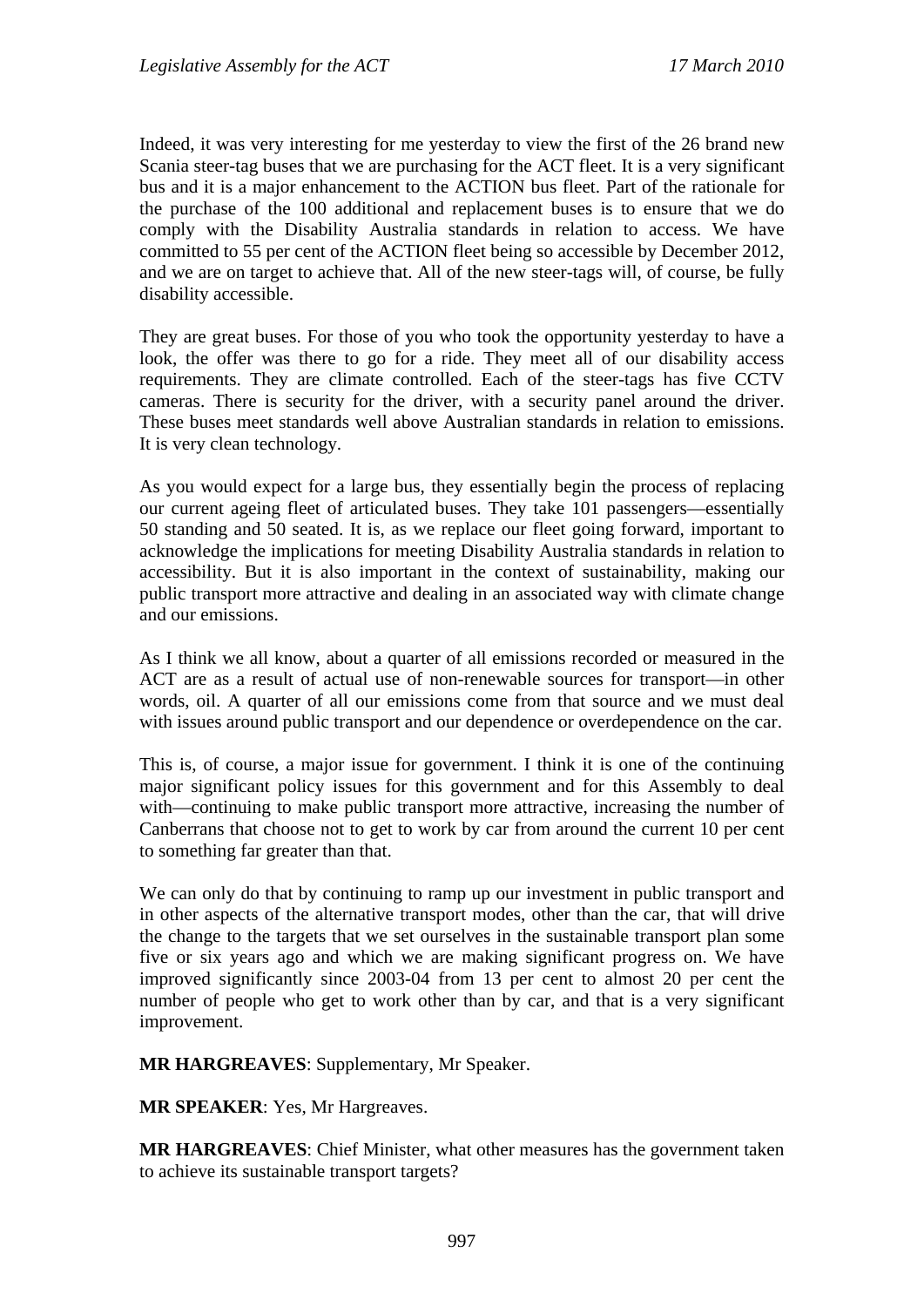Indeed, it was very interesting for me yesterday to view the first of the 26 brand new Scania steer-tag buses that we are purchasing for the ACT fleet. It is a very significant bus and it is a major enhancement to the ACTION bus fleet. Part of the rationale for the purchase of the 100 additional and replacement buses is to ensure that we do comply with the Disability Australia standards in relation to access. We have committed to 55 per cent of the ACTION fleet being so accessible by December 2012, and we are on target to achieve that. All of the new steer-tags will, of course, be fully disability accessible.

They are great buses. For those of you who took the opportunity yesterday to have a look, the offer was there to go for a ride. They meet all of our disability access requirements. They are climate controlled. Each of the steer-tags has five CCTV cameras. There is security for the driver, with a security panel around the driver. These buses meet standards well above Australian standards in relation to emissions. It is very clean technology.

As you would expect for a large bus, they essentially begin the process of replacing our current ageing fleet of articulated buses. They take 101 passengers—essentially 50 standing and 50 seated. It is, as we replace our fleet going forward, important to acknowledge the implications for meeting Disability Australia standards in relation to accessibility. But it is also important in the context of sustainability, making our public transport more attractive and dealing in an associated way with climate change and our emissions.

As I think we all know, about a quarter of all emissions recorded or measured in the ACT are as a result of actual use of non-renewable sources for transport—in other words, oil. A quarter of all our emissions come from that source and we must deal with issues around public transport and our dependence or overdependence on the car.

This is, of course, a major issue for government. I think it is one of the continuing major significant policy issues for this government and for this Assembly to deal with—continuing to make public transport more attractive, increasing the number of Canberrans that choose not to get to work by car from around the current 10 per cent to something far greater than that.

We can only do that by continuing to ramp up our investment in public transport and in other aspects of the alternative transport modes, other than the car, that will drive the change to the targets that we set ourselves in the sustainable transport plan some five or six years ago and which we are making significant progress on. We have improved significantly since 2003-04 from 13 per cent to almost 20 per cent the number of people who get to work other than by car, and that is a very significant improvement.

**MR HARGREAVES**: Supplementary, Mr Speaker.

**MR SPEAKER**: Yes, Mr Hargreaves.

**MR HARGREAVES**: Chief Minister, what other measures has the government taken to achieve its sustainable transport targets?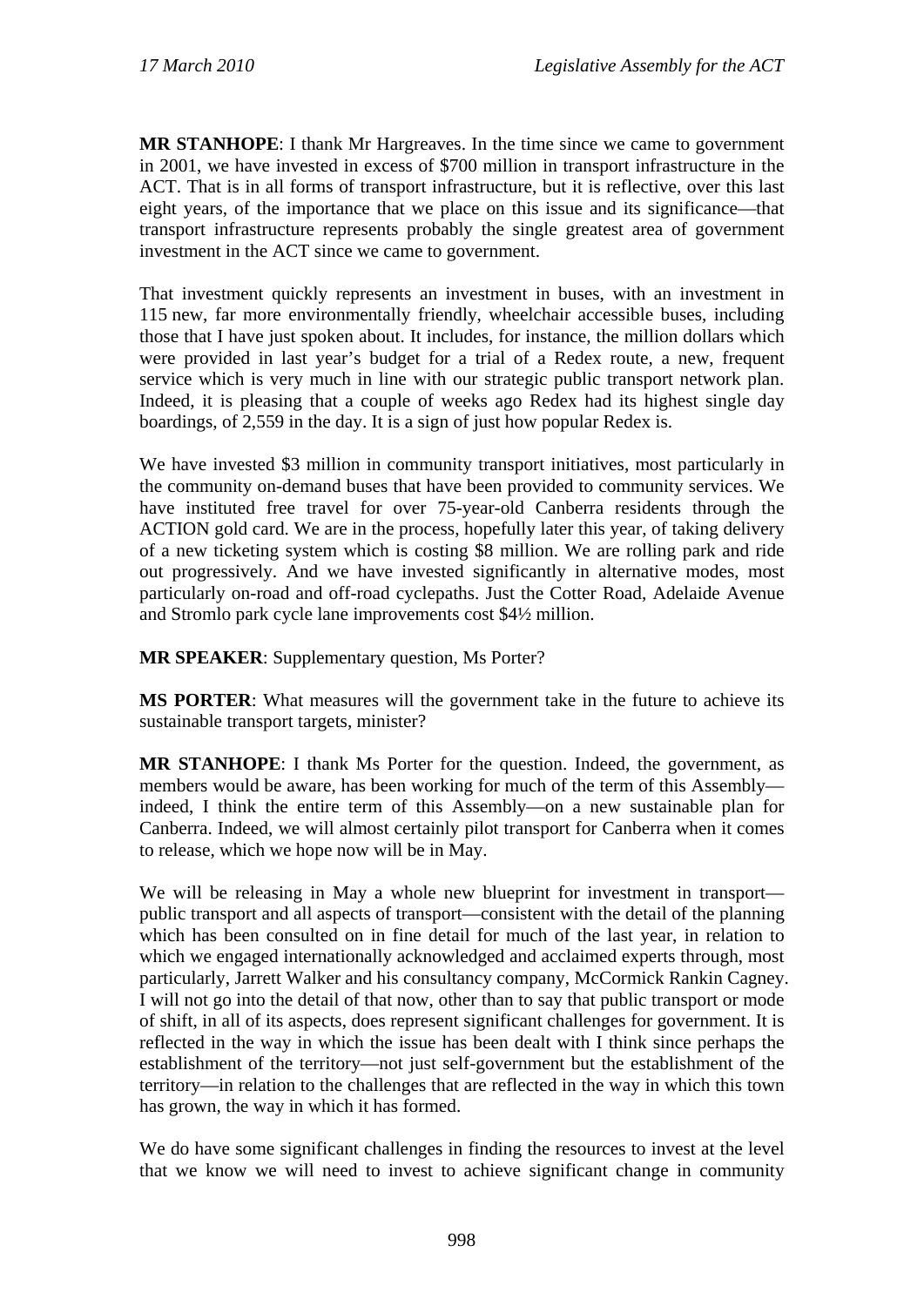**MR STANHOPE**: I thank Mr Hargreaves. In the time since we came to government in 2001, we have invested in excess of $700 million in transport infrastructure in the ACT. That is in all forms of transport infrastructure, but it is reflective, over this last eight years, of the importance that we place on this issue and its significance—that transport infrastructure represents probably the single greatest area of government investment in the ACT since we came to government.

That investment quickly represents an investment in buses, with an investment in 115 new, far more environmentally friendly, wheelchair accessible buses, including those that I have just spoken about. It includes, for instance, the million dollars which were provided in last year's budget for a trial of a Redex route, a new, frequent service which is very much in line with our strategic public transport network plan. Indeed, it is pleasing that a couple of weeks ago Redex had its highest single day boardings, of 2,559 in the day. It is a sign of just how popular Redex is.

We have invested $3 million in community transport initiatives, most particularly in the community on-demand buses that have been provided to community services. We have instituted free travel for over 75-year-old Canberra residents through the ACTION gold card. We are in the process, hopefully later this year, of taking delivery of a new ticketing system which is costing $8 million. We are rolling park and ride out progressively. And we have invested significantly in alternative modes, most particularly on-road and off-road cyclepaths. Just the Cotter Road, Adelaide Avenue and Stromlo park cycle lane improvements cost $4½ million.

**MR SPEAKER**: Supplementary question, Ms Porter?

**MS PORTER**: What measures will the government take in the future to achieve its sustainable transport targets, minister?

**MR STANHOPE**: I thank Ms Porter for the question. Indeed, the government, as members would be aware, has been working for much of the term of this Assembly—indeed, I think the entire term of this Assembly—on a new sustainable plan for Canberra. Indeed, we will almost certainly pilot transport for Canberra when it comes to release, which we hope now will be in May.

We will be releasing in May a whole new blueprint for investment in transport—public transport and all aspects of transport—consistent with the detail of the planning which has been consulted on in fine detail for much of the last year, in relation to which we engaged internationally acknowledged and acclaimed experts through, most particularly, Jarrett Walker and his consultancy company, McCormick Rankin Cagney. I will not go into the detail of that now, other than to say that public transport or mode of shift, in all of its aspects, does represent significant challenges for government. It is reflected in the way in which the issue has been dealt with I think since perhaps the establishment of the territory—not just self-government but the establishment of the territory—in relation to the challenges that are reflected in the way in which this town has grown, the way in which it has formed.

We do have some significant challenges in finding the resources to invest at the level that we know we will need to invest to achieve significant change in community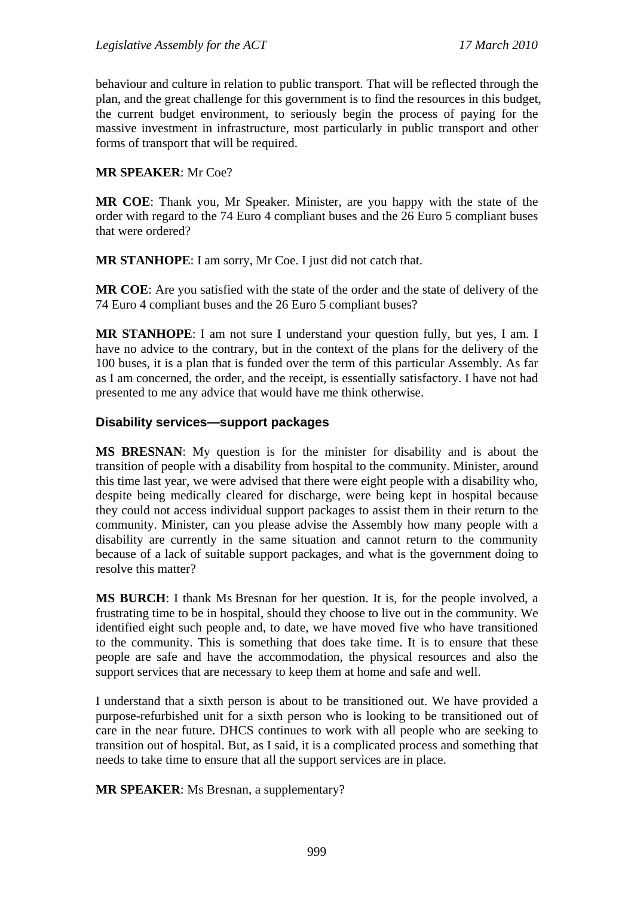behaviour and culture in relation to public transport. That will be reflected through the plan, and the great challenge for this government is to find the resources in this budget, the current budget environment, to seriously begin the process of paying for the massive investment in infrastructure, most particularly in public transport and other forms of transport that will be required.

**MR SPEAKER**: Mr Coe?

**MR COE**: Thank you, Mr Speaker. Minister, are you happy with the state of the order with regard to the 74 Euro 4 compliant buses and the 26 Euro 5 compliant buses that were ordered?

**MR STANHOPE**: I am sorry, Mr Coe. I just did not catch that.

**MR COE**: Are you satisfied with the state of the order and the state of delivery of the 74 Euro 4 compliant buses and the 26 Euro 5 compliant buses?

**MR STANHOPE**: I am not sure I understand your question fully, but yes, I am. I have no advice to the contrary, but in the context of the plans for the delivery of the 100 buses, it is a plan that is funded over the term of this particular Assembly. As far as I am concerned, the order, and the receipt, is essentially satisfactory. I have not had presented to me any advice that would have me think otherwise.

### Disability services—support packages

**MS BRESNAN**: My question is for the minister for disability and is about the transition of people with a disability from hospital to the community. Minister, around this time last year, we were advised that there were eight people with a disability who, despite being medically cleared for discharge, were being kept in hospital because they could not access individual support packages to assist them in their return to the community. Minister, can you please advise the Assembly how many people with a disability are currently in the same situation and cannot return to the community because of a lack of suitable support packages, and what is the government doing to resolve this matter?

**MS BURCH**: I thank Ms Bresnan for her question. It is, for the people involved, a frustrating time to be in hospital, should they choose to live out in the community. We identified eight such people and, to date, we have moved five who have transitioned to the community. This is something that does take time. It is to ensure that these people are safe and have the accommodation, the physical resources and also the support services that are necessary to keep them at home and safe and well.

I understand that a sixth person is about to be transitioned out. We have provided a purpose-refurbished unit for a sixth person who is looking to be transitioned out of care in the near future. DHCS continues to work with all people who are seeking to transition out of hospital. But, as I said, it is a complicated process and something that needs to take time to ensure that all the support services are in place.

**MR SPEAKER**: Ms Bresnan, a supplementary?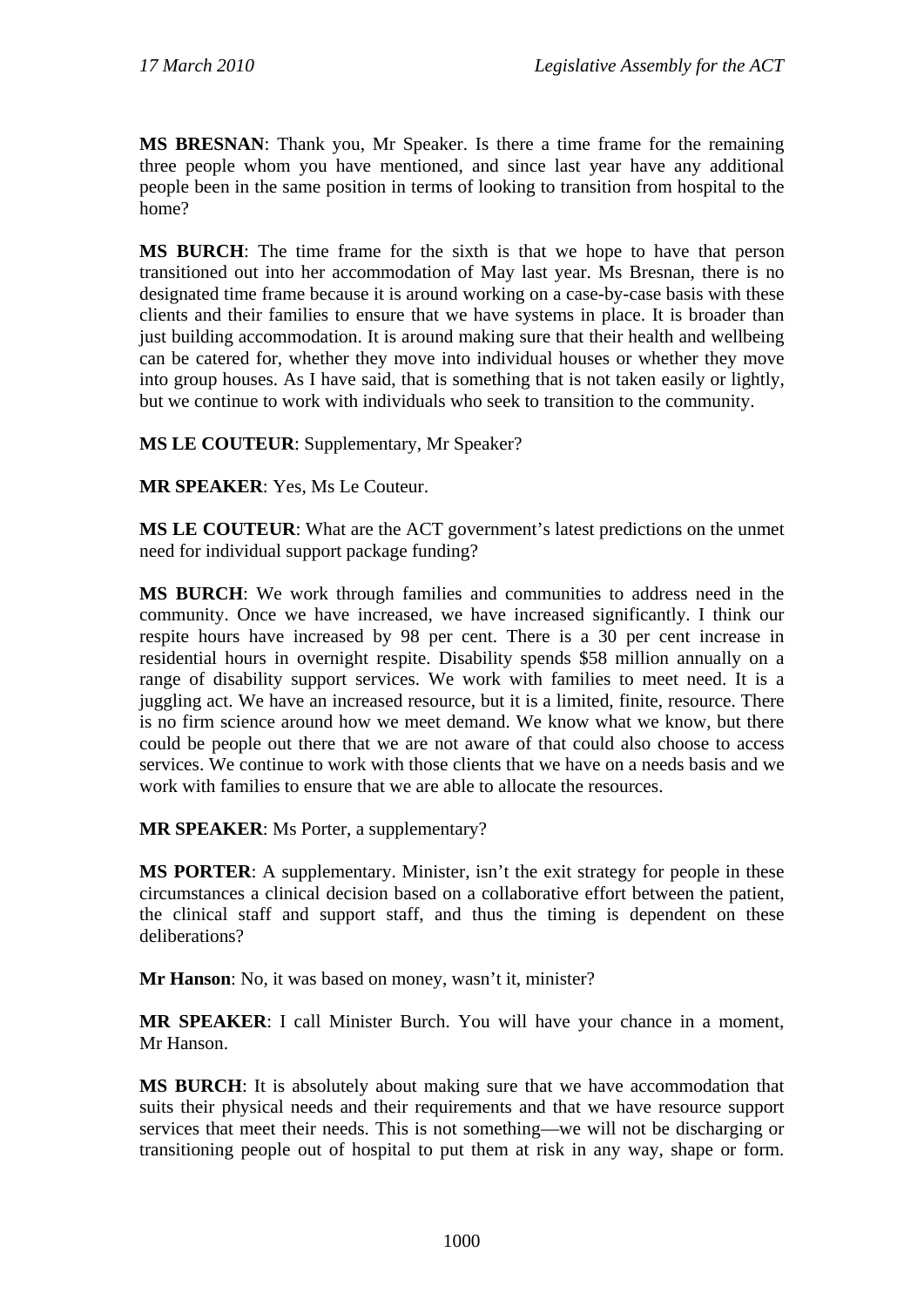**MS BRESNAN**: Thank you, Mr Speaker. Is there a time frame for the remaining three people whom you have mentioned, and since last year have any additional people been in the same position in terms of looking to transition from hospital to the home?

**MS BURCH**: The time frame for the sixth is that we hope to have that person transitioned out into her accommodation of May last year. Ms Bresnan, there is no designated time frame because it is around working on a case-by-case basis with these clients and their families to ensure that we have systems in place. It is broader than just building accommodation. It is around making sure that their health and wellbeing can be catered for, whether they move into individual houses or whether they move into group houses. As I have said, that is something that is not taken easily or lightly, but we continue to work with individuals who seek to transition to the community.

**MS LE COUTEUR**: Supplementary, Mr Speaker?

**MR SPEAKER**: Yes, Ms Le Couteur.

**MS LE COUTEUR**: What are the ACT government's latest predictions on the unmet need for individual support package funding?

**MS BURCH**: We work through families and communities to address need in the community. Once we have increased, we have increased significantly. I think our respite hours have increased by 98 per cent. There is a 30 per cent increase in residential hours in overnight respite. Disability spends $58 million annually on a range of disability support services. We work with families to meet need. It is a juggling act. We have an increased resource, but it is a limited, finite, resource. There is no firm science around how we meet demand. We know what we know, but there could be people out there that we are not aware of that could also choose to access services. We continue to work with those clients that we have on a needs basis and we work with families to ensure that we are able to allocate the resources.

**MR SPEAKER**: Ms Porter, a supplementary?

**MS PORTER**: A supplementary. Minister, isn't the exit strategy for people in these circumstances a clinical decision based on a collaborative effort between the patient, the clinical staff and support staff, and thus the timing is dependent on these deliberations?

**Mr Hanson**: No, it was based on money, wasn't it, minister?

**MR SPEAKER**: I call Minister Burch. You will have your chance in a moment, Mr Hanson.

**MS BURCH**: It is absolutely about making sure that we have accommodation that suits their physical needs and their requirements and that we have resource support services that meet their needs. This is not something—we will not be discharging or transitioning people out of hospital to put them at risk in any way, shape or form.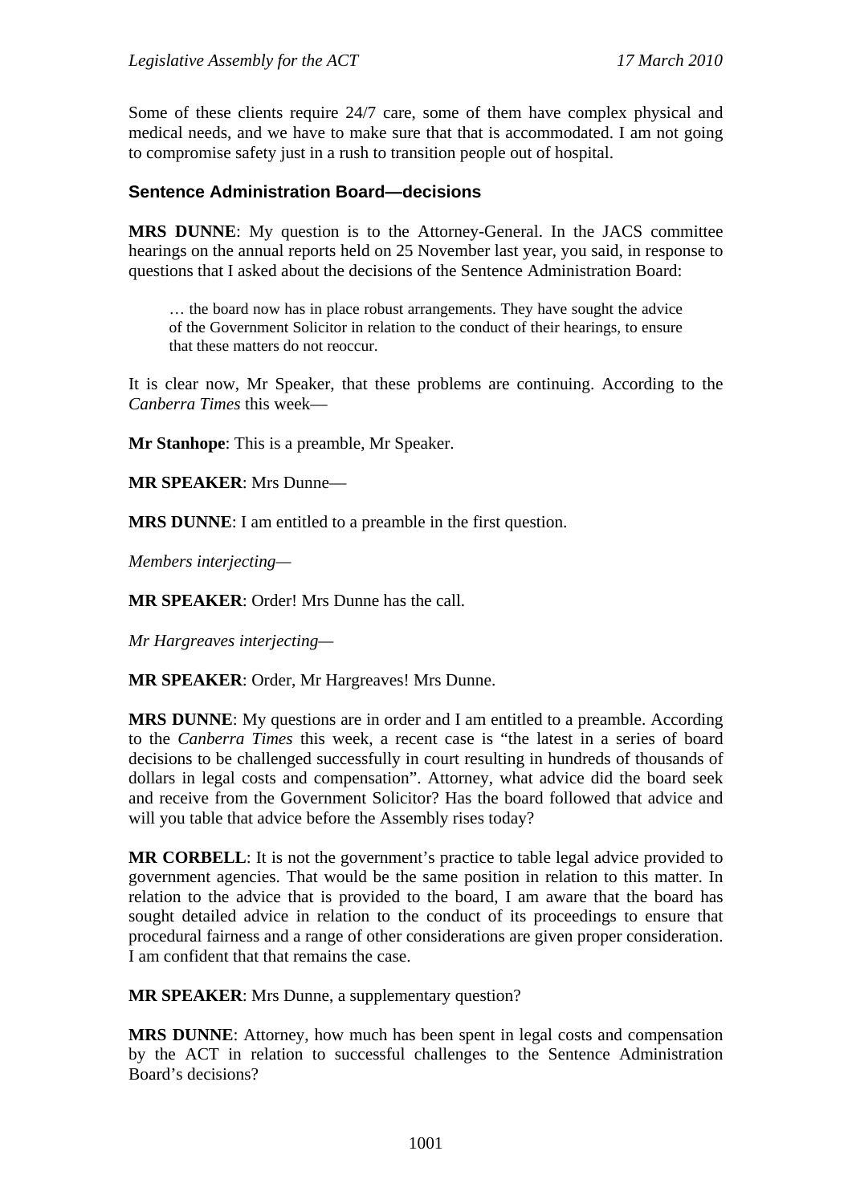Some of these clients require 24/7 care, some of them have complex physical and medical needs, and we have to make sure that that is accommodated. I am not going to compromise safety just in a rush to transition people out of hospital.

### Sentence Administration Board—decisions

**MRS DUNNE**: My question is to the Attorney-General. In the JACS committee hearings on the annual reports held on 25 November last year, you said, in response to questions that I asked about the decisions of the Sentence Administration Board:

> … the board now has in place robust arrangements. They have sought the advice of the Government Solicitor in relation to the conduct of their hearings, to ensure that these matters do not reoccur.

It is clear now, Mr Speaker, that these problems are continuing. According to the *Canberra Times* this week—

**Mr Stanhope**: This is a preamble, Mr Speaker.

**MR SPEAKER**: Mrs Dunne—

**MRS DUNNE**: I am entitled to a preamble in the first question.

*Members interjecting—*

**MR SPEAKER**: Order! Mrs Dunne has the call.

*Mr Hargreaves interjecting—*

**MR SPEAKER**: Order, Mr Hargreaves! Mrs Dunne.

**MRS DUNNE**: My questions are in order and I am entitled to a preamble. According to the *Canberra Times* this week, a recent case is "the latest in a series of board decisions to be challenged successfully in court resulting in hundreds of thousands of dollars in legal costs and compensation". Attorney, what advice did the board seek and receive from the Government Solicitor? Has the board followed that advice and will you table that advice before the Assembly rises today?

**MR CORBELL**: It is not the government's practice to table legal advice provided to government agencies. That would be the same position in relation to this matter. In relation to the advice that is provided to the board, I am aware that the board has sought detailed advice in relation to the conduct of its proceedings to ensure that procedural fairness and a range of other considerations are given proper consideration. I am confident that that remains the case.

**MR SPEAKER**: Mrs Dunne, a supplementary question?

**MRS DUNNE**: Attorney, how much has been spent in legal costs and compensation by the ACT in relation to successful challenges to the Sentence Administration Board's decisions?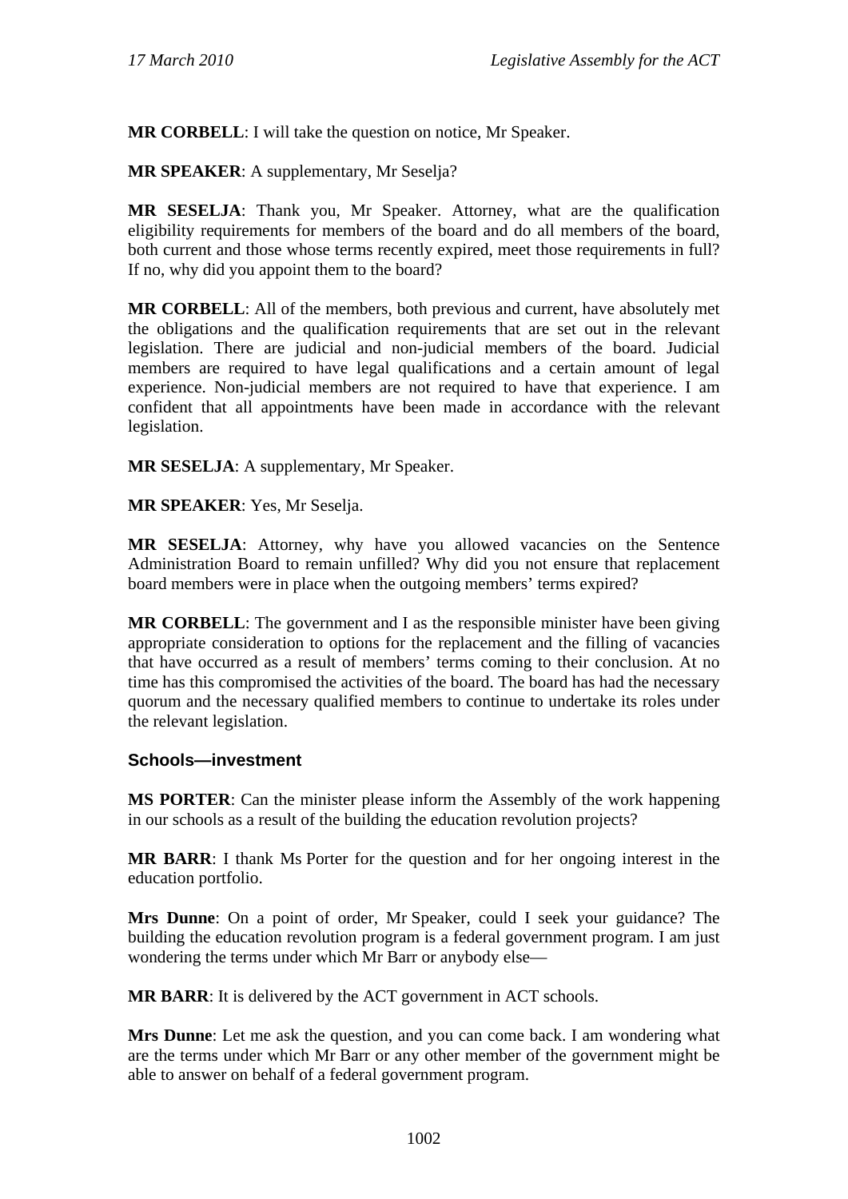**MR CORBELL**: I will take the question on notice, Mr Speaker.

**MR SPEAKER**: A supplementary, Mr Seselja?

**MR SESELJA**: Thank you, Mr Speaker. Attorney, what are the qualification eligibility requirements for members of the board and do all members of the board, both current and those whose terms recently expired, meet those requirements in full? If no, why did you appoint them to the board?

**MR CORBELL**: All of the members, both previous and current, have absolutely met the obligations and the qualification requirements that are set out in the relevant legislation. There are judicial and non-judicial members of the board. Judicial members are required to have legal qualifications and a certain amount of legal experience. Non-judicial members are not required to have that experience. I am confident that all appointments have been made in accordance with the relevant legislation.

**MR SESELJA**: A supplementary, Mr Speaker.

**MR SPEAKER**: Yes, Mr Seselja.

**MR SESELJA**: Attorney, why have you allowed vacancies on the Sentence Administration Board to remain unfilled? Why did you not ensure that replacement board members were in place when the outgoing members' terms expired?

**MR CORBELL**: The government and I as the responsible minister have been giving appropriate consideration to options for the replacement and the filling of vacancies that have occurred as a result of members' terms coming to their conclusion. At no time has this compromised the activities of the board. The board has had the necessary quorum and the necessary qualified members to continue to undertake its roles under the relevant legislation.

### Schools—investment

**MS PORTER**: Can the minister please inform the Assembly of the work happening in our schools as a result of the building the education revolution projects?

**MR BARR**: I thank Ms Porter for the question and for her ongoing interest in the education portfolio.

**Mrs Dunne**: On a point of order, Mr Speaker, could I seek your guidance? The building the education revolution program is a federal government program. I am just wondering the terms under which Mr Barr or anybody else—

**MR BARR**: It is delivered by the ACT government in ACT schools.

**Mrs Dunne**: Let me ask the question, and you can come back. I am wondering what are the terms under which Mr Barr or any other member of the government might be able to answer on behalf of a federal government program.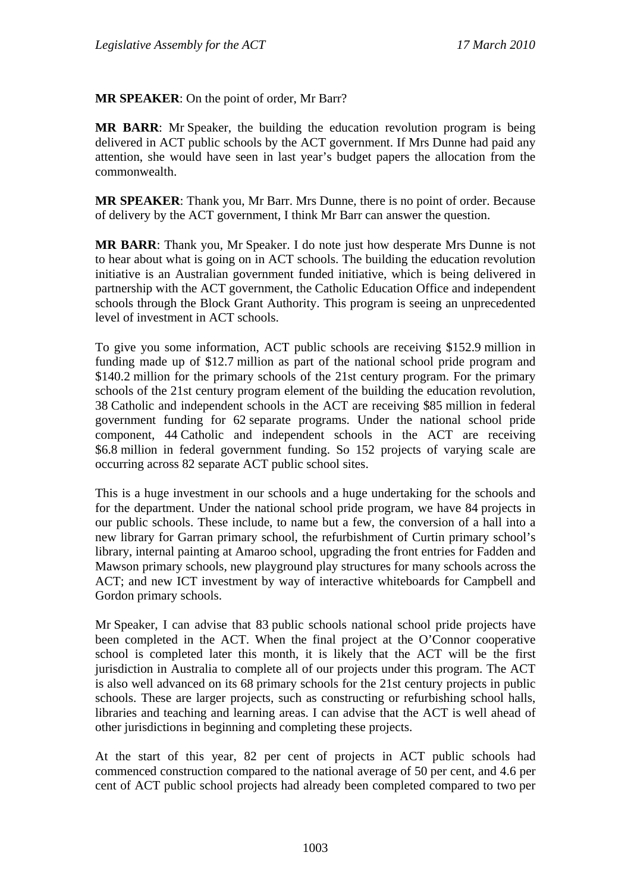**MR SPEAKER**: On the point of order, Mr Barr?

**MR BARR**: Mr Speaker, the building the education revolution program is being delivered in ACT public schools by the ACT government. If Mrs Dunne had paid any attention, she would have seen in last year's budget papers the allocation from the commonwealth.

**MR SPEAKER**: Thank you, Mr Barr. Mrs Dunne, there is no point of order. Because of delivery by the ACT government, I think Mr Barr can answer the question.

**MR BARR**: Thank you, Mr Speaker. I do note just how desperate Mrs Dunne is not to hear about what is going on in ACT schools. The building the education revolution initiative is an Australian government funded initiative, which is being delivered in partnership with the ACT government, the Catholic Education Office and independent schools through the Block Grant Authority. This program is seeing an unprecedented level of investment in ACT schools.

To give you some information, ACT public schools are receiving $152.9 million in funding made up of $12.7 million as part of the national school pride program and $140.2 million for the primary schools of the 21st century program. For the primary schools of the 21st century program element of the building the education revolution, 38 Catholic and independent schools in the ACT are receiving $85 million in federal government funding for 62 separate programs. Under the national school pride component, 44 Catholic and independent schools in the ACT are receiving $6.8 million in federal government funding. So 152 projects of varying scale are occurring across 82 separate ACT public school sites.

This is a huge investment in our schools and a huge undertaking for the schools and for the department. Under the national school pride program, we have 84 projects in our public schools. These include, to name but a few, the conversion of a hall into a new library for Garran primary school, the refurbishment of Curtin primary school's library, internal painting at Amaroo school, upgrading the front entries for Fadden and Mawson primary schools, new playground play structures for many schools across the ACT; and new ICT investment by way of interactive whiteboards for Campbell and Gordon primary schools.

Mr Speaker, I can advise that 83 public schools national school pride projects have been completed in the ACT. When the final project at the O'Connor cooperative school is completed later this month, it is likely that the ACT will be the first jurisdiction in Australia to complete all of our projects under this program. The ACT is also well advanced on its 68 primary schools for the 21st century projects in public schools. These are larger projects, such as constructing or refurbishing school halls, libraries and teaching and learning areas. I can advise that the ACT is well ahead of other jurisdictions in beginning and completing these projects.

At the start of this year, 82 per cent of projects in ACT public schools had commenced construction compared to the national average of 50 per cent, and 4.6 per cent of ACT public school projects had already been completed compared to two per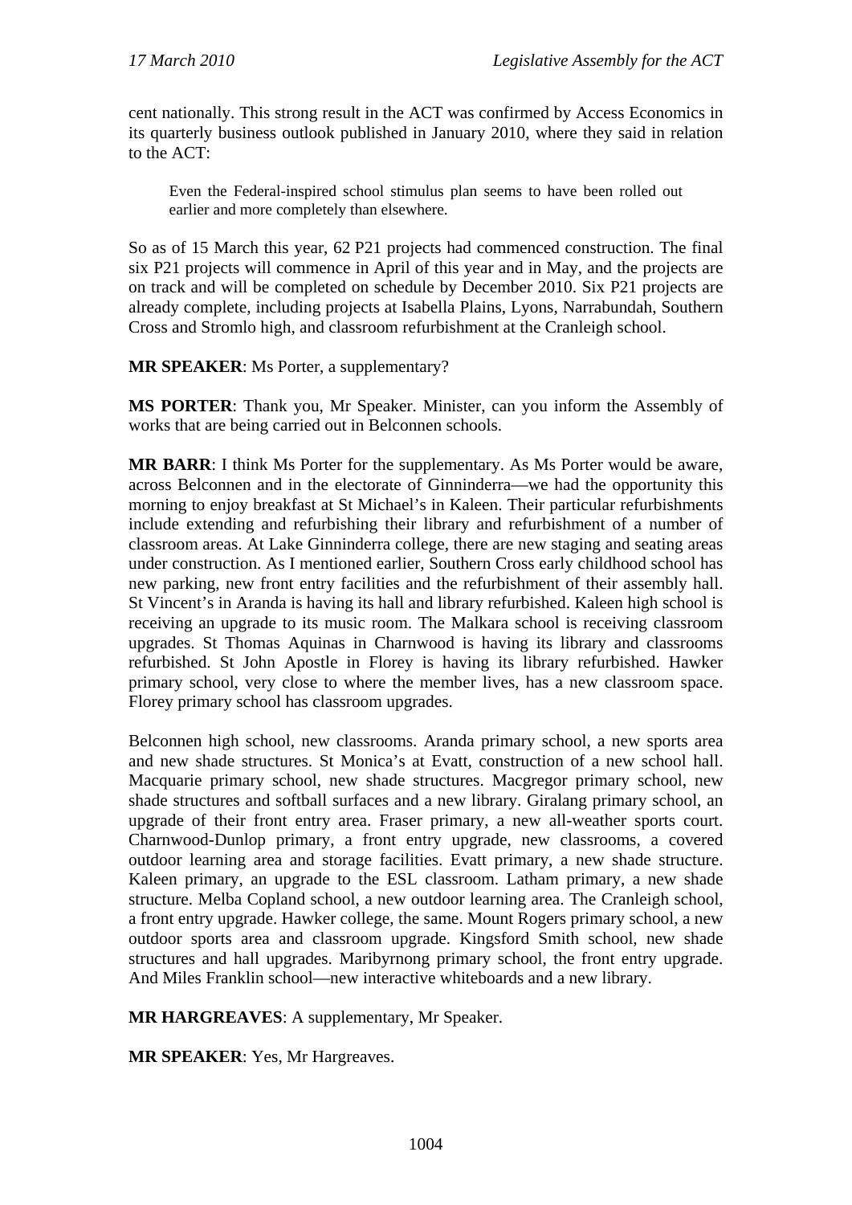cent nationally. This strong result in the ACT was confirmed by Access Economics in its quarterly business outlook published in January 2010, where they said in relation to the ACT:

> Even the Federal-inspired school stimulus plan seems to have been rolled out earlier and more completely than elsewhere.

So as of 15 March this year, 62 P21 projects had commenced construction. The final six P21 projects will commence in April of this year and in May, and the projects are on track and will be completed on schedule by December 2010. Six P21 projects are already complete, including projects at Isabella Plains, Lyons, Narrabundah, Southern Cross and Stromlo high, and classroom refurbishment at the Cranleigh school.

**MR SPEAKER**: Ms Porter, a supplementary?

**MS PORTER**: Thank you, Mr Speaker. Minister, can you inform the Assembly of works that are being carried out in Belconnen schools.

**MR BARR**: I think Ms Porter for the supplementary. As Ms Porter would be aware, across Belconnen and in the electorate of Ginninderra—we had the opportunity this morning to enjoy breakfast at St Michael's in Kaleen. Their particular refurbishments include extending and refurbishing their library and refurbishment of a number of classroom areas. At Lake Ginninderra college, there are new staging and seating areas under construction. As I mentioned earlier, Southern Cross early childhood school has new parking, new front entry facilities and the refurbishment of their assembly hall. St Vincent's in Aranda is having its hall and library refurbished. Kaleen high school is receiving an upgrade to its music room. The Malkara school is receiving classroom upgrades. St Thomas Aquinas in Charnwood is having its library and classrooms refurbished. St John Apostle in Florey is having its library refurbished. Hawker primary school, very close to where the member lives, has a new classroom space. Florey primary school has classroom upgrades.

Belconnen high school, new classrooms. Aranda primary school, a new sports area and new shade structures. St Monica's at Evatt, construction of a new school hall. Macquarie primary school, new shade structures. Macgregor primary school, new shade structures and softball surfaces and a new library. Giralang primary school, an upgrade of their front entry area. Fraser primary, a new all-weather sports court. Charnwood-Dunlop primary, a front entry upgrade, new classrooms, a covered outdoor learning area and storage facilities. Evatt primary, a new shade structure. Kaleen primary, an upgrade to the ESL classroom. Latham primary, a new shade structure. Melba Copland school, a new outdoor learning area. The Cranleigh school, a front entry upgrade. Hawker college, the same. Mount Rogers primary school, a new outdoor sports area and classroom upgrade. Kingsford Smith school, new shade structures and hall upgrades. Maribyrnong primary school, the front entry upgrade. And Miles Franklin school—new interactive whiteboards and a new library.

**MR HARGREAVES**: A supplementary, Mr Speaker.

**MR SPEAKER**: Yes, Mr Hargreaves.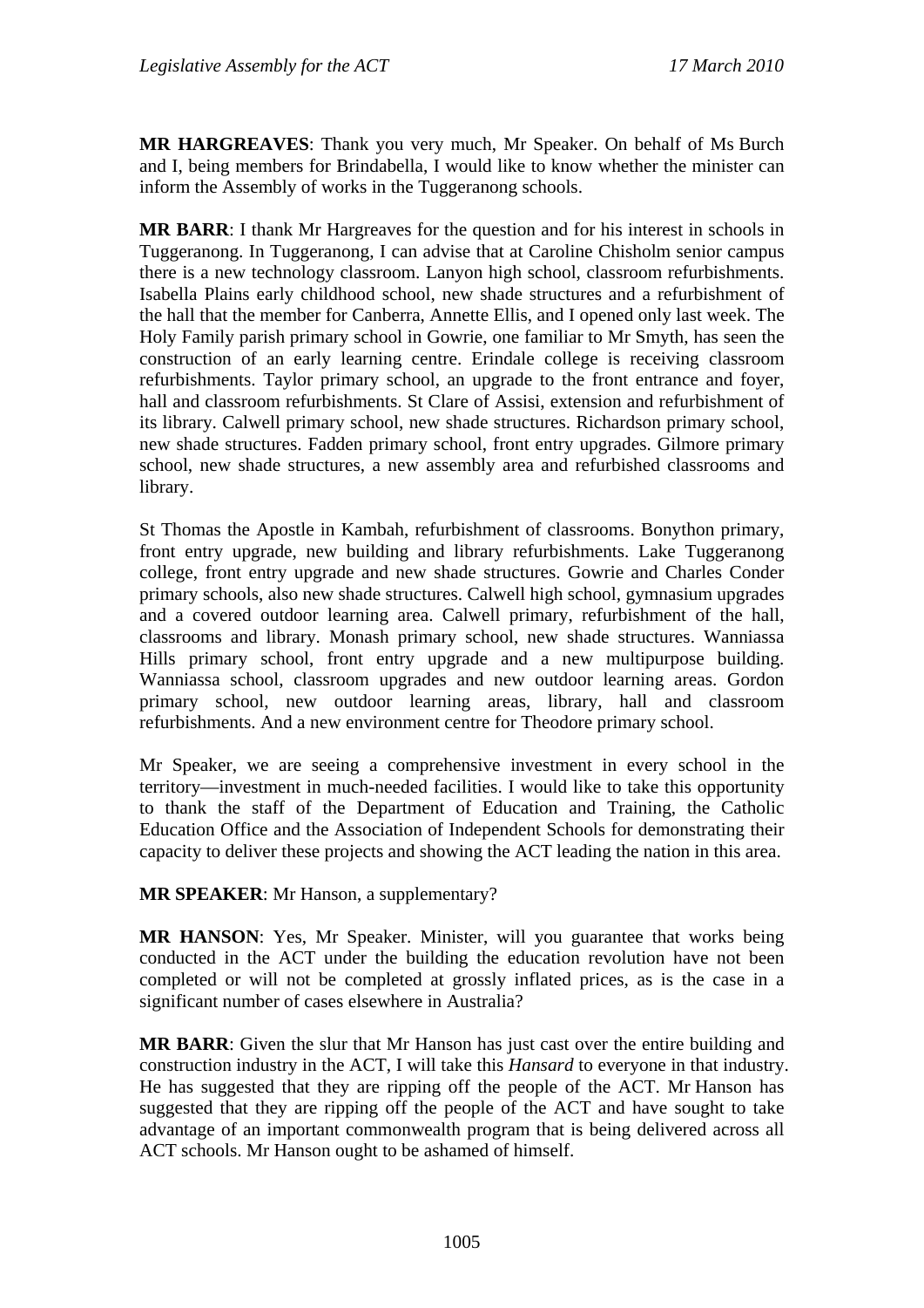**MR HARGREAVES**: Thank you very much, Mr Speaker. On behalf of Ms Burch and I, being members for Brindabella, I would like to know whether the minister can inform the Assembly of works in the Tuggeranong schools.

**MR BARR**: I thank Mr Hargreaves for the question and for his interest in schools in Tuggeranong. In Tuggeranong, I can advise that at Caroline Chisholm senior campus there is a new technology classroom. Lanyon high school, classroom refurbishments. Isabella Plains early childhood school, new shade structures and a refurbishment of the hall that the member for Canberra, Annette Ellis, and I opened only last week. The Holy Family parish primary school in Gowrie, one familiar to Mr Smyth, has seen the construction of an early learning centre. Erindale college is receiving classroom refurbishments. Taylor primary school, an upgrade to the front entrance and foyer, hall and classroom refurbishments. St Clare of Assisi, extension and refurbishment of its library. Calwell primary school, new shade structures. Richardson primary school, new shade structures. Fadden primary school, front entry upgrades. Gilmore primary school, new shade structures, a new assembly area and refurbished classrooms and library.

St Thomas the Apostle in Kambah, refurbishment of classrooms. Bonython primary, front entry upgrade, new building and library refurbishments. Lake Tuggeranong college, front entry upgrade and new shade structures. Gowrie and Charles Conder primary schools, also new shade structures. Calwell high school, gymnasium upgrades and a covered outdoor learning area. Calwell primary, refurbishment of the hall, classrooms and library. Monash primary school, new shade structures. Wanniassa Hills primary school, front entry upgrade and a new multipurpose building. Wanniassa school, classroom upgrades and new outdoor learning areas. Gordon primary school, new outdoor learning areas, library, hall and classroom refurbishments. And a new environment centre for Theodore primary school.

Mr Speaker, we are seeing a comprehensive investment in every school in the territory—investment in much-needed facilities. I would like to take this opportunity to thank the staff of the Department of Education and Training, the Catholic Education Office and the Association of Independent Schools for demonstrating their capacity to deliver these projects and showing the ACT leading the nation in this area.

**MR SPEAKER**: Mr Hanson, a supplementary?

**MR HANSON**: Yes, Mr Speaker. Minister, will you guarantee that works being conducted in the ACT under the building the education revolution have not been completed or will not be completed at grossly inflated prices, as is the case in a significant number of cases elsewhere in Australia?

**MR BARR**: Given the slur that Mr Hanson has just cast over the entire building and construction industry in the ACT, I will take this *Hansard* to everyone in that industry. He has suggested that they are ripping off the people of the ACT. Mr Hanson has suggested that they are ripping off the people of the ACT and have sought to take advantage of an important commonwealth program that is being delivered across all ACT schools. Mr Hanson ought to be ashamed of himself.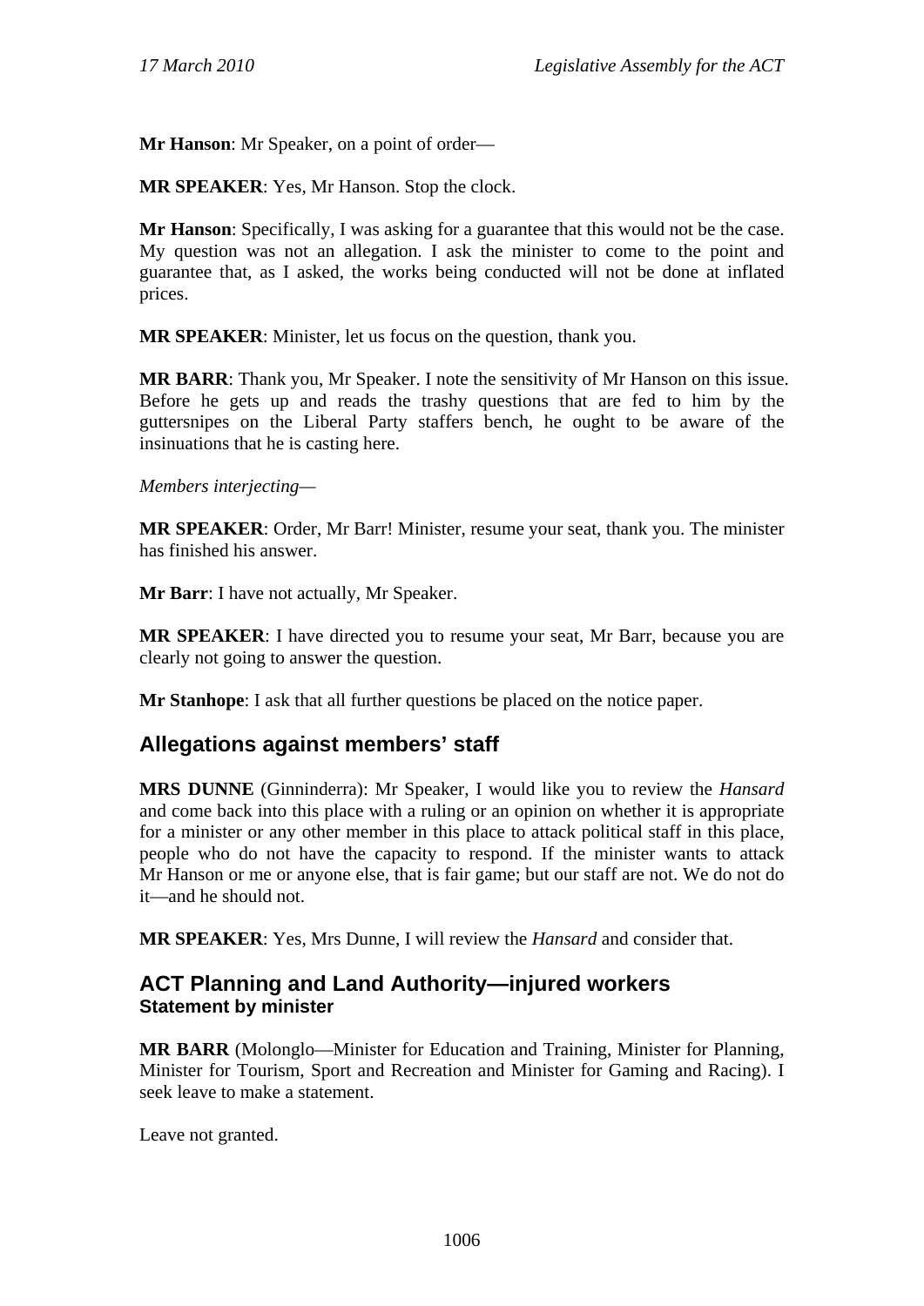**Mr Hanson**: Mr Speaker, on a point of order—

**MR SPEAKER**: Yes, Mr Hanson. Stop the clock.

**Mr Hanson**: Specifically, I was asking for a guarantee that this would not be the case. My question was not an allegation. I ask the minister to come to the point and guarantee that, as I asked, the works being conducted will not be done at inflated prices.

**MR SPEAKER**: Minister, let us focus on the question, thank you.

**MR BARR**: Thank you, Mr Speaker. I note the sensitivity of Mr Hanson on this issue. Before he gets up and reads the trashy questions that are fed to him by the guttersnipes on the Liberal Party staffers bench, he ought to be aware of the insinuations that he is casting here.

*Members interjecting—*

**MR SPEAKER**: Order, Mr Barr! Minister, resume your seat, thank you. The minister has finished his answer.

**Mr Barr**: I have not actually, Mr Speaker.

**MR SPEAKER**: I have directed you to resume your seat, Mr Barr, because you are clearly not going to answer the question.

**Mr Stanhope**: I ask that all further questions be placed on the notice paper.

## Allegations against members' staff

**MRS DUNNE** (Ginninderra): Mr Speaker, I would like you to review the *Hansard* and come back into this place with a ruling or an opinion on whether it is appropriate for a minister or any other member in this place to attack political staff in this place, people who do not have the capacity to respond. If the minister wants to attack Mr Hanson or me or anyone else, that is fair game; but our staff are not. We do not do it—and he should not.

**MR SPEAKER**: Yes, Mrs Dunne, I will review the *Hansard* and consider that.

## ACT Planning and Land Authority—injured workers

### Statement by minister

**MR BARR** (Molonglo—Minister for Education and Training, Minister for Planning, Minister for Tourism, Sport and Recreation and Minister for Gaming and Racing). I seek leave to make a statement.

Leave not granted.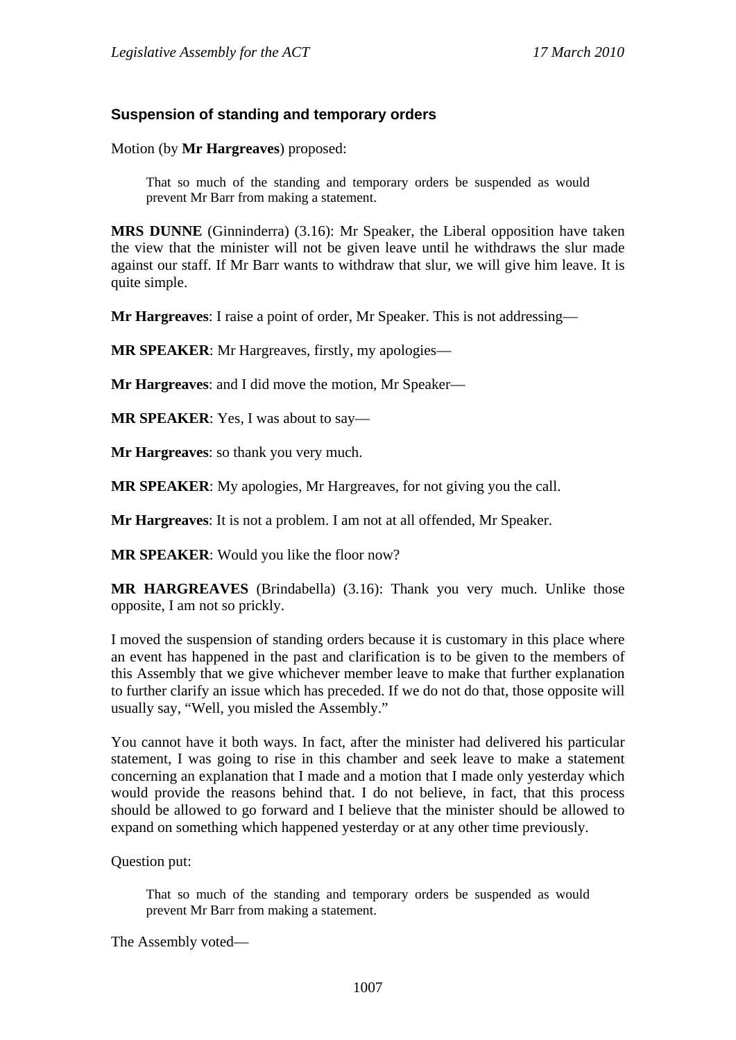### Suspension of standing and temporary orders

Motion (by **Mr Hargreaves**) proposed:

> That so much of the standing and temporary orders be suspended as would prevent Mr Barr from making a statement.

**MRS DUNNE** (Ginninderra) (3.16): Mr Speaker, the Liberal opposition have taken the view that the minister will not be given leave until he withdraws the slur made against our staff. If Mr Barr wants to withdraw that slur, we will give him leave. It is quite simple.

**Mr Hargreaves**: I raise a point of order, Mr Speaker. This is not addressing—

**MR SPEAKER**: Mr Hargreaves, firstly, my apologies—

**Mr Hargreaves**: and I did move the motion, Mr Speaker—

**MR SPEAKER**: Yes, I was about to say—

**Mr Hargreaves**: so thank you very much.

**MR SPEAKER**: My apologies, Mr Hargreaves, for not giving you the call.

**Mr Hargreaves**: It is not a problem. I am not at all offended, Mr Speaker.

**MR SPEAKER**: Would you like the floor now?

**MR HARGREAVES** (Brindabella) (3.16): Thank you very much. Unlike those opposite, I am not so prickly.

I moved the suspension of standing orders because it is customary in this place where an event has happened in the past and clarification is to be given to the members of this Assembly that we give whichever member leave to make that further explanation to further clarify an issue which has preceded. If we do not do that, those opposite will usually say, "Well, you misled the Assembly."

You cannot have it both ways. In fact, after the minister had delivered his particular statement, I was going to rise in this chamber and seek leave to make a statement concerning an explanation that I made and a motion that I made only yesterday which would provide the reasons behind that. I do not believe, in fact, that this process should be allowed to go forward and I believe that the minister should be allowed to expand on something which happened yesterday or at any other time previously.

Question put:

> That so much of the standing and temporary orders be suspended as would prevent Mr Barr from making a statement.

The Assembly voted—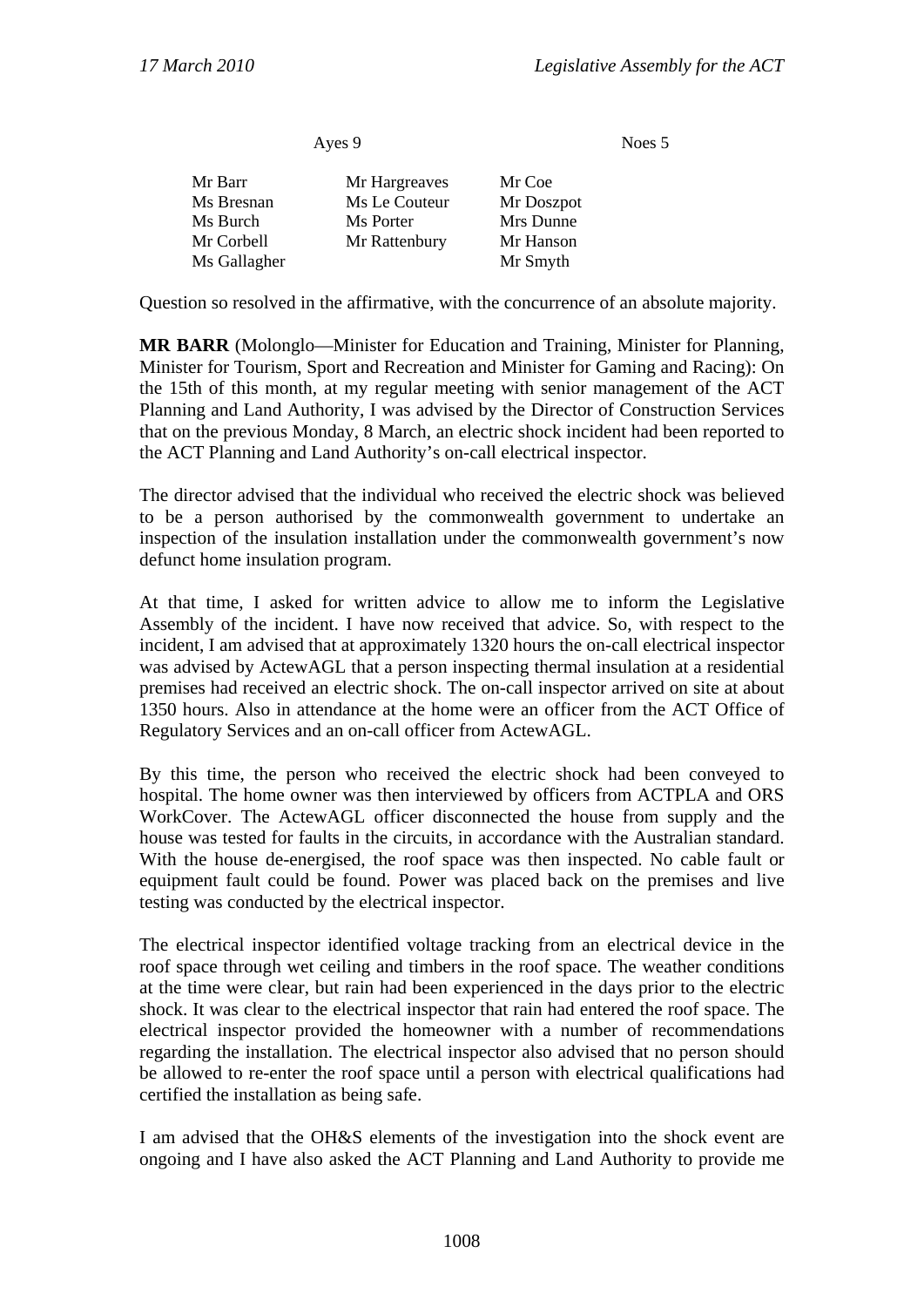| Ayes 9 | | Noes 5 |
|---|---|---|
| Mr Barr | Mr Hargreaves | Mr Coe |
| Ms Bresnan | Ms Le Couteur | Mr Doszpot |
| Ms Burch | Ms Porter | Mrs Dunne |
| Mr Corbell | Mr Rattenbury | Mr Hanson |
| Ms Gallagher | | Mr Smyth |

Question so resolved in the affirmative, with the concurrence of an absolute majority.

**MR BARR** (Molonglo—Minister for Education and Training, Minister for Planning, Minister for Tourism, Sport and Recreation and Minister for Gaming and Racing): On the 15th of this month, at my regular meeting with senior management of the ACT Planning and Land Authority, I was advised by the Director of Construction Services that on the previous Monday, 8 March, an electric shock incident had been reported to the ACT Planning and Land Authority's on-call electrical inspector.

The director advised that the individual who received the electric shock was believed to be a person authorised by the commonwealth government to undertake an inspection of the insulation installation under the commonwealth government's now defunct home insulation program.

At that time, I asked for written advice to allow me to inform the Legislative Assembly of the incident. I have now received that advice. So, with respect to the incident, I am advised that at approximately 1320 hours the on-call electrical inspector was advised by ActewAGL that a person inspecting thermal insulation at a residential premises had received an electric shock. The on-call inspector arrived on site at about 1350 hours. Also in attendance at the home were an officer from the ACT Office of Regulatory Services and an on-call officer from ActewAGL.

By this time, the person who received the electric shock had been conveyed to hospital. The home owner was then interviewed by officers from ACTPLA and ORS WorkCover. The ActewAGL officer disconnected the house from supply and the house was tested for faults in the circuits, in accordance with the Australian standard. With the house de-energised, the roof space was then inspected. No cable fault or equipment fault could be found. Power was placed back on the premises and live testing was conducted by the electrical inspector.

The electrical inspector identified voltage tracking from an electrical device in the roof space through wet ceiling and timbers in the roof space. The weather conditions at the time were clear, but rain had been experienced in the days prior to the electric shock. It was clear to the electrical inspector that rain had entered the roof space. The electrical inspector provided the homeowner with a number of recommendations regarding the installation. The electrical inspector also advised that no person should be allowed to re-enter the roof space until a person with electrical qualifications had certified the installation as being safe.

I am advised that the OH&S elements of the investigation into the shock event are ongoing and I have also asked the ACT Planning and Land Authority to provide me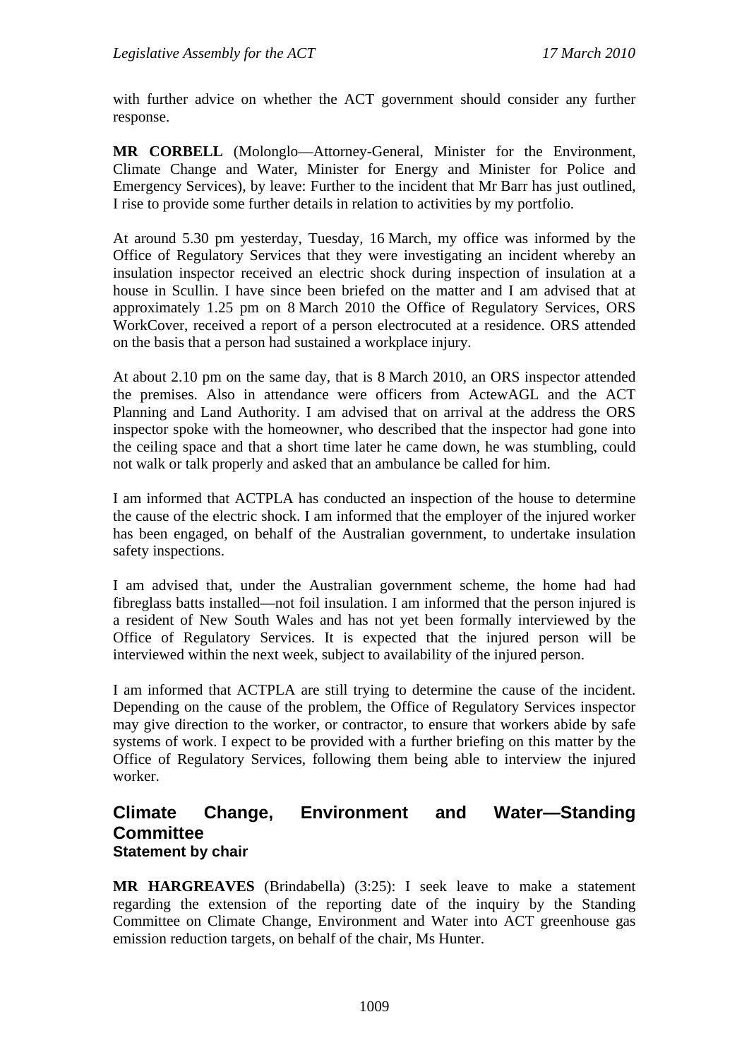with further advice on whether the ACT government should consider any further response.

**MR CORBELL** (Molonglo—Attorney-General, Minister for the Environment, Climate Change and Water, Minister for Energy and Minister for Police and Emergency Services), by leave: Further to the incident that Mr Barr has just outlined, I rise to provide some further details in relation to activities by my portfolio.

At around 5.30 pm yesterday, Tuesday, 16 March, my office was informed by the Office of Regulatory Services that they were investigating an incident whereby an insulation inspector received an electric shock during inspection of insulation at a house in Scullin. I have since been briefed on the matter and I am advised that at approximately 1.25 pm on 8 March 2010 the Office of Regulatory Services, ORS WorkCover, received a report of a person electrocuted at a residence. ORS attended on the basis that a person had sustained a workplace injury.

At about 2.10 pm on the same day, that is 8 March 2010, an ORS inspector attended the premises. Also in attendance were officers from ActewAGL and the ACT Planning and Land Authority. I am advised that on arrival at the address the ORS inspector spoke with the homeowner, who described that the inspector had gone into the ceiling space and that a short time later he came down, he was stumbling, could not walk or talk properly and asked that an ambulance be called for him.

I am informed that ACTPLA has conducted an inspection of the house to determine the cause of the electric shock. I am informed that the employer of the injured worker has been engaged, on behalf of the Australian government, to undertake insulation safety inspections.

I am advised that, under the Australian government scheme, the home had had fibreglass batts installed—not foil insulation. I am informed that the person injured is a resident of New South Wales and has not yet been formally interviewed by the Office of Regulatory Services. It is expected that the injured person will be interviewed within the next week, subject to availability of the injured person.

I am informed that ACTPLA are still trying to determine the cause of the incident. Depending on the cause of the problem, the Office of Regulatory Services inspector may give direction to the worker, or contractor, to ensure that workers abide by safe systems of work. I expect to be provided with a further briefing on this matter by the Office of Regulatory Services, following them being able to interview the injured worker.

## Climate Change, Environment and Water—Standing Committee

### Statement by chair

**MR HARGREAVES** (Brindabella) (3:25): I seek leave to make a statement regarding the extension of the reporting date of the inquiry by the Standing Committee on Climate Change, Environment and Water into ACT greenhouse gas emission reduction targets, on behalf of the chair, Ms Hunter.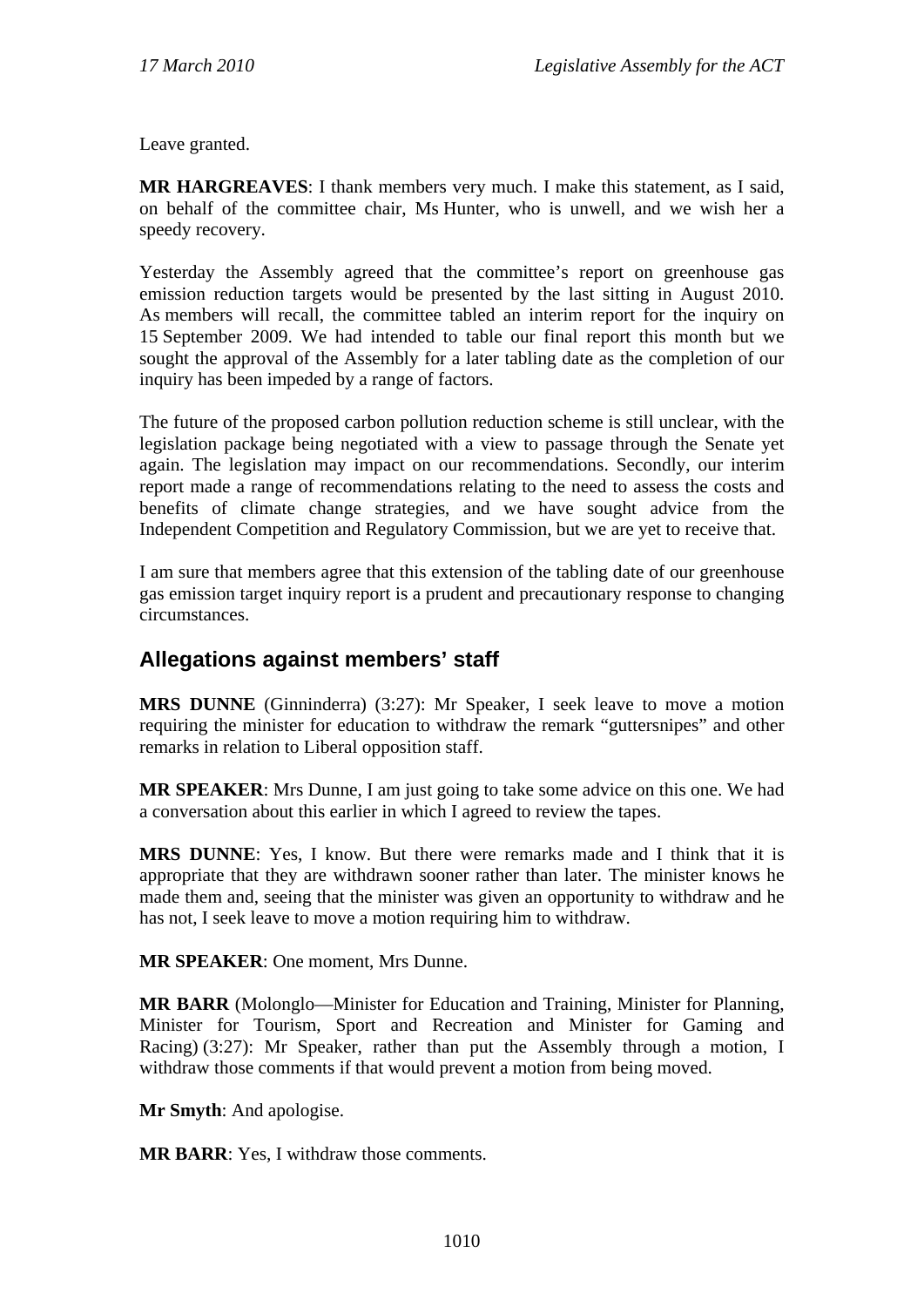Leave granted.

**MR HARGREAVES**: I thank members very much. I make this statement, as I said, on behalf of the committee chair, Ms Hunter, who is unwell, and we wish her a speedy recovery.

Yesterday the Assembly agreed that the committee's report on greenhouse gas emission reduction targets would be presented by the last sitting in August 2010. As members will recall, the committee tabled an interim report for the inquiry on 15 September 2009. We had intended to table our final report this month but we sought the approval of the Assembly for a later tabling date as the completion of our inquiry has been impeded by a range of factors.

The future of the proposed carbon pollution reduction scheme is still unclear, with the legislation package being negotiated with a view to passage through the Senate yet again. The legislation may impact on our recommendations. Secondly, our interim report made a range of recommendations relating to the need to assess the costs and benefits of climate change strategies, and we have sought advice from the Independent Competition and Regulatory Commission, but we are yet to receive that.

I am sure that members agree that this extension of the tabling date of our greenhouse gas emission target inquiry report is a prudent and precautionary response to changing circumstances.

## Allegations against members' staff

**MRS DUNNE** (Ginninderra) (3:27): Mr Speaker, I seek leave to move a motion requiring the minister for education to withdraw the remark "guttersnipes" and other remarks in relation to Liberal opposition staff.

**MR SPEAKER**: Mrs Dunne, I am just going to take some advice on this one. We had a conversation about this earlier in which I agreed to review the tapes.

**MRS DUNNE**: Yes, I know. But there were remarks made and I think that it is appropriate that they are withdrawn sooner rather than later. The minister knows he made them and, seeing that the minister was given an opportunity to withdraw and he has not, I seek leave to move a motion requiring him to withdraw.

**MR SPEAKER**: One moment, Mrs Dunne.

**MR BARR** (Molonglo—Minister for Education and Training, Minister for Planning, Minister for Tourism, Sport and Recreation and Minister for Gaming and Racing) (3:27): Mr Speaker, rather than put the Assembly through a motion, I withdraw those comments if that would prevent a motion from being moved.

**Mr Smyth**: And apologise.

**MR BARR**: Yes, I withdraw those comments.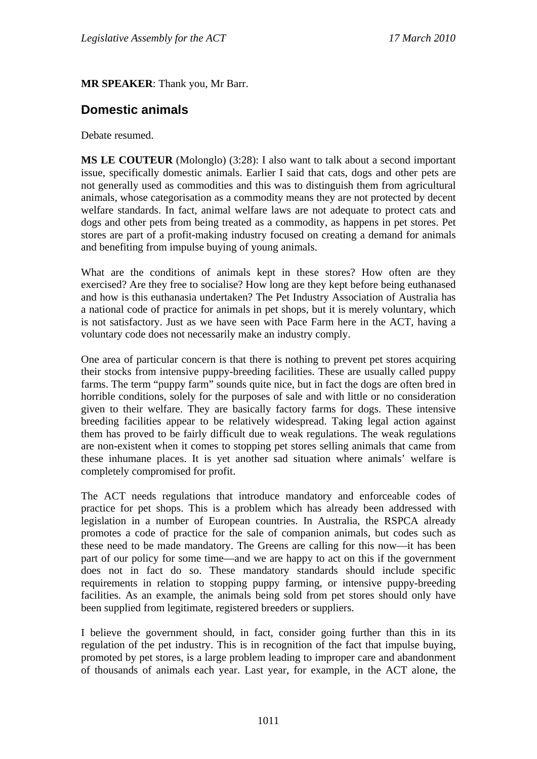**MR SPEAKER**: Thank you, Mr Barr.

## Domestic animals

Debate resumed.

**MS LE COUTEUR** (Molonglo) (3:28): I also want to talk about a second important issue, specifically domestic animals. Earlier I said that cats, dogs and other pets are not generally used as commodities and this was to distinguish them from agricultural animals, whose categorisation as a commodity means they are not protected by decent welfare standards. In fact, animal welfare laws are not adequate to protect cats and dogs and other pets from being treated as a commodity, as happens in pet stores. Pet stores are part of a profit-making industry focused on creating a demand for animals and benefiting from impulse buying of young animals.

What are the conditions of animals kept in these stores? How often are they exercised? Are they free to socialise? How long are they kept before being euthanased and how is this euthanasia undertaken? The Pet Industry Association of Australia has a national code of practice for animals in pet shops, but it is merely voluntary, which is not satisfactory. Just as we have seen with Pace Farm here in the ACT, having a voluntary code does not necessarily make an industry comply.

One area of particular concern is that there is nothing to prevent pet stores acquiring their stocks from intensive puppy-breeding facilities. These are usually called puppy farms. The term "puppy farm" sounds quite nice, but in fact the dogs are often bred in horrible conditions, solely for the purposes of sale and with little or no consideration given to their welfare. They are basically factory farms for dogs. These intensive breeding facilities appear to be relatively widespread. Taking legal action against them has proved to be fairly difficult due to weak regulations. The weak regulations are non-existent when it comes to stopping pet stores selling animals that came from these inhumane places. It is yet another sad situation where animals' welfare is completely compromised for profit.

The ACT needs regulations that introduce mandatory and enforceable codes of practice for pet shops. This is a problem which has already been addressed with legislation in a number of European countries. In Australia, the RSPCA already promotes a code of practice for the sale of companion animals, but codes such as these need to be made mandatory. The Greens are calling for this now—it has been part of our policy for some time—and we are happy to act on this if the government does not in fact do so. These mandatory standards should include specific requirements in relation to stopping puppy farming, or intensive puppy-breeding facilities. As an example, the animals being sold from pet stores should only have been supplied from legitimate, registered breeders or suppliers.

I believe the government should, in fact, consider going further than this in its regulation of the pet industry. This is in recognition of the fact that impulse buying, promoted by pet stores, is a large problem leading to improper care and abandonment of thousands of animals each year. Last year, for example, in the ACT alone, the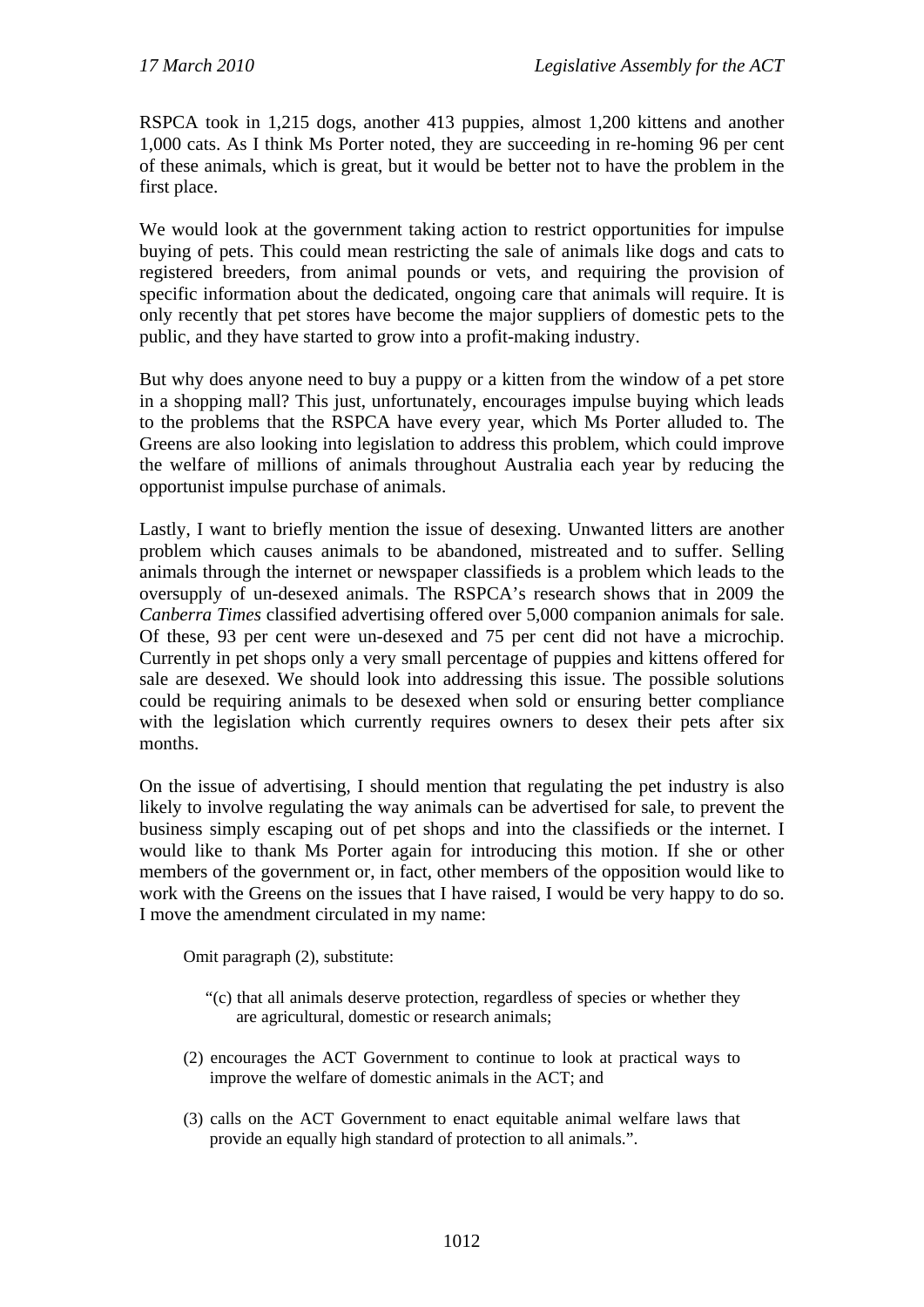RSPCA took in 1,215 dogs, another 413 puppies, almost 1,200 kittens and another 1,000 cats. As I think Ms Porter noted, they are succeeding in re-homing 96 per cent of these animals, which is great, but it would be better not to have the problem in the first place.

We would look at the government taking action to restrict opportunities for impulse buying of pets. This could mean restricting the sale of animals like dogs and cats to registered breeders, from animal pounds or vets, and requiring the provision of specific information about the dedicated, ongoing care that animals will require. It is only recently that pet stores have become the major suppliers of domestic pets to the public, and they have started to grow into a profit-making industry.

But why does anyone need to buy a puppy or a kitten from the window of a pet store in a shopping mall? This just, unfortunately, encourages impulse buying which leads to the problems that the RSPCA have every year, which Ms Porter alluded to. The Greens are also looking into legislation to address this problem, which could improve the welfare of millions of animals throughout Australia each year by reducing the opportunist impulse purchase of animals.

Lastly, I want to briefly mention the issue of desexing. Unwanted litters are another problem which causes animals to be abandoned, mistreated and to suffer. Selling animals through the internet or newspaper classifieds is a problem which leads to the oversupply of un-desexed animals. The RSPCA's research shows that in 2009 the *Canberra Times* classified advertising offered over 5,000 companion animals for sale. Of these, 93 per cent were un-desexed and 75 per cent did not have a microchip. Currently in pet shops only a very small percentage of puppies and kittens offered for sale are desexed. We should look into addressing this issue. The possible solutions could be requiring animals to be desexed when sold or ensuring better compliance with the legislation which currently requires owners to desex their pets after six months.

On the issue of advertising, I should mention that regulating the pet industry is also likely to involve regulating the way animals can be advertised for sale, to prevent the business simply escaping out of pet shops and into the classifieds or the internet. I would like to thank Ms Porter again for introducing this motion. If she or other members of the government or, in fact, other members of the opposition would like to work with the Greens on the issues that I have raised, I would be very happy to do so. I move the amendment circulated in my name:

> Omit paragraph (2), substitute:
>
> "(c) that all animals deserve protection, regardless of species or whether they are agricultural, domestic or research animals;
>
> (2) encourages the ACT Government to continue to look at practical ways to improve the welfare of domestic animals in the ACT; and
>
> (3) calls on the ACT Government to enact equitable animal welfare laws that provide an equally high standard of protection to all animals.".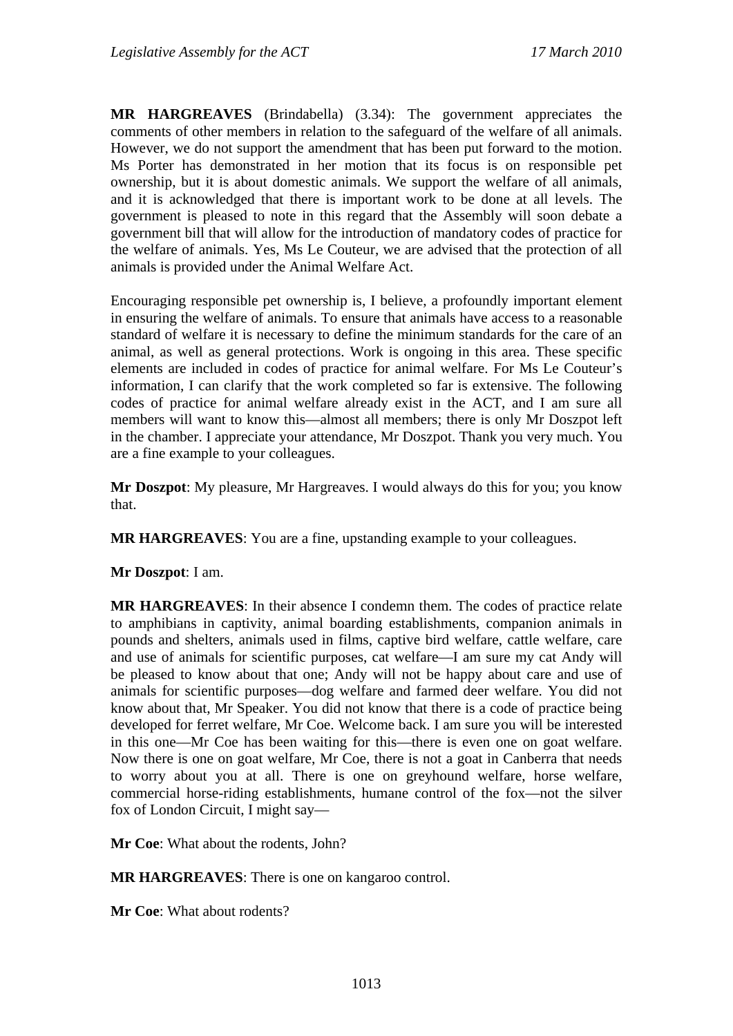**MR HARGREAVES** (Brindabella) (3.34): The government appreciates the comments of other members in relation to the safeguard of the welfare of all animals. However, we do not support the amendment that has been put forward to the motion. Ms Porter has demonstrated in her motion that its focus is on responsible pet ownership, but it is about domestic animals. We support the welfare of all animals, and it is acknowledged that there is important work to be done at all levels. The government is pleased to note in this regard that the Assembly will soon debate a government bill that will allow for the introduction of mandatory codes of practice for the welfare of animals. Yes, Ms Le Couteur, we are advised that the protection of all animals is provided under the Animal Welfare Act.

Encouraging responsible pet ownership is, I believe, a profoundly important element in ensuring the welfare of animals. To ensure that animals have access to a reasonable standard of welfare it is necessary to define the minimum standards for the care of an animal, as well as general protections. Work is ongoing in this area. These specific elements are included in codes of practice for animal welfare. For Ms Le Couteur's information, I can clarify that the work completed so far is extensive. The following codes of practice for animal welfare already exist in the ACT, and I am sure all members will want to know this—almost all members; there is only Mr Doszpot left in the chamber. I appreciate your attendance, Mr Doszpot. Thank you very much. You are a fine example to your colleagues.

**Mr Doszpot**: My pleasure, Mr Hargreaves. I would always do this for you; you know that.

**MR HARGREAVES**: You are a fine, upstanding example to your colleagues.

**Mr Doszpot**: I am.

**MR HARGREAVES**: In their absence I condemn them. The codes of practice relate to amphibians in captivity, animal boarding establishments, companion animals in pounds and shelters, animals used in films, captive bird welfare, cattle welfare, care and use of animals for scientific purposes, cat welfare—I am sure my cat Andy will be pleased to know about that one; Andy will not be happy about care and use of animals for scientific purposes—dog welfare and farmed deer welfare. You did not know about that, Mr Speaker. You did not know that there is a code of practice being developed for ferret welfare, Mr Coe. Welcome back. I am sure you will be interested in this one—Mr Coe has been waiting for this—there is even one on goat welfare. Now there is one on goat welfare, Mr Coe, there is not a goat in Canberra that needs to worry about you at all. There is one on greyhound welfare, horse welfare, commercial horse-riding establishments, humane control of the fox—not the silver fox of London Circuit, I might say—

**Mr Coe**: What about the rodents, John?

**MR HARGREAVES**: There is one on kangaroo control.

**Mr Coe**: What about rodents?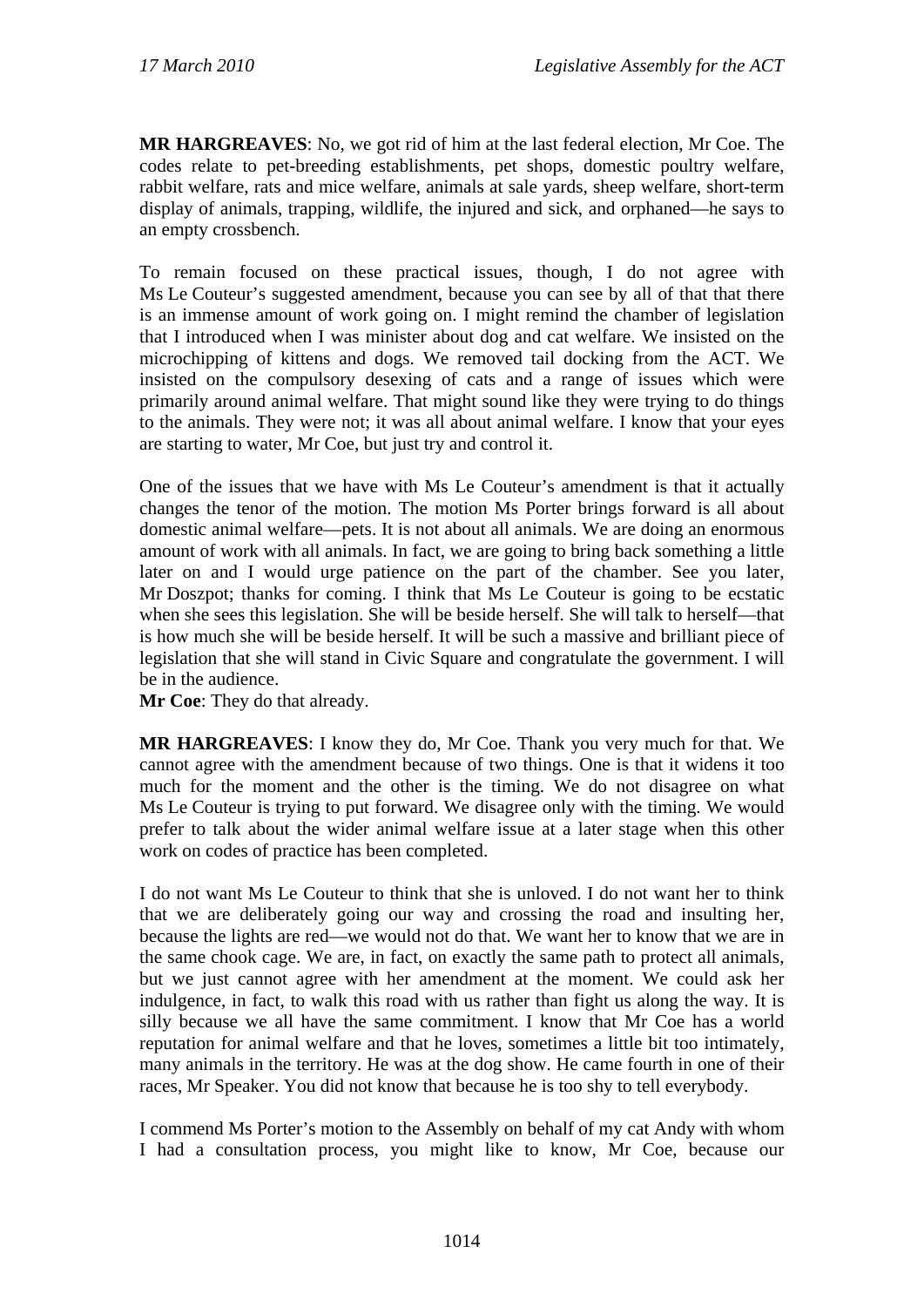**MR HARGREAVES**: No, we got rid of him at the last federal election, Mr Coe. The codes relate to pet-breeding establishments, pet shops, domestic poultry welfare, rabbit welfare, rats and mice welfare, animals at sale yards, sheep welfare, short-term display of animals, trapping, wildlife, the injured and sick, and orphaned—he says to an empty crossbench.

To remain focused on these practical issues, though, I do not agree with Ms Le Couteur's suggested amendment, because you can see by all of that that there is an immense amount of work going on. I might remind the chamber of legislation that I introduced when I was minister about dog and cat welfare. We insisted on the microchipping of kittens and dogs. We removed tail docking from the ACT. We insisted on the compulsory desexing of cats and a range of issues which were primarily around animal welfare. That might sound like they were trying to do things to the animals. They were not; it was all about animal welfare. I know that your eyes are starting to water, Mr Coe, but just try and control it.

One of the issues that we have with Ms Le Couteur's amendment is that it actually changes the tenor of the motion. The motion Ms Porter brings forward is all about domestic animal welfare—pets. It is not about all animals. We are doing an enormous amount of work with all animals. In fact, we are going to bring back something a little later on and I would urge patience on the part of the chamber. See you later, Mr Doszpot; thanks for coming. I think that Ms Le Couteur is going to be ecstatic when she sees this legislation. She will be beside herself. She will talk to herself—that is how much she will be beside herself. It will be such a massive and brilliant piece of legislation that she will stand in Civic Square and congratulate the government. I will be in the audience.

**Mr Coe**: They do that already.

**MR HARGREAVES**: I know they do, Mr Coe. Thank you very much for that. We cannot agree with the amendment because of two things. One is that it widens it too much for the moment and the other is the timing. We do not disagree on what Ms Le Couteur is trying to put forward. We disagree only with the timing. We would prefer to talk about the wider animal welfare issue at a later stage when this other work on codes of practice has been completed.

I do not want Ms Le Couteur to think that she is unloved. I do not want her to think that we are deliberately going our way and crossing the road and insulting her, because the lights are red—we would not do that. We want her to know that we are in the same chook cage. We are, in fact, on exactly the same path to protect all animals, but we just cannot agree with her amendment at the moment. We could ask her indulgence, in fact, to walk this road with us rather than fight us along the way. It is silly because we all have the same commitment. I know that Mr Coe has a world reputation for animal welfare and that he loves, sometimes a little bit too intimately, many animals in the territory. He was at the dog show. He came fourth in one of their races, Mr Speaker. You did not know that because he is too shy to tell everybody.

I commend Ms Porter's motion to the Assembly on behalf of my cat Andy with whom I had a consultation process, you might like to know, Mr Coe, because our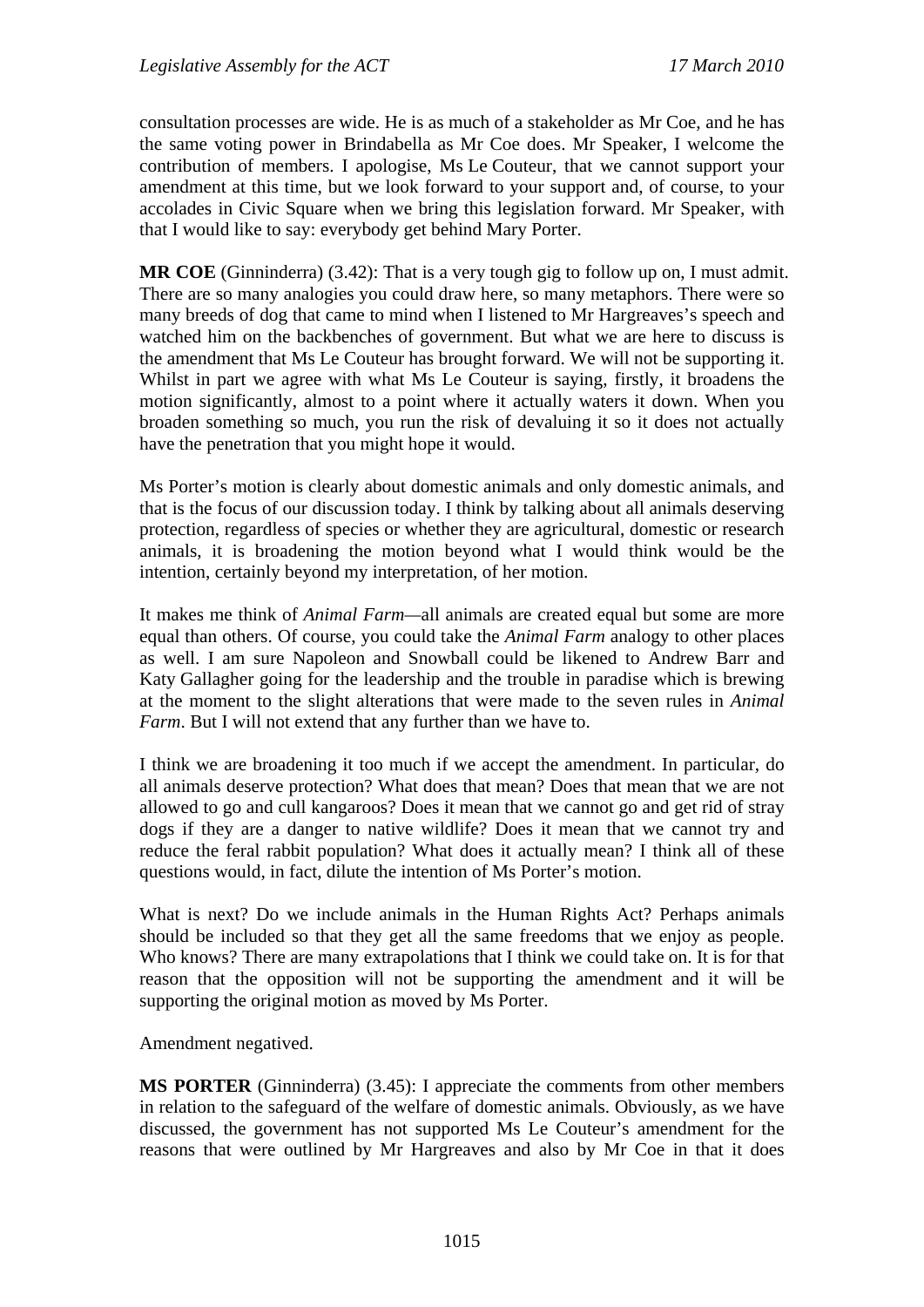consultation processes are wide. He is as much of a stakeholder as Mr Coe, and he has the same voting power in Brindabella as Mr Coe does. Mr Speaker, I welcome the contribution of members. I apologise, Ms Le Couteur, that we cannot support your amendment at this time, but we look forward to your support and, of course, to your accolades in Civic Square when we bring this legislation forward. Mr Speaker, with that I would like to say: everybody get behind Mary Porter.

**MR COE** (Ginninderra) (3.42): That is a very tough gig to follow up on, I must admit. There are so many analogies you could draw here, so many metaphors. There were so many breeds of dog that came to mind when I listened to Mr Hargreaves's speech and watched him on the backbenches of government. But what we are here to discuss is the amendment that Ms Le Couteur has brought forward. We will not be supporting it. Whilst in part we agree with what Ms Le Couteur is saying, firstly, it broadens the motion significantly, almost to a point where it actually waters it down. When you broaden something so much, you run the risk of devaluing it so it does not actually have the penetration that you might hope it would.

Ms Porter's motion is clearly about domestic animals and only domestic animals, and that is the focus of our discussion today. I think by talking about all animals deserving protection, regardless of species or whether they are agricultural, domestic or research animals, it is broadening the motion beyond what I would think would be the intention, certainly beyond my interpretation, of her motion.

It makes me think of *Animal Farm*—all animals are created equal but some are more equal than others. Of course, you could take the *Animal Farm* analogy to other places as well. I am sure Napoleon and Snowball could be likened to Andrew Barr and Katy Gallagher going for the leadership and the trouble in paradise which is brewing at the moment to the slight alterations that were made to the seven rules in *Animal Farm*. But I will not extend that any further than we have to.

I think we are broadening it too much if we accept the amendment. In particular, do all animals deserve protection? What does that mean? Does that mean that we are not allowed to go and cull kangaroos? Does it mean that we cannot go and get rid of stray dogs if they are a danger to native wildlife? Does it mean that we cannot try and reduce the feral rabbit population? What does it actually mean? I think all of these questions would, in fact, dilute the intention of Ms Porter's motion.

What is next? Do we include animals in the Human Rights Act? Perhaps animals should be included so that they get all the same freedoms that we enjoy as people. Who knows? There are many extrapolations that I think we could take on. It is for that reason that the opposition will not be supporting the amendment and it will be supporting the original motion as moved by Ms Porter.

Amendment negatived.

**MS PORTER** (Ginninderra) (3.45): I appreciate the comments from other members in relation to the safeguard of the welfare of domestic animals. Obviously, as we have discussed, the government has not supported Ms Le Couteur's amendment for the reasons that were outlined by Mr Hargreaves and also by Mr Coe in that it does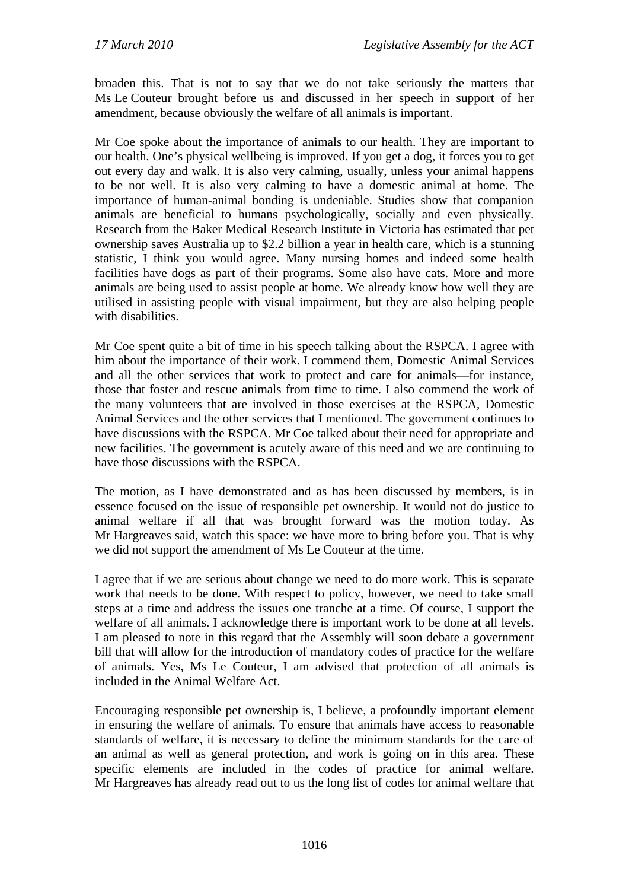broaden this. That is not to say that we do not take seriously the matters that Ms Le Couteur brought before us and discussed in her speech in support of her amendment, because obviously the welfare of all animals is important.

Mr Coe spoke about the importance of animals to our health. They are important to our health. One's physical wellbeing is improved. If you get a dog, it forces you to get out every day and walk. It is also very calming, usually, unless your animal happens to be not well. It is also very calming to have a domestic animal at home. The importance of human-animal bonding is undeniable. Studies show that companion animals are beneficial to humans psychologically, socially and even physically. Research from the Baker Medical Research Institute in Victoria has estimated that pet ownership saves Australia up to $2.2 billion a year in health care, which is a stunning statistic, I think you would agree. Many nursing homes and indeed some health facilities have dogs as part of their programs. Some also have cats. More and more animals are being used to assist people at home. We already know how well they are utilised in assisting people with visual impairment, but they are also helping people with disabilities.

Mr Coe spent quite a bit of time in his speech talking about the RSPCA. I agree with him about the importance of their work. I commend them, Domestic Animal Services and all the other services that work to protect and care for animals—for instance, those that foster and rescue animals from time to time. I also commend the work of the many volunteers that are involved in those exercises at the RSPCA, Domestic Animal Services and the other services that I mentioned. The government continues to have discussions with the RSPCA. Mr Coe talked about their need for appropriate and new facilities. The government is acutely aware of this need and we are continuing to have those discussions with the RSPCA.

The motion, as I have demonstrated and as has been discussed by members, is in essence focused on the issue of responsible pet ownership. It would not do justice to animal welfare if all that was brought forward was the motion today. As Mr Hargreaves said, watch this space: we have more to bring before you. That is why we did not support the amendment of Ms Le Couteur at the time.

I agree that if we are serious about change we need to do more work. This is separate work that needs to be done. With respect to policy, however, we need to take small steps at a time and address the issues one tranche at a time. Of course, I support the welfare of all animals. I acknowledge there is important work to be done at all levels. I am pleased to note in this regard that the Assembly will soon debate a government bill that will allow for the introduction of mandatory codes of practice for the welfare of animals. Yes, Ms Le Couteur, I am advised that protection of all animals is included in the Animal Welfare Act.

Encouraging responsible pet ownership is, I believe, a profoundly important element in ensuring the welfare of animals. To ensure that animals have access to reasonable standards of welfare, it is necessary to define the minimum standards for the care of an animal as well as general protection, and work is going on in this area. These specific elements are included in the codes of practice for animal welfare. Mr Hargreaves has already read out to us the long list of codes for animal welfare that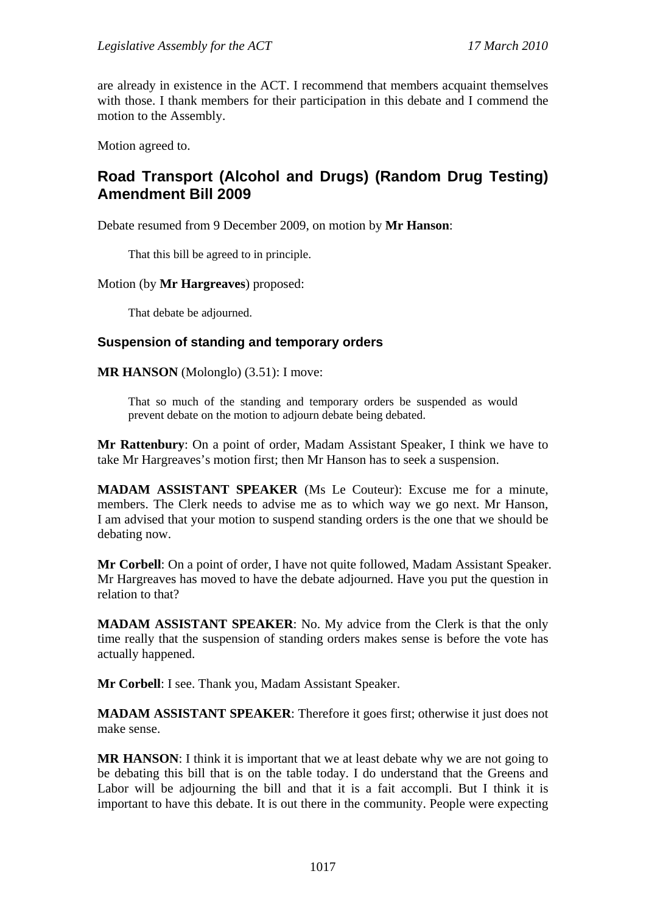are already in existence in the ACT. I recommend that members acquaint themselves with those. I thank members for their participation in this debate and I commend the motion to the Assembly.

Motion agreed to.

## Road Transport (Alcohol and Drugs) (Random Drug Testing) Amendment Bill 2009

Debate resumed from 9 December 2009, on motion by **Mr Hanson**:

> That this bill be agreed to in principle.

Motion (by **Mr Hargreaves**) proposed:

> That debate be adjourned.

### Suspension of standing and temporary orders

**MR HANSON** (Molonglo) (3.51): I move:

> That so much of the standing and temporary orders be suspended as would prevent debate on the motion to adjourn debate being debated.

**Mr Rattenbury**: On a point of order, Madam Assistant Speaker, I think we have to take Mr Hargreaves's motion first; then Mr Hanson has to seek a suspension.

**MADAM ASSISTANT SPEAKER** (Ms Le Couteur): Excuse me for a minute, members. The Clerk needs to advise me as to which way we go next. Mr Hanson, I am advised that your motion to suspend standing orders is the one that we should be debating now.

**Mr Corbell**: On a point of order, I have not quite followed, Madam Assistant Speaker. Mr Hargreaves has moved to have the debate adjourned. Have you put the question in relation to that?

**MADAM ASSISTANT SPEAKER**: No. My advice from the Clerk is that the only time really that the suspension of standing orders makes sense is before the vote has actually happened.

**Mr Corbell**: I see. Thank you, Madam Assistant Speaker.

**MADAM ASSISTANT SPEAKER**: Therefore it goes first; otherwise it just does not make sense.

**MR HANSON**: I think it is important that we at least debate why we are not going to be debating this bill that is on the table today. I do understand that the Greens and Labor will be adjourning the bill and that it is a fait accompli. But I think it is important to have this debate. It is out there in the community. People were expecting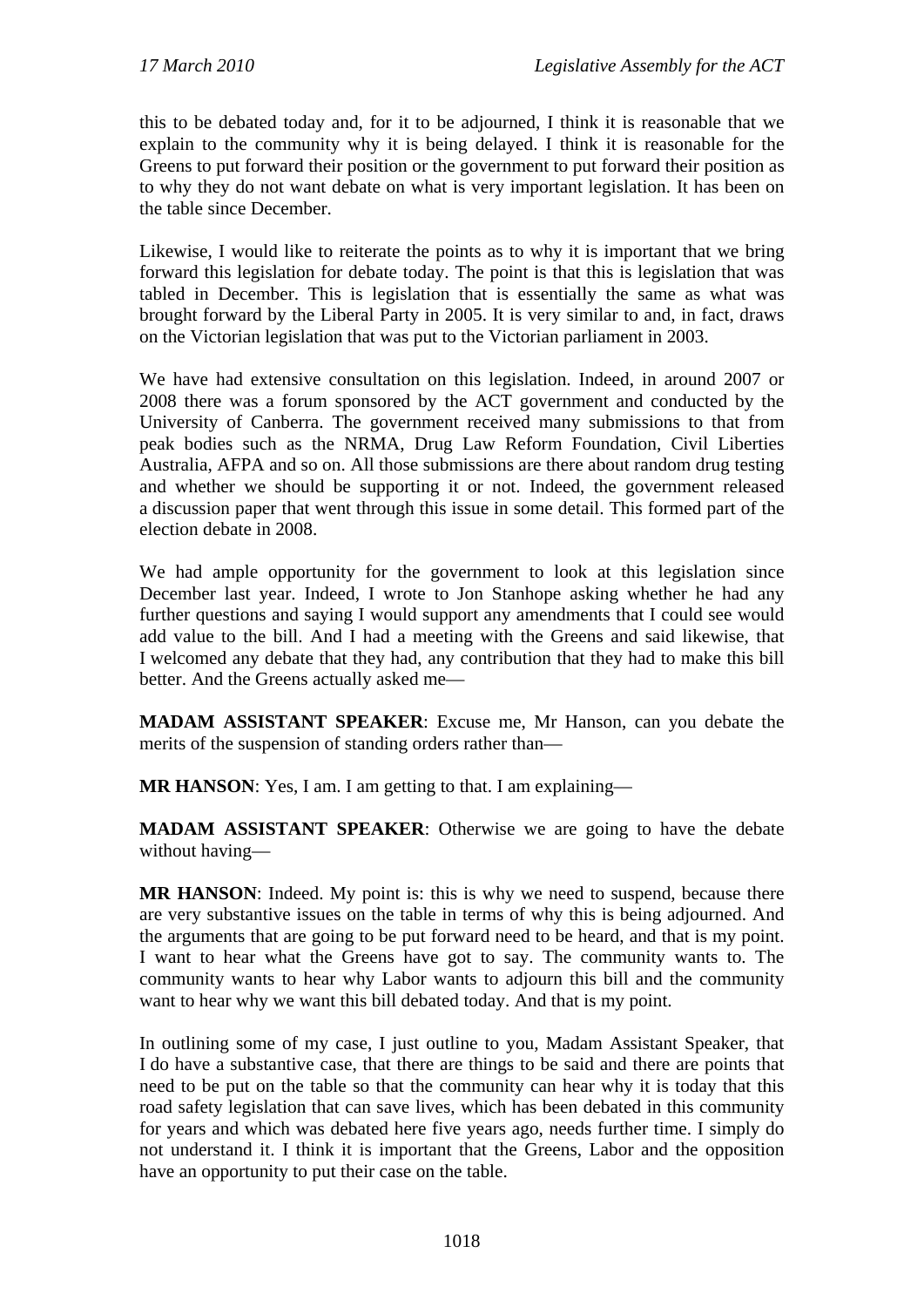this to be debated today and, for it to be adjourned, I think it is reasonable that we explain to the community why it is being delayed. I think it is reasonable for the Greens to put forward their position or the government to put forward their position as to why they do not want debate on what is very important legislation. It has been on the table since December.

Likewise, I would like to reiterate the points as to why it is important that we bring forward this legislation for debate today. The point is that this is legislation that was tabled in December. This is legislation that is essentially the same as what was brought forward by the Liberal Party in 2005. It is very similar to and, in fact, draws on the Victorian legislation that was put to the Victorian parliament in 2003.

We have had extensive consultation on this legislation. Indeed, in around 2007 or 2008 there was a forum sponsored by the ACT government and conducted by the University of Canberra. The government received many submissions to that from peak bodies such as the NRMA, Drug Law Reform Foundation, Civil Liberties Australia, AFPA and so on. All those submissions are there about random drug testing and whether we should be supporting it or not. Indeed, the government released a discussion paper that went through this issue in some detail. This formed part of the election debate in 2008.

We had ample opportunity for the government to look at this legislation since December last year. Indeed, I wrote to Jon Stanhope asking whether he had any further questions and saying I would support any amendments that I could see would add value to the bill. And I had a meeting with the Greens and said likewise, that I welcomed any debate that they had, any contribution that they had to make this bill better. And the Greens actually asked me—

**MADAM ASSISTANT SPEAKER**: Excuse me, Mr Hanson, can you debate the merits of the suspension of standing orders rather than—

**MR HANSON**: Yes, I am. I am getting to that. I am explaining—

**MADAM ASSISTANT SPEAKER**: Otherwise we are going to have the debate without having—

**MR HANSON**: Indeed. My point is: this is why we need to suspend, because there are very substantive issues on the table in terms of why this is being adjourned. And the arguments that are going to be put forward need to be heard, and that is my point. I want to hear what the Greens have got to say. The community wants to. The community wants to hear why Labor wants to adjourn this bill and the community want to hear why we want this bill debated today. And that is my point.

In outlining some of my case, I just outline to you, Madam Assistant Speaker, that I do have a substantive case, that there are things to be said and there are points that need to be put on the table so that the community can hear why it is today that this road safety legislation that can save lives, which has been debated in this community for years and which was debated here five years ago, needs further time. I simply do not understand it. I think it is important that the Greens, Labor and the opposition have an opportunity to put their case on the table.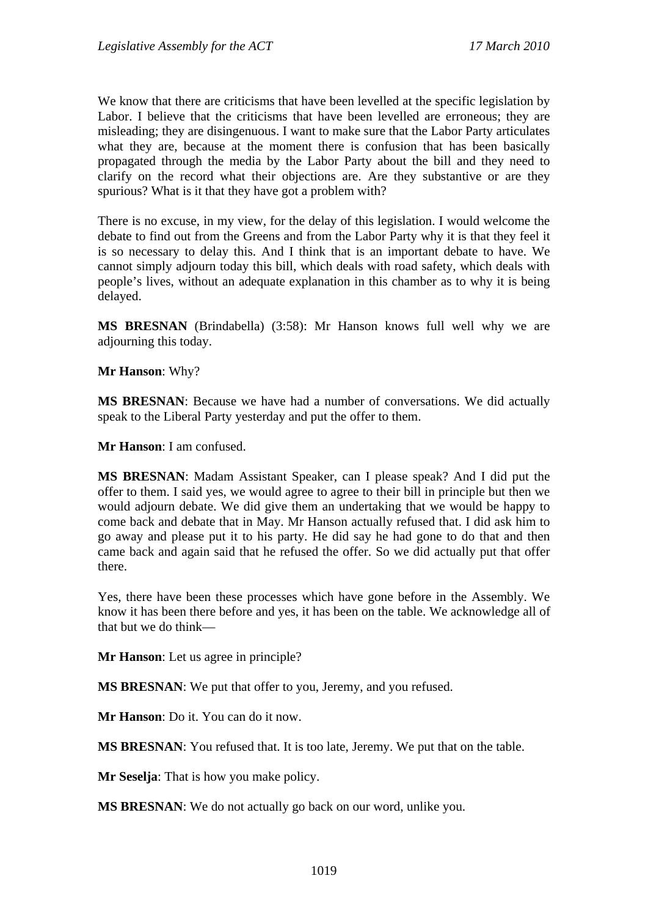We know that there are criticisms that have been levelled at the specific legislation by Labor. I believe that the criticisms that have been levelled are erroneous; they are misleading; they are disingenuous. I want to make sure that the Labor Party articulates what they are, because at the moment there is confusion that has been basically propagated through the media by the Labor Party about the bill and they need to clarify on the record what their objections are. Are they substantive or are they spurious? What is it that they have got a problem with?

There is no excuse, in my view, for the delay of this legislation. I would welcome the debate to find out from the Greens and from the Labor Party why it is that they feel it is so necessary to delay this. And I think that is an important debate to have. We cannot simply adjourn today this bill, which deals with road safety, which deals with people's lives, without an adequate explanation in this chamber as to why it is being delayed.

**MS BRESNAN** (Brindabella) (3:58): Mr Hanson knows full well why we are adjourning this today.

**Mr Hanson**: Why?

**MS BRESNAN**: Because we have had a number of conversations. We did actually speak to the Liberal Party yesterday and put the offer to them.

**Mr Hanson**: I am confused.

**MS BRESNAN**: Madam Assistant Speaker, can I please speak? And I did put the offer to them. I said yes, we would agree to agree to their bill in principle but then we would adjourn debate. We did give them an undertaking that we would be happy to come back and debate that in May. Mr Hanson actually refused that. I did ask him to go away and please put it to his party. He did say he had gone to do that and then came back and again said that he refused the offer. So we did actually put that offer there.

Yes, there have been these processes which have gone before in the Assembly. We know it has been there before and yes, it has been on the table. We acknowledge all of that but we do think—

**Mr Hanson**: Let us agree in principle?

**MS BRESNAN**: We put that offer to you, Jeremy, and you refused.

**Mr Hanson**: Do it. You can do it now.

**MS BRESNAN**: You refused that. It is too late, Jeremy. We put that on the table.

**Mr Seselja**: That is how you make policy.

**MS BRESNAN**: We do not actually go back on our word, unlike you.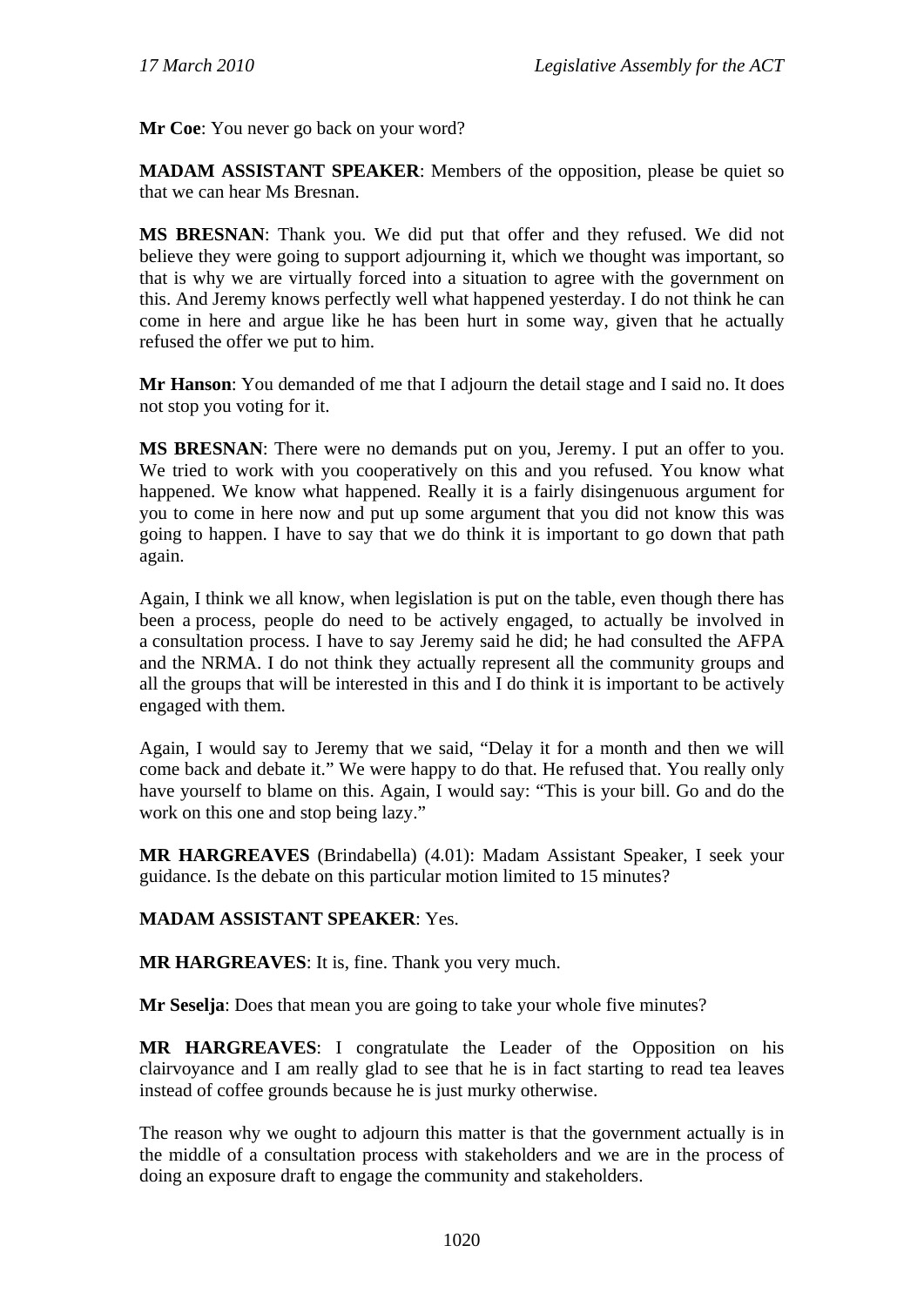**Mr Coe**: You never go back on your word?

**MADAM ASSISTANT SPEAKER**: Members of the opposition, please be quiet so that we can hear Ms Bresnan.

**MS BRESNAN**: Thank you. We did put that offer and they refused. We did not believe they were going to support adjourning it, which we thought was important, so that is why we are virtually forced into a situation to agree with the government on this. And Jeremy knows perfectly well what happened yesterday. I do not think he can come in here and argue like he has been hurt in some way, given that he actually refused the offer we put to him.

**Mr Hanson**: You demanded of me that I adjourn the detail stage and I said no. It does not stop you voting for it.

**MS BRESNAN**: There were no demands put on you, Jeremy. I put an offer to you. We tried to work with you cooperatively on this and you refused. You know what happened. We know what happened. Really it is a fairly disingenuous argument for you to come in here now and put up some argument that you did not know this was going to happen. I have to say that we do think it is important to go down that path again.

Again, I think we all know, when legislation is put on the table, even though there has been a process, people do need to be actively engaged, to actually be involved in a consultation process. I have to say Jeremy said he did; he had consulted the AFPA and the NRMA. I do not think they actually represent all the community groups and all the groups that will be interested in this and I do think it is important to be actively engaged with them.

Again, I would say to Jeremy that we said, "Delay it for a month and then we will come back and debate it." We were happy to do that. He refused that. You really only have yourself to blame on this. Again, I would say: "This is your bill. Go and do the work on this one and stop being lazy."

**MR HARGREAVES** (Brindabella) (4.01): Madam Assistant Speaker, I seek your guidance. Is the debate on this particular motion limited to 15 minutes?

**MADAM ASSISTANT SPEAKER**: Yes.

**MR HARGREAVES**: It is, fine. Thank you very much.

**Mr Seselja**: Does that mean you are going to take your whole five minutes?

**MR HARGREAVES**: I congratulate the Leader of the Opposition on his clairvoyance and I am really glad to see that he is in fact starting to read tea leaves instead of coffee grounds because he is just murky otherwise.

The reason why we ought to adjourn this matter is that the government actually is in the middle of a consultation process with stakeholders and we are in the process of doing an exposure draft to engage the community and stakeholders.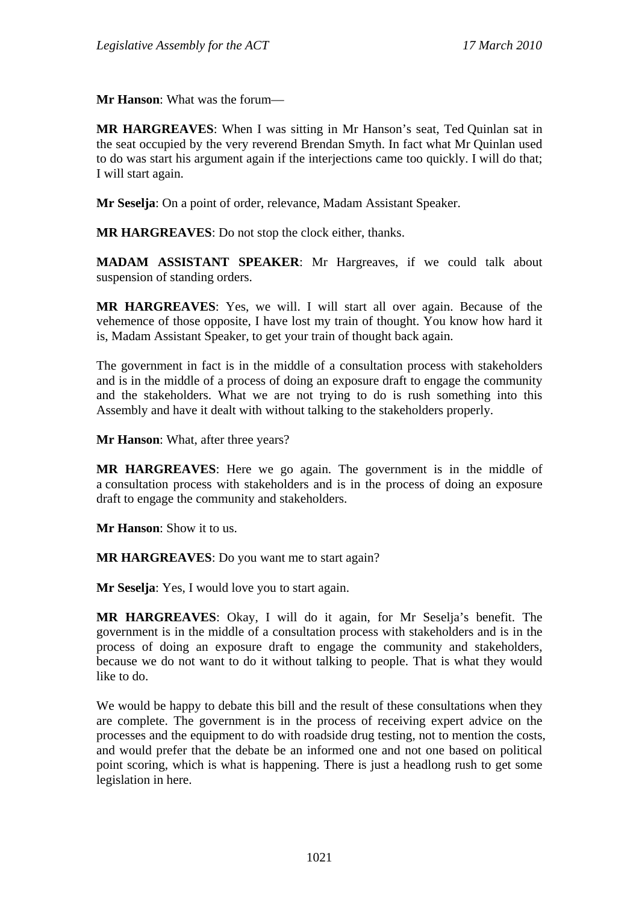**Mr Hanson**: What was the forum—

**MR HARGREAVES**: When I was sitting in Mr Hanson's seat, Ted Quinlan sat in the seat occupied by the very reverend Brendan Smyth. In fact what Mr Quinlan used to do was start his argument again if the interjections came too quickly. I will do that; I will start again.

**Mr Seselja**: On a point of order, relevance, Madam Assistant Speaker.

**MR HARGREAVES**: Do not stop the clock either, thanks.

**MADAM ASSISTANT SPEAKER**: Mr Hargreaves, if we could talk about suspension of standing orders.

**MR HARGREAVES**: Yes, we will. I will start all over again. Because of the vehemence of those opposite, I have lost my train of thought. You know how hard it is, Madam Assistant Speaker, to get your train of thought back again.

The government in fact is in the middle of a consultation process with stakeholders and is in the middle of a process of doing an exposure draft to engage the community and the stakeholders. What we are not trying to do is rush something into this Assembly and have it dealt with without talking to the stakeholders properly.

**Mr Hanson**: What, after three years?

**MR HARGREAVES**: Here we go again. The government is in the middle of a consultation process with stakeholders and is in the process of doing an exposure draft to engage the community and stakeholders.

**Mr Hanson**: Show it to us.

**MR HARGREAVES**: Do you want me to start again?

**Mr Seselja**: Yes, I would love you to start again.

**MR HARGREAVES**: Okay, I will do it again, for Mr Seselja's benefit. The government is in the middle of a consultation process with stakeholders and is in the process of doing an exposure draft to engage the community and stakeholders, because we do not want to do it without talking to people. That is what they would like to do.

We would be happy to debate this bill and the result of these consultations when they are complete. The government is in the process of receiving expert advice on the processes and the equipment to do with roadside drug testing, not to mention the costs, and would prefer that the debate be an informed one and not one based on political point scoring, which is what is happening. There is just a headlong rush to get some legislation in here.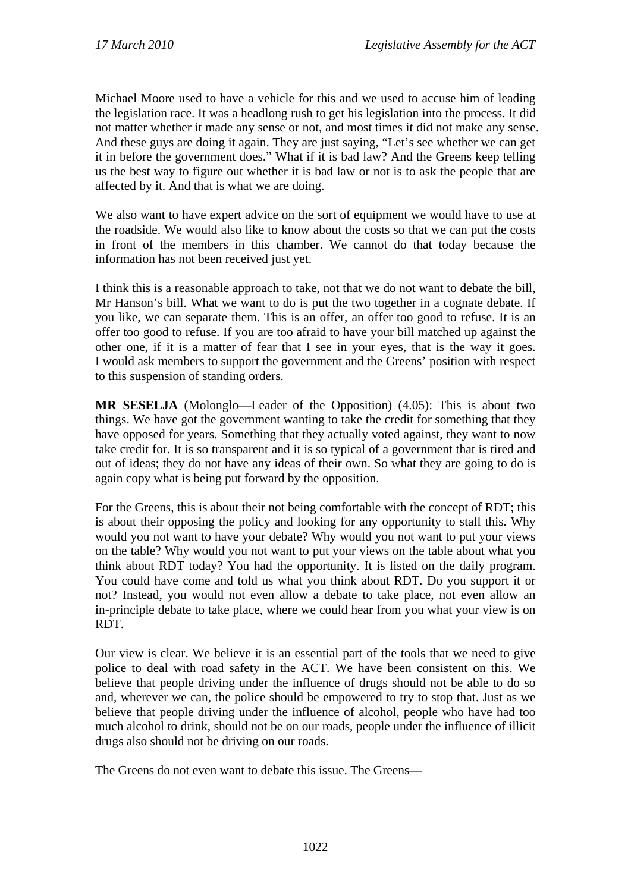Michael Moore used to have a vehicle for this and we used to accuse him of leading the legislation race. It was a headlong rush to get his legislation into the process. It did not matter whether it made any sense or not, and most times it did not make any sense. And these guys are doing it again. They are just saying, "Let's see whether we can get it in before the government does." What if it is bad law? And the Greens keep telling us the best way to figure out whether it is bad law or not is to ask the people that are affected by it. And that is what we are doing.

We also want to have expert advice on the sort of equipment we would have to use at the roadside. We would also like to know about the costs so that we can put the costs in front of the members in this chamber. We cannot do that today because the information has not been received just yet.

I think this is a reasonable approach to take, not that we do not want to debate the bill, Mr Hanson's bill. What we want to do is put the two together in a cognate debate. If you like, we can separate them. This is an offer, an offer too good to refuse. It is an offer too good to refuse. If you are too afraid to have your bill matched up against the other one, if it is a matter of fear that I see in your eyes, that is the way it goes. I would ask members to support the government and the Greens' position with respect to this suspension of standing orders.

**MR SESELJA** (Molonglo—Leader of the Opposition) (4.05): This is about two things. We have got the government wanting to take the credit for something that they have opposed for years. Something that they actually voted against, they want to now take credit for. It is so transparent and it is so typical of a government that is tired and out of ideas; they do not have any ideas of their own. So what they are going to do is again copy what is being put forward by the opposition.

For the Greens, this is about their not being comfortable with the concept of RDT; this is about their opposing the policy and looking for any opportunity to stall this. Why would you not want to have your debate? Why would you not want to put your views on the table? Why would you not want to put your views on the table about what you think about RDT today? You had the opportunity. It is listed on the daily program. You could have come and told us what you think about RDT. Do you support it or not? Instead, you would not even allow a debate to take place, not even allow an in-principle debate to take place, where we could hear from you what your view is on RDT.

Our view is clear. We believe it is an essential part of the tools that we need to give police to deal with road safety in the ACT. We have been consistent on this. We believe that people driving under the influence of drugs should not be able to do so and, wherever we can, the police should be empowered to try to stop that. Just as we believe that people driving under the influence of alcohol, people who have had too much alcohol to drink, should not be on our roads, people under the influence of illicit drugs also should not be driving on our roads.

The Greens do not even want to debate this issue. The Greens—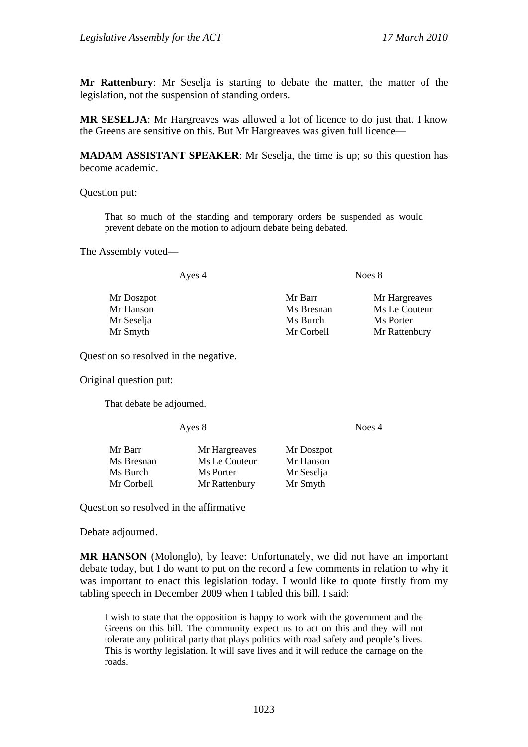**Mr Rattenbury**: Mr Seselja is starting to debate the matter, the matter of the legislation, not the suspension of standing orders.

**MR SESELJA**: Mr Hargreaves was allowed a lot of licence to do just that. I know the Greens are sensitive on this. But Mr Hargreaves was given full licence—

**MADAM ASSISTANT SPEAKER**: Mr Seselja, the time is up; so this question has become academic.

Question put:

> That so much of the standing and temporary orders be suspended as would prevent debate on the motion to adjourn debate being debated.

The Assembly voted—

| Ayes 4 | Noes 8 | |
|---|---|---|
| Mr Doszpot | Mr Barr | Mr Hargreaves |
| Mr Hanson | Ms Bresnan | Ms Le Couteur |
| Mr Seselja | Ms Burch | Ms Porter |
| Mr Smyth | Mr Corbell | Mr Rattenbury |

Question so resolved in the negative.

Original question put:

> That debate be adjourned.

| Ayes 8 | | Noes 4 |
|---|---|---|
| Mr Barr | Mr Hargreaves | Mr Doszpot |
| Ms Bresnan | Ms Le Couteur | Mr Hanson |
| Ms Burch | Ms Porter | Mr Seselja |
| Mr Corbell | Mr Rattenbury | Mr Smyth |

Question so resolved in the affirmative

Debate adjourned.

**MR HANSON** (Molonglo), by leave: Unfortunately, we did not have an important debate today, but I do want to put on the record a few comments in relation to why it was important to enact this legislation today. I would like to quote firstly from my tabling speech in December 2009 when I tabled this bill. I said:

> I wish to state that the opposition is happy to work with the government and the Greens on this bill. The community expect us to act on this and they will not tolerate any political party that plays politics with road safety and people's lives. This is worthy legislation. It will save lives and it will reduce the carnage on the roads.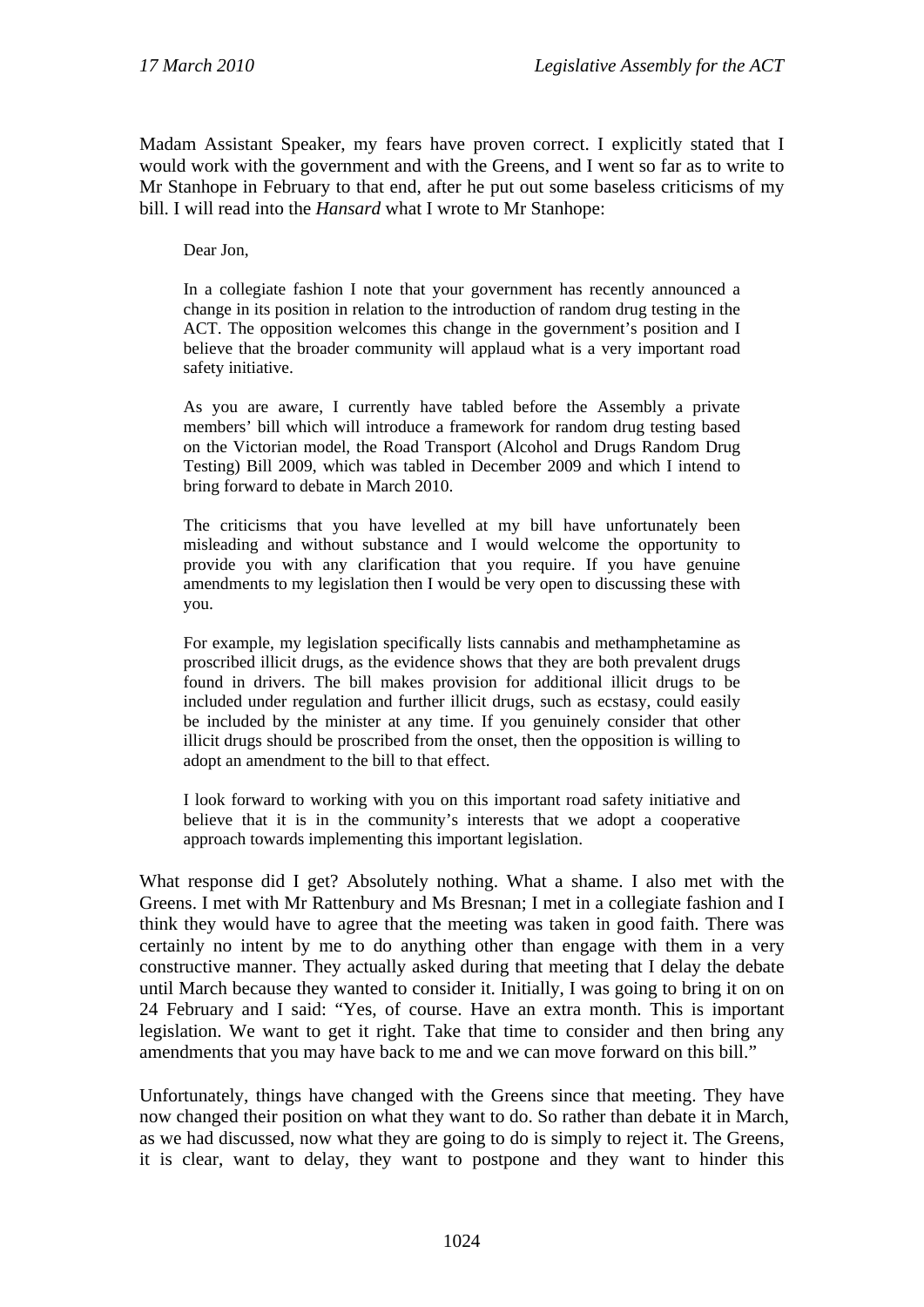Madam Assistant Speaker, my fears have proven correct. I explicitly stated that I would work with the government and with the Greens, and I went so far as to write to Mr Stanhope in February to that end, after he put out some baseless criticisms of my bill. I will read into the *Hansard* what I wrote to Mr Stanhope:

> Dear Jon,
>
> In a collegiate fashion I note that your government has recently announced a change in its position in relation to the introduction of random drug testing in the ACT. The opposition welcomes this change in the government's position and I believe that the broader community will applaud what is a very important road safety initiative.
>
> As you are aware, I currently have tabled before the Assembly a private members' bill which will introduce a framework for random drug testing based on the Victorian model, the Road Transport (Alcohol and Drugs Random Drug Testing) Bill 2009, which was tabled in December 2009 and which I intend to bring forward to debate in March 2010.
>
> The criticisms that you have levelled at my bill have unfortunately been misleading and without substance and I would welcome the opportunity to provide you with any clarification that you require. If you have genuine amendments to my legislation then I would be very open to discussing these with you.
>
> For example, my legislation specifically lists cannabis and methamphetamine as proscribed illicit drugs, as the evidence shows that they are both prevalent drugs found in drivers. The bill makes provision for additional illicit drugs to be included under regulation and further illicit drugs, such as ecstasy, could easily be included by the minister at any time. If you genuinely consider that other illicit drugs should be proscribed from the onset, then the opposition is willing to adopt an amendment to the bill to that effect.
>
> I look forward to working with you on this important road safety initiative and believe that it is in the community's interests that we adopt a cooperative approach towards implementing this important legislation.

What response did I get? Absolutely nothing. What a shame. I also met with the Greens. I met with Mr Rattenbury and Ms Bresnan; I met in a collegiate fashion and I think they would have to agree that the meeting was taken in good faith. There was certainly no intent by me to do anything other than engage with them in a very constructive manner. They actually asked during that meeting that I delay the debate until March because they wanted to consider it. Initially, I was going to bring it on on 24 February and I said: "Yes, of course. Have an extra month. This is important legislation. We want to get it right. Take that time to consider and then bring any amendments that you may have back to me and we can move forward on this bill."

Unfortunately, things have changed with the Greens since that meeting. They have now changed their position on what they want to do. So rather than debate it in March, as we had discussed, now what they are going to do is simply to reject it. The Greens, it is clear, want to delay, they want to postpone and they want to hinder this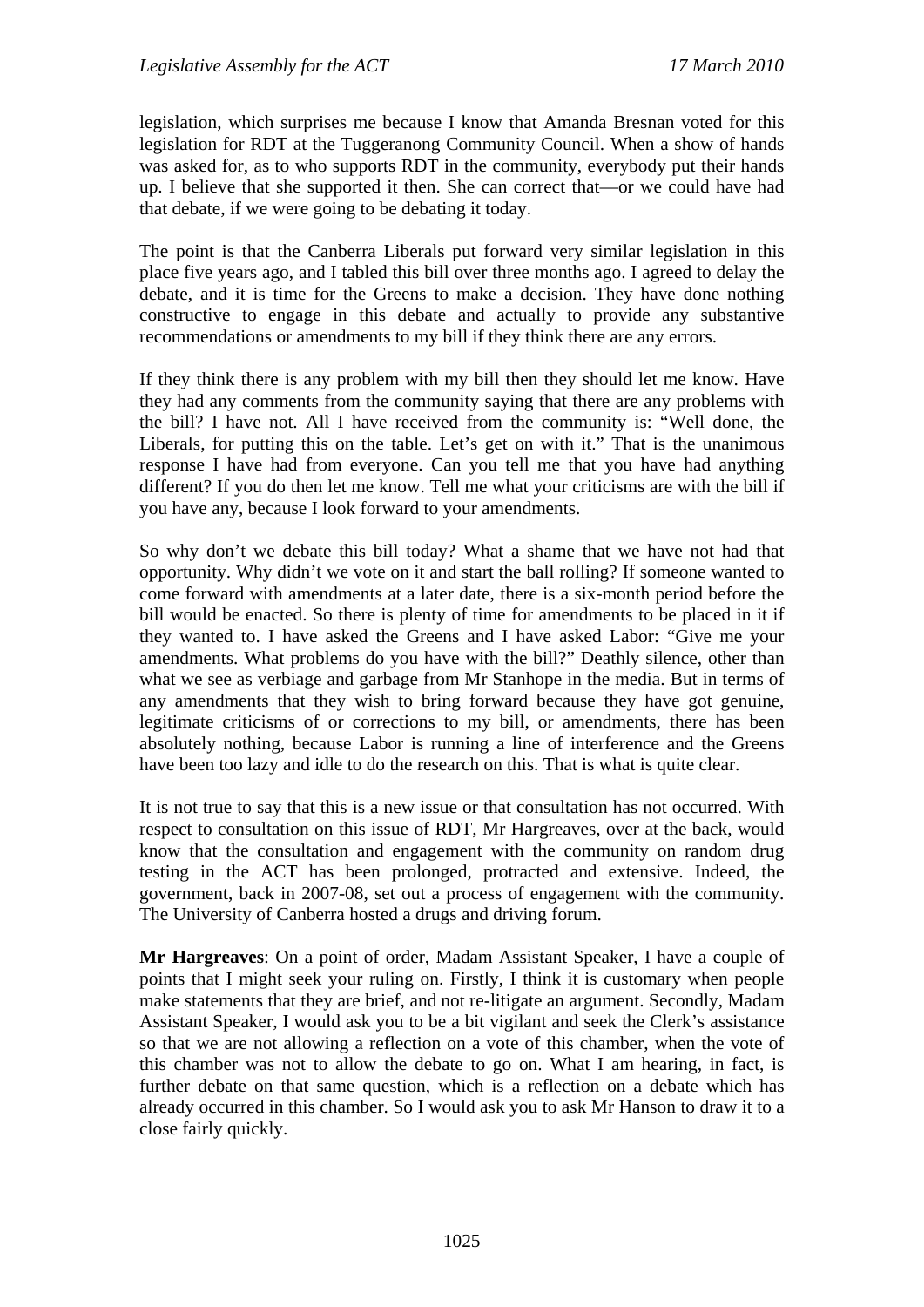legislation, which surprises me because I know that Amanda Bresnan voted for this legislation for RDT at the Tuggeranong Community Council. When a show of hands was asked for, as to who supports RDT in the community, everybody put their hands up. I believe that she supported it then. She can correct that—or we could have had that debate, if we were going to be debating it today.

The point is that the Canberra Liberals put forward very similar legislation in this place five years ago, and I tabled this bill over three months ago. I agreed to delay the debate, and it is time for the Greens to make a decision. They have done nothing constructive to engage in this debate and actually to provide any substantive recommendations or amendments to my bill if they think there are any errors.

If they think there is any problem with my bill then they should let me know. Have they had any comments from the community saying that there are any problems with the bill? I have not. All I have received from the community is: "Well done, the Liberals, for putting this on the table. Let's get on with it." That is the unanimous response I have had from everyone. Can you tell me that you have had anything different? If you do then let me know. Tell me what your criticisms are with the bill if you have any, because I look forward to your amendments.

So why don't we debate this bill today? What a shame that we have not had that opportunity. Why didn't we vote on it and start the ball rolling? If someone wanted to come forward with amendments at a later date, there is a six-month period before the bill would be enacted. So there is plenty of time for amendments to be placed in it if they wanted to. I have asked the Greens and I have asked Labor: "Give me your amendments. What problems do you have with the bill?" Deathly silence, other than what we see as verbiage and garbage from Mr Stanhope in the media. But in terms of any amendments that they wish to bring forward because they have got genuine, legitimate criticisms of or corrections to my bill, or amendments, there has been absolutely nothing, because Labor is running a line of interference and the Greens have been too lazy and idle to do the research on this. That is what is quite clear.

It is not true to say that this is a new issue or that consultation has not occurred. With respect to consultation on this issue of RDT, Mr Hargreaves, over at the back, would know that the consultation and engagement with the community on random drug testing in the ACT has been prolonged, protracted and extensive. Indeed, the government, back in 2007-08, set out a process of engagement with the community. The University of Canberra hosted a drugs and driving forum.

**Mr Hargreaves**: On a point of order, Madam Assistant Speaker, I have a couple of points that I might seek your ruling on. Firstly, I think it is customary when people make statements that they are brief, and not re-litigate an argument. Secondly, Madam Assistant Speaker, I would ask you to be a bit vigilant and seek the Clerk's assistance so that we are not allowing a reflection on a vote of this chamber, when the vote of this chamber was not to allow the debate to go on. What I am hearing, in fact, is further debate on that same question, which is a reflection on a debate which has already occurred in this chamber. So I would ask you to ask Mr Hanson to draw it to a close fairly quickly.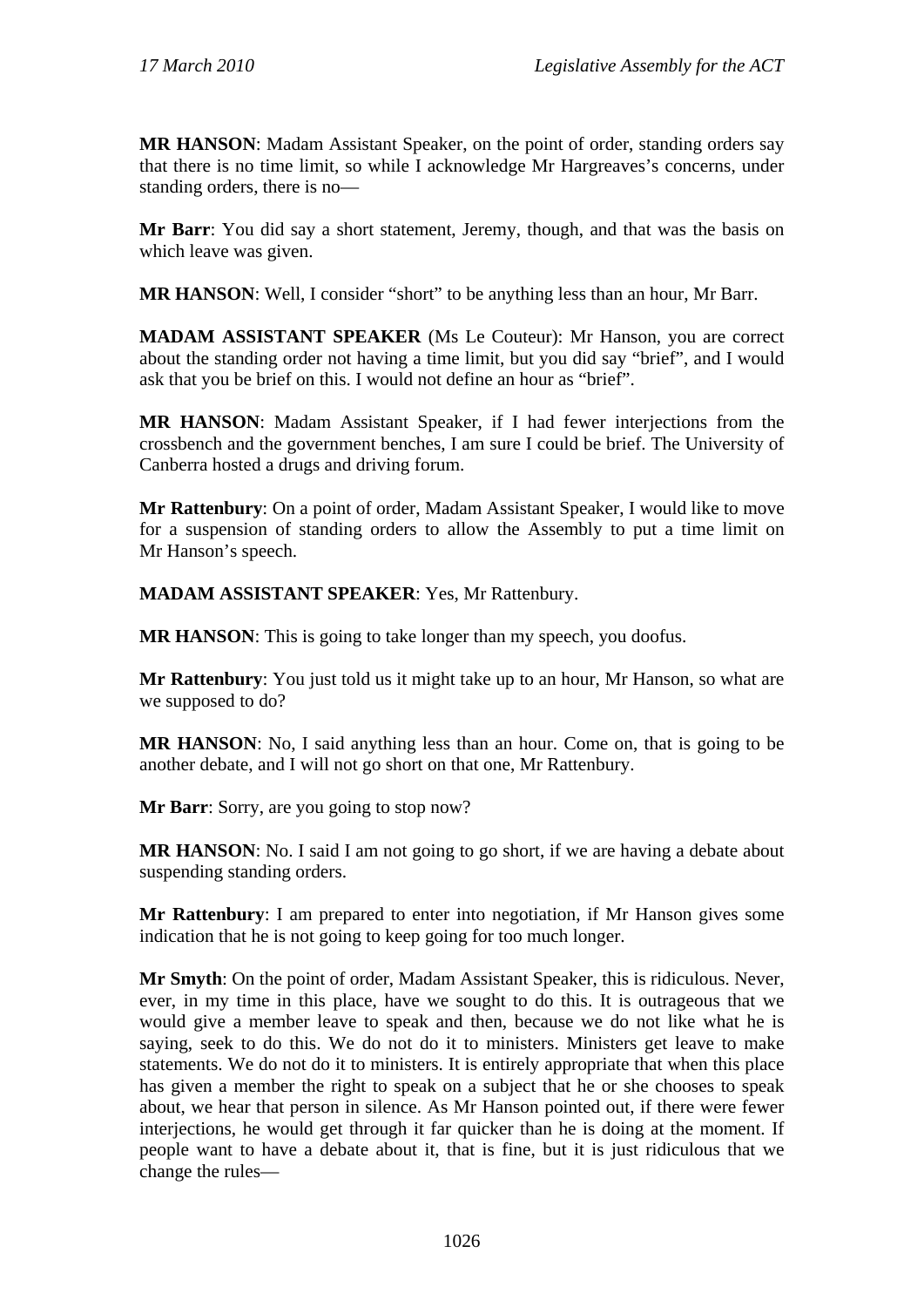**MR HANSON**: Madam Assistant Speaker, on the point of order, standing orders say that there is no time limit, so while I acknowledge Mr Hargreaves's concerns, under standing orders, there is no—

**Mr Barr**: You did say a short statement, Jeremy, though, and that was the basis on which leave was given.

**MR HANSON**: Well, I consider "short" to be anything less than an hour, Mr Barr.

**MADAM ASSISTANT SPEAKER** (Ms Le Couteur): Mr Hanson, you are correct about the standing order not having a time limit, but you did say "brief", and I would ask that you be brief on this. I would not define an hour as "brief".

**MR HANSON**: Madam Assistant Speaker, if I had fewer interjections from the crossbench and the government benches, I am sure I could be brief. The University of Canberra hosted a drugs and driving forum.

**Mr Rattenbury**: On a point of order, Madam Assistant Speaker, I would like to move for a suspension of standing orders to allow the Assembly to put a time limit on Mr Hanson's speech.

**MADAM ASSISTANT SPEAKER**: Yes, Mr Rattenbury.

**MR HANSON**: This is going to take longer than my speech, you doofus.

**Mr Rattenbury**: You just told us it might take up to an hour, Mr Hanson, so what are we supposed to do?

**MR HANSON**: No, I said anything less than an hour. Come on, that is going to be another debate, and I will not go short on that one, Mr Rattenbury.

**Mr Barr**: Sorry, are you going to stop now?

**MR HANSON**: No. I said I am not going to go short, if we are having a debate about suspending standing orders.

**Mr Rattenbury**: I am prepared to enter into negotiation, if Mr Hanson gives some indication that he is not going to keep going for too much longer.

**Mr Smyth**: On the point of order, Madam Assistant Speaker, this is ridiculous. Never, ever, in my time in this place, have we sought to do this. It is outrageous that we would give a member leave to speak and then, because we do not like what he is saying, seek to do this. We do not do it to ministers. Ministers get leave to make statements. We do not do it to ministers. It is entirely appropriate that when this place has given a member the right to speak on a subject that he or she chooses to speak about, we hear that person in silence. As Mr Hanson pointed out, if there were fewer interjections, he would get through it far quicker than he is doing at the moment. If people want to have a debate about it, that is fine, but it is just ridiculous that we change the rules—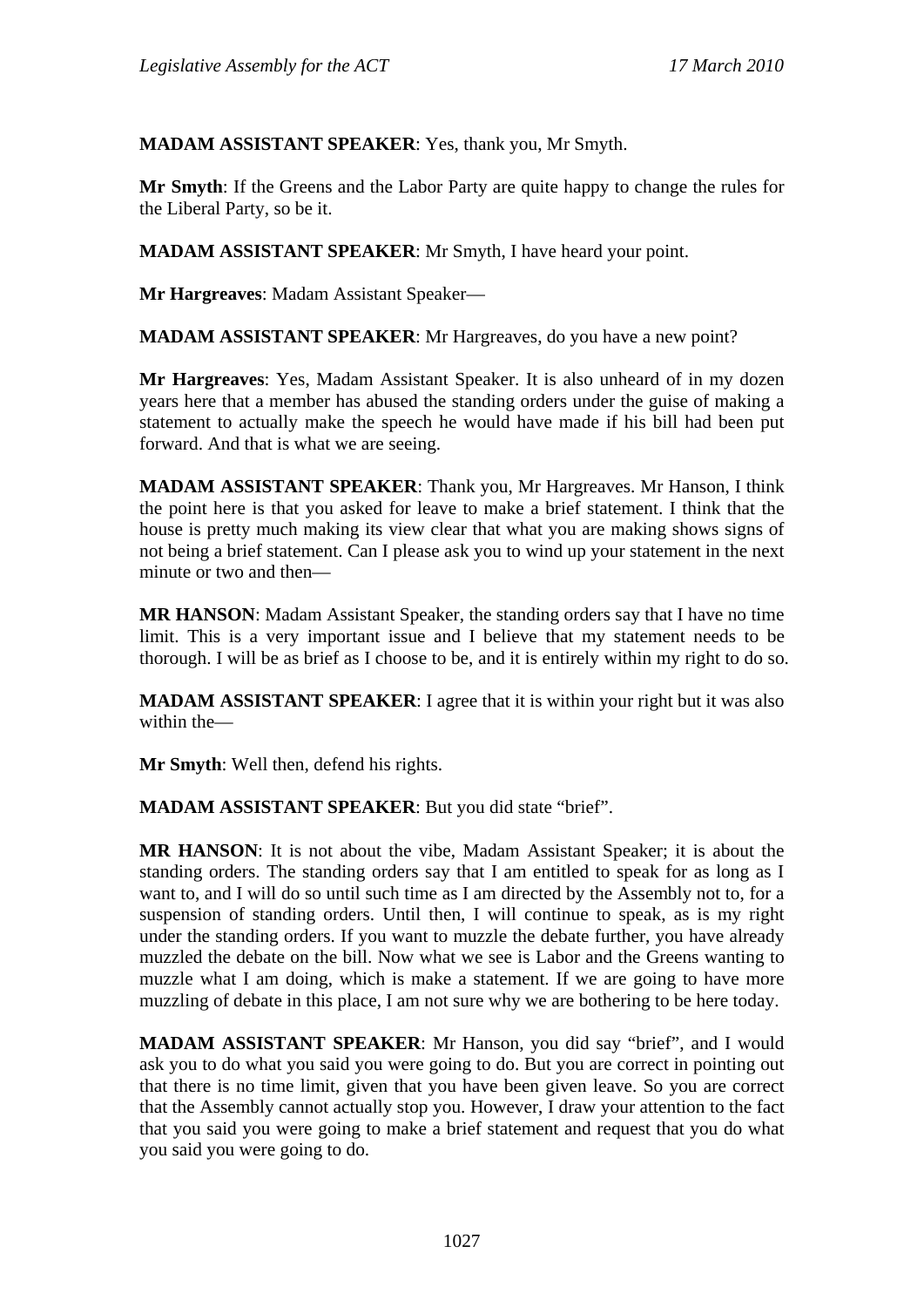**MADAM ASSISTANT SPEAKER**: Yes, thank you, Mr Smyth.

**Mr Smyth**: If the Greens and the Labor Party are quite happy to change the rules for the Liberal Party, so be it.

**MADAM ASSISTANT SPEAKER**: Mr Smyth, I have heard your point.

**Mr Hargreaves**: Madam Assistant Speaker—

**MADAM ASSISTANT SPEAKER**: Mr Hargreaves, do you have a new point?

**Mr Hargreaves**: Yes, Madam Assistant Speaker. It is also unheard of in my dozen years here that a member has abused the standing orders under the guise of making a statement to actually make the speech he would have made if his bill had been put forward. And that is what we are seeing.

**MADAM ASSISTANT SPEAKER**: Thank you, Mr Hargreaves. Mr Hanson, I think the point here is that you asked for leave to make a brief statement. I think that the house is pretty much making its view clear that what you are making shows signs of not being a brief statement. Can I please ask you to wind up your statement in the next minute or two and then—

**MR HANSON**: Madam Assistant Speaker, the standing orders say that I have no time limit. This is a very important issue and I believe that my statement needs to be thorough. I will be as brief as I choose to be, and it is entirely within my right to do so.

**MADAM ASSISTANT SPEAKER**: I agree that it is within your right but it was also within the—

**Mr Smyth**: Well then, defend his rights.

**MADAM ASSISTANT SPEAKER**: But you did state "brief".

**MR HANSON**: It is not about the vibe, Madam Assistant Speaker; it is about the standing orders. The standing orders say that I am entitled to speak for as long as I want to, and I will do so until such time as I am directed by the Assembly not to, for a suspension of standing orders. Until then, I will continue to speak, as is my right under the standing orders. If you want to muzzle the debate further, you have already muzzled the debate on the bill. Now what we see is Labor and the Greens wanting to muzzle what I am doing, which is make a statement. If we are going to have more muzzling of debate in this place, I am not sure why we are bothering to be here today.

**MADAM ASSISTANT SPEAKER**: Mr Hanson, you did say "brief", and I would ask you to do what you said you were going to do. But you are correct in pointing out that there is no time limit, given that you have been given leave. So you are correct that the Assembly cannot actually stop you. However, I draw your attention to the fact that you said you were going to make a brief statement and request that you do what you said you were going to do.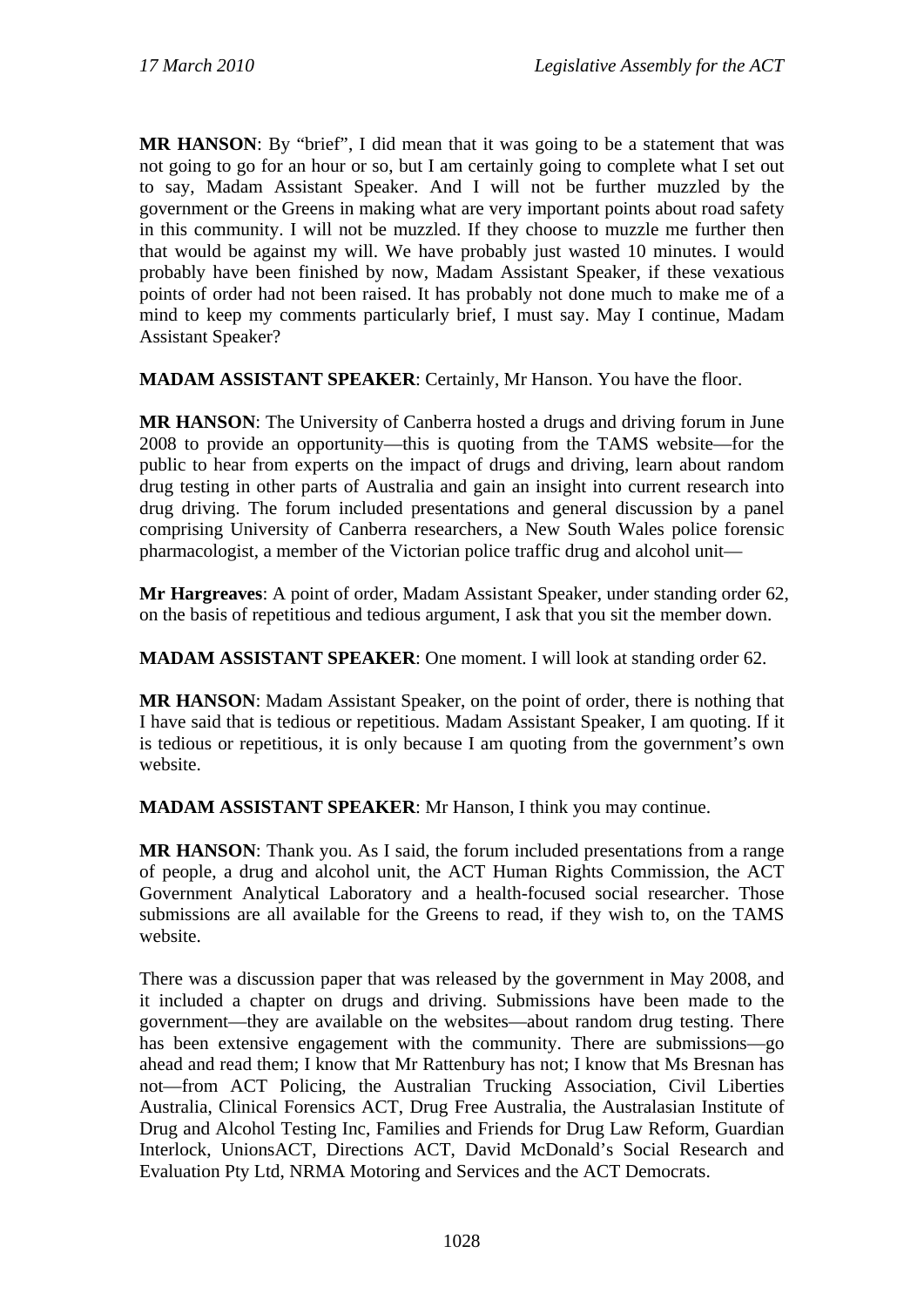**MR HANSON**: By "brief", I did mean that it was going to be a statement that was not going to go for an hour or so, but I am certainly going to complete what I set out to say, Madam Assistant Speaker. And I will not be further muzzled by the government or the Greens in making what are very important points about road safety in this community. I will not be muzzled. If they choose to muzzle me further then that would be against my will. We have probably just wasted 10 minutes. I would probably have been finished by now, Madam Assistant Speaker, if these vexatious points of order had not been raised. It has probably not done much to make me of a mind to keep my comments particularly brief, I must say. May I continue, Madam Assistant Speaker?

**MADAM ASSISTANT SPEAKER**: Certainly, Mr Hanson. You have the floor.

**MR HANSON**: The University of Canberra hosted a drugs and driving forum in June 2008 to provide an opportunity—this is quoting from the TAMS website—for the public to hear from experts on the impact of drugs and driving, learn about random drug testing in other parts of Australia and gain an insight into current research into drug driving. The forum included presentations and general discussion by a panel comprising University of Canberra researchers, a New South Wales police forensic pharmacologist, a member of the Victorian police traffic drug and alcohol unit—

**Mr Hargreaves**: A point of order, Madam Assistant Speaker, under standing order 62, on the basis of repetitious and tedious argument, I ask that you sit the member down.

**MADAM ASSISTANT SPEAKER**: One moment. I will look at standing order 62.

**MR HANSON**: Madam Assistant Speaker, on the point of order, there is nothing that I have said that is tedious or repetitious. Madam Assistant Speaker, I am quoting. If it is tedious or repetitious, it is only because I am quoting from the government's own website.

**MADAM ASSISTANT SPEAKER**: Mr Hanson, I think you may continue.

**MR HANSON**: Thank you. As I said, the forum included presentations from a range of people, a drug and alcohol unit, the ACT Human Rights Commission, the ACT Government Analytical Laboratory and a health-focused social researcher. Those submissions are all available for the Greens to read, if they wish to, on the TAMS website.

There was a discussion paper that was released by the government in May 2008, and it included a chapter on drugs and driving. Submissions have been made to the government—they are available on the websites—about random drug testing. There has been extensive engagement with the community. There are submissions—go ahead and read them; I know that Mr Rattenbury has not; I know that Ms Bresnan has not—from ACT Policing, the Australian Trucking Association, Civil Liberties Australia, Clinical Forensics ACT, Drug Free Australia, the Australasian Institute of Drug and Alcohol Testing Inc, Families and Friends for Drug Law Reform, Guardian Interlock, UnionsACT, Directions ACT, David McDonald's Social Research and Evaluation Pty Ltd, NRMA Motoring and Services and the ACT Democrats.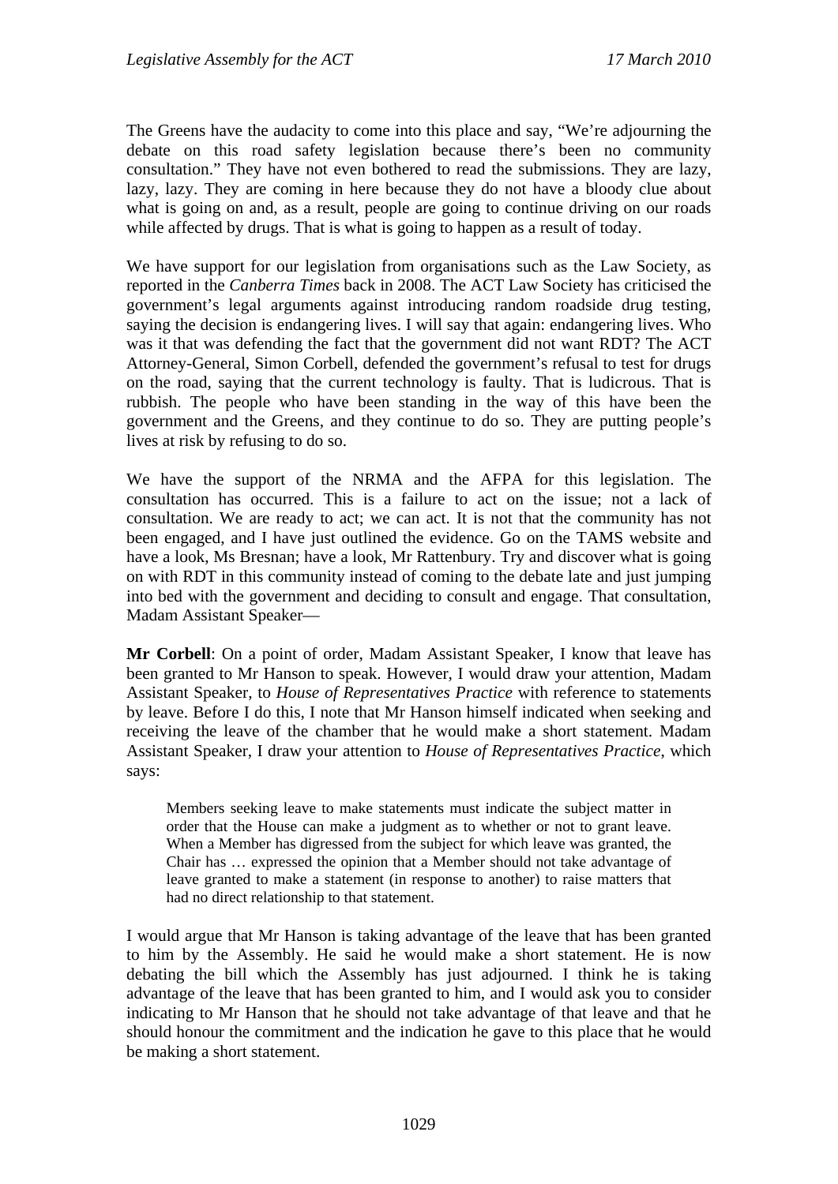The Greens have the audacity to come into this place and say, "We're adjourning the debate on this road safety legislation because there's been no community consultation." They have not even bothered to read the submissions. They are lazy, lazy, lazy. They are coming in here because they do not have a bloody clue about what is going on and, as a result, people are going to continue driving on our roads while affected by drugs. That is what is going to happen as a result of today.

We have support for our legislation from organisations such as the Law Society, as reported in the *Canberra Times* back in 2008. The ACT Law Society has criticised the government's legal arguments against introducing random roadside drug testing, saying the decision is endangering lives. I will say that again: endangering lives. Who was it that was defending the fact that the government did not want RDT? The ACT Attorney-General, Simon Corbell, defended the government's refusal to test for drugs on the road, saying that the current technology is faulty. That is ludicrous. That is rubbish. The people who have been standing in the way of this have been the government and the Greens, and they continue to do so. They are putting people's lives at risk by refusing to do so.

We have the support of the NRMA and the AFPA for this legislation. The consultation has occurred. This is a failure to act on the issue; not a lack of consultation. We are ready to act; we can act. It is not that the community has not been engaged, and I have just outlined the evidence. Go on the TAMS website and have a look, Ms Bresnan; have a look, Mr Rattenbury. Try and discover what is going on with RDT in this community instead of coming to the debate late and just jumping into bed with the government and deciding to consult and engage. That consultation, Madam Assistant Speaker—

**Mr Corbell**: On a point of order, Madam Assistant Speaker, I know that leave has been granted to Mr Hanson to speak. However, I would draw your attention, Madam Assistant Speaker, to *House of Representatives Practice* with reference to statements by leave. Before I do this, I note that Mr Hanson himself indicated when seeking and receiving the leave of the chamber that he would make a short statement. Madam Assistant Speaker, I draw your attention to *House of Representatives Practice*, which says:

> Members seeking leave to make statements must indicate the subject matter in order that the House can make a judgment as to whether or not to grant leave. When a Member has digressed from the subject for which leave was granted, the Chair has … expressed the opinion that a Member should not take advantage of leave granted to make a statement (in response to another) to raise matters that had no direct relationship to that statement.

I would argue that Mr Hanson is taking advantage of the leave that has been granted to him by the Assembly. He said he would make a short statement. He is now debating the bill which the Assembly has just adjourned. I think he is taking advantage of the leave that has been granted to him, and I would ask you to consider indicating to Mr Hanson that he should not take advantage of that leave and that he should honour the commitment and the indication he gave to this place that he would be making a short statement.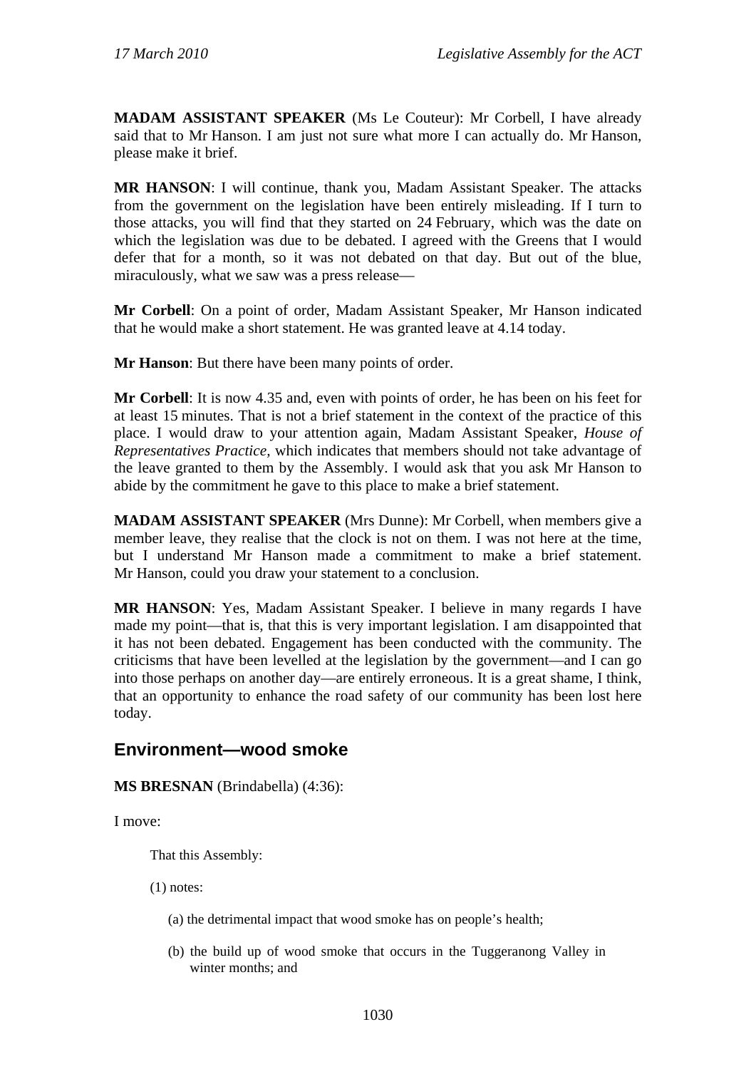**MADAM ASSISTANT SPEAKER** (Ms Le Couteur): Mr Corbell, I have already said that to Mr Hanson. I am just not sure what more I can actually do. Mr Hanson, please make it brief.

**MR HANSON**: I will continue, thank you, Madam Assistant Speaker. The attacks from the government on the legislation have been entirely misleading. If I turn to those attacks, you will find that they started on 24 February, which was the date on which the legislation was due to be debated. I agreed with the Greens that I would defer that for a month, so it was not debated on that day. But out of the blue, miraculously, what we saw was a press release—

**Mr Corbell**: On a point of order, Madam Assistant Speaker, Mr Hanson indicated that he would make a short statement. He was granted leave at 4.14 today.

**Mr Hanson**: But there have been many points of order.

**Mr Corbell**: It is now 4.35 and, even with points of order, he has been on his feet for at least 15 minutes. That is not a brief statement in the context of the practice of this place. I would draw to your attention again, Madam Assistant Speaker, *House of Representatives Practice*, which indicates that members should not take advantage of the leave granted to them by the Assembly. I would ask that you ask Mr Hanson to abide by the commitment he gave to this place to make a brief statement.

**MADAM ASSISTANT SPEAKER** (Mrs Dunne): Mr Corbell, when members give a member leave, they realise that the clock is not on them. I was not here at the time, but I understand Mr Hanson made a commitment to make a brief statement. Mr Hanson, could you draw your statement to a conclusion.

**MR HANSON**: Yes, Madam Assistant Speaker. I believe in many regards I have made my point—that is, that this is very important legislation. I am disappointed that it has not been debated. Engagement has been conducted with the community. The criticisms that have been levelled at the legislation by the government—and I can go into those perhaps on another day—are entirely erroneous. It is a great shame, I think, that an opportunity to enhance the road safety of our community has been lost here today.

## Environment—wood smoke

**MS BRESNAN** (Brindabella) (4:36):

I move:

> That this Assembly:
>
> (1) notes:
>
> (a) the detrimental impact that wood smoke has on people's health;
>
> (b) the build up of wood smoke that occurs in the Tuggeranong Valley in winter months; and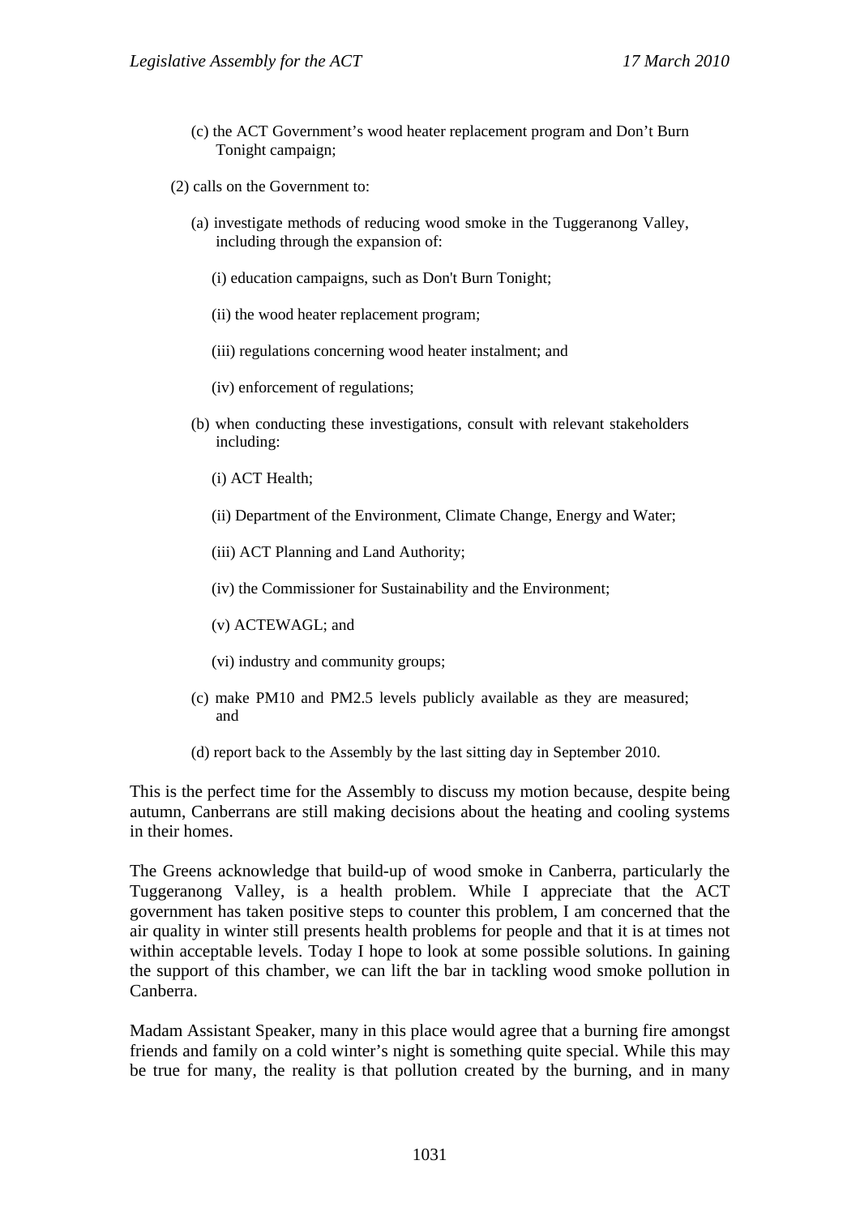(c) the ACT Government's wood heater replacement program and Don't Burn Tonight campaign;

(2) calls on the Government to:

(a) investigate methods of reducing wood smoke in the Tuggeranong Valley, including through the expansion of:

(i) education campaigns, such as Don't Burn Tonight;

(ii) the wood heater replacement program;

(iii) regulations concerning wood heater instalment; and

(iv) enforcement of regulations;

(b) when conducting these investigations, consult with relevant stakeholders including:

(i) ACT Health;

(ii) Department of the Environment, Climate Change, Energy and Water;

(iii) ACT Planning and Land Authority;

(iv) the Commissioner for Sustainability and the Environment;

(v) ACTEWAGL; and

(vi) industry and community groups;

(c) make PM10 and PM2.5 levels publicly available as they are measured; and

(d) report back to the Assembly by the last sitting day in September 2010.

This is the perfect time for the Assembly to discuss my motion because, despite being autumn, Canberrans are still making decisions about the heating and cooling systems in their homes.

The Greens acknowledge that build-up of wood smoke in Canberra, particularly the Tuggeranong Valley, is a health problem. While I appreciate that the ACT government has taken positive steps to counter this problem, I am concerned that the air quality in winter still presents health problems for people and that it is at times not within acceptable levels. Today I hope to look at some possible solutions. In gaining the support of this chamber, we can lift the bar in tackling wood smoke pollution in Canberra.

Madam Assistant Speaker, many in this place would agree that a burning fire amongst friends and family on a cold winter's night is something quite special. While this may be true for many, the reality is that pollution created by the burning, and in many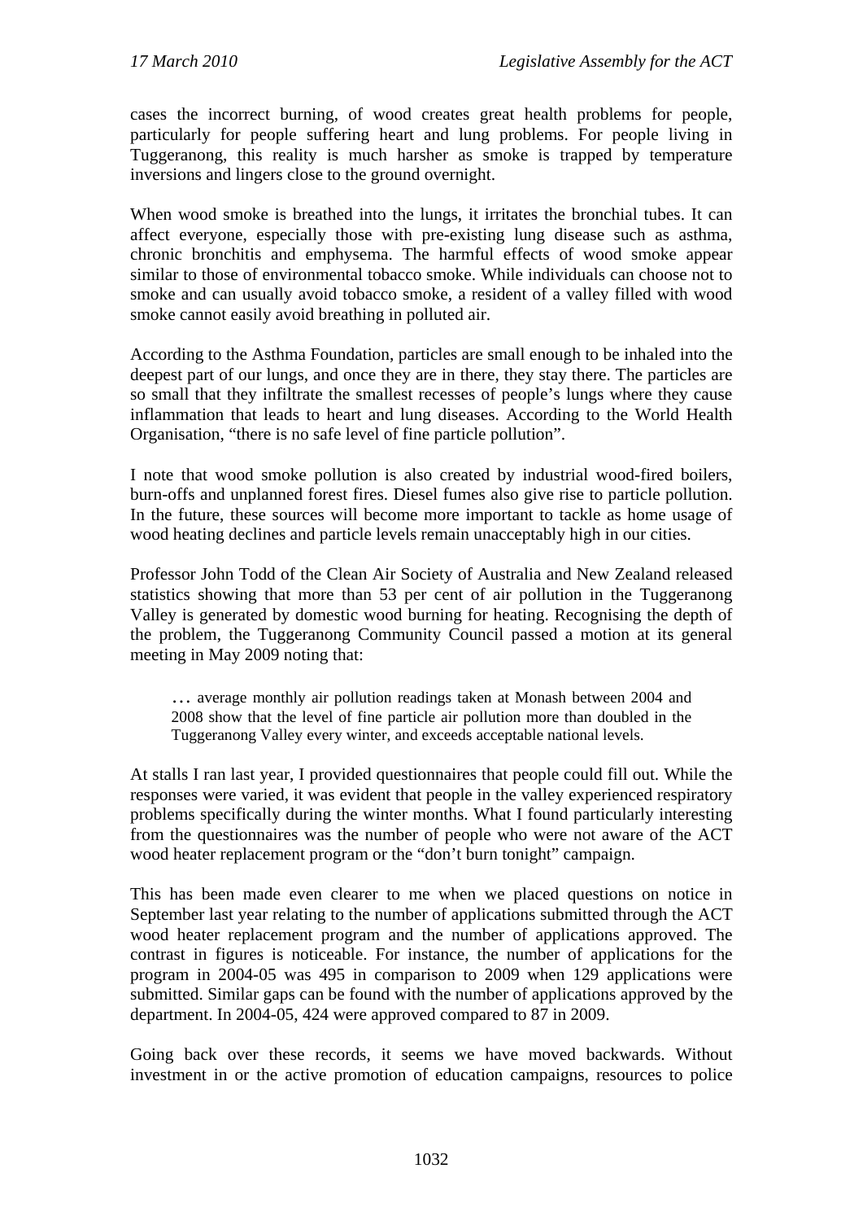cases the incorrect burning, of wood creates great health problems for people, particularly for people suffering heart and lung problems. For people living in Tuggeranong, this reality is much harsher as smoke is trapped by temperature inversions and lingers close to the ground overnight.

When wood smoke is breathed into the lungs, it irritates the bronchial tubes. It can affect everyone, especially those with pre-existing lung disease such as asthma, chronic bronchitis and emphysema. The harmful effects of wood smoke appear similar to those of environmental tobacco smoke. While individuals can choose not to smoke and can usually avoid tobacco smoke, a resident of a valley filled with wood smoke cannot easily avoid breathing in polluted air.

According to the Asthma Foundation, particles are small enough to be inhaled into the deepest part of our lungs, and once they are in there, they stay there. The particles are so small that they infiltrate the smallest recesses of people's lungs where they cause inflammation that leads to heart and lung diseases. According to the World Health Organisation, "there is no safe level of fine particle pollution".

I note that wood smoke pollution is also created by industrial wood-fired boilers, burn-offs and unplanned forest fires. Diesel fumes also give rise to particle pollution. In the future, these sources will become more important to tackle as home usage of wood heating declines and particle levels remain unacceptably high in our cities.

Professor John Todd of the Clean Air Society of Australia and New Zealand released statistics showing that more than 53 per cent of air pollution in the Tuggeranong Valley is generated by domestic wood burning for heating. Recognising the depth of the problem, the Tuggeranong Community Council passed a motion at its general meeting in May 2009 noting that:

> … average monthly air pollution readings taken at Monash between 2004 and 2008 show that the level of fine particle air pollution more than doubled in the Tuggeranong Valley every winter, and exceeds acceptable national levels.

At stalls I ran last year, I provided questionnaires that people could fill out. While the responses were varied, it was evident that people in the valley experienced respiratory problems specifically during the winter months. What I found particularly interesting from the questionnaires was the number of people who were not aware of the ACT wood heater replacement program or the "don't burn tonight" campaign.

This has been made even clearer to me when we placed questions on notice in September last year relating to the number of applications submitted through the ACT wood heater replacement program and the number of applications approved. The contrast in figures is noticeable. For instance, the number of applications for the program in 2004-05 was 495 in comparison to 2009 when 129 applications were submitted. Similar gaps can be found with the number of applications approved by the department. In 2004-05, 424 were approved compared to 87 in 2009.

Going back over these records, it seems we have moved backwards. Without investment in or the active promotion of education campaigns, resources to police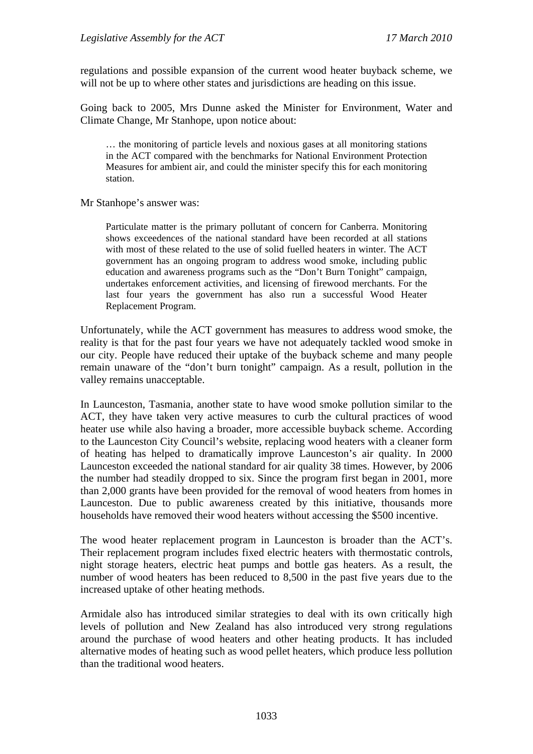regulations and possible expansion of the current wood heater buyback scheme, we will not be up to where other states and jurisdictions are heading on this issue.

Going back to 2005, Mrs Dunne asked the Minister for Environment, Water and Climate Change, Mr Stanhope, upon notice about:

> … the monitoring of particle levels and noxious gases at all monitoring stations in the ACT compared with the benchmarks for National Environment Protection Measures for ambient air, and could the minister specify this for each monitoring station.

Mr Stanhope's answer was:

> Particulate matter is the primary pollutant of concern for Canberra. Monitoring shows exceedences of the national standard have been recorded at all stations with most of these related to the use of solid fuelled heaters in winter. The ACT government has an ongoing program to address wood smoke, including public education and awareness programs such as the "Don't Burn Tonight" campaign, undertakes enforcement activities, and licensing of firewood merchants. For the last four years the government has also run a successful Wood Heater Replacement Program.

Unfortunately, while the ACT government has measures to address wood smoke, the reality is that for the past four years we have not adequately tackled wood smoke in our city. People have reduced their uptake of the buyback scheme and many people remain unaware of the "don't burn tonight" campaign. As a result, pollution in the valley remains unacceptable.

In Launceston, Tasmania, another state to have wood smoke pollution similar to the ACT, they have taken very active measures to curb the cultural practices of wood heater use while also having a broader, more accessible buyback scheme. According to the Launceston City Council's website, replacing wood heaters with a cleaner form of heating has helped to dramatically improve Launceston's air quality. In 2000 Launceston exceeded the national standard for air quality 38 times. However, by 2006 the number had steadily dropped to six. Since the program first began in 2001, more than 2,000 grants have been provided for the removal of wood heaters from homes in Launceston. Due to public awareness created by this initiative, thousands more households have removed their wood heaters without accessing the $500 incentive.

The wood heater replacement program in Launceston is broader than the ACT's. Their replacement program includes fixed electric heaters with thermostatic controls, night storage heaters, electric heat pumps and bottle gas heaters. As a result, the number of wood heaters has been reduced to 8,500 in the past five years due to the increased uptake of other heating methods.

Armidale also has introduced similar strategies to deal with its own critically high levels of pollution and New Zealand has also introduced very strong regulations around the purchase of wood heaters and other heating products. It has included alternative modes of heating such as wood pellet heaters, which produce less pollution than the traditional wood heaters.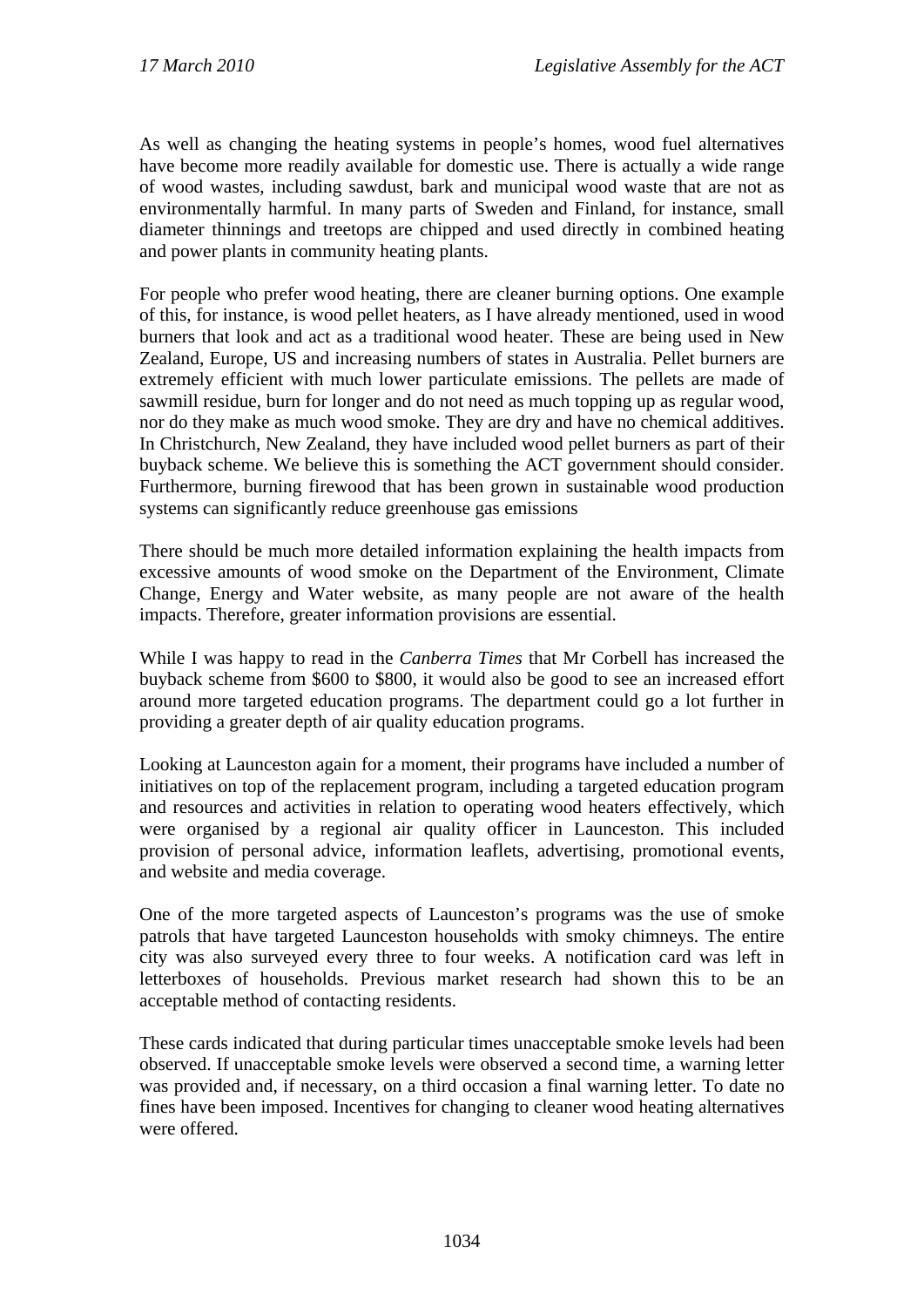As well as changing the heating systems in people's homes, wood fuel alternatives have become more readily available for domestic use. There is actually a wide range of wood wastes, including sawdust, bark and municipal wood waste that are not as environmentally harmful. In many parts of Sweden and Finland, for instance, small diameter thinnings and treetops are chipped and used directly in combined heating and power plants in community heating plants.

For people who prefer wood heating, there are cleaner burning options. One example of this, for instance, is wood pellet heaters, as I have already mentioned, used in wood burners that look and act as a traditional wood heater. These are being used in New Zealand, Europe, US and increasing numbers of states in Australia. Pellet burners are extremely efficient with much lower particulate emissions. The pellets are made of sawmill residue, burn for longer and do not need as much topping up as regular wood, nor do they make as much wood smoke. They are dry and have no chemical additives. In Christchurch, New Zealand, they have included wood pellet burners as part of their buyback scheme. We believe this is something the ACT government should consider. Furthermore, burning firewood that has been grown in sustainable wood production systems can significantly reduce greenhouse gas emissions

There should be much more detailed information explaining the health impacts from excessive amounts of wood smoke on the Department of the Environment, Climate Change, Energy and Water website, as many people are not aware of the health impacts. Therefore, greater information provisions are essential.

While I was happy to read in the *Canberra Times* that Mr Corbell has increased the buyback scheme from $600 to $800, it would also be good to see an increased effort around more targeted education programs. The department could go a lot further in providing a greater depth of air quality education programs.

Looking at Launceston again for a moment, their programs have included a number of initiatives on top of the replacement program, including a targeted education program and resources and activities in relation to operating wood heaters effectively, which were organised by a regional air quality officer in Launceston. This included provision of personal advice, information leaflets, advertising, promotional events, and website and media coverage.

One of the more targeted aspects of Launceston's programs was the use of smoke patrols that have targeted Launceston households with smoky chimneys. The entire city was also surveyed every three to four weeks. A notification card was left in letterboxes of households. Previous market research had shown this to be an acceptable method of contacting residents.

These cards indicated that during particular times unacceptable smoke levels had been observed. If unacceptable smoke levels were observed a second time, a warning letter was provided and, if necessary, on a third occasion a final warning letter. To date no fines have been imposed. Incentives for changing to cleaner wood heating alternatives were offered.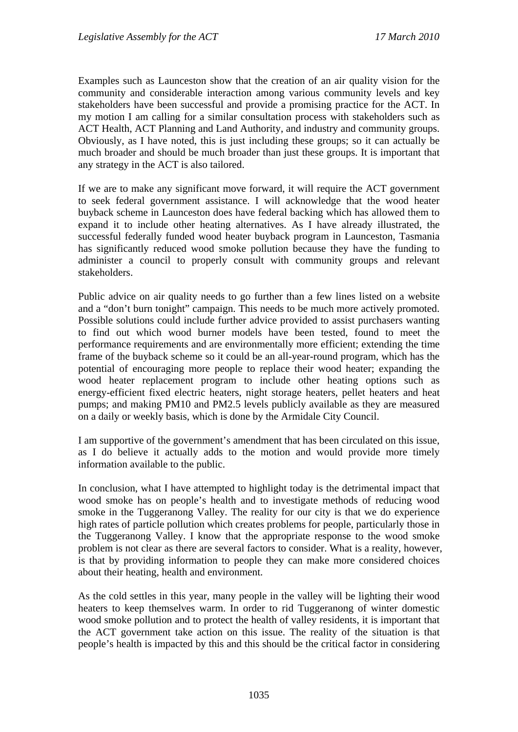Examples such as Launceston show that the creation of an air quality vision for the community and considerable interaction among various community levels and key stakeholders have been successful and provide a promising practice for the ACT. In my motion I am calling for a similar consultation process with stakeholders such as ACT Health, ACT Planning and Land Authority, and industry and community groups. Obviously, as I have noted, this is just including these groups; so it can actually be much broader and should be much broader than just these groups. It is important that any strategy in the ACT is also tailored.

If we are to make any significant move forward, it will require the ACT government to seek federal government assistance. I will acknowledge that the wood heater buyback scheme in Launceston does have federal backing which has allowed them to expand it to include other heating alternatives. As I have already illustrated, the successful federally funded wood heater buyback program in Launceston, Tasmania has significantly reduced wood smoke pollution because they have the funding to administer a council to properly consult with community groups and relevant stakeholders.

Public advice on air quality needs to go further than a few lines listed on a website and a "don't burn tonight" campaign. This needs to be much more actively promoted. Possible solutions could include further advice provided to assist purchasers wanting to find out which wood burner models have been tested, found to meet the performance requirements and are environmentally more efficient; extending the time frame of the buyback scheme so it could be an all-year-round program, which has the potential of encouraging more people to replace their wood heater; expanding the wood heater replacement program to include other heating options such as energy-efficient fixed electric heaters, night storage heaters, pellet heaters and heat pumps; and making PM10 and PM2.5 levels publicly available as they are measured on a daily or weekly basis, which is done by the Armidale City Council.

I am supportive of the government's amendment that has been circulated on this issue, as I do believe it actually adds to the motion and would provide more timely information available to the public.

In conclusion, what I have attempted to highlight today is the detrimental impact that wood smoke has on people's health and to investigate methods of reducing wood smoke in the Tuggeranong Valley. The reality for our city is that we do experience high rates of particle pollution which creates problems for people, particularly those in the Tuggeranong Valley. I know that the appropriate response to the wood smoke problem is not clear as there are several factors to consider. What is a reality, however, is that by providing information to people they can make more considered choices about their heating, health and environment.

As the cold settles in this year, many people in the valley will be lighting their wood heaters to keep themselves warm. In order to rid Tuggeranong of winter domestic wood smoke pollution and to protect the health of valley residents, it is important that the ACT government take action on this issue. The reality of the situation is that people's health is impacted by this and this should be the critical factor in considering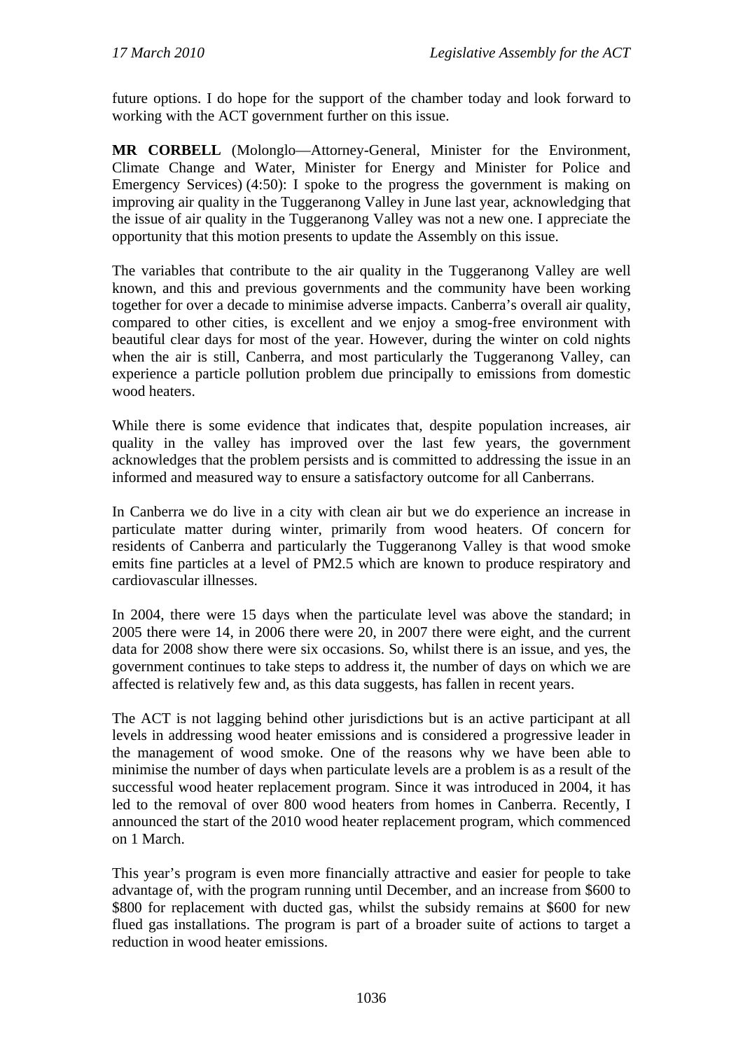future options. I do hope for the support of the chamber today and look forward to working with the ACT government further on this issue.

**MR CORBELL** (Molonglo—Attorney-General, Minister for the Environment, Climate Change and Water, Minister for Energy and Minister for Police and Emergency Services) (4:50): I spoke to the progress the government is making on improving air quality in the Tuggeranong Valley in June last year, acknowledging that the issue of air quality in the Tuggeranong Valley was not a new one. I appreciate the opportunity that this motion presents to update the Assembly on this issue.

The variables that contribute to the air quality in the Tuggeranong Valley are well known, and this and previous governments and the community have been working together for over a decade to minimise adverse impacts. Canberra's overall air quality, compared to other cities, is excellent and we enjoy a smog-free environment with beautiful clear days for most of the year. However, during the winter on cold nights when the air is still, Canberra, and most particularly the Tuggeranong Valley, can experience a particle pollution problem due principally to emissions from domestic wood heaters.

While there is some evidence that indicates that, despite population increases, air quality in the valley has improved over the last few years, the government acknowledges that the problem persists and is committed to addressing the issue in an informed and measured way to ensure a satisfactory outcome for all Canberrans.

In Canberra we do live in a city with clean air but we do experience an increase in particulate matter during winter, primarily from wood heaters. Of concern for residents of Canberra and particularly the Tuggeranong Valley is that wood smoke emits fine particles at a level of PM2.5 which are known to produce respiratory and cardiovascular illnesses.

In 2004, there were 15 days when the particulate level was above the standard; in 2005 there were 14, in 2006 there were 20, in 2007 there were eight, and the current data for 2008 show there were six occasions. So, whilst there is an issue, and yes, the government continues to take steps to address it, the number of days on which we are affected is relatively few and, as this data suggests, has fallen in recent years.

The ACT is not lagging behind other jurisdictions but is an active participant at all levels in addressing wood heater emissions and is considered a progressive leader in the management of wood smoke. One of the reasons why we have been able to minimise the number of days when particulate levels are a problem is as a result of the successful wood heater replacement program. Since it was introduced in 2004, it has led to the removal of over 800 wood heaters from homes in Canberra. Recently, I announced the start of the 2010 wood heater replacement program, which commenced on 1 March.

This year's program is even more financially attractive and easier for people to take advantage of, with the program running until December, and an increase from $600 to $800 for replacement with ducted gas, whilst the subsidy remains at $600 for new flued gas installations. The program is part of a broader suite of actions to target a reduction in wood heater emissions.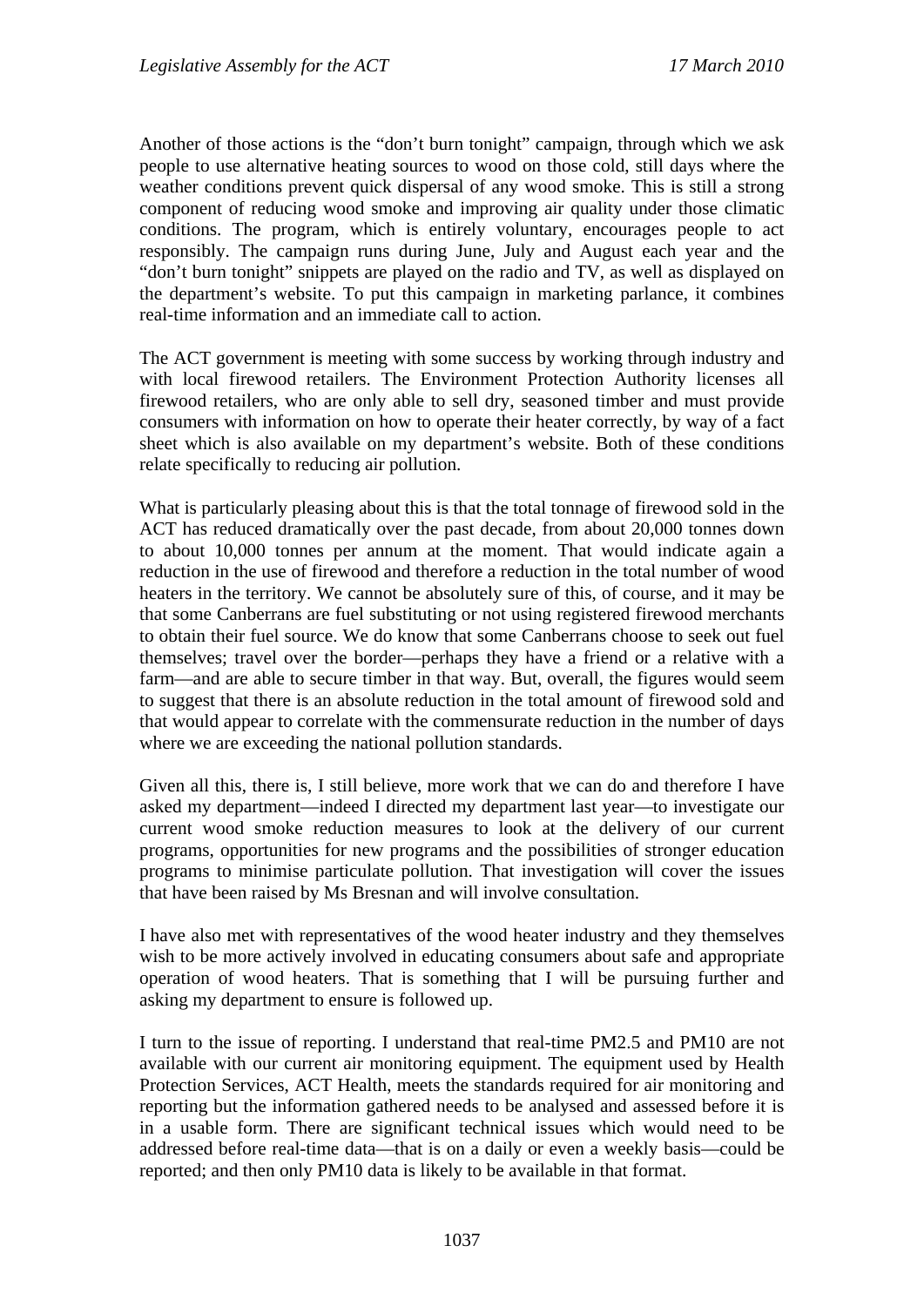Another of those actions is the "don't burn tonight" campaign, through which we ask people to use alternative heating sources to wood on those cold, still days where the weather conditions prevent quick dispersal of any wood smoke. This is still a strong component of reducing wood smoke and improving air quality under those climatic conditions. The program, which is entirely voluntary, encourages people to act responsibly. The campaign runs during June, July and August each year and the "don't burn tonight" snippets are played on the radio and TV, as well as displayed on the department's website. To put this campaign in marketing parlance, it combines real-time information and an immediate call to action.

The ACT government is meeting with some success by working through industry and with local firewood retailers. The Environment Protection Authority licenses all firewood retailers, who are only able to sell dry, seasoned timber and must provide consumers with information on how to operate their heater correctly, by way of a fact sheet which is also available on my department's website. Both of these conditions relate specifically to reducing air pollution.

What is particularly pleasing about this is that the total tonnage of firewood sold in the ACT has reduced dramatically over the past decade, from about 20,000 tonnes down to about 10,000 tonnes per annum at the moment. That would indicate again a reduction in the use of firewood and therefore a reduction in the total number of wood heaters in the territory. We cannot be absolutely sure of this, of course, and it may be that some Canberrans are fuel substituting or not using registered firewood merchants to obtain their fuel source. We do know that some Canberrans choose to seek out fuel themselves; travel over the border—perhaps they have a friend or a relative with a farm—and are able to secure timber in that way. But, overall, the figures would seem to suggest that there is an absolute reduction in the total amount of firewood sold and that would appear to correlate with the commensurate reduction in the number of days where we are exceeding the national pollution standards.

Given all this, there is, I still believe, more work that we can do and therefore I have asked my department—indeed I directed my department last year—to investigate our current wood smoke reduction measures to look at the delivery of our current programs, opportunities for new programs and the possibilities of stronger education programs to minimise particulate pollution. That investigation will cover the issues that have been raised by Ms Bresnan and will involve consultation.

I have also met with representatives of the wood heater industry and they themselves wish to be more actively involved in educating consumers about safe and appropriate operation of wood heaters. That is something that I will be pursuing further and asking my department to ensure is followed up.

I turn to the issue of reporting. I understand that real-time PM2.5 and PM10 are not available with our current air monitoring equipment. The equipment used by Health Protection Services, ACT Health, meets the standards required for air monitoring and reporting but the information gathered needs to be analysed and assessed before it is in a usable form. There are significant technical issues which would need to be addressed before real-time data—that is on a daily or even a weekly basis—could be reported; and then only PM10 data is likely to be available in that format.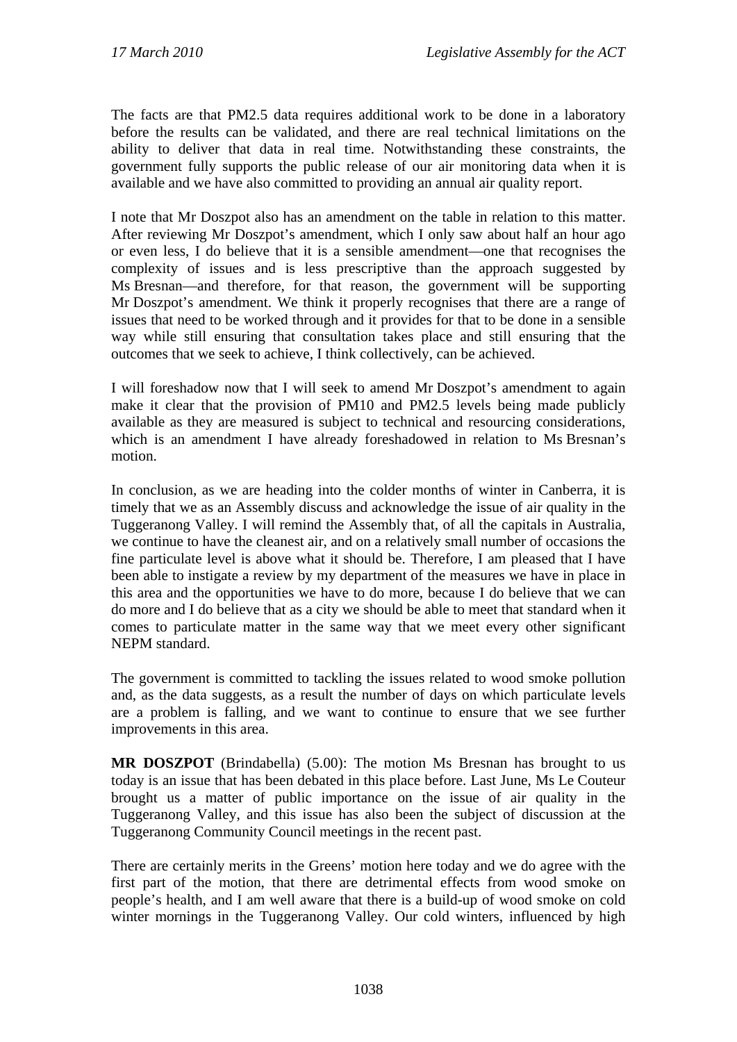The facts are that PM2.5 data requires additional work to be done in a laboratory before the results can be validated, and there are real technical limitations on the ability to deliver that data in real time. Notwithstanding these constraints, the government fully supports the public release of our air monitoring data when it is available and we have also committed to providing an annual air quality report.

I note that Mr Doszpot also has an amendment on the table in relation to this matter. After reviewing Mr Doszpot's amendment, which I only saw about half an hour ago or even less, I do believe that it is a sensible amendment—one that recognises the complexity of issues and is less prescriptive than the approach suggested by Ms Bresnan—and therefore, for that reason, the government will be supporting Mr Doszpot's amendment. We think it properly recognises that there are a range of issues that need to be worked through and it provides for that to be done in a sensible way while still ensuring that consultation takes place and still ensuring that the outcomes that we seek to achieve, I think collectively, can be achieved.

I will foreshadow now that I will seek to amend Mr Doszpot's amendment to again make it clear that the provision of PM10 and PM2.5 levels being made publicly available as they are measured is subject to technical and resourcing considerations, which is an amendment I have already foreshadowed in relation to Ms Bresnan's motion.

In conclusion, as we are heading into the colder months of winter in Canberra, it is timely that we as an Assembly discuss and acknowledge the issue of air quality in the Tuggeranong Valley. I will remind the Assembly that, of all the capitals in Australia, we continue to have the cleanest air, and on a relatively small number of occasions the fine particulate level is above what it should be. Therefore, I am pleased that I have been able to instigate a review by my department of the measures we have in place in this area and the opportunities we have to do more, because I do believe that we can do more and I do believe that as a city we should be able to meet that standard when it comes to particulate matter in the same way that we meet every other significant NEPM standard.

The government is committed to tackling the issues related to wood smoke pollution and, as the data suggests, as a result the number of days on which particulate levels are a problem is falling, and we want to continue to ensure that we see further improvements in this area.

**MR DOSZPOT** (Brindabella) (5.00): The motion Ms Bresnan has brought to us today is an issue that has been debated in this place before. Last June, Ms Le Couteur brought us a matter of public importance on the issue of air quality in the Tuggeranong Valley, and this issue has also been the subject of discussion at the Tuggeranong Community Council meetings in the recent past.

There are certainly merits in the Greens' motion here today and we do agree with the first part of the motion, that there are detrimental effects from wood smoke on people's health, and I am well aware that there is a build-up of wood smoke on cold winter mornings in the Tuggeranong Valley. Our cold winters, influenced by high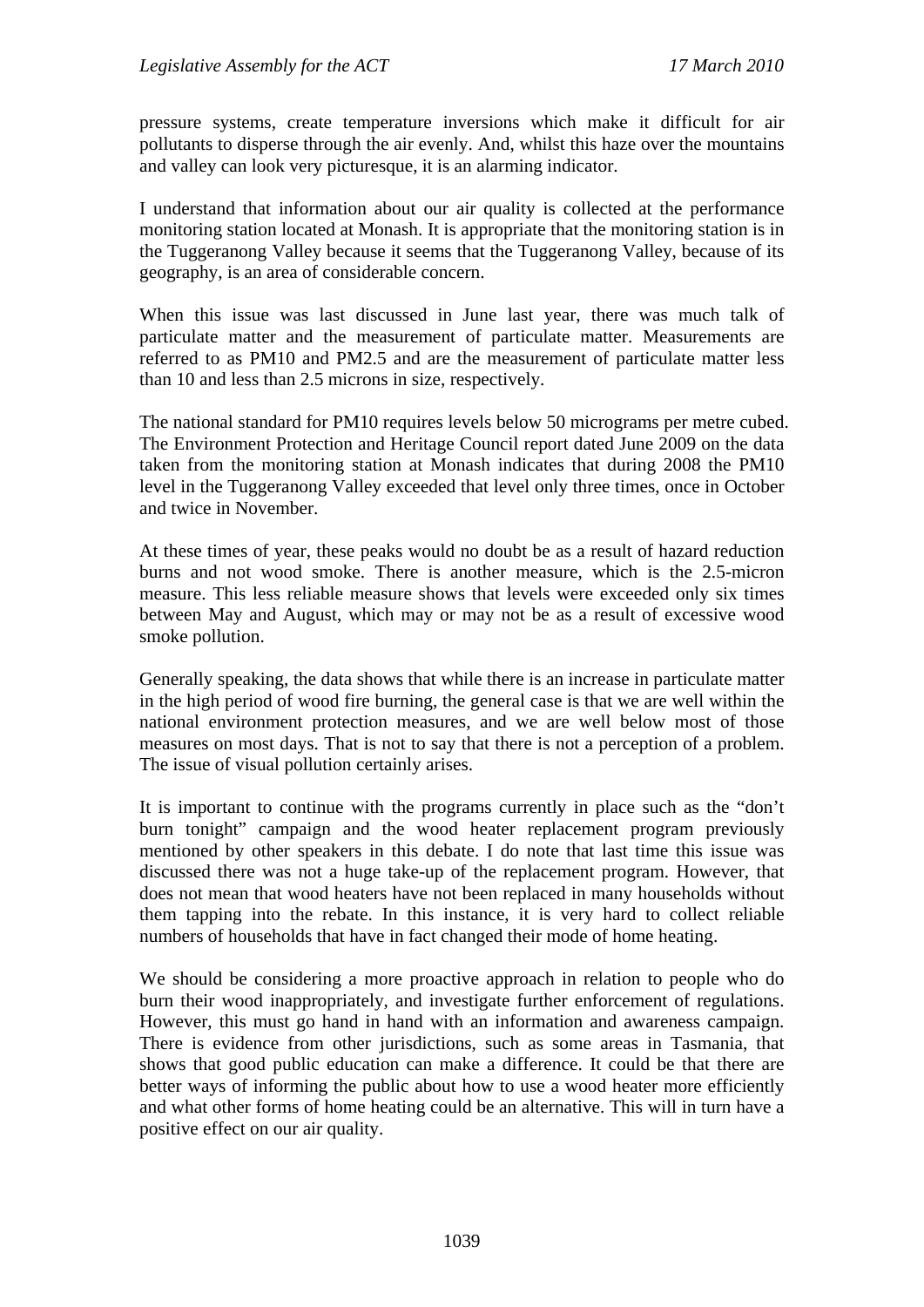pressure systems, create temperature inversions which make it difficult for air pollutants to disperse through the air evenly. And, whilst this haze over the mountains and valley can look very picturesque, it is an alarming indicator.

I understand that information about our air quality is collected at the performance monitoring station located at Monash. It is appropriate that the monitoring station is in the Tuggeranong Valley because it seems that the Tuggeranong Valley, because of its geography, is an area of considerable concern.

When this issue was last discussed in June last year, there was much talk of particulate matter and the measurement of particulate matter. Measurements are referred to as PM10 and PM2.5 and are the measurement of particulate matter less than 10 and less than 2.5 microns in size, respectively.

The national standard for PM10 requires levels below 50 micrograms per metre cubed. The Environment Protection and Heritage Council report dated June 2009 on the data taken from the monitoring station at Monash indicates that during 2008 the PM10 level in the Tuggeranong Valley exceeded that level only three times, once in October and twice in November.

At these times of year, these peaks would no doubt be as a result of hazard reduction burns and not wood smoke. There is another measure, which is the 2.5-micron measure. This less reliable measure shows that levels were exceeded only six times between May and August, which may or may not be as a result of excessive wood smoke pollution.

Generally speaking, the data shows that while there is an increase in particulate matter in the high period of wood fire burning, the general case is that we are well within the national environment protection measures, and we are well below most of those measures on most days. That is not to say that there is not a perception of a problem. The issue of visual pollution certainly arises.

It is important to continue with the programs currently in place such as the "don't burn tonight" campaign and the wood heater replacement program previously mentioned by other speakers in this debate. I do note that last time this issue was discussed there was not a huge take-up of the replacement program. However, that does not mean that wood heaters have not been replaced in many households without them tapping into the rebate. In this instance, it is very hard to collect reliable numbers of households that have in fact changed their mode of home heating.

We should be considering a more proactive approach in relation to people who do burn their wood inappropriately, and investigate further enforcement of regulations. However, this must go hand in hand with an information and awareness campaign. There is evidence from other jurisdictions, such as some areas in Tasmania, that shows that good public education can make a difference. It could be that there are better ways of informing the public about how to use a wood heater more efficiently and what other forms of home heating could be an alternative. This will in turn have a positive effect on our air quality.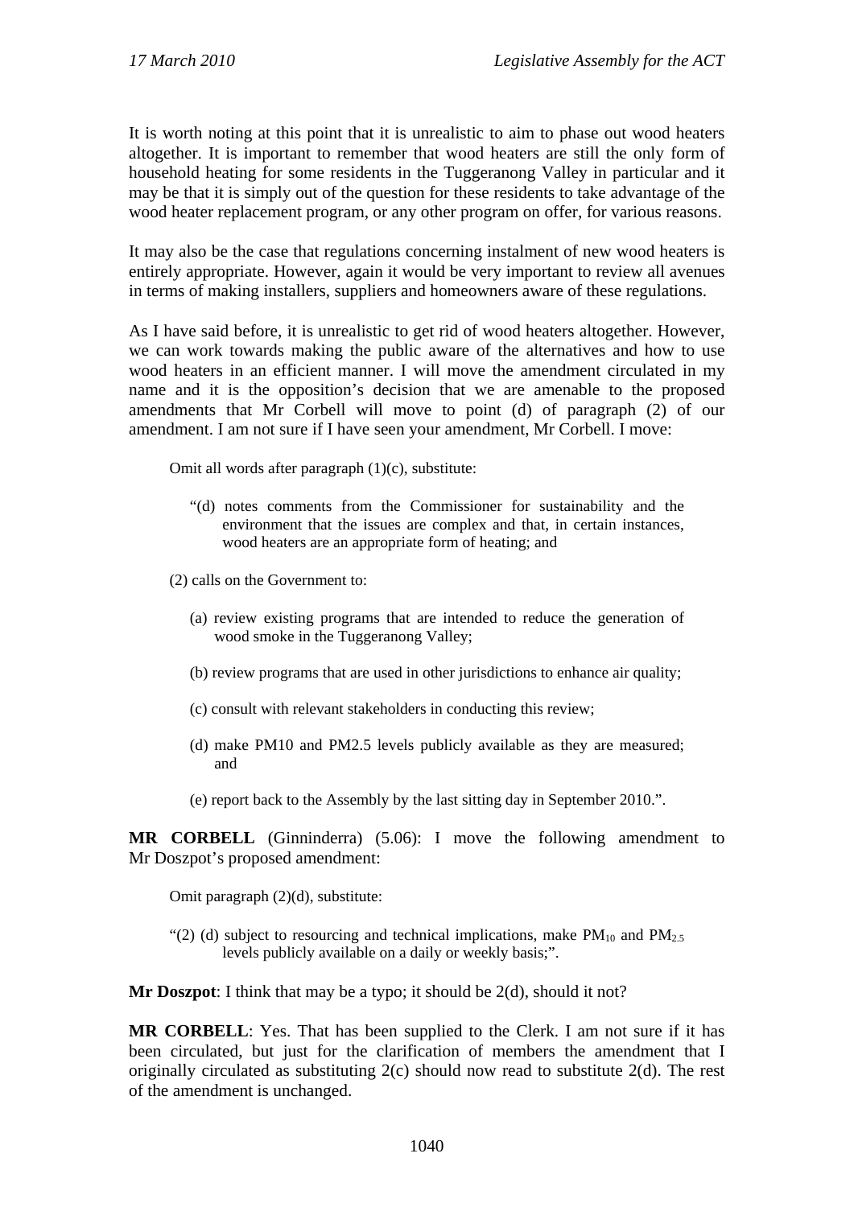It is worth noting at this point that it is unrealistic to aim to phase out wood heaters altogether. It is important to remember that wood heaters are still the only form of household heating for some residents in the Tuggeranong Valley in particular and it may be that it is simply out of the question for these residents to take advantage of the wood heater replacement program, or any other program on offer, for various reasons.

It may also be the case that regulations concerning instalment of new wood heaters is entirely appropriate. However, again it would be very important to review all avenues in terms of making installers, suppliers and homeowners aware of these regulations.

As I have said before, it is unrealistic to get rid of wood heaters altogether. However, we can work towards making the public aware of the alternatives and how to use wood heaters in an efficient manner. I will move the amendment circulated in my name and it is the opposition's decision that we are amenable to the proposed amendments that Mr Corbell will move to point (d) of paragraph (2) of our amendment. I am not sure if I have seen your amendment, Mr Corbell. I move:

> Omit all words after paragraph (1)(c), substitute:
>
> "(d) notes comments from the Commissioner for sustainability and the environment that the issues are complex and that, in certain instances, wood heaters are an appropriate form of heating; and
>
> (2) calls on the Government to:
>
> (a) review existing programs that are intended to reduce the generation of wood smoke in the Tuggeranong Valley;
>
> (b) review programs that are used in other jurisdictions to enhance air quality;
>
> (c) consult with relevant stakeholders in conducting this review;
>
> (d) make PM10 and PM2.5 levels publicly available as they are measured; and
>
> (e) report back to the Assembly by the last sitting day in September 2010.".

**MR CORBELL** (Ginninderra) (5.06): I move the following amendment to Mr Doszpot's proposed amendment:

> Omit paragraph (2)(d), substitute:
>
> "(2) (d) subject to resourcing and technical implications, make $PM_{10}$ and $PM_{2.5}$ levels publicly available on a daily or weekly basis;".

**Mr Doszpot**: I think that may be a typo; it should be 2(d), should it not?

**MR CORBELL**: Yes. That has been supplied to the Clerk. I am not sure if it has been circulated, but just for the clarification of members the amendment that I originally circulated as substituting 2(c) should now read to substitute 2(d). The rest of the amendment is unchanged.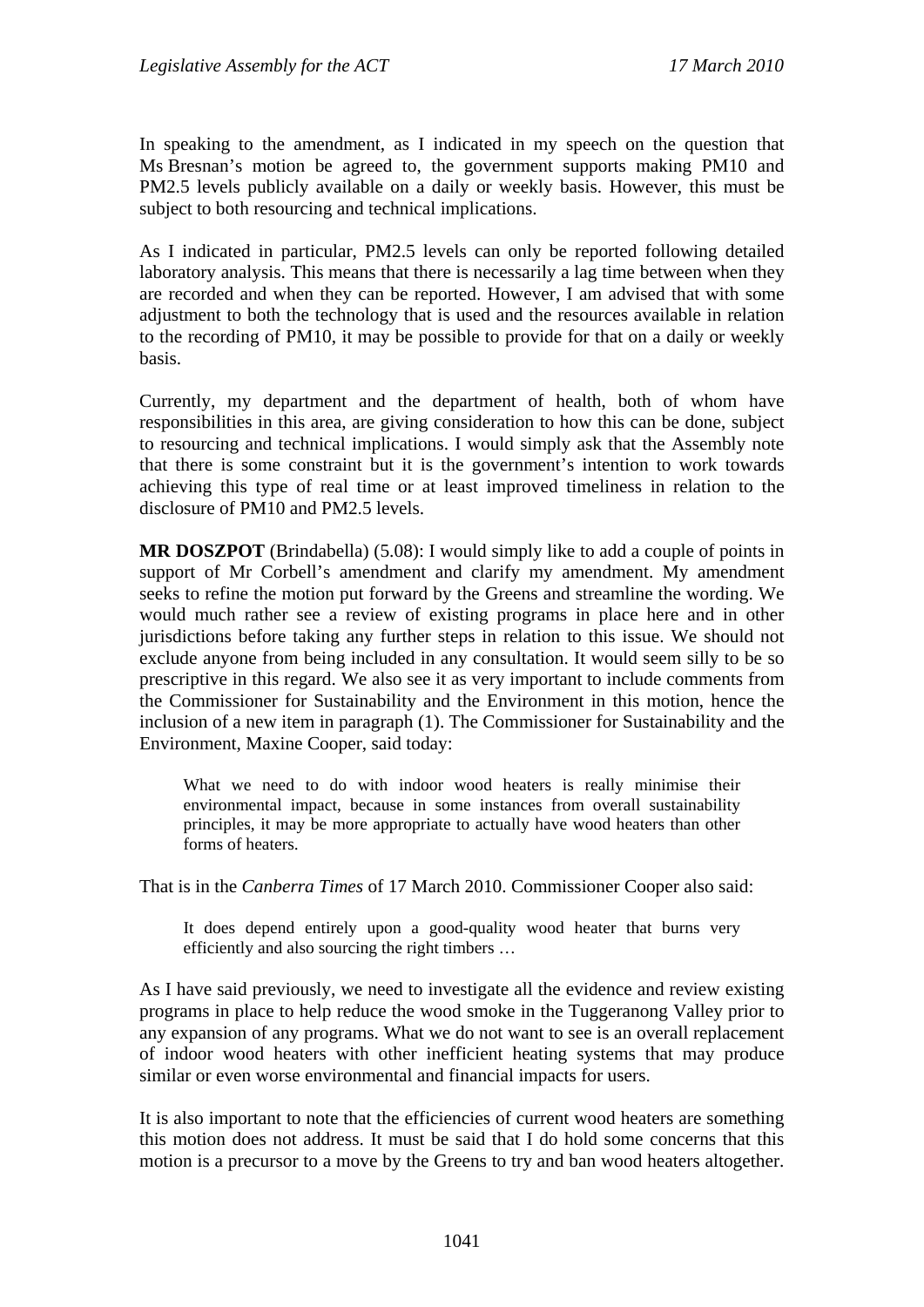In speaking to the amendment, as I indicated in my speech on the question that Ms Bresnan's motion be agreed to, the government supports making PM10 and PM2.5 levels publicly available on a daily or weekly basis. However, this must be subject to both resourcing and technical implications.

As I indicated in particular, PM2.5 levels can only be reported following detailed laboratory analysis. This means that there is necessarily a lag time between when they are recorded and when they can be reported. However, I am advised that with some adjustment to both the technology that is used and the resources available in relation to the recording of PM10, it may be possible to provide for that on a daily or weekly basis.

Currently, my department and the department of health, both of whom have responsibilities in this area, are giving consideration to how this can be done, subject to resourcing and technical implications. I would simply ask that the Assembly note that there is some constraint but it is the government's intention to work towards achieving this type of real time or at least improved timeliness in relation to the disclosure of PM10 and PM2.5 levels.

**MR DOSZPOT** (Brindabella) (5.08): I would simply like to add a couple of points in support of Mr Corbell's amendment and clarify my amendment. My amendment seeks to refine the motion put forward by the Greens and streamline the wording. We would much rather see a review of existing programs in place here and in other jurisdictions before taking any further steps in relation to this issue. We should not exclude anyone from being included in any consultation. It would seem silly to be so prescriptive in this regard. We also see it as very important to include comments from the Commissioner for Sustainability and the Environment in this motion, hence the inclusion of a new item in paragraph (1). The Commissioner for Sustainability and the Environment, Maxine Cooper, said today:

> What we need to do with indoor wood heaters is really minimise their environmental impact, because in some instances from overall sustainability principles, it may be more appropriate to actually have wood heaters than other forms of heaters.

That is in the *Canberra Times* of 17 March 2010. Commissioner Cooper also said:

> It does depend entirely upon a good-quality wood heater that burns very efficiently and also sourcing the right timbers …

As I have said previously, we need to investigate all the evidence and review existing programs in place to help reduce the wood smoke in the Tuggeranong Valley prior to any expansion of any programs. What we do not want to see is an overall replacement of indoor wood heaters with other inefficient heating systems that may produce similar or even worse environmental and financial impacts for users.

It is also important to note that the efficiencies of current wood heaters are something this motion does not address. It must be said that I do hold some concerns that this motion is a precursor to a move by the Greens to try and ban wood heaters altogether.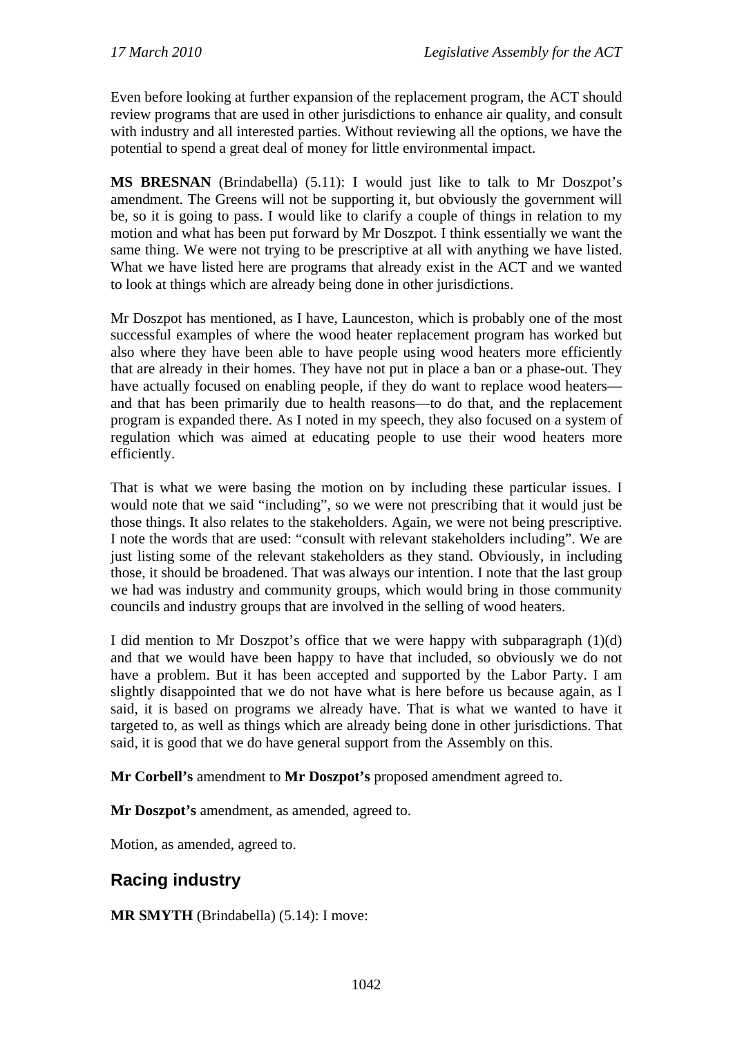Even before looking at further expansion of the replacement program, the ACT should review programs that are used in other jurisdictions to enhance air quality, and consult with industry and all interested parties. Without reviewing all the options, we have the potential to spend a great deal of money for little environmental impact.

**MS BRESNAN** (Brindabella) (5.11): I would just like to talk to Mr Doszpot's amendment. The Greens will not be supporting it, but obviously the government will be, so it is going to pass. I would like to clarify a couple of things in relation to my motion and what has been put forward by Mr Doszpot. I think essentially we want the same thing. We were not trying to be prescriptive at all with anything we have listed. What we have listed here are programs that already exist in the ACT and we wanted to look at things which are already being done in other jurisdictions.

Mr Doszpot has mentioned, as I have, Launceston, which is probably one of the most successful examples of where the wood heater replacement program has worked but also where they have been able to have people using wood heaters more efficiently that are already in their homes. They have not put in place a ban or a phase-out. They have actually focused on enabling people, if they do want to replace wood heaters—and that has been primarily due to health reasons—to do that, and the replacement program is expanded there. As I noted in my speech, they also focused on a system of regulation which was aimed at educating people to use their wood heaters more efficiently.

That is what we were basing the motion on by including these particular issues. I would note that we said "including", so we were not prescribing that it would just be those things. It also relates to the stakeholders. Again, we were not being prescriptive. I note the words that are used: "consult with relevant stakeholders including". We are just listing some of the relevant stakeholders as they stand. Obviously, in including those, it should be broadened. That was always our intention. I note that the last group we had was industry and community groups, which would bring in those community councils and industry groups that are involved in the selling of wood heaters.

I did mention to Mr Doszpot's office that we were happy with subparagraph (1)(d) and that we would have been happy to have that included, so obviously we do not have a problem. But it has been accepted and supported by the Labor Party. I am slightly disappointed that we do not have what is here before us because again, as I said, it is based on programs we already have. That is what we wanted to have it targeted to, as well as things which are already being done in other jurisdictions. That said, it is good that we do have general support from the Assembly on this.

**Mr Corbell's** amendment to **Mr Doszpot's** proposed amendment agreed to.

**Mr Doszpot's** amendment, as amended, agreed to.

Motion, as amended, agreed to.

## Racing industry

**MR SMYTH** (Brindabella) (5.14): I move: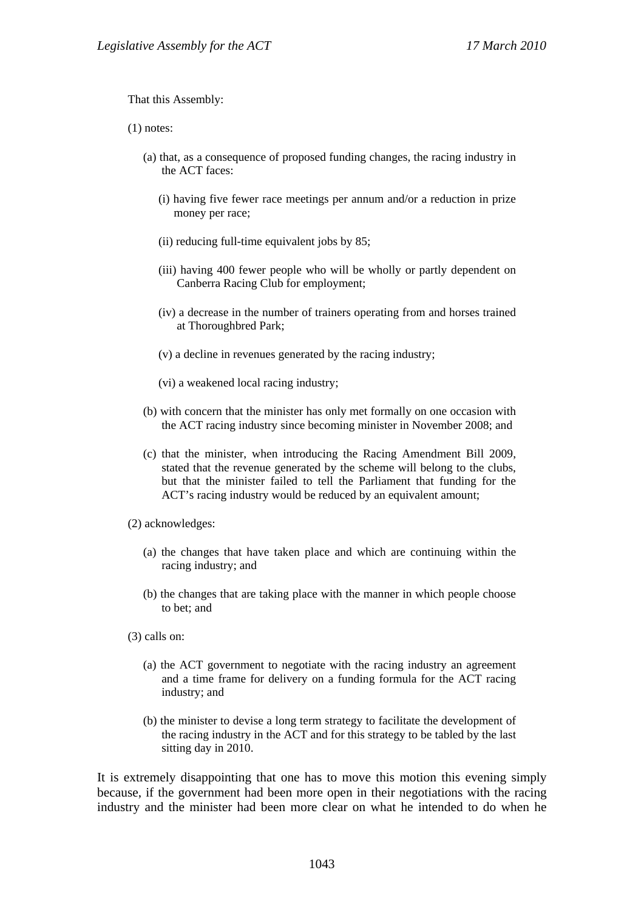That this Assembly:

(1) notes:

(a) that, as a consequence of proposed funding changes, the racing industry in the ACT faces:

(i) having five fewer race meetings per annum and/or a reduction in prize money per race;

(ii) reducing full-time equivalent jobs by 85;

(iii) having 400 fewer people who will be wholly or partly dependent on Canberra Racing Club for employment;

(iv) a decrease in the number of trainers operating from and horses trained at Thoroughbred Park;

(v) a decline in revenues generated by the racing industry;

(vi) a weakened local racing industry;

(b) with concern that the minister has only met formally on one occasion with the ACT racing industry since becoming minister in November 2008; and

(c) that the minister, when introducing the Racing Amendment Bill 2009, stated that the revenue generated by the scheme will belong to the clubs, but that the minister failed to tell the Parliament that funding for the ACT's racing industry would be reduced by an equivalent amount;

(2) acknowledges:

(a) the changes that have taken place and which are continuing within the racing industry; and

(b) the changes that are taking place with the manner in which people choose to bet; and

(3) calls on:

(a) the ACT government to negotiate with the racing industry an agreement and a time frame for delivery on a funding formula for the ACT racing industry; and

(b) the minister to devise a long term strategy to facilitate the development of the racing industry in the ACT and for this strategy to be tabled by the last sitting day in 2010.

It is extremely disappointing that one has to move this motion this evening simply because, if the government had been more open in their negotiations with the racing industry and the minister had been more clear on what he intended to do when he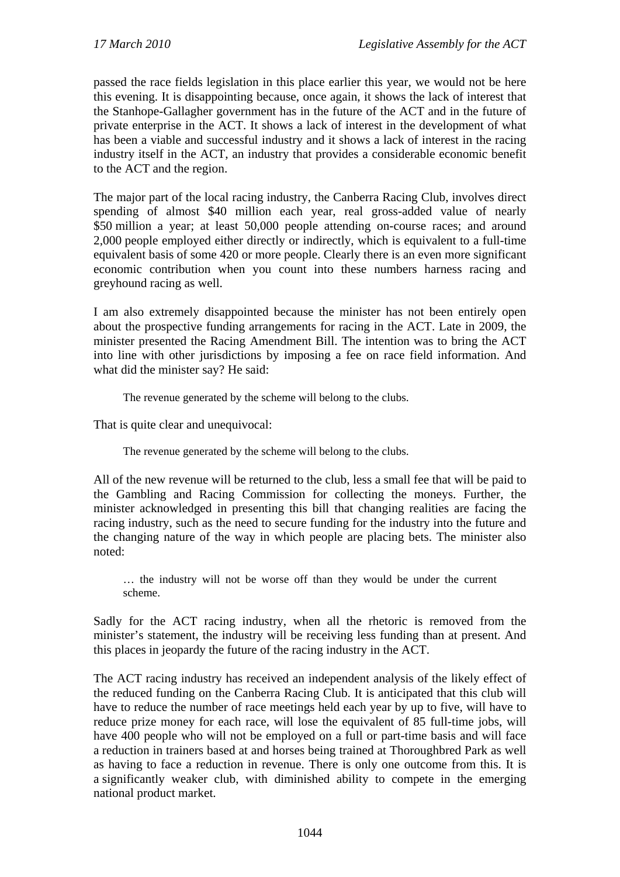passed the race fields legislation in this place earlier this year, we would not be here this evening. It is disappointing because, once again, it shows the lack of interest that the Stanhope-Gallagher government has in the future of the ACT and in the future of private enterprise in the ACT. It shows a lack of interest in the development of what has been a viable and successful industry and it shows a lack of interest in the racing industry itself in the ACT, an industry that provides a considerable economic benefit to the ACT and the region.

The major part of the local racing industry, the Canberra Racing Club, involves direct spending of almost $40 million each year, real gross-added value of nearly $50 million a year; at least 50,000 people attending on-course races; and around 2,000 people employed either directly or indirectly, which is equivalent to a full-time equivalent basis of some 420 or more people. Clearly there is an even more significant economic contribution when you count into these numbers harness racing and greyhound racing as well.

I am also extremely disappointed because the minister has not been entirely open about the prospective funding arrangements for racing in the ACT. Late in 2009, the minister presented the Racing Amendment Bill. The intention was to bring the ACT into line with other jurisdictions by imposing a fee on race field information. And what did the minister say? He said:

> The revenue generated by the scheme will belong to the clubs.

That is quite clear and unequivocal:

> The revenue generated by the scheme will belong to the clubs.

All of the new revenue will be returned to the club, less a small fee that will be paid to the Gambling and Racing Commission for collecting the moneys. Further, the minister acknowledged in presenting this bill that changing realities are facing the racing industry, such as the need to secure funding for the industry into the future and the changing nature of the way in which people are placing bets. The minister also noted:

> … the industry will not be worse off than they would be under the current scheme.

Sadly for the ACT racing industry, when all the rhetoric is removed from the minister's statement, the industry will be receiving less funding than at present. And this places in jeopardy the future of the racing industry in the ACT.

The ACT racing industry has received an independent analysis of the likely effect of the reduced funding on the Canberra Racing Club. It is anticipated that this club will have to reduce the number of race meetings held each year by up to five, will have to reduce prize money for each race, will lose the equivalent of 85 full-time jobs, will have 400 people who will not be employed on a full or part-time basis and will face a reduction in trainers based at and horses being trained at Thoroughbred Park as well as having to face a reduction in revenue. There is only one outcome from this. It is a significantly weaker club, with diminished ability to compete in the emerging national product market.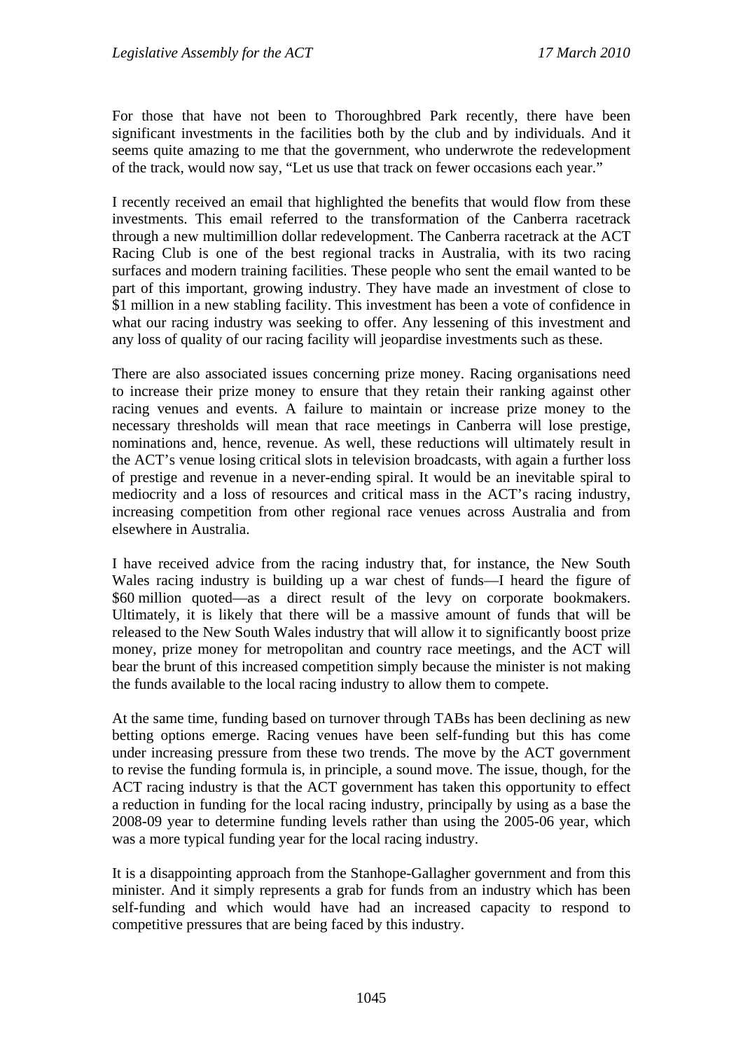For those that have not been to Thoroughbred Park recently, there have been significant investments in the facilities both by the club and by individuals. And it seems quite amazing to me that the government, who underwrote the redevelopment of the track, would now say, "Let us use that track on fewer occasions each year."

I recently received an email that highlighted the benefits that would flow from these investments. This email referred to the transformation of the Canberra racetrack through a new multimillion dollar redevelopment. The Canberra racetrack at the ACT Racing Club is one of the best regional tracks in Australia, with its two racing surfaces and modern training facilities. These people who sent the email wanted to be part of this important, growing industry. They have made an investment of close to $1 million in a new stabling facility. This investment has been a vote of confidence in what our racing industry was seeking to offer. Any lessening of this investment and any loss of quality of our racing facility will jeopardise investments such as these.

There are also associated issues concerning prize money. Racing organisations need to increase their prize money to ensure that they retain their ranking against other racing venues and events. A failure to maintain or increase prize money to the necessary thresholds will mean that race meetings in Canberra will lose prestige, nominations and, hence, revenue. As well, these reductions will ultimately result in the ACT's venue losing critical slots in television broadcasts, with again a further loss of prestige and revenue in a never-ending spiral. It would be an inevitable spiral to mediocrity and a loss of resources and critical mass in the ACT's racing industry, increasing competition from other regional race venues across Australia and from elsewhere in Australia.

I have received advice from the racing industry that, for instance, the New South Wales racing industry is building up a war chest of funds—I heard the figure of $60 million quoted—as a direct result of the levy on corporate bookmakers. Ultimately, it is likely that there will be a massive amount of funds that will be released to the New South Wales industry that will allow it to significantly boost prize money, prize money for metropolitan and country race meetings, and the ACT will bear the brunt of this increased competition simply because the minister is not making the funds available to the local racing industry to allow them to compete.

At the same time, funding based on turnover through TABs has been declining as new betting options emerge. Racing venues have been self-funding but this has come under increasing pressure from these two trends. The move by the ACT government to revise the funding formula is, in principle, a sound move. The issue, though, for the ACT racing industry is that the ACT government has taken this opportunity to effect a reduction in funding for the local racing industry, principally by using as a base the 2008-09 year to determine funding levels rather than using the 2005-06 year, which was a more typical funding year for the local racing industry.

It is a disappointing approach from the Stanhope-Gallagher government and from this minister. And it simply represents a grab for funds from an industry which has been self-funding and which would have had an increased capacity to respond to competitive pressures that are being faced by this industry.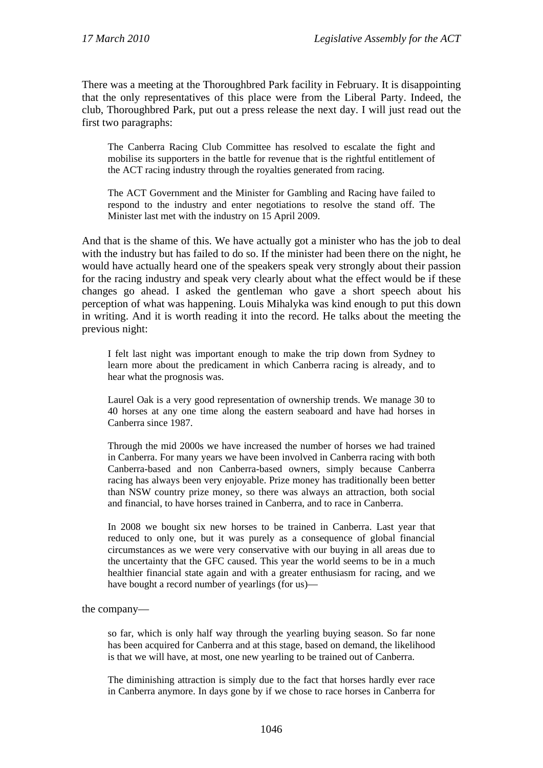There was a meeting at the Thoroughbred Park facility in February. It is disappointing that the only representatives of this place were from the Liberal Party. Indeed, the club, Thoroughbred Park, put out a press release the next day. I will just read out the first two paragraphs:

> The Canberra Racing Club Committee has resolved to escalate the fight and mobilise its supporters in the battle for revenue that is the rightful entitlement of the ACT racing industry through the royalties generated from racing.
>
> The ACT Government and the Minister for Gambling and Racing have failed to respond to the industry and enter negotiations to resolve the stand off. The Minister last met with the industry on 15 April 2009.

And that is the shame of this. We have actually got a minister who has the job to deal with the industry but has failed to do so. If the minister had been there on the night, he would have actually heard one of the speakers speak very strongly about their passion for the racing industry and speak very clearly about what the effect would be if these changes go ahead. I asked the gentleman who gave a short speech about his perception of what was happening. Louis Mihalyka was kind enough to put this down in writing. And it is worth reading it into the record. He talks about the meeting the previous night:

> I felt last night was important enough to make the trip down from Sydney to learn more about the predicament in which Canberra racing is already, and to hear what the prognosis was.
>
> Laurel Oak is a very good representation of ownership trends. We manage 30 to 40 horses at any one time along the eastern seaboard and have had horses in Canberra since 1987.
>
> Through the mid 2000s we have increased the number of horses we had trained in Canberra. For many years we have been involved in Canberra racing with both Canberra-based and non Canberra-based owners, simply because Canberra racing has always been very enjoyable. Prize money has traditionally been better than NSW country prize money, so there was always an attraction, both social and financial, to have horses trained in Canberra, and to race in Canberra.
>
> In 2008 we bought six new horses to be trained in Canberra. Last year that reduced to only one, but it was purely as a consequence of global financial circumstances as we were very conservative with our buying in all areas due to the uncertainty that the GFC caused. This year the world seems to be in a much healthier financial state again and with a greater enthusiasm for racing, and we have bought a record number of yearlings (for us)—

the company—

> so far, which is only half way through the yearling buying season. So far none has been acquired for Canberra and at this stage, based on demand, the likelihood is that we will have, at most, one new yearling to be trained out of Canberra.
>
> The diminishing attraction is simply due to the fact that horses hardly ever race in Canberra anymore. In days gone by if we chose to race horses in Canberra for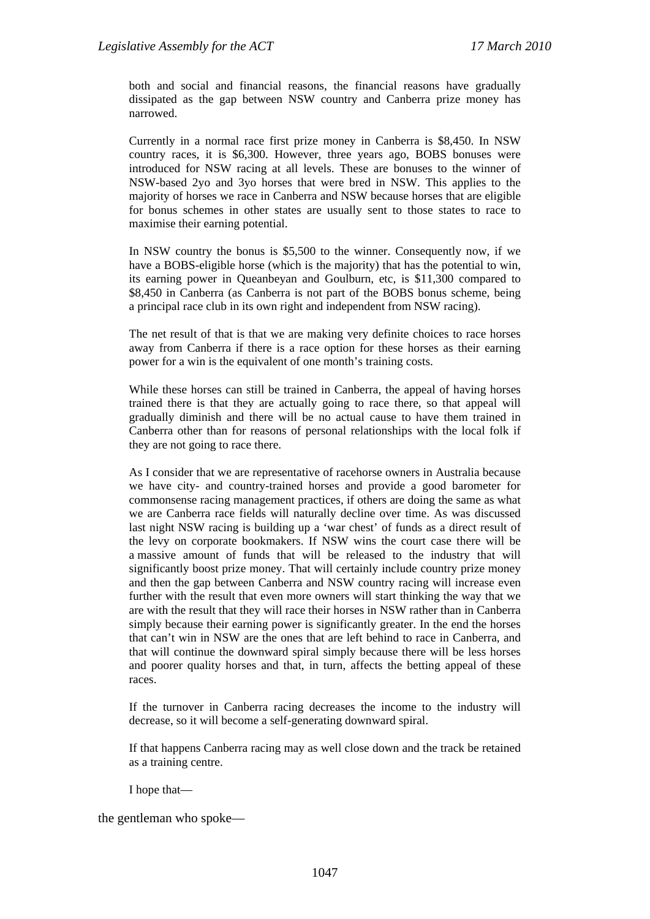both and social and financial reasons, the financial reasons have gradually dissipated as the gap between NSW country and Canberra prize money has narrowed.

Currently in a normal race first prize money in Canberra is $8,450. In NSW country races, it is $6,300. However, three years ago, BOBS bonuses were introduced for NSW racing at all levels. These are bonuses to the winner of NSW-based 2yo and 3yo horses that were bred in NSW. This applies to the majority of horses we race in Canberra and NSW because horses that are eligible for bonus schemes in other states are usually sent to those states to race to maximise their earning potential.

In NSW country the bonus is $5,500 to the winner. Consequently now, if we have a BOBS-eligible horse (which is the majority) that has the potential to win, its earning power in Queanbeyan and Goulburn, etc, is $11,300 compared to $8,450 in Canberra (as Canberra is not part of the BOBS bonus scheme, being a principal race club in its own right and independent from NSW racing).

The net result of that is that we are making very definite choices to race horses away from Canberra if there is a race option for these horses as their earning power for a win is the equivalent of one month's training costs.

While these horses can still be trained in Canberra, the appeal of having horses trained there is that they are actually going to race there, so that appeal will gradually diminish and there will be no actual cause to have them trained in Canberra other than for reasons of personal relationships with the local folk if they are not going to race there.

As I consider that we are representative of racehorse owners in Australia because we have city- and country-trained horses and provide a good barometer for commonsense racing management practices, if others are doing the same as what we are Canberra race fields will naturally decline over time. As was discussed last night NSW racing is building up a 'war chest' of funds as a direct result of the levy on corporate bookmakers. If NSW wins the court case there will be a massive amount of funds that will be released to the industry that will significantly boost prize money. That will certainly include country prize money and then the gap between Canberra and NSW country racing will increase even further with the result that even more owners will start thinking the way that we are with the result that they will race their horses in NSW rather than in Canberra simply because their earning power is significantly greater. In the end the horses that can't win in NSW are the ones that are left behind to race in Canberra, and that will continue the downward spiral simply because there will be less horses and poorer quality horses and that, in turn, affects the betting appeal of these races.

If the turnover in Canberra racing decreases the income to the industry will decrease, so it will become a self-generating downward spiral.

If that happens Canberra racing may as well close down and the track be retained as a training centre.

I hope that—

the gentleman who spoke—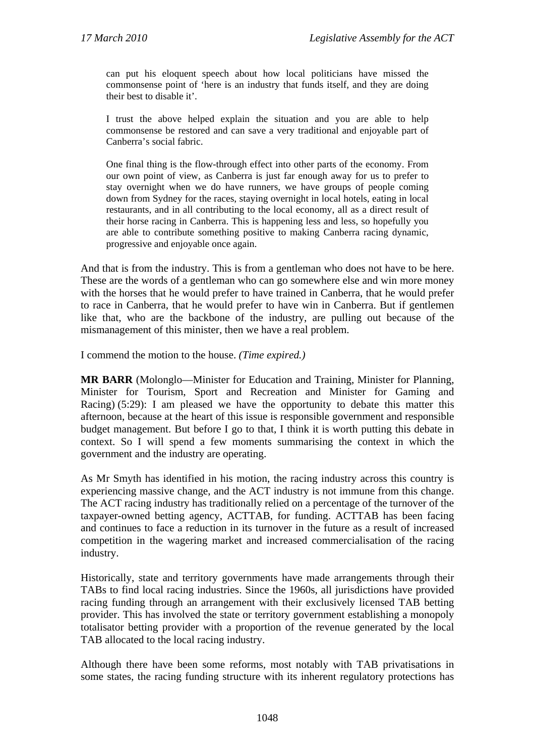> can put his eloquent speech about how local politicians have missed the commonsense point of 'here is an industry that funds itself, and they are doing their best to disable it'.
>
> I trust the above helped explain the situation and you are able to help commonsense be restored and can save a very traditional and enjoyable part of Canberra's social fabric.
>
> One final thing is the flow-through effect into other parts of the economy. From our own point of view, as Canberra is just far enough away for us to prefer to stay overnight when we do have runners, we have groups of people coming down from Sydney for the races, staying overnight in local hotels, eating in local restaurants, and in all contributing to the local economy, all as a direct result of their horse racing in Canberra. This is happening less and less, so hopefully you are able to contribute something positive to making Canberra racing dynamic, progressive and enjoyable once again.

And that is from the industry. This is from a gentleman who does not have to be here. These are the words of a gentleman who can go somewhere else and win more money with the horses that he would prefer to have trained in Canberra, that he would prefer to race in Canberra, that he would prefer to have win in Canberra. But if gentlemen like that, who are the backbone of the industry, are pulling out because of the mismanagement of this minister, then we have a real problem.

I commend the motion to the house. *(Time expired.)*

**MR BARR** (Molonglo—Minister for Education and Training, Minister for Planning, Minister for Tourism, Sport and Recreation and Minister for Gaming and Racing) (5:29): I am pleased we have the opportunity to debate this matter this afternoon, because at the heart of this issue is responsible government and responsible budget management. But before I go to that, I think it is worth putting this debate in context. So I will spend a few moments summarising the context in which the government and the industry are operating.

As Mr Smyth has identified in his motion, the racing industry across this country is experiencing massive change, and the ACT industry is not immune from this change. The ACT racing industry has traditionally relied on a percentage of the turnover of the taxpayer-owned betting agency, ACTTAB, for funding. ACTTAB has been facing and continues to face a reduction in its turnover in the future as a result of increased competition in the wagering market and increased commercialisation of the racing industry.

Historically, state and territory governments have made arrangements through their TABs to find local racing industries. Since the 1960s, all jurisdictions have provided racing funding through an arrangement with their exclusively licensed TAB betting provider. This has involved the state or territory government establishing a monopoly totalisator betting provider with a proportion of the revenue generated by the local TAB allocated to the local racing industry.

Although there have been some reforms, most notably with TAB privatisations in some states, the racing funding structure with its inherent regulatory protections has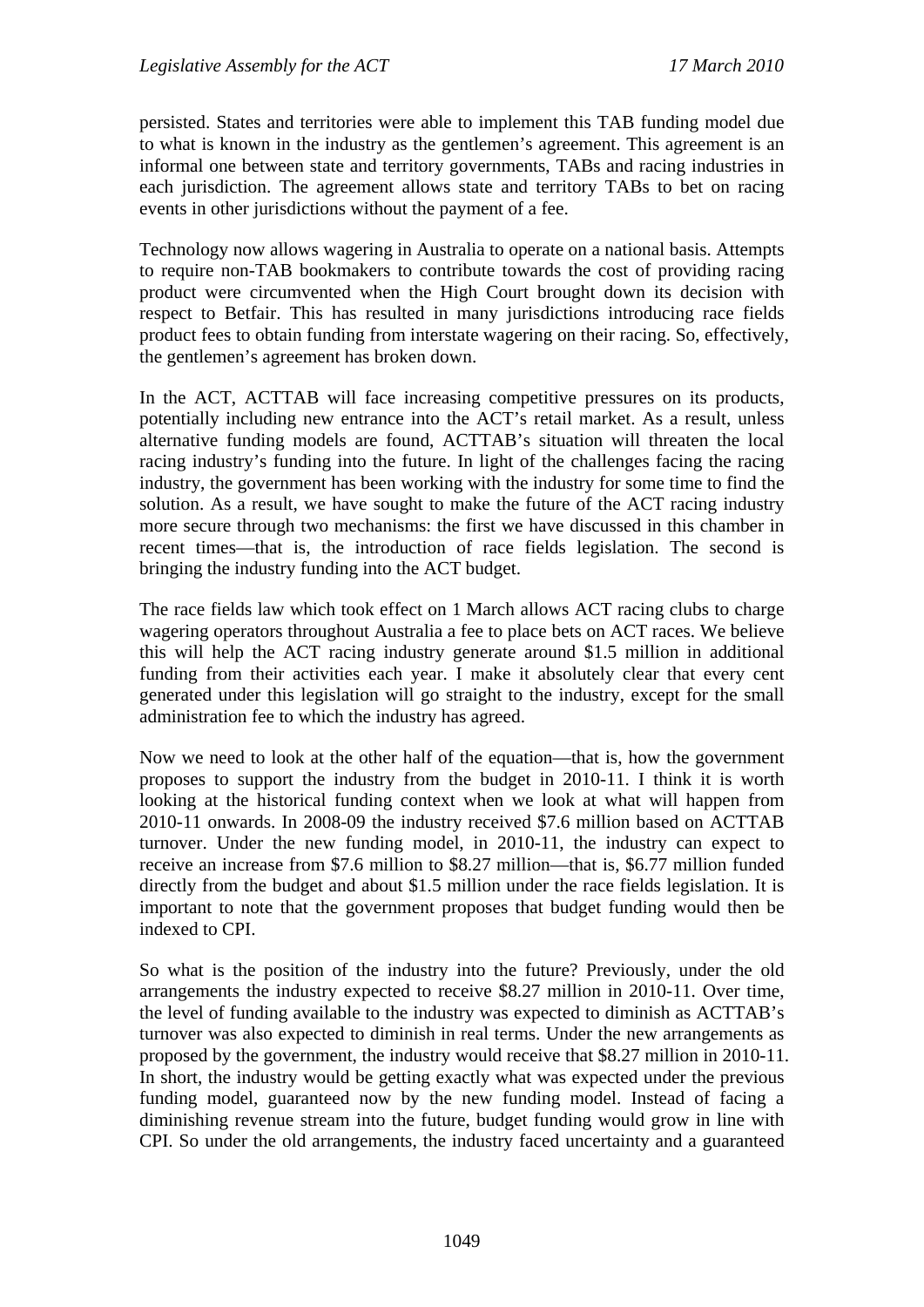persisted. States and territories were able to implement this TAB funding model due to what is known in the industry as the gentlemen's agreement. This agreement is an informal one between state and territory governments, TABs and racing industries in each jurisdiction. The agreement allows state and territory TABs to bet on racing events in other jurisdictions without the payment of a fee.

Technology now allows wagering in Australia to operate on a national basis. Attempts to require non-TAB bookmakers to contribute towards the cost of providing racing product were circumvented when the High Court brought down its decision with respect to Betfair. This has resulted in many jurisdictions introducing race fields product fees to obtain funding from interstate wagering on their racing. So, effectively, the gentlemen's agreement has broken down.

In the ACT, ACTTAB will face increasing competitive pressures on its products, potentially including new entrance into the ACT's retail market. As a result, unless alternative funding models are found, ACTTAB's situation will threaten the local racing industry's funding into the future. In light of the challenges facing the racing industry, the government has been working with the industry for some time to find the solution. As a result, we have sought to make the future of the ACT racing industry more secure through two mechanisms: the first we have discussed in this chamber in recent times—that is, the introduction of race fields legislation. The second is bringing the industry funding into the ACT budget.

The race fields law which took effect on 1 March allows ACT racing clubs to charge wagering operators throughout Australia a fee to place bets on ACT races. We believe this will help the ACT racing industry generate around $1.5 million in additional funding from their activities each year. I make it absolutely clear that every cent generated under this legislation will go straight to the industry, except for the small administration fee to which the industry has agreed.

Now we need to look at the other half of the equation—that is, how the government proposes to support the industry from the budget in 2010-11. I think it is worth looking at the historical funding context when we look at what will happen from 2010-11 onwards. In 2008-09 the industry received $7.6 million based on ACTTAB turnover. Under the new funding model, in 2010-11, the industry can expect to receive an increase from $7.6 million to $8.27 million—that is, $6.77 million funded directly from the budget and about $1.5 million under the race fields legislation. It is important to note that the government proposes that budget funding would then be indexed to CPI.

So what is the position of the industry into the future? Previously, under the old arrangements the industry expected to receive $8.27 million in 2010-11. Over time, the level of funding available to the industry was expected to diminish as ACTTAB's turnover was also expected to diminish in real terms. Under the new arrangements as proposed by the government, the industry would receive that $8.27 million in 2010-11. In short, the industry would be getting exactly what was expected under the previous funding model, guaranteed now by the new funding model. Instead of facing a diminishing revenue stream into the future, budget funding would grow in line with CPI. So under the old arrangements, the industry faced uncertainty and a guaranteed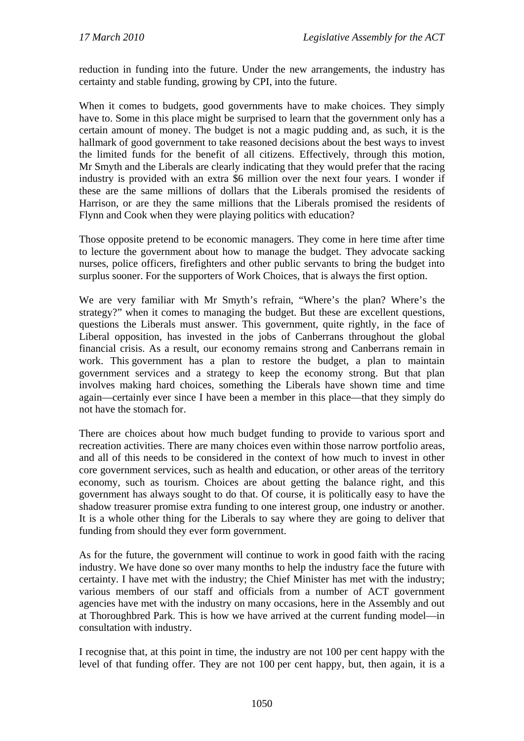reduction in funding into the future. Under the new arrangements, the industry has certainty and stable funding, growing by CPI, into the future.

When it comes to budgets, good governments have to make choices. They simply have to. Some in this place might be surprised to learn that the government only has a certain amount of money. The budget is not a magic pudding and, as such, it is the hallmark of good government to take reasoned decisions about the best ways to invest the limited funds for the benefit of all citizens. Effectively, through this motion, Mr Smyth and the Liberals are clearly indicating that they would prefer that the racing industry is provided with an extra $6 million over the next four years. I wonder if these are the same millions of dollars that the Liberals promised the residents of Harrison, or are they the same millions that the Liberals promised the residents of Flynn and Cook when they were playing politics with education?

Those opposite pretend to be economic managers. They come in here time after time to lecture the government about how to manage the budget. They advocate sacking nurses, police officers, firefighters and other public servants to bring the budget into surplus sooner. For the supporters of Work Choices, that is always the first option.

We are very familiar with Mr Smyth's refrain, "Where's the plan? Where's the strategy?" when it comes to managing the budget. But these are excellent questions, questions the Liberals must answer. This government, quite rightly, in the face of Liberal opposition, has invested in the jobs of Canberrans throughout the global financial crisis. As a result, our economy remains strong and Canberrans remain in work. This government has a plan to restore the budget, a plan to maintain government services and a strategy to keep the economy strong. But that plan involves making hard choices, something the Liberals have shown time and time again—certainly ever since I have been a member in this place—that they simply do not have the stomach for.

There are choices about how much budget funding to provide to various sport and recreation activities. There are many choices even within those narrow portfolio areas, and all of this needs to be considered in the context of how much to invest in other core government services, such as health and education, or other areas of the territory economy, such as tourism. Choices are about getting the balance right, and this government has always sought to do that. Of course, it is politically easy to have the shadow treasurer promise extra funding to one interest group, one industry or another. It is a whole other thing for the Liberals to say where they are going to deliver that funding from should they ever form government.

As for the future, the government will continue to work in good faith with the racing industry. We have done so over many months to help the industry face the future with certainty. I have met with the industry; the Chief Minister has met with the industry; various members of our staff and officials from a number of ACT government agencies have met with the industry on many occasions, here in the Assembly and out at Thoroughbred Park. This is how we have arrived at the current funding model—in consultation with industry.

I recognise that, at this point in time, the industry are not 100 per cent happy with the level of that funding offer. They are not 100 per cent happy, but, then again, it is a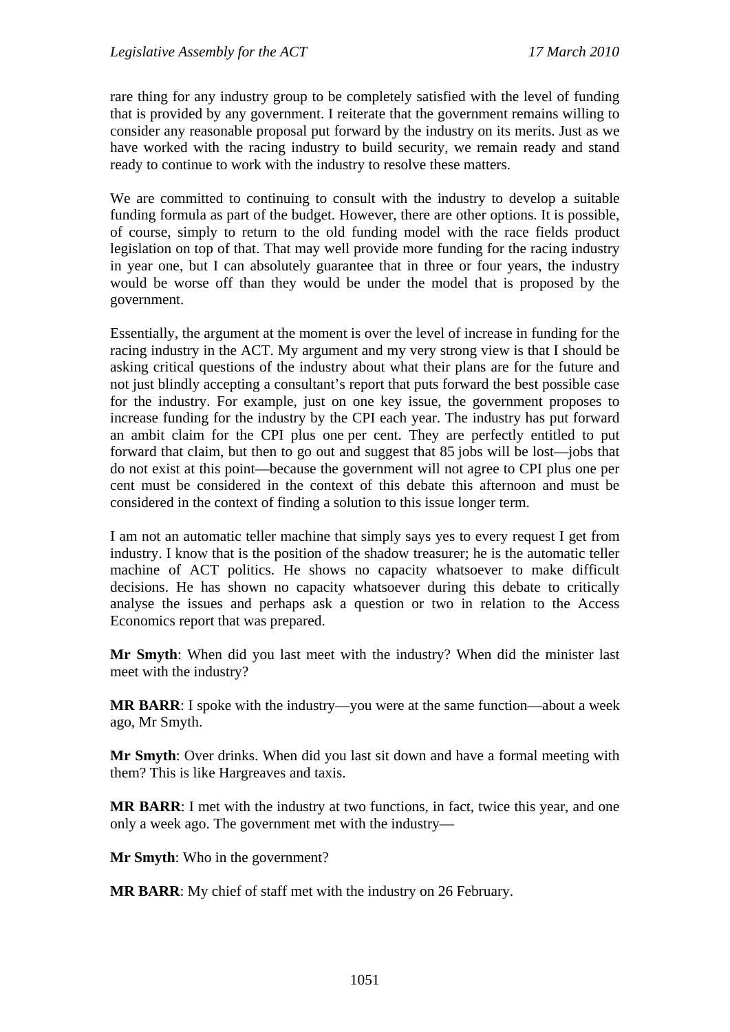rare thing for any industry group to be completely satisfied with the level of funding that is provided by any government. I reiterate that the government remains willing to consider any reasonable proposal put forward by the industry on its merits. Just as we have worked with the racing industry to build security, we remain ready and stand ready to continue to work with the industry to resolve these matters.

We are committed to continuing to consult with the industry to develop a suitable funding formula as part of the budget. However, there are other options. It is possible, of course, simply to return to the old funding model with the race fields product legislation on top of that. That may well provide more funding for the racing industry in year one, but I can absolutely guarantee that in three or four years, the industry would be worse off than they would be under the model that is proposed by the government.

Essentially, the argument at the moment is over the level of increase in funding for the racing industry in the ACT. My argument and my very strong view is that I should be asking critical questions of the industry about what their plans are for the future and not just blindly accepting a consultant's report that puts forward the best possible case for the industry. For example, just on one key issue, the government proposes to increase funding for the industry by the CPI each year. The industry has put forward an ambit claim for the CPI plus one per cent. They are perfectly entitled to put forward that claim, but then to go out and suggest that 85 jobs will be lost—jobs that do not exist at this point—because the government will not agree to CPI plus one per cent must be considered in the context of this debate this afternoon and must be considered in the context of finding a solution to this issue longer term.

I am not an automatic teller machine that simply says yes to every request I get from industry. I know that is the position of the shadow treasurer; he is the automatic teller machine of ACT politics. He shows no capacity whatsoever to make difficult decisions. He has shown no capacity whatsoever during this debate to critically analyse the issues and perhaps ask a question or two in relation to the Access Economics report that was prepared.

**Mr Smyth**: When did you last meet with the industry? When did the minister last meet with the industry?

**MR BARR**: I spoke with the industry—you were at the same function—about a week ago, Mr Smyth.

**Mr Smyth**: Over drinks. When did you last sit down and have a formal meeting with them? This is like Hargreaves and taxis.

**MR BARR**: I met with the industry at two functions, in fact, twice this year, and one only a week ago. The government met with the industry—

**Mr Smyth**: Who in the government?

**MR BARR**: My chief of staff met with the industry on 26 February.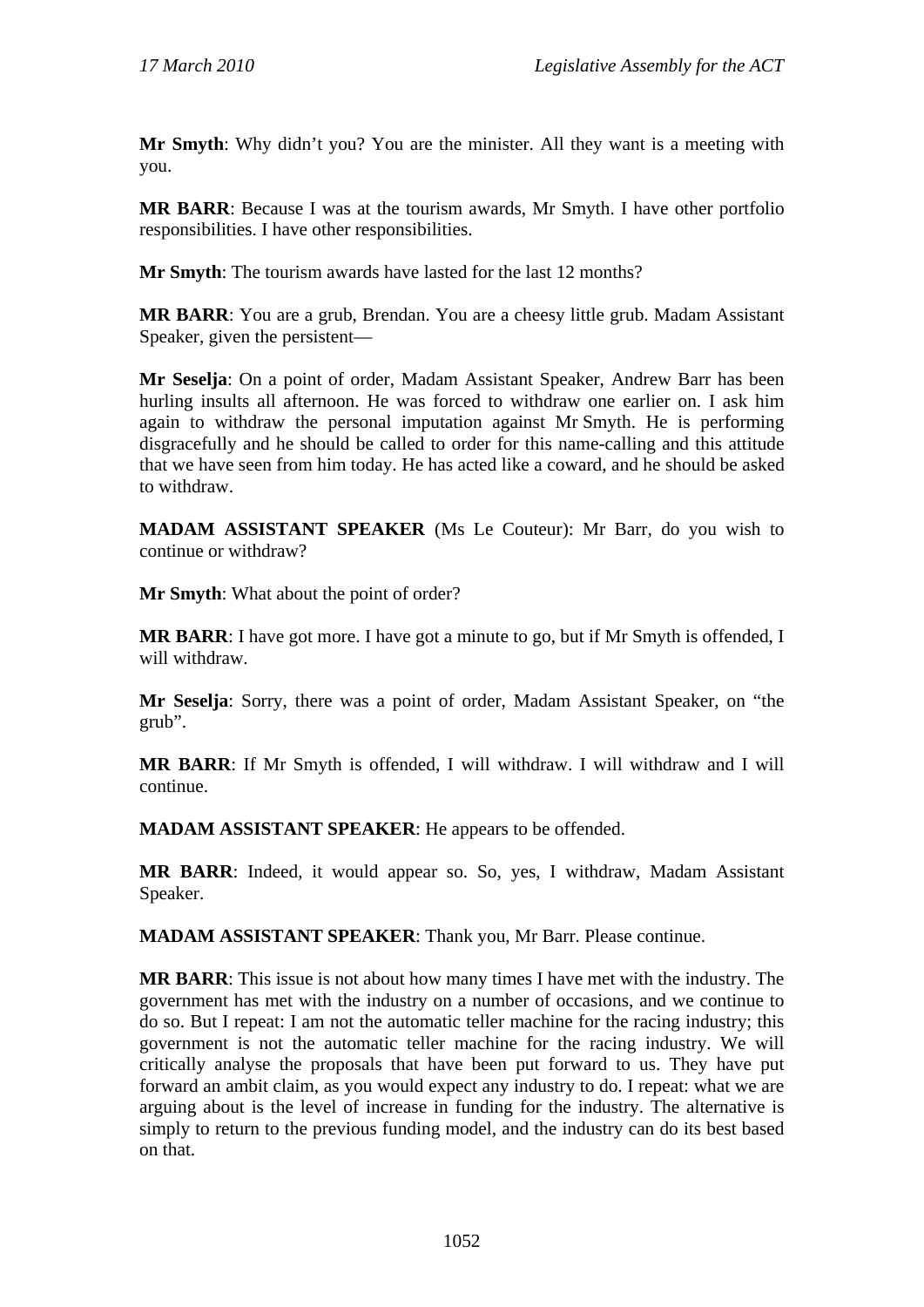**Mr Smyth**: Why didn't you? You are the minister. All they want is a meeting with you.

**MR BARR**: Because I was at the tourism awards, Mr Smyth. I have other portfolio responsibilities. I have other responsibilities.

**Mr Smyth**: The tourism awards have lasted for the last 12 months?

**MR BARR**: You are a grub, Brendan. You are a cheesy little grub. Madam Assistant Speaker, given the persistent—

**Mr Seselja**: On a point of order, Madam Assistant Speaker, Andrew Barr has been hurling insults all afternoon. He was forced to withdraw one earlier on. I ask him again to withdraw the personal imputation against Mr Smyth. He is performing disgracefully and he should be called to order for this name-calling and this attitude that we have seen from him today. He has acted like a coward, and he should be asked to withdraw.

**MADAM ASSISTANT SPEAKER** (Ms Le Couteur): Mr Barr, do you wish to continue or withdraw?

**Mr Smyth**: What about the point of order?

**MR BARR**: I have got more. I have got a minute to go, but if Mr Smyth is offended, I will withdraw.

**Mr Seselja**: Sorry, there was a point of order, Madam Assistant Speaker, on "the grub".

**MR BARR**: If Mr Smyth is offended, I will withdraw. I will withdraw and I will continue.

**MADAM ASSISTANT SPEAKER**: He appears to be offended.

**MR BARR**: Indeed, it would appear so. So, yes, I withdraw, Madam Assistant Speaker.

**MADAM ASSISTANT SPEAKER**: Thank you, Mr Barr. Please continue.

**MR BARR**: This issue is not about how many times I have met with the industry. The government has met with the industry on a number of occasions, and we continue to do so. But I repeat: I am not the automatic teller machine for the racing industry; this government is not the automatic teller machine for the racing industry. We will critically analyse the proposals that have been put forward to us. They have put forward an ambit claim, as you would expect any industry to do. I repeat: what we are arguing about is the level of increase in funding for the industry. The alternative is simply to return to the previous funding model, and the industry can do its best based on that.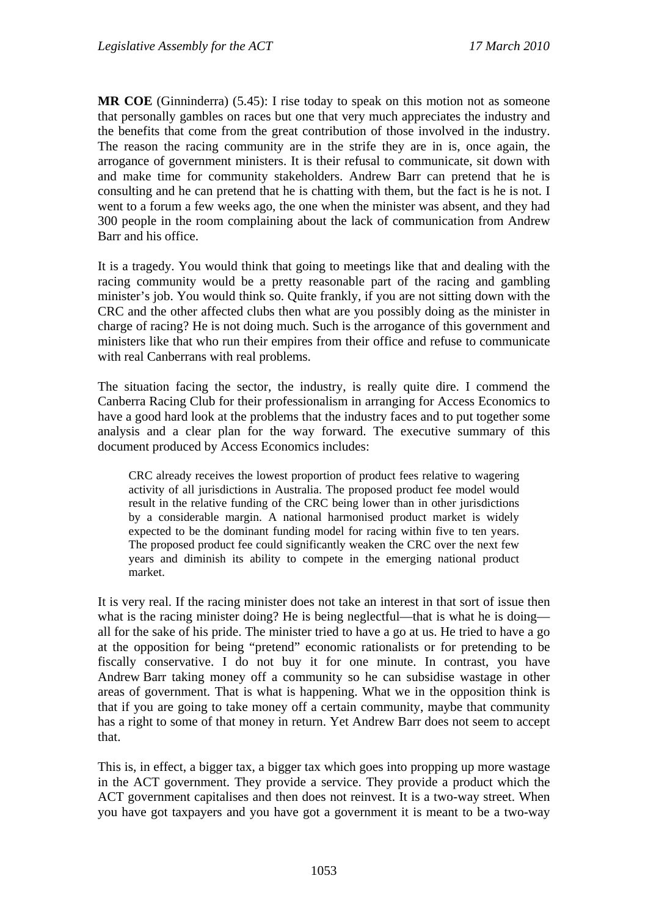**MR COE** (Ginninderra) (5.45): I rise today to speak on this motion not as someone that personally gambles on races but one that very much appreciates the industry and the benefits that come from the great contribution of those involved in the industry. The reason the racing community are in the strife they are in is, once again, the arrogance of government ministers. It is their refusal to communicate, sit down with and make time for community stakeholders. Andrew Barr can pretend that he is consulting and he can pretend that he is chatting with them, but the fact is he is not. I went to a forum a few weeks ago, the one when the minister was absent, and they had 300 people in the room complaining about the lack of communication from Andrew Barr and his office.

It is a tragedy. You would think that going to meetings like that and dealing with the racing community would be a pretty reasonable part of the racing and gambling minister's job. You would think so. Quite frankly, if you are not sitting down with the CRC and the other affected clubs then what are you possibly doing as the minister in charge of racing? He is not doing much. Such is the arrogance of this government and ministers like that who run their empires from their office and refuse to communicate with real Canberrans with real problems.

The situation facing the sector, the industry, is really quite dire. I commend the Canberra Racing Club for their professionalism in arranging for Access Economics to have a good hard look at the problems that the industry faces and to put together some analysis and a clear plan for the way forward. The executive summary of this document produced by Access Economics includes:

> CRC already receives the lowest proportion of product fees relative to wagering activity of all jurisdictions in Australia. The proposed product fee model would result in the relative funding of the CRC being lower than in other jurisdictions by a considerable margin. A national harmonised product market is widely expected to be the dominant funding model for racing within five to ten years. The proposed product fee could significantly weaken the CRC over the next few years and diminish its ability to compete in the emerging national product market.

It is very real. If the racing minister does not take an interest in that sort of issue then what is the racing minister doing? He is being neglectful—that is what he is doing—all for the sake of his pride. The minister tried to have a go at us. He tried to have a go at the opposition for being "pretend" economic rationalists or for pretending to be fiscally conservative. I do not buy it for one minute. In contrast, you have Andrew Barr taking money off a community so he can subsidise wastage in other areas of government. That is what is happening. What we in the opposition think is that if you are going to take money off a certain community, maybe that community has a right to some of that money in return. Yet Andrew Barr does not seem to accept that.

This is, in effect, a bigger tax, a bigger tax which goes into propping up more wastage in the ACT government. They provide a service. They provide a product which the ACT government capitalises and then does not reinvest. It is a two-way street. When you have got taxpayers and you have got a government it is meant to be a two-way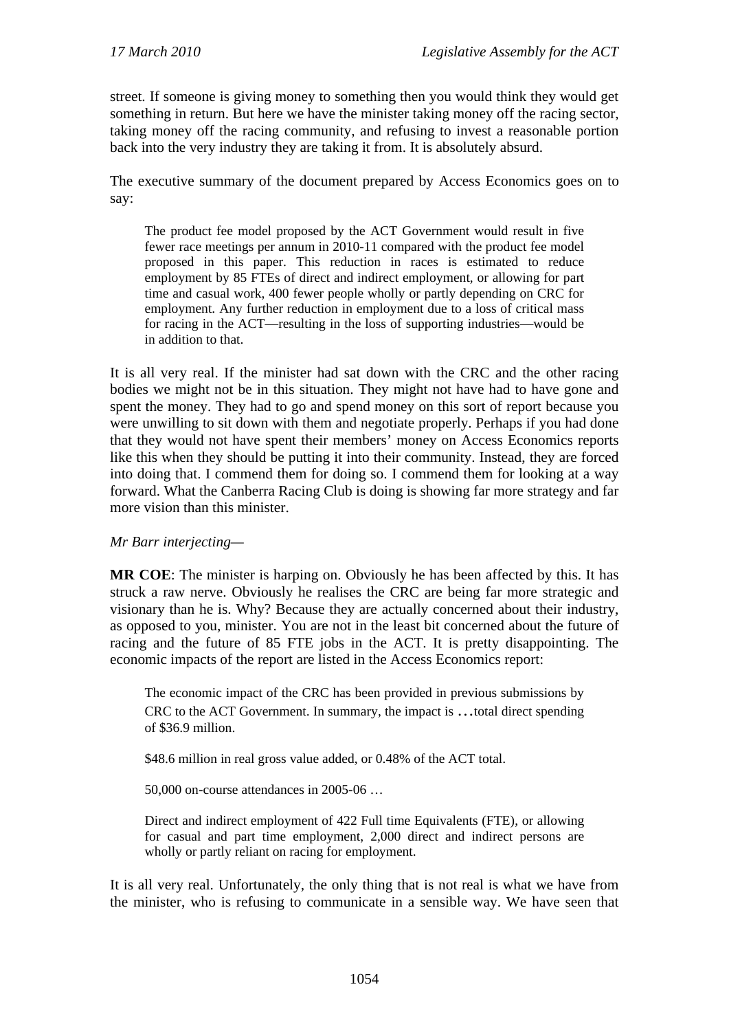street. If someone is giving money to something then you would think they would get something in return. But here we have the minister taking money off the racing sector, taking money off the racing community, and refusing to invest a reasonable portion back into the very industry they are taking it from. It is absolutely absurd.

The executive summary of the document prepared by Access Economics goes on to say:

> The product fee model proposed by the ACT Government would result in five fewer race meetings per annum in 2010-11 compared with the product fee model proposed in this paper. This reduction in races is estimated to reduce employment by 85 FTEs of direct and indirect employment, or allowing for part time and casual work, 400 fewer people wholly or partly depending on CRC for employment. Any further reduction in employment due to a loss of critical mass for racing in the ACT—resulting in the loss of supporting industries—would be in addition to that.

It is all very real. If the minister had sat down with the CRC and the other racing bodies we might not be in this situation. They might not have had to have gone and spent the money. They had to go and spend money on this sort of report because you were unwilling to sit down with them and negotiate properly. Perhaps if you had done that they would not have spent their members' money on Access Economics reports like this when they should be putting it into their community. Instead, they are forced into doing that. I commend them for doing so. I commend them for looking at a way forward. What the Canberra Racing Club is doing is showing far more strategy and far more vision than this minister.

*Mr Barr interjecting*—

**MR COE**: The minister is harping on. Obviously he has been affected by this. It has struck a raw nerve. Obviously he realises the CRC are being far more strategic and visionary than he is. Why? Because they are actually concerned about their industry, as opposed to you, minister. You are not in the least bit concerned about the future of racing and the future of 85 FTE jobs in the ACT. It is pretty disappointing. The economic impacts of the report are listed in the Access Economics report:

> The economic impact of the CRC has been provided in previous submissions by CRC to the ACT Government. In summary, the impact is …total direct spending of $36.9 million.
>
> $48.6 million in real gross value added, or 0.48% of the ACT total.
>
> 50,000 on-course attendances in 2005-06 …
>
> Direct and indirect employment of 422 Full time Equivalents (FTE), or allowing for casual and part time employment, 2,000 direct and indirect persons are wholly or partly reliant on racing for employment.

It is all very real. Unfortunately, the only thing that is not real is what we have from the minister, who is refusing to communicate in a sensible way. We have seen that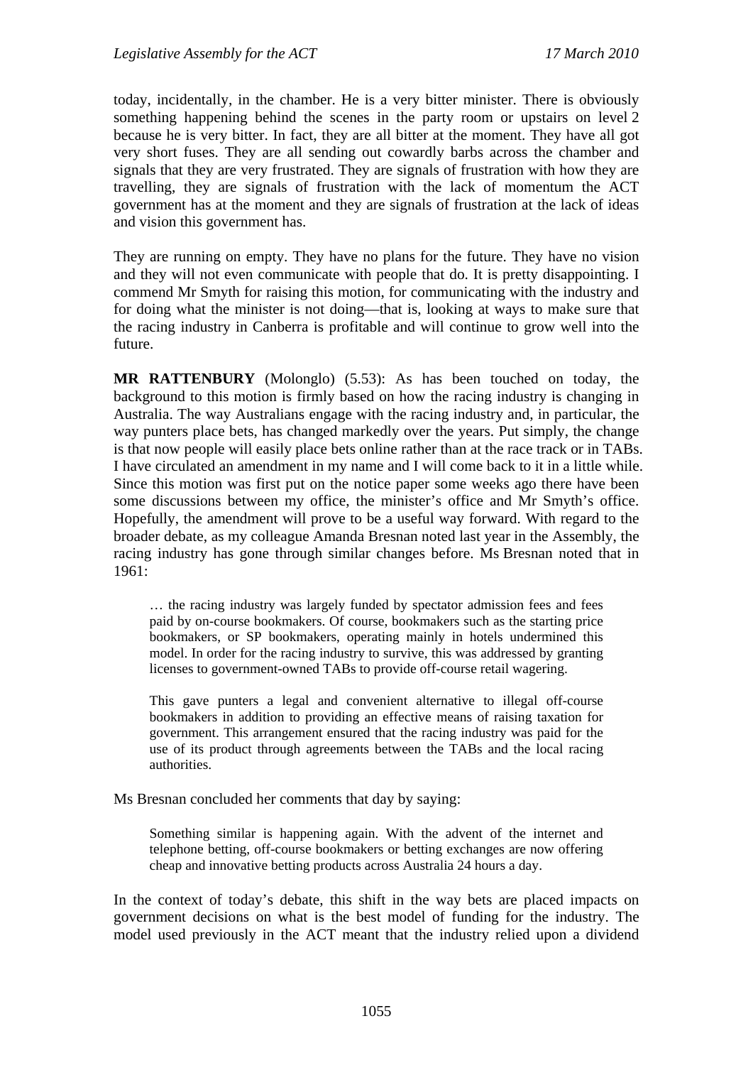today, incidentally, in the chamber. He is a very bitter minister. There is obviously something happening behind the scenes in the party room or upstairs on level 2 because he is very bitter. In fact, they are all bitter at the moment. They have all got very short fuses. They are all sending out cowardly barbs across the chamber and signals that they are very frustrated. They are signals of frustration with how they are travelling, they are signals of frustration with the lack of momentum the ACT government has at the moment and they are signals of frustration at the lack of ideas and vision this government has.

They are running on empty. They have no plans for the future. They have no vision and they will not even communicate with people that do. It is pretty disappointing. I commend Mr Smyth for raising this motion, for communicating with the industry and for doing what the minister is not doing—that is, looking at ways to make sure that the racing industry in Canberra is profitable and will continue to grow well into the future.

**MR RATTENBURY** (Molonglo) (5.53): As has been touched on today, the background to this motion is firmly based on how the racing industry is changing in Australia. The way Australians engage with the racing industry and, in particular, the way punters place bets, has changed markedly over the years. Put simply, the change is that now people will easily place bets online rather than at the race track or in TABs. I have circulated an amendment in my name and I will come back to it in a little while. Since this motion was first put on the notice paper some weeks ago there have been some discussions between my office, the minister's office and Mr Smyth's office. Hopefully, the amendment will prove to be a useful way forward. With regard to the broader debate, as my colleague Amanda Bresnan noted last year in the Assembly, the racing industry has gone through similar changes before. Ms Bresnan noted that in 1961:

> … the racing industry was largely funded by spectator admission fees and fees paid by on-course bookmakers. Of course, bookmakers such as the starting price bookmakers, or SP bookmakers, operating mainly in hotels undermined this model. In order for the racing industry to survive, this was addressed by granting licenses to government-owned TABs to provide off-course retail wagering.
>
> This gave punters a legal and convenient alternative to illegal off-course bookmakers in addition to providing an effective means of raising taxation for government. This arrangement ensured that the racing industry was paid for the use of its product through agreements between the TABs and the local racing authorities.

Ms Bresnan concluded her comments that day by saying:

> Something similar is happening again. With the advent of the internet and telephone betting, off-course bookmakers or betting exchanges are now offering cheap and innovative betting products across Australia 24 hours a day.

In the context of today's debate, this shift in the way bets are placed impacts on government decisions on what is the best model of funding for the industry. The model used previously in the ACT meant that the industry relied upon a dividend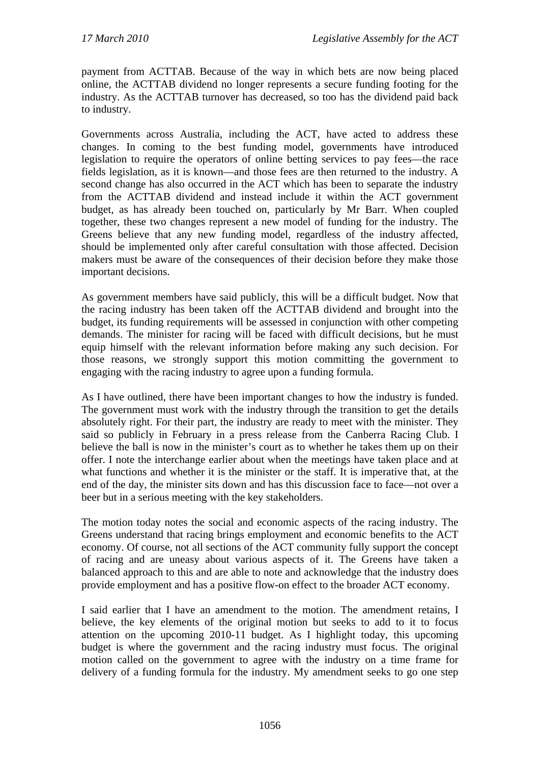payment from ACTTAB. Because of the way in which bets are now being placed online, the ACTTAB dividend no longer represents a secure funding footing for the industry. As the ACTTAB turnover has decreased, so too has the dividend paid back to industry.

Governments across Australia, including the ACT, have acted to address these changes. In coming to the best funding model, governments have introduced legislation to require the operators of online betting services to pay fees—the race fields legislation, as it is known—and those fees are then returned to the industry. A second change has also occurred in the ACT which has been to separate the industry from the ACTTAB dividend and instead include it within the ACT government budget, as has already been touched on, particularly by Mr Barr. When coupled together, these two changes represent a new model of funding for the industry. The Greens believe that any new funding model, regardless of the industry affected, should be implemented only after careful consultation with those affected. Decision makers must be aware of the consequences of their decision before they make those important decisions.

As government members have said publicly, this will be a difficult budget. Now that the racing industry has been taken off the ACTTAB dividend and brought into the budget, its funding requirements will be assessed in conjunction with other competing demands. The minister for racing will be faced with difficult decisions, but he must equip himself with the relevant information before making any such decision. For those reasons, we strongly support this motion committing the government to engaging with the racing industry to agree upon a funding formula.

As I have outlined, there have been important changes to how the industry is funded. The government must work with the industry through the transition to get the details absolutely right. For their part, the industry are ready to meet with the minister. They said so publicly in February in a press release from the Canberra Racing Club. I believe the ball is now in the minister's court as to whether he takes them up on their offer. I note the interchange earlier about when the meetings have taken place and at what functions and whether it is the minister or the staff. It is imperative that, at the end of the day, the minister sits down and has this discussion face to face—not over a beer but in a serious meeting with the key stakeholders.

The motion today notes the social and economic aspects of the racing industry. The Greens understand that racing brings employment and economic benefits to the ACT economy. Of course, not all sections of the ACT community fully support the concept of racing and are uneasy about various aspects of it. The Greens have taken a balanced approach to this and are able to note and acknowledge that the industry does provide employment and has a positive flow-on effect to the broader ACT economy.

I said earlier that I have an amendment to the motion. The amendment retains, I believe, the key elements of the original motion but seeks to add to it to focus attention on the upcoming 2010-11 budget. As I highlight today, this upcoming budget is where the government and the racing industry must focus. The original motion called on the government to agree with the industry on a time frame for delivery of a funding formula for the industry. My amendment seeks to go one step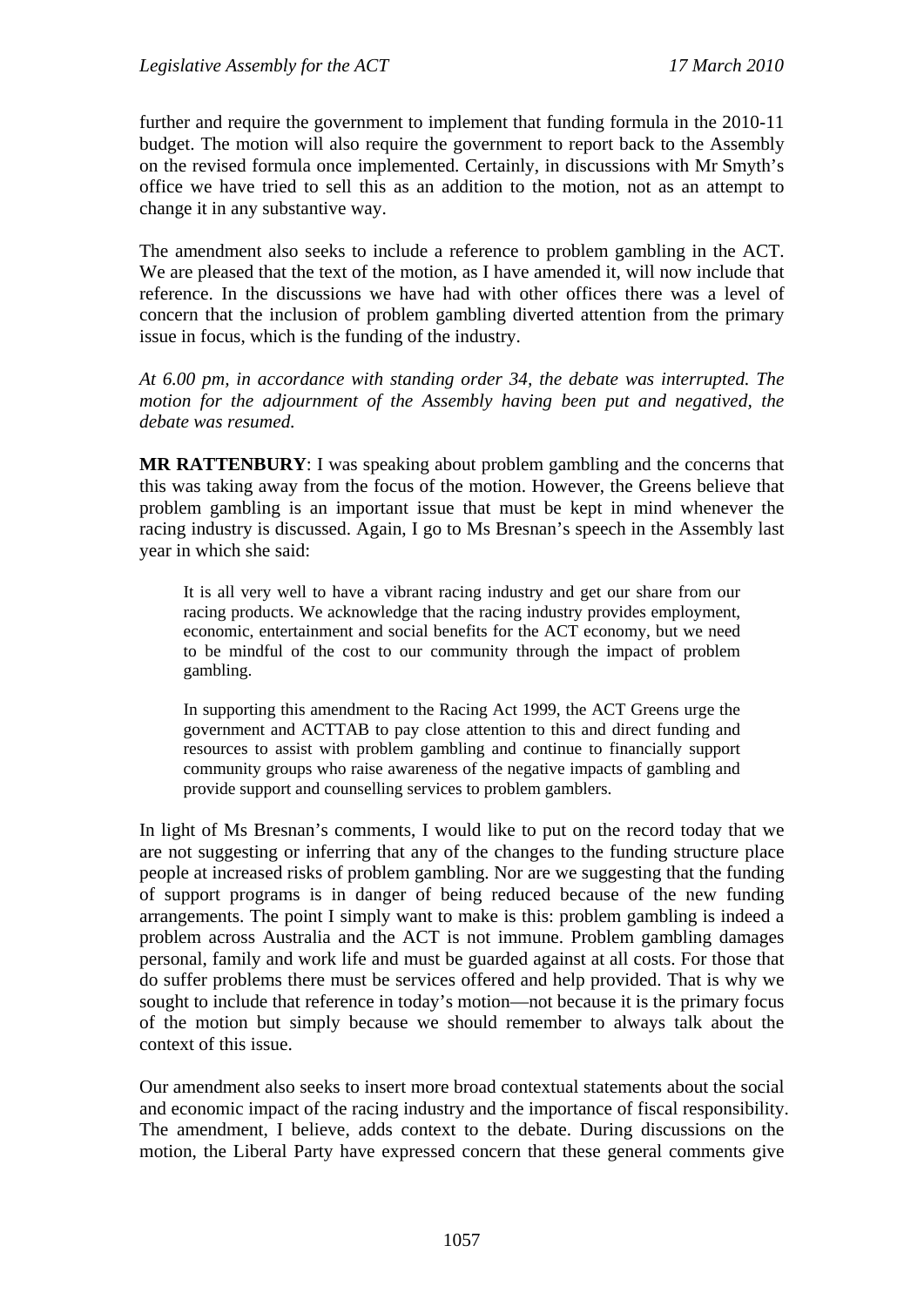further and require the government to implement that funding formula in the 2010-11 budget. The motion will also require the government to report back to the Assembly on the revised formula once implemented. Certainly, in discussions with Mr Smyth's office we have tried to sell this as an addition to the motion, not as an attempt to change it in any substantive way.

The amendment also seeks to include a reference to problem gambling in the ACT. We are pleased that the text of the motion, as I have amended it, will now include that reference. In the discussions we have had with other offices there was a level of concern that the inclusion of problem gambling diverted attention from the primary issue in focus, which is the funding of the industry.

*At 6.00 pm, in accordance with standing order 34, the debate was interrupted. The motion for the adjournment of the Assembly having been put and negatived, the debate was resumed.*

**MR RATTENBURY**: I was speaking about problem gambling and the concerns that this was taking away from the focus of the motion. However, the Greens believe that problem gambling is an important issue that must be kept in mind whenever the racing industry is discussed. Again, I go to Ms Bresnan's speech in the Assembly last year in which she said:

> It is all very well to have a vibrant racing industry and get our share from our racing products. We acknowledge that the racing industry provides employment, economic, entertainment and social benefits for the ACT economy, but we need to be mindful of the cost to our community through the impact of problem gambling.
>
> In supporting this amendment to the Racing Act 1999, the ACT Greens urge the government and ACTTAB to pay close attention to this and direct funding and resources to assist with problem gambling and continue to financially support community groups who raise awareness of the negative impacts of gambling and provide support and counselling services to problem gamblers.

In light of Ms Bresnan's comments, I would like to put on the record today that we are not suggesting or inferring that any of the changes to the funding structure place people at increased risks of problem gambling. Nor are we suggesting that the funding of support programs is in danger of being reduced because of the new funding arrangements. The point I simply want to make is this: problem gambling is indeed a problem across Australia and the ACT is not immune. Problem gambling damages personal, family and work life and must be guarded against at all costs. For those that do suffer problems there must be services offered and help provided. That is why we sought to include that reference in today's motion—not because it is the primary focus of the motion but simply because we should remember to always talk about the context of this issue.

Our amendment also seeks to insert more broad contextual statements about the social and economic impact of the racing industry and the importance of fiscal responsibility. The amendment, I believe, adds context to the debate. During discussions on the motion, the Liberal Party have expressed concern that these general comments give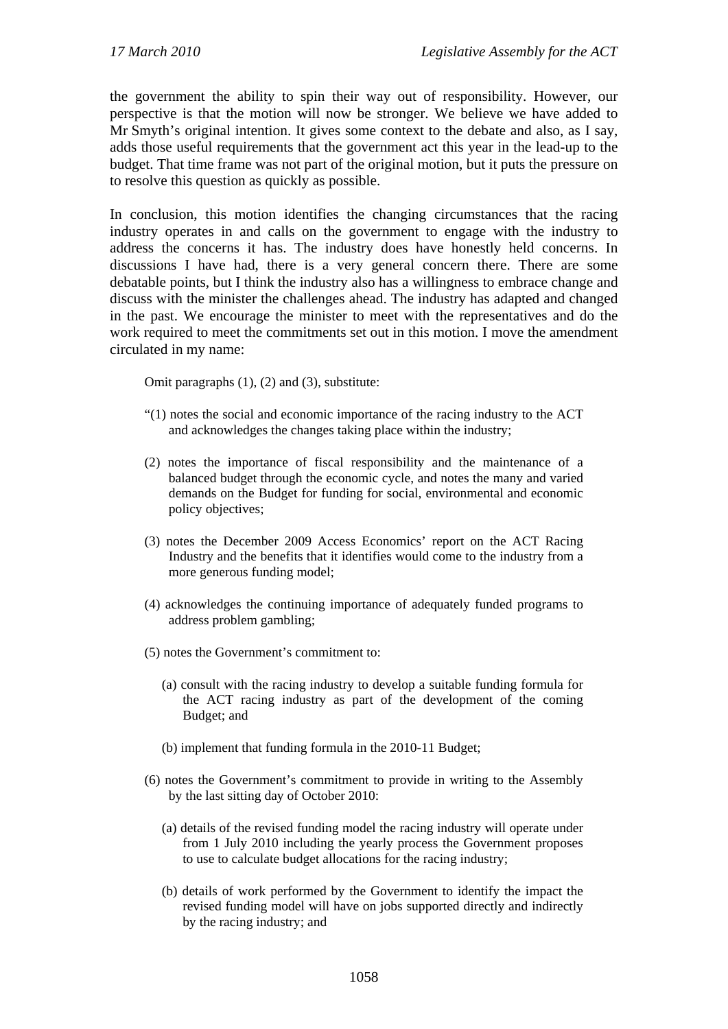the government the ability to spin their way out of responsibility. However, our perspective is that the motion will now be stronger. We believe we have added to Mr Smyth's original intention. It gives some context to the debate and also, as I say, adds those useful requirements that the government act this year in the lead-up to the budget. That time frame was not part of the original motion, but it puts the pressure on to resolve this question as quickly as possible.

In conclusion, this motion identifies the changing circumstances that the racing industry operates in and calls on the government to engage with the industry to address the concerns it has. The industry does have honestly held concerns. In discussions I have had, there is a very general concern there. There are some debatable points, but I think the industry also has a willingness to embrace change and discuss with the minister the challenges ahead. The industry has adapted and changed in the past. We encourage the minister to meet with the representatives and do the work required to meet the commitments set out in this motion. I move the amendment circulated in my name:

> Omit paragraphs (1), (2) and (3), substitute:
>
> "(1) notes the social and economic importance of the racing industry to the ACT and acknowledges the changes taking place within the industry;
>
> (2) notes the importance of fiscal responsibility and the maintenance of a balanced budget through the economic cycle, and notes the many and varied demands on the Budget for funding for social, environmental and economic policy objectives;
>
> (3) notes the December 2009 Access Economics' report on the ACT Racing Industry and the benefits that it identifies would come to the industry from a more generous funding model;
>
> (4) acknowledges the continuing importance of adequately funded programs to address problem gambling;
>
> (5) notes the Government's commitment to:
>
> (a) consult with the racing industry to develop a suitable funding formula for the ACT racing industry as part of the development of the coming Budget; and
>
> (b) implement that funding formula in the 2010-11 Budget;
>
> (6) notes the Government's commitment to provide in writing to the Assembly by the last sitting day of October 2010:
>
> (a) details of the revised funding model the racing industry will operate under from 1 July 2010 including the yearly process the Government proposes to use to calculate budget allocations for the racing industry;
>
> (b) details of work performed by the Government to identify the impact the revised funding model will have on jobs supported directly and indirectly by the racing industry; and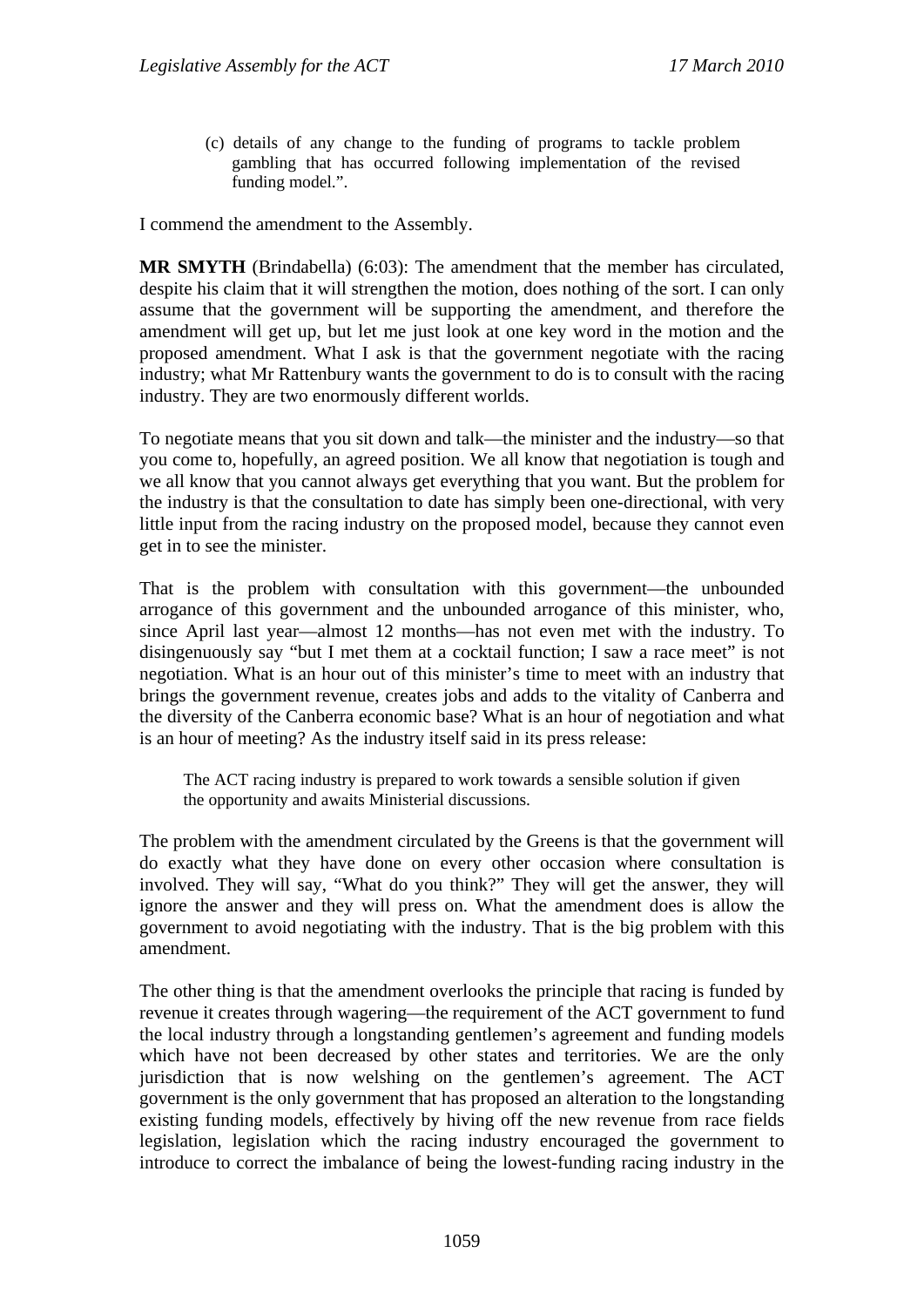(c) details of any change to the funding of programs to tackle problem gambling that has occurred following implementation of the revised funding model.".

I commend the amendment to the Assembly.

**MR SMYTH** (Brindabella) (6:03): The amendment that the member has circulated, despite his claim that it will strengthen the motion, does nothing of the sort. I can only assume that the government will be supporting the amendment, and therefore the amendment will get up, but let me just look at one key word in the motion and the proposed amendment. What I ask is that the government negotiate with the racing industry; what Mr Rattenbury wants the government to do is to consult with the racing industry. They are two enormously different worlds.

To negotiate means that you sit down and talk—the minister and the industry—so that you come to, hopefully, an agreed position. We all know that negotiation is tough and we all know that you cannot always get everything that you want. But the problem for the industry is that the consultation to date has simply been one-directional, with very little input from the racing industry on the proposed model, because they cannot even get in to see the minister.

That is the problem with consultation with this government—the unbounded arrogance of this government and the unbounded arrogance of this minister, who, since April last year—almost 12 months—has not even met with the industry. To disingenuously say "but I met them at a cocktail function; I saw a race meet" is not negotiation. What is an hour out of this minister's time to meet with an industry that brings the government revenue, creates jobs and adds to the vitality of Canberra and the diversity of the Canberra economic base? What is an hour of negotiation and what is an hour of meeting? As the industry itself said in its press release:

> The ACT racing industry is prepared to work towards a sensible solution if given the opportunity and awaits Ministerial discussions.

The problem with the amendment circulated by the Greens is that the government will do exactly what they have done on every other occasion where consultation is involved. They will say, "What do you think?" They will get the answer, they will ignore the answer and they will press on. What the amendment does is allow the government to avoid negotiating with the industry. That is the big problem with this amendment.

The other thing is that the amendment overlooks the principle that racing is funded by revenue it creates through wagering—the requirement of the ACT government to fund the local industry through a longstanding gentlemen's agreement and funding models which have not been decreased by other states and territories. We are the only jurisdiction that is now welshing on the gentlemen's agreement. The ACT government is the only government that has proposed an alteration to the longstanding existing funding models, effectively by hiving off the new revenue from race fields legislation, legislation which the racing industry encouraged the government to introduce to correct the imbalance of being the lowest-funding racing industry in the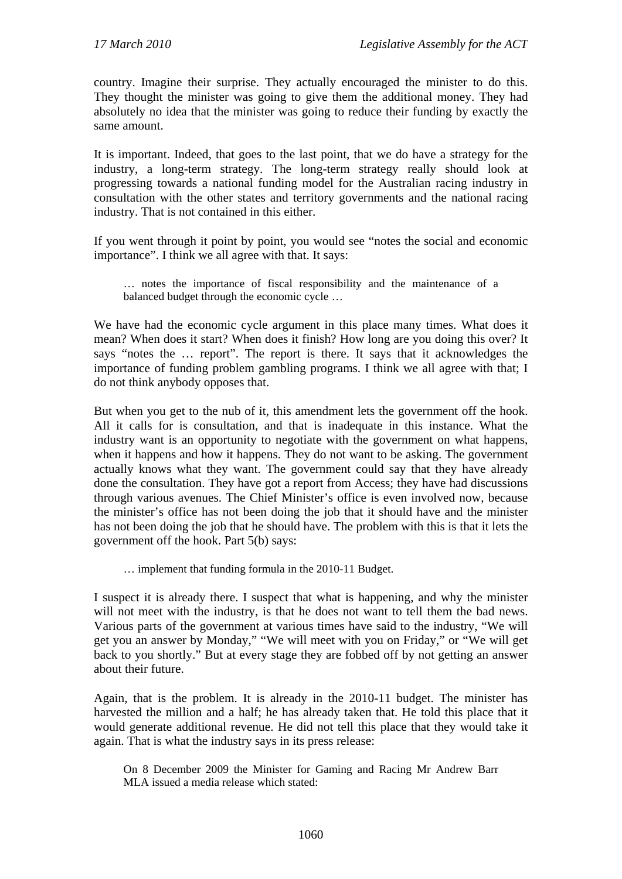country. Imagine their surprise. They actually encouraged the minister to do this. They thought the minister was going to give them the additional money. They had absolutely no idea that the minister was going to reduce their funding by exactly the same amount.

It is important. Indeed, that goes to the last point, that we do have a strategy for the industry, a long-term strategy. The long-term strategy really should look at progressing towards a national funding model for the Australian racing industry in consultation with the other states and territory governments and the national racing industry. That is not contained in this either.

If you went through it point by point, you would see "notes the social and economic importance". I think we all agree with that. It says:

> … notes the importance of fiscal responsibility and the maintenance of a balanced budget through the economic cycle …

We have had the economic cycle argument in this place many times. What does it mean? When does it start? When does it finish? How long are you doing this over? It says "notes the … report". The report is there. It says that it acknowledges the importance of funding problem gambling programs. I think we all agree with that; I do not think anybody opposes that.

But when you get to the nub of it, this amendment lets the government off the hook. All it calls for is consultation, and that is inadequate in this instance. What the industry want is an opportunity to negotiate with the government on what happens, when it happens and how it happens. They do not want to be asking. The government actually knows what they want. The government could say that they have already done the consultation. They have got a report from Access; they have had discussions through various avenues. The Chief Minister's office is even involved now, because the minister's office has not been doing the job that it should have and the minister has not been doing the job that he should have. The problem with this is that it lets the government off the hook. Part 5(b) says:

> … implement that funding formula in the 2010-11 Budget.

I suspect it is already there. I suspect that what is happening, and why the minister will not meet with the industry, is that he does not want to tell them the bad news. Various parts of the government at various times have said to the industry, "We will get you an answer by Monday," "We will meet with you on Friday," or "We will get back to you shortly." But at every stage they are fobbed off by not getting an answer about their future.

Again, that is the problem. It is already in the 2010-11 budget. The minister has harvested the million and a half; he has already taken that. He told this place that it would generate additional revenue. He did not tell this place that they would take it again. That is what the industry says in its press release:

> On 8 December 2009 the Minister for Gaming and Racing Mr Andrew Barr MLA issued a media release which stated: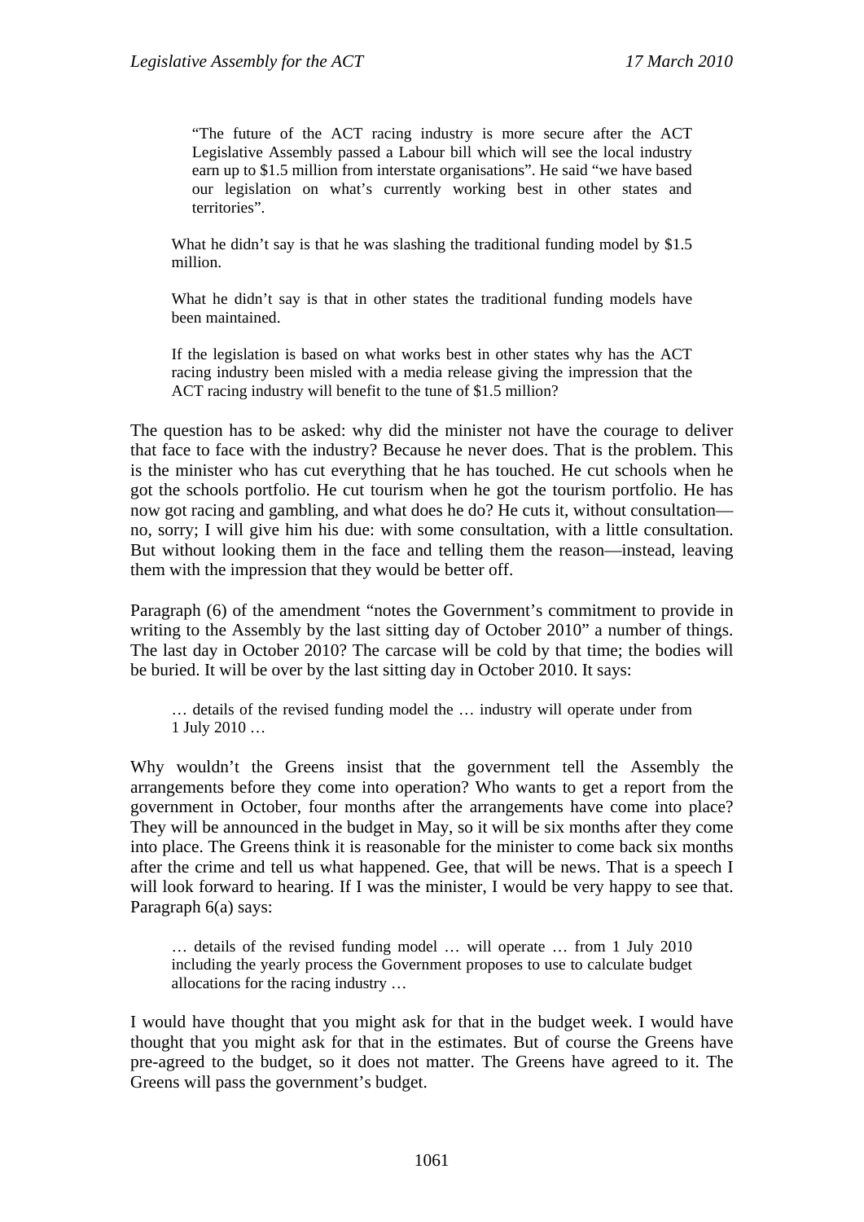> "The future of the ACT racing industry is more secure after the ACT Legislative Assembly passed a Labour bill which will see the local industry earn up to $1.5 million from interstate organisations". He said "we have based our legislation on what's currently working best in other states and territories".

> What he didn't say is that he was slashing the traditional funding model by $1.5 million.
>
> What he didn't say is that in other states the traditional funding models have been maintained.
>
> If the legislation is based on what works best in other states why has the ACT racing industry been misled with a media release giving the impression that the ACT racing industry will benefit to the tune of $1.5 million?

The question has to be asked: why did the minister not have the courage to deliver that face to face with the industry? Because he never does. That is the problem. This is the minister who has cut everything that he has touched. He cut schools when he got the schools portfolio. He cut tourism when he got the tourism portfolio. He has now got racing and gambling, and what does he do? He cuts it, without consultation—no, sorry; I will give him his due: with some consultation, with a little consultation. But without looking them in the face and telling them the reason—instead, leaving them with the impression that they would be better off.

Paragraph (6) of the amendment "notes the Government's commitment to provide in writing to the Assembly by the last sitting day of October 2010" a number of things. The last day in October 2010? The carcase will be cold by that time; the bodies will be buried. It will be over by the last sitting day in October 2010. It says:

> … details of the revised funding model the … industry will operate under from 1 July 2010 …

Why wouldn't the Greens insist that the government tell the Assembly the arrangements before they come into operation? Who wants to get a report from the government in October, four months after the arrangements have come into place? They will be announced in the budget in May, so it will be six months after they come into place. The Greens think it is reasonable for the minister to come back six months after the crime and tell us what happened. Gee, that will be news. That is a speech I will look forward to hearing. If I was the minister, I would be very happy to see that. Paragraph 6(a) says:

> … details of the revised funding model … will operate … from 1 July 2010 including the yearly process the Government proposes to use to calculate budget allocations for the racing industry …

I would have thought that you might ask for that in the budget week. I would have thought that you might ask for that in the estimates. But of course the Greens have pre-agreed to the budget, so it does not matter. The Greens have agreed to it. The Greens will pass the government's budget.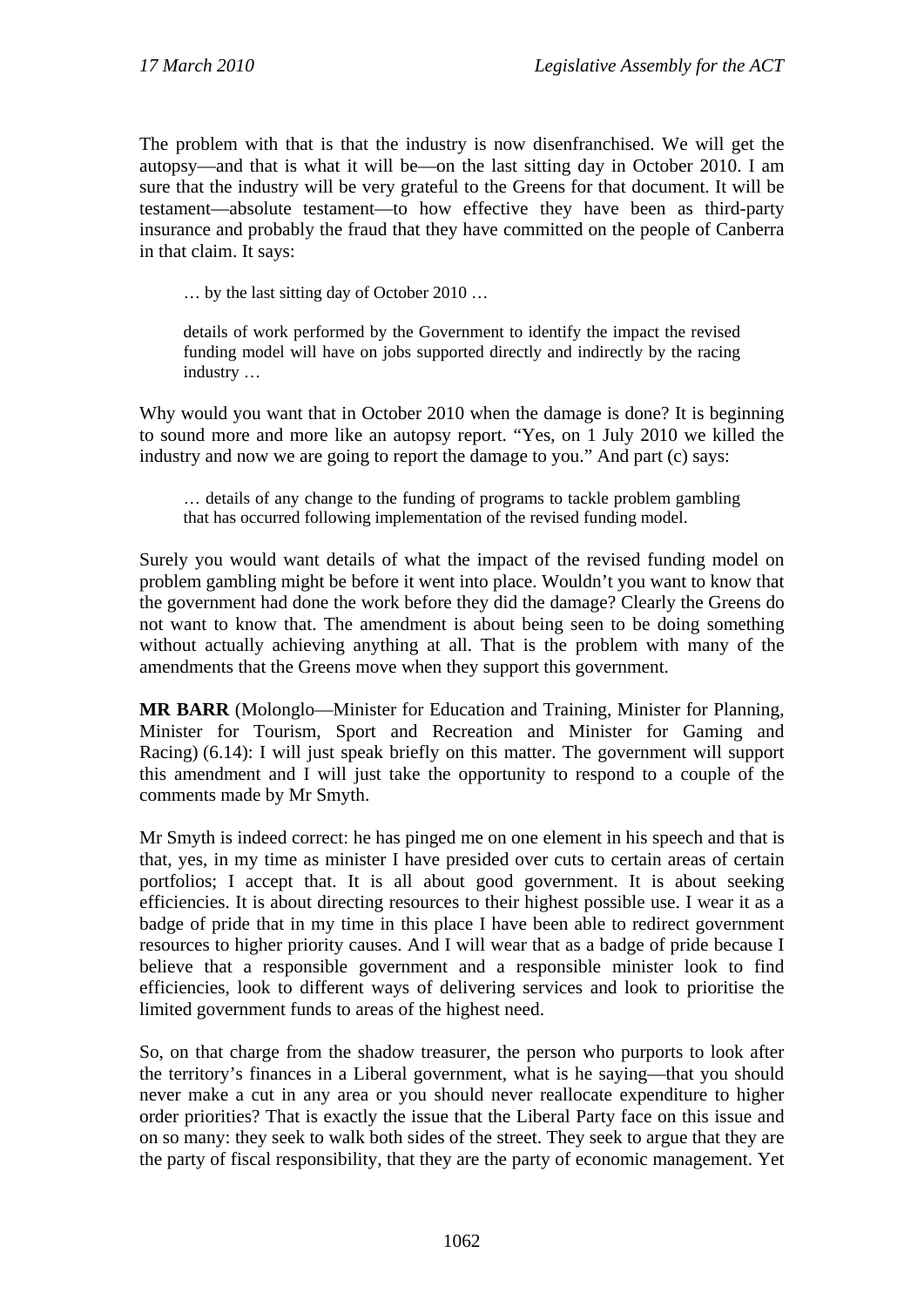The problem with that is that the industry is now disenfranchised. We will get the autopsy—and that is what it will be—on the last sitting day in October 2010. I am sure that the industry will be very grateful to the Greens for that document. It will be testament—absolute testament—to how effective they have been as third-party insurance and probably the fraud that they have committed on the people of Canberra in that claim. It says:

> … by the last sitting day of October 2010 …
>
> details of work performed by the Government to identify the impact the revised funding model will have on jobs supported directly and indirectly by the racing industry …

Why would you want that in October 2010 when the damage is done? It is beginning to sound more and more like an autopsy report. "Yes, on 1 July 2010 we killed the industry and now we are going to report the damage to you." And part (c) says:

> … details of any change to the funding of programs to tackle problem gambling that has occurred following implementation of the revised funding model.

Surely you would want details of what the impact of the revised funding model on problem gambling might be before it went into place. Wouldn't you want to know that the government had done the work before they did the damage? Clearly the Greens do not want to know that. The amendment is about being seen to be doing something without actually achieving anything at all. That is the problem with many of the amendments that the Greens move when they support this government.

**MR BARR** (Molonglo—Minister for Education and Training, Minister for Planning, Minister for Tourism, Sport and Recreation and Minister for Gaming and Racing) (6.14): I will just speak briefly on this matter. The government will support this amendment and I will just take the opportunity to respond to a couple of the comments made by Mr Smyth.

Mr Smyth is indeed correct: he has pinged me on one element in his speech and that is that, yes, in my time as minister I have presided over cuts to certain areas of certain portfolios; I accept that. It is all about good government. It is about seeking efficiencies. It is about directing resources to their highest possible use. I wear it as a badge of pride that in my time in this place I have been able to redirect government resources to higher priority causes. And I will wear that as a badge of pride because I believe that a responsible government and a responsible minister look to find efficiencies, look to different ways of delivering services and look to prioritise the limited government funds to areas of the highest need.

So, on that charge from the shadow treasurer, the person who purports to look after the territory's finances in a Liberal government, what is he saying—that you should never make a cut in any area or you should never reallocate expenditure to higher order priorities? That is exactly the issue that the Liberal Party face on this issue and on so many: they seek to walk both sides of the street. They seek to argue that they are the party of fiscal responsibility, that they are the party of economic management. Yet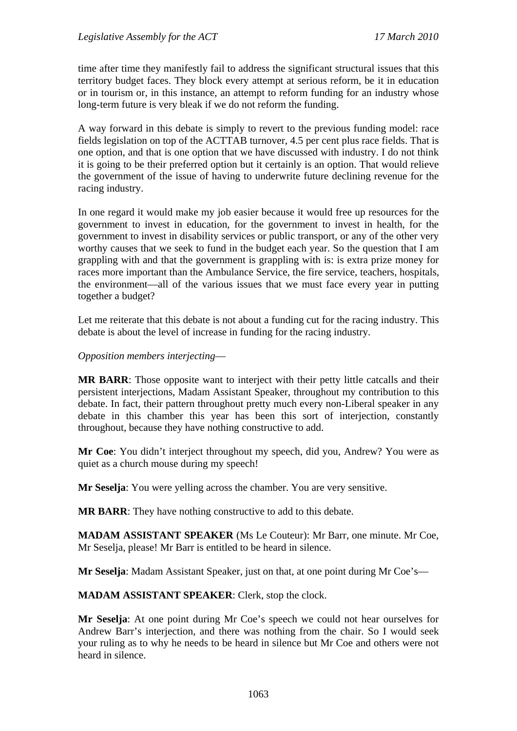time after time they manifestly fail to address the significant structural issues that this territory budget faces. They block every attempt at serious reform, be it in education or in tourism or, in this instance, an attempt to reform funding for an industry whose long-term future is very bleak if we do not reform the funding.

A way forward in this debate is simply to revert to the previous funding model: race fields legislation on top of the ACTTAB turnover, 4.5 per cent plus race fields. That is one option, and that is one option that we have discussed with industry. I do not think it is going to be their preferred option but it certainly is an option. That would relieve the government of the issue of having to underwrite future declining revenue for the racing industry.

In one regard it would make my job easier because it would free up resources for the government to invest in education, for the government to invest in health, for the government to invest in disability services or public transport, or any of the other very worthy causes that we seek to fund in the budget each year. So the question that I am grappling with and that the government is grappling with is: is extra prize money for races more important than the Ambulance Service, the fire service, teachers, hospitals, the environment—all of the various issues that we must face every year in putting together a budget?

Let me reiterate that this debate is not about a funding cut for the racing industry. This debate is about the level of increase in funding for the racing industry.

*Opposition members interjecting*—

**MR BARR**: Those opposite want to interject with their petty little catcalls and their persistent interjections, Madam Assistant Speaker, throughout my contribution to this debate. In fact, their pattern throughout pretty much every non-Liberal speaker in any debate in this chamber this year has been this sort of interjection, constantly throughout, because they have nothing constructive to add.

**Mr Coe**: You didn't interject throughout my speech, did you, Andrew? You were as quiet as a church mouse during my speech!

**Mr Seselja**: You were yelling across the chamber. You are very sensitive.

**MR BARR**: They have nothing constructive to add to this debate.

**MADAM ASSISTANT SPEAKER** (Ms Le Couteur): Mr Barr, one minute. Mr Coe, Mr Seselja, please! Mr Barr is entitled to be heard in silence.

**Mr Seselja**: Madam Assistant Speaker, just on that, at one point during Mr Coe's—

**MADAM ASSISTANT SPEAKER**: Clerk, stop the clock.

**Mr Seselja**: At one point during Mr Coe's speech we could not hear ourselves for Andrew Barr's interjection, and there was nothing from the chair. So I would seek your ruling as to why he needs to be heard in silence but Mr Coe and others were not heard in silence.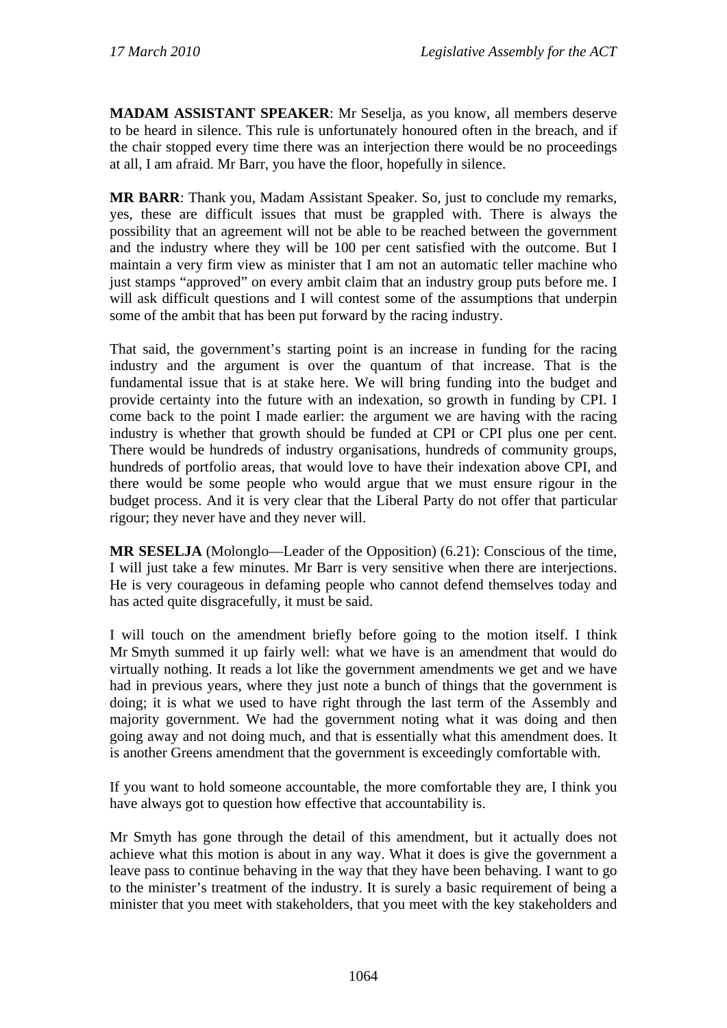**MADAM ASSISTANT SPEAKER**: Mr Seselja, as you know, all members deserve to be heard in silence. This rule is unfortunately honoured often in the breach, and if the chair stopped every time there was an interjection there would be no proceedings at all, I am afraid. Mr Barr, you have the floor, hopefully in silence.

**MR BARR**: Thank you, Madam Assistant Speaker. So, just to conclude my remarks, yes, these are difficult issues that must be grappled with. There is always the possibility that an agreement will not be able to be reached between the government and the industry where they will be 100 per cent satisfied with the outcome. But I maintain a very firm view as minister that I am not an automatic teller machine who just stamps "approved" on every ambit claim that an industry group puts before me. I will ask difficult questions and I will contest some of the assumptions that underpin some of the ambit that has been put forward by the racing industry.

That said, the government's starting point is an increase in funding for the racing industry and the argument is over the quantum of that increase. That is the fundamental issue that is at stake here. We will bring funding into the budget and provide certainty into the future with an indexation, so growth in funding by CPI. I come back to the point I made earlier: the argument we are having with the racing industry is whether that growth should be funded at CPI or CPI plus one per cent. There would be hundreds of industry organisations, hundreds of community groups, hundreds of portfolio areas, that would love to have their indexation above CPI, and there would be some people who would argue that we must ensure rigour in the budget process. And it is very clear that the Liberal Party do not offer that particular rigour; they never have and they never will.

**MR SESELJA** (Molonglo—Leader of the Opposition) (6.21): Conscious of the time, I will just take a few minutes. Mr Barr is very sensitive when there are interjections. He is very courageous in defaming people who cannot defend themselves today and has acted quite disgracefully, it must be said.

I will touch on the amendment briefly before going to the motion itself. I think Mr Smyth summed it up fairly well: what we have is an amendment that would do virtually nothing. It reads a lot like the government amendments we get and we have had in previous years, where they just note a bunch of things that the government is doing; it is what we used to have right through the last term of the Assembly and majority government. We had the government noting what it was doing and then going away and not doing much, and that is essentially what this amendment does. It is another Greens amendment that the government is exceedingly comfortable with.

If you want to hold someone accountable, the more comfortable they are, I think you have always got to question how effective that accountability is.

Mr Smyth has gone through the detail of this amendment, but it actually does not achieve what this motion is about in any way. What it does is give the government a leave pass to continue behaving in the way that they have been behaving. I want to go to the minister's treatment of the industry. It is surely a basic requirement of being a minister that you meet with stakeholders, that you meet with the key stakeholders and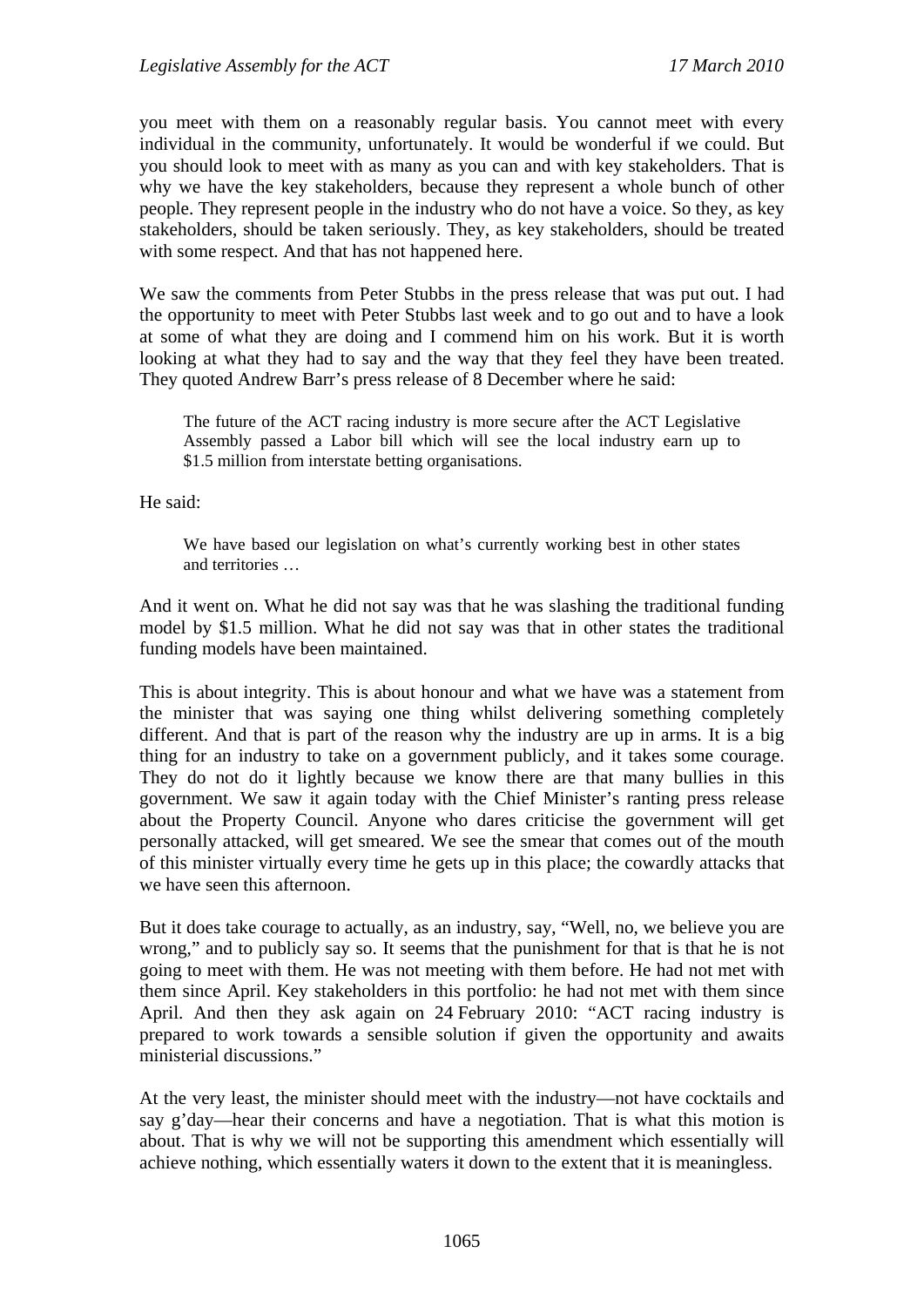you meet with them on a reasonably regular basis. You cannot meet with every individual in the community, unfortunately. It would be wonderful if we could. But you should look to meet with as many as you can and with key stakeholders. That is why we have the key stakeholders, because they represent a whole bunch of other people. They represent people in the industry who do not have a voice. So they, as key stakeholders, should be taken seriously. They, as key stakeholders, should be treated with some respect. And that has not happened here.

We saw the comments from Peter Stubbs in the press release that was put out. I had the opportunity to meet with Peter Stubbs last week and to go out and to have a look at some of what they are doing and I commend him on his work. But it is worth looking at what they had to say and the way that they feel they have been treated. They quoted Andrew Barr's press release of 8 December where he said:

> The future of the ACT racing industry is more secure after the ACT Legislative Assembly passed a Labor bill which will see the local industry earn up to $1.5 million from interstate betting organisations.

He said:

> We have based our legislation on what's currently working best in other states and territories …

And it went on. What he did not say was that he was slashing the traditional funding model by $1.5 million. What he did not say was that in other states the traditional funding models have been maintained.

This is about integrity. This is about honour and what we have was a statement from the minister that was saying one thing whilst delivering something completely different. And that is part of the reason why the industry are up in arms. It is a big thing for an industry to take on a government publicly, and it takes some courage. They do not do it lightly because we know there are that many bullies in this government. We saw it again today with the Chief Minister's ranting press release about the Property Council. Anyone who dares criticise the government will get personally attacked, will get smeared. We see the smear that comes out of the mouth of this minister virtually every time he gets up in this place; the cowardly attacks that we have seen this afternoon.

But it does take courage to actually, as an industry, say, "Well, no, we believe you are wrong," and to publicly say so. It seems that the punishment for that is that he is not going to meet with them. He was not meeting with them before. He had not met with them since April. Key stakeholders in this portfolio: he had not met with them since April. And then they ask again on 24 February 2010: "ACT racing industry is prepared to work towards a sensible solution if given the opportunity and awaits ministerial discussions."

At the very least, the minister should meet with the industry—not have cocktails and say g'day—hear their concerns and have a negotiation. That is what this motion is about. That is why we will not be supporting this amendment which essentially will achieve nothing, which essentially waters it down to the extent that it is meaningless.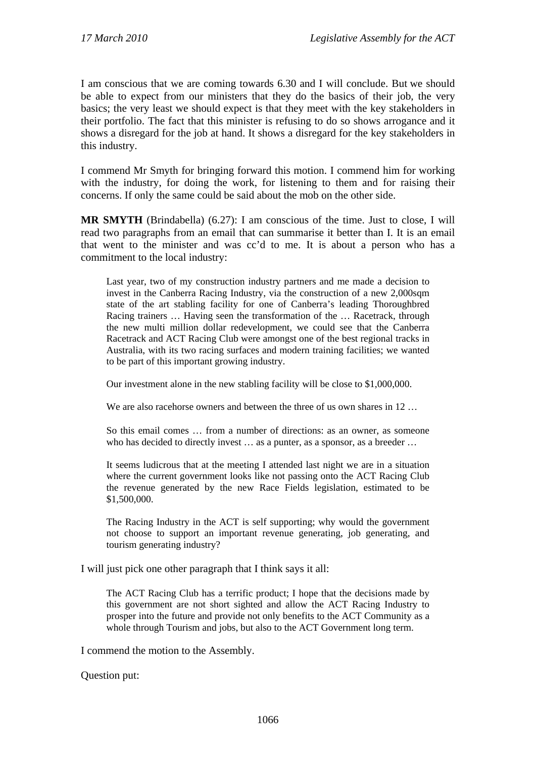I am conscious that we are coming towards 6.30 and I will conclude. But we should be able to expect from our ministers that they do the basics of their job, the very basics; the very least we should expect is that they meet with the key stakeholders in their portfolio. The fact that this minister is refusing to do so shows arrogance and it shows a disregard for the job at hand. It shows a disregard for the key stakeholders in this industry.

I commend Mr Smyth for bringing forward this motion. I commend him for working with the industry, for doing the work, for listening to them and for raising their concerns. If only the same could be said about the mob on the other side.

**MR SMYTH** (Brindabella) (6.27): I am conscious of the time. Just to close, I will read two paragraphs from an email that can summarise it better than I. It is an email that went to the minister and was cc'd to me. It is about a person who has a commitment to the local industry:

> Last year, two of my construction industry partners and me made a decision to invest in the Canberra Racing Industry, via the construction of a new 2,000sqm state of the art stabling facility for one of Canberra's leading Thoroughbred Racing trainers … Having seen the transformation of the … Racetrack, through the new multi million dollar redevelopment, we could see that the Canberra Racetrack and ACT Racing Club were amongst one of the best regional tracks in Australia, with its two racing surfaces and modern training facilities; we wanted to be part of this important growing industry.
>
> Our investment alone in the new stabling facility will be close to $1,000,000.
>
> We are also racehorse owners and between the three of us own shares in 12 …
>
> So this email comes … from a number of directions: as an owner, as someone who has decided to directly invest … as a punter, as a sponsor, as a breeder …
>
> It seems ludicrous that at the meeting I attended last night we are in a situation where the current government looks like not passing onto the ACT Racing Club the revenue generated by the new Race Fields legislation, estimated to be $1,500,000.
>
> The Racing Industry in the ACT is self supporting; why would the government not choose to support an important revenue generating, job generating, and tourism generating industry?

I will just pick one other paragraph that I think says it all:

> The ACT Racing Club has a terrific product; I hope that the decisions made by this government are not short sighted and allow the ACT Racing Industry to prosper into the future and provide not only benefits to the ACT Community as a whole through Tourism and jobs, but also to the ACT Government long term.

I commend the motion to the Assembly.

Question put: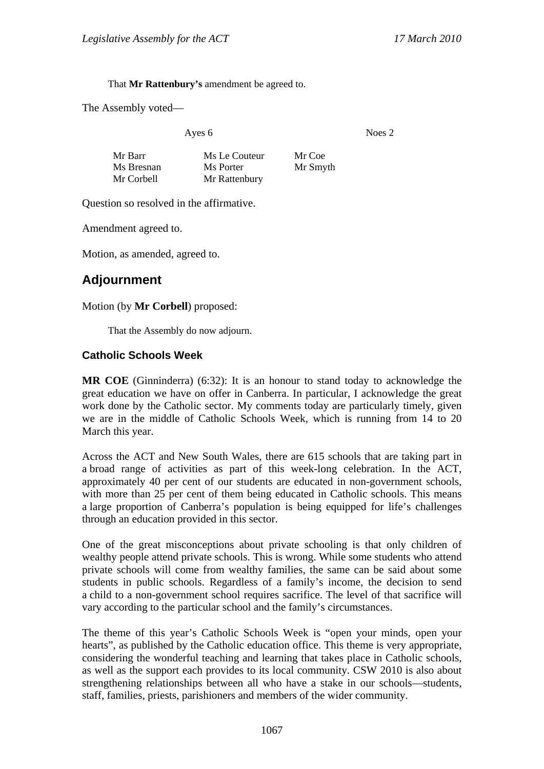That **Mr Rattenbury's** amendment be agreed to.

The Assembly voted—

| Ayes 6 | | Noes 2 |
|---|---|---|
| Mr Barr | Ms Le Couteur | Mr Coe |
| Ms Bresnan | Ms Porter | Mr Smyth |
| Mr Corbell | Mr Rattenbury | |

Question so resolved in the affirmative.

Amendment agreed to.

Motion, as amended, agreed to.

## Adjournment

Motion (by **Mr Corbell**) proposed:

That the Assembly do now adjourn.

### Catholic Schools Week

**MR COE** (Ginninderra) (6:32): It is an honour to stand today to acknowledge the great education we have on offer in Canberra. In particular, I acknowledge the great work done by the Catholic sector. My comments today are particularly timely, given we are in the middle of Catholic Schools Week, which is running from 14 to 20 March this year.

Across the ACT and New South Wales, there are 615 schools that are taking part in a broad range of activities as part of this week-long celebration. In the ACT, approximately 40 per cent of our students are educated in non-government schools, with more than 25 per cent of them being educated in Catholic schools. This means a large proportion of Canberra's population is being equipped for life's challenges through an education provided in this sector.

One of the great misconceptions about private schooling is that only children of wealthy people attend private schools. This is wrong. While some students who attend private schools will come from wealthy families, the same can be said about some students in public schools. Regardless of a family's income, the decision to send a child to a non-government school requires sacrifice. The level of that sacrifice will vary according to the particular school and the family's circumstances.

The theme of this year's Catholic Schools Week is "open your minds, open your hearts", as published by the Catholic education office. This theme is very appropriate, considering the wonderful teaching and learning that takes place in Catholic schools, as well as the support each provides to its local community. CSW 2010 is also about strengthening relationships between all who have a stake in our schools—students, staff, families, priests, parishioners and members of the wider community.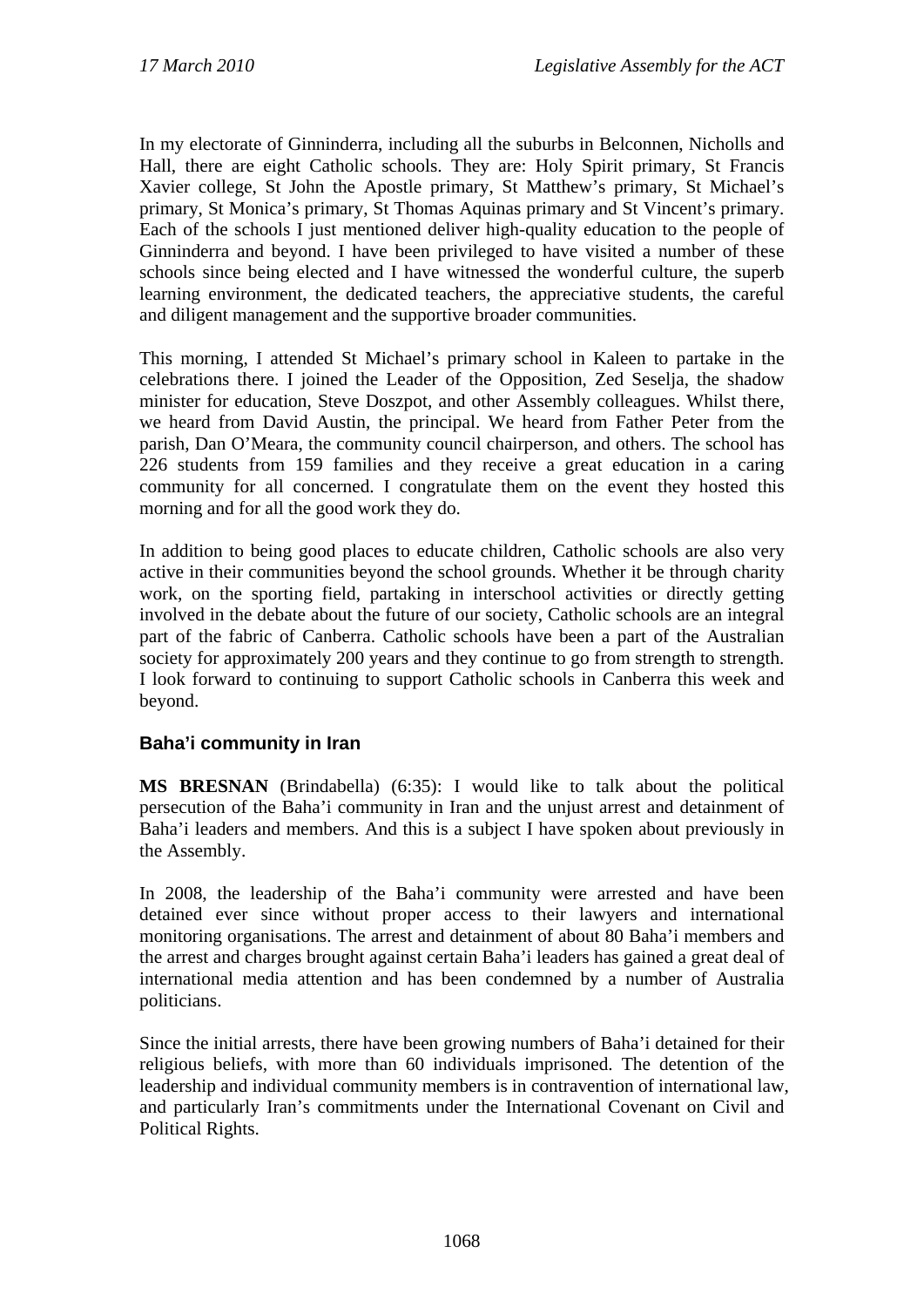In my electorate of Ginninderra, including all the suburbs in Belconnen, Nicholls and Hall, there are eight Catholic schools. They are: Holy Spirit primary, St Francis Xavier college, St John the Apostle primary, St Matthew's primary, St Michael's primary, St Monica's primary, St Thomas Aquinas primary and St Vincent's primary. Each of the schools I just mentioned deliver high-quality education to the people of Ginninderra and beyond. I have been privileged to have visited a number of these schools since being elected and I have witnessed the wonderful culture, the superb learning environment, the dedicated teachers, the appreciative students, the careful and diligent management and the supportive broader communities.

This morning, I attended St Michael's primary school in Kaleen to partake in the celebrations there. I joined the Leader of the Opposition, Zed Seselja, the shadow minister for education, Steve Doszpot, and other Assembly colleagues. Whilst there, we heard from David Austin, the principal. We heard from Father Peter from the parish, Dan O'Meara, the community council chairperson, and others. The school has 226 students from 159 families and they receive a great education in a caring community for all concerned. I congratulate them on the event they hosted this morning and for all the good work they do.

In addition to being good places to educate children, Catholic schools are also very active in their communities beyond the school grounds. Whether it be through charity work, on the sporting field, partaking in interschool activities or directly getting involved in the debate about the future of our society, Catholic schools are an integral part of the fabric of Canberra. Catholic schools have been a part of the Australian society for approximately 200 years and they continue to go from strength to strength. I look forward to continuing to support Catholic schools in Canberra this week and beyond.

## Baha'i community in Iran

**MS BRESNAN** (Brindabella) (6:35): I would like to talk about the political persecution of the Baha'i community in Iran and the unjust arrest and detainment of Baha'i leaders and members. And this is a subject I have spoken about previously in the Assembly.

In 2008, the leadership of the Baha'i community were arrested and have been detained ever since without proper access to their lawyers and international monitoring organisations. The arrest and detainment of about 80 Baha'i members and the arrest and charges brought against certain Baha'i leaders has gained a great deal of international media attention and has been condemned by a number of Australia politicians.

Since the initial arrests, there have been growing numbers of Baha'i detained for their religious beliefs, with more than 60 individuals imprisoned. The detention of the leadership and individual community members is in contravention of international law, and particularly Iran's commitments under the International Covenant on Civil and Political Rights.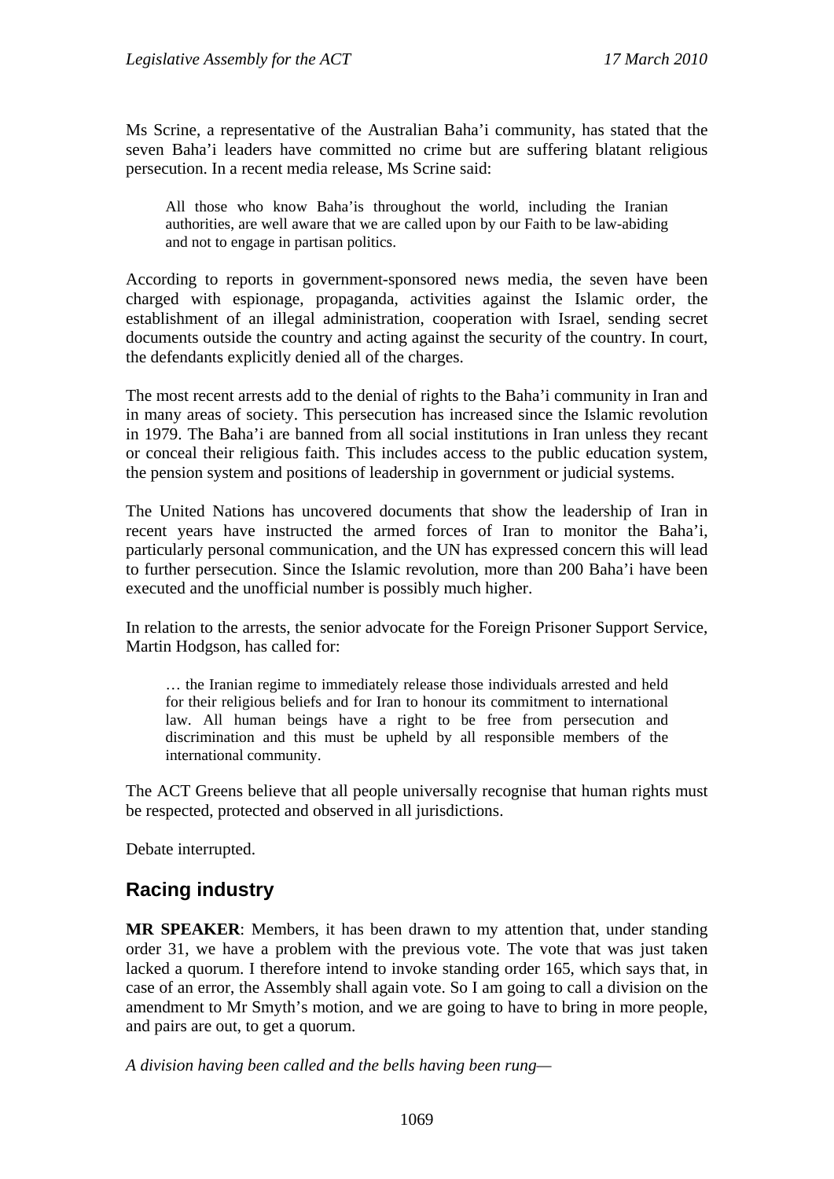Ms Scrine, a representative of the Australian Baha'i community, has stated that the seven Baha'i leaders have committed no crime but are suffering blatant religious persecution. In a recent media release, Ms Scrine said:

> All those who know Baha'is throughout the world, including the Iranian authorities, are well aware that we are called upon by our Faith to be law-abiding and not to engage in partisan politics.

According to reports in government-sponsored news media, the seven have been charged with espionage, propaganda, activities against the Islamic order, the establishment of an illegal administration, cooperation with Israel, sending secret documents outside the country and acting against the security of the country. In court, the defendants explicitly denied all of the charges.

The most recent arrests add to the denial of rights to the Baha'i community in Iran and in many areas of society. This persecution has increased since the Islamic revolution in 1979. The Baha'i are banned from all social institutions in Iran unless they recant or conceal their religious faith. This includes access to the public education system, the pension system and positions of leadership in government or judicial systems.

The United Nations has uncovered documents that show the leadership of Iran in recent years have instructed the armed forces of Iran to monitor the Baha'i, particularly personal communication, and the UN has expressed concern this will lead to further persecution. Since the Islamic revolution, more than 200 Baha'i have been executed and the unofficial number is possibly much higher.

In relation to the arrests, the senior advocate for the Foreign Prisoner Support Service, Martin Hodgson, has called for:

> … the Iranian regime to immediately release those individuals arrested and held for their religious beliefs and for Iran to honour its commitment to international law. All human beings have a right to be free from persecution and discrimination and this must be upheld by all responsible members of the international community.

The ACT Greens believe that all people universally recognise that human rights must be respected, protected and observed in all jurisdictions.

Debate interrupted.

## Racing industry

**MR SPEAKER**: Members, it has been drawn to my attention that, under standing order 31, we have a problem with the previous vote. The vote that was just taken lacked a quorum. I therefore intend to invoke standing order 165, which says that, in case of an error, the Assembly shall again vote. So I am going to call a division on the amendment to Mr Smyth's motion, and we are going to have to bring in more people, and pairs are out, to get a quorum.

*A division having been called and the bells having been rung—*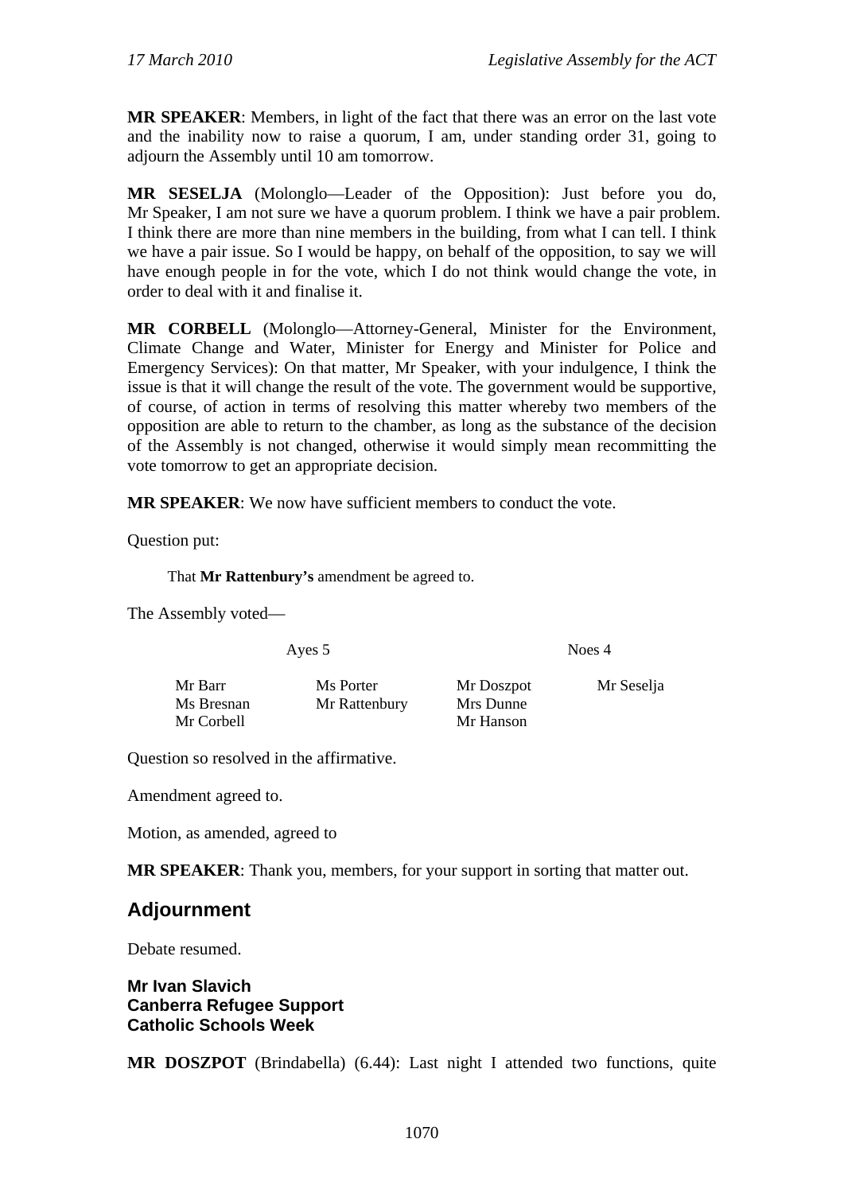**MR SPEAKER**: Members, in light of the fact that there was an error on the last vote and the inability now to raise a quorum, I am, under standing order 31, going to adjourn the Assembly until 10 am tomorrow.

**MR SESELJA** (Molonglo—Leader of the Opposition): Just before you do, Mr Speaker, I am not sure we have a quorum problem. I think we have a pair problem. I think there are more than nine members in the building, from what I can tell. I think we have a pair issue. So I would be happy, on behalf of the opposition, to say we will have enough people in for the vote, which I do not think would change the vote, in order to deal with it and finalise it.

**MR CORBELL** (Molonglo—Attorney-General, Minister for the Environment, Climate Change and Water, Minister for Energy and Minister for Police and Emergency Services): On that matter, Mr Speaker, with your indulgence, I think the issue is that it will change the result of the vote. The government would be supportive, of course, of action in terms of resolving this matter whereby two members of the opposition are able to return to the chamber, as long as the substance of the decision of the Assembly is not changed, otherwise it would simply mean recommitting the vote tomorrow to get an appropriate decision.

**MR SPEAKER**: We now have sufficient members to conduct the vote.

Question put:

> That **Mr Rattenbury's** amendment be agreed to.

The Assembly voted—

| Ayes 5 | | Noes 4 | |
|---|---|---|---|
| Mr Barr | Ms Porter | Mr Doszpot | Mr Seselja |
| Ms Bresnan | Mr Rattenbury | Mrs Dunne | |
| Mr Corbell | | Mr Hanson | |

Question so resolved in the affirmative.

Amendment agreed to.

Motion, as amended, agreed to

**MR SPEAKER**: Thank you, members, for your support in sorting that matter out.

## Adjournment

Debate resumed.

### Mr Ivan Slavich
### Canberra Refugee Support
### Catholic Schools Week

**MR DOSZPOT** (Brindabella) (6.44): Last night I attended two functions, quite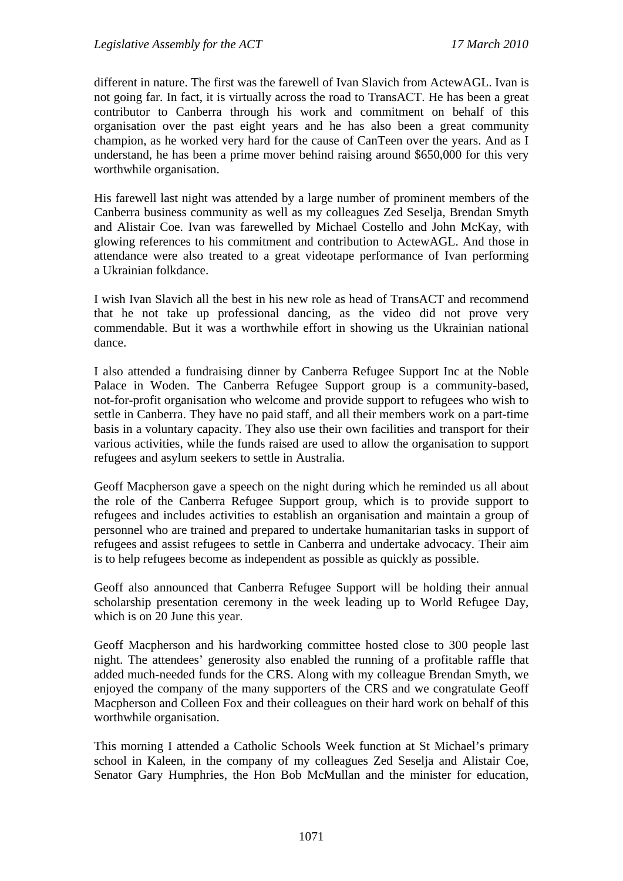different in nature. The first was the farewell of Ivan Slavich from ActewAGL. Ivan is not going far. In fact, it is virtually across the road to TransACT. He has been a great contributor to Canberra through his work and commitment on behalf of this organisation over the past eight years and he has also been a great community champion, as he worked very hard for the cause of CanTeen over the years. And as I understand, he has been a prime mover behind raising around $650,000 for this very worthwhile organisation.

His farewell last night was attended by a large number of prominent members of the Canberra business community as well as my colleagues Zed Seselja, Brendan Smyth and Alistair Coe. Ivan was farewelled by Michael Costello and John McKay, with glowing references to his commitment and contribution to ActewAGL. And those in attendance were also treated to a great videotape performance of Ivan performing a Ukrainian folkdance.

I wish Ivan Slavich all the best in his new role as head of TransACT and recommend that he not take up professional dancing, as the video did not prove very commendable. But it was a worthwhile effort in showing us the Ukrainian national dance.

I also attended a fundraising dinner by Canberra Refugee Support Inc at the Noble Palace in Woden. The Canberra Refugee Support group is a community-based, not-for-profit organisation who welcome and provide support to refugees who wish to settle in Canberra. They have no paid staff, and all their members work on a part-time basis in a voluntary capacity. They also use their own facilities and transport for their various activities, while the funds raised are used to allow the organisation to support refugees and asylum seekers to settle in Australia.

Geoff Macpherson gave a speech on the night during which he reminded us all about the role of the Canberra Refugee Support group, which is to provide support to refugees and includes activities to establish an organisation and maintain a group of personnel who are trained and prepared to undertake humanitarian tasks in support of refugees and assist refugees to settle in Canberra and undertake advocacy. Their aim is to help refugees become as independent as possible as quickly as possible.

Geoff also announced that Canberra Refugee Support will be holding their annual scholarship presentation ceremony in the week leading up to World Refugee Day, which is on 20 June this year.

Geoff Macpherson and his hardworking committee hosted close to 300 people last night. The attendees' generosity also enabled the running of a profitable raffle that added much-needed funds for the CRS. Along with my colleague Brendan Smyth, we enjoyed the company of the many supporters of the CRS and we congratulate Geoff Macpherson and Colleen Fox and their colleagues on their hard work on behalf of this worthwhile organisation.

This morning I attended a Catholic Schools Week function at St Michael's primary school in Kaleen, in the company of my colleagues Zed Seselja and Alistair Coe, Senator Gary Humphries, the Hon Bob McMullan and the minister for education,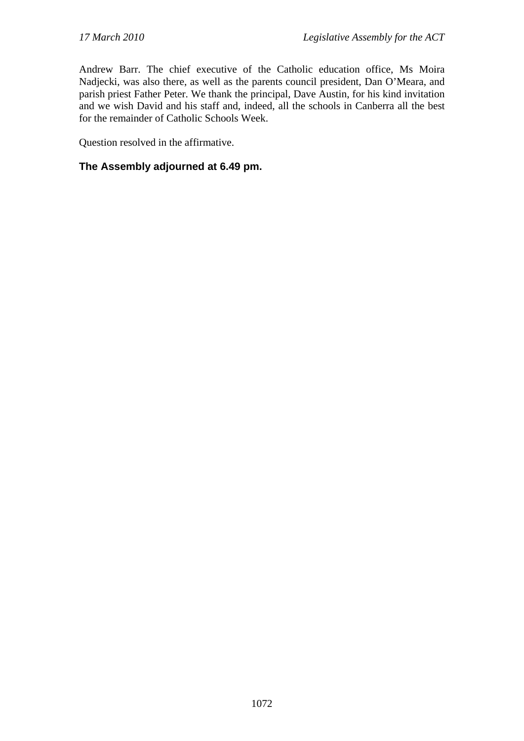Andrew Barr. The chief executive of the Catholic education office, Ms Moira Nadjecki, was also there, as well as the parents council president, Dan O'Meara, and parish priest Father Peter. We thank the principal, Dave Austin, for his kind invitation and we wish David and his staff and, indeed, all the schools in Canberra all the best for the remainder of Catholic Schools Week.

Question resolved in the affirmative.

**The Assembly adjourned at 6.49 pm.**